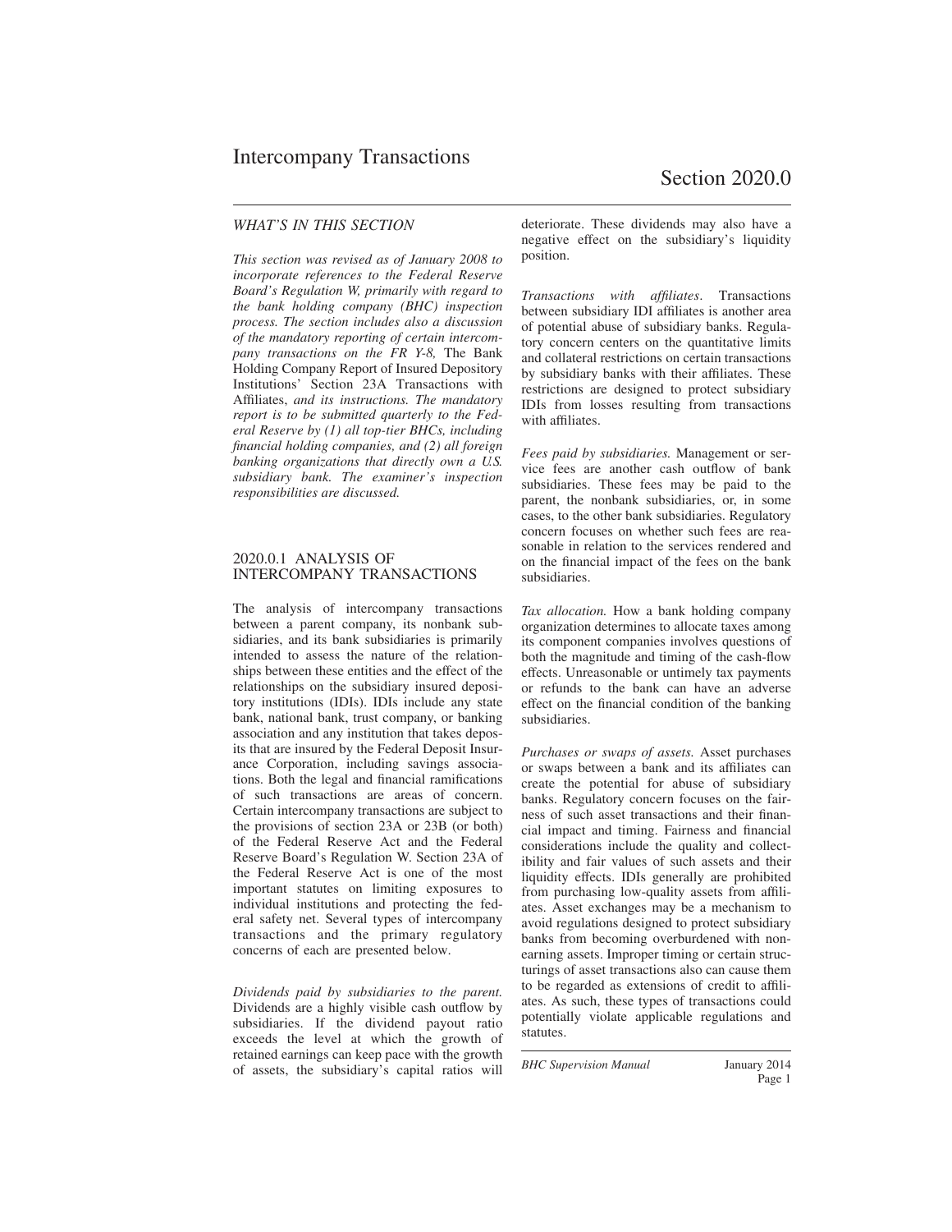# Intercompany Transactions

# Section 2020.0

## WHAT'S IN THIS SECTION

*This section was revised as of January 2008 to incorporate references to the Federal Reserve Board's Regulation W, primarily with regard to the bank holding company (BHC) inspection process. The section includes also a discussion of the mandatory reporting of certain intercompany transactions on the FR Y-8,* The Bank Holding Company Report of Insured Depository Institutions' Section 23A Transactions with Affiliates, *and its instructions. The mandatory report is to be submitted quarterly to the Federal Reserve by (1) all top-tier BHCs, including financial holding companies, and (2) all foreign banking organizations that directly own a U.S. subsidiary bank. The examiner's inspection responsibilities are discussed.*

## 2020.0.1 ANALYSIS OF INTERCOMPANY TRANSACTIONS

The analysis of intercompany transactions between a parent company, its nonbank subsidiaries, and its bank subsidiaries is primarily intended to assess the nature of the relationships between these entities and the effect of the relationships on the subsidiary insured depository institutions (IDIs). IDIs include any state bank, national bank, trust company, or banking association and any institution that takes deposits that are insured by the Federal Deposit Insurance Corporation, including savings associations. Both the legal and financial ramifications of such transactions are areas of concern. Certain intercompany transactions are subject to the provisions of section 23A or 23B (or both) of the Federal Reserve Act and the Federal Reserve Board's Regulation W. Section 23A of the Federal Reserve Act is one of the most important statutes on limiting exposures to individual institutions and protecting the federal safety net. Several types of intercompany transactions and the primary regulatory concerns of each are presented below.

*Dividends paid by subsidiaries to the parent.* Dividends are a highly visible cash outflow by subsidiaries. If the dividend payout ratio exceeds the level at which the growth of retained earnings can keep pace with the growth of assets, the subsidiary's capital ratios will deteriorate. These dividends may also have a negative effect on the subsidiary's liquidity position.

*Transactions with affiliates.* Transactions between subsidiary IDI affiliates is another area of potential abuse of subsidiary banks. Regulatory concern centers on the quantitative limits and collateral restrictions on certain transactions by subsidiary banks with their affiliates. These restrictions are designed to protect subsidiary IDIs from losses resulting from transactions with affiliates.

*Fees paid by subsidiaries.* Management or service fees are another cash outflow of bank subsidiaries. These fees may be paid to the parent, the nonbank subsidiaries, or, in some cases, to the other bank subsidiaries. Regulatory concern focuses on whether such fees are reasonable in relation to the services rendered and on the financial impact of the fees on the bank subsidiaries.

*Tax allocation.* How a bank holding company organization determines to allocate taxes among its component companies involves questions of both the magnitude and timing of the cash-flow effects. Unreasonable or untimely tax payments or refunds to the bank can have an adverse effect on the financial condition of the banking subsidiaries.

*Purchases or swaps of assets.* Asset purchases or swaps between a bank and its affiliates can create the potential for abuse of subsidiary banks. Regulatory concern focuses on the fairness of such asset transactions and their financial impact and timing. Fairness and financial considerations include the quality and collectibility and fair values of such assets and their liquidity effects. IDIs generally are prohibited from purchasing low-quality assets from affiliates. Asset exchanges may be a mechanism to avoid regulations designed to protect subsidiary banks from becoming overburdened with nonearning assets. Improper timing or certain structurings of asset transactions also can cause them to be regarded as extensions of credit to affiliates. As such, these types of transactions could potentially violate applicable regulations and statutes.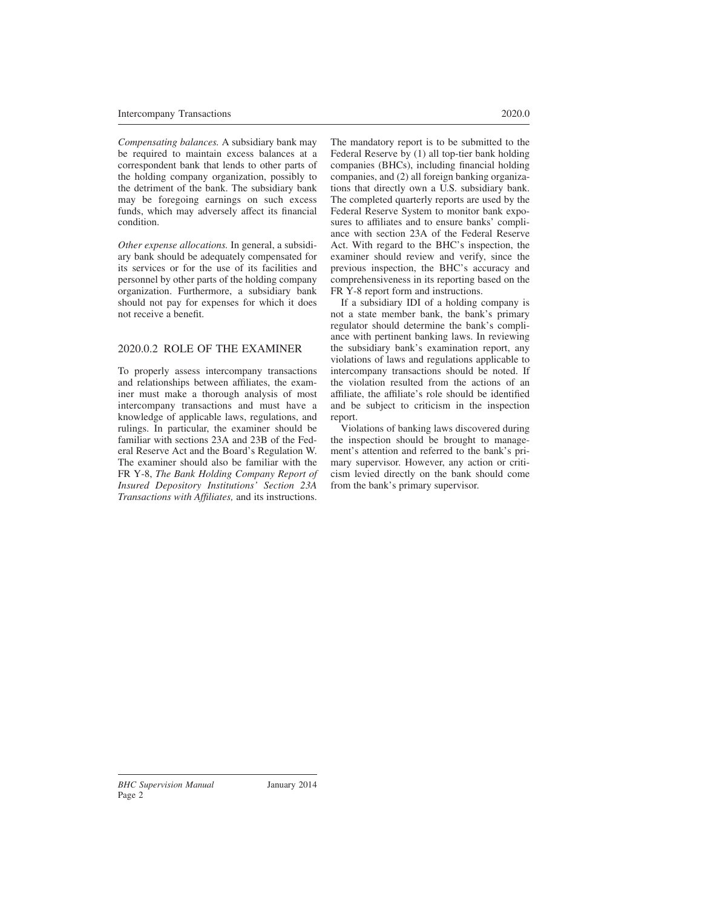*Compensating balances.* A subsidiary bank may be required to maintain excess balances at a correspondent bank that lends to other parts of the holding company organization, possibly to the detriment of the bank. The subsidiary bank may be foregoing earnings on such excess funds, which may adversely affect its financial condition.

*Other expense allocations.* In general, a subsidiary bank should be adequately compensated for its services or for the use of its facilities and personnel by other parts of the holding company organization. Furthermore, a subsidiary bank should not pay for expenses for which it does not receive a benefit.

## 2020.0.2 ROLE OF THE EXAMINER

To properly assess intercompany transactions and relationships between affiliates, the examiner must make a thorough analysis of most intercompany transactions and must have a knowledge of applicable laws, regulations, and rulings. In particular, the examiner should be familiar with sections 23A and 23B of the Federal Reserve Act and the Board's Regulation W. The examiner should also be familiar with the FR Y-8, *The Bank Holding Company Report of Insured Depository Institutions' Section 23A Transactions with Affiliates,* and its instructions. The mandatory report is to be submitted to the Federal Reserve by (1) all top-tier bank holding companies (BHCs), including financial holding companies, and (2) all foreign banking organizations that directly own a U.S. subsidiary bank. The completed quarterly reports are used by the Federal Reserve System to monitor bank exposures to affiliates and to ensure banks' compliance with section 23A of the Federal Reserve Act. With regard to the BHC's inspection, the examiner should review and verify, since the previous inspection, the BHC's accuracy and comprehensiveness in its reporting based on the FR Y-8 report form and instructions.

If a subsidiary IDI of a holding company is not a state member bank, the bank's primary regulator should determine the bank's compliance with pertinent banking laws. In reviewing the subsidiary bank's examination report, any violations of laws and regulations applicable to intercompany transactions should be noted. If the violation resulted from the actions of an affiliate, the affiliate's role should be identified and be subject to criticism in the inspection report.

Violations of banking laws discovered during the inspection should be brought to management's attention and referred to the bank's primary supervisor. However, any action or criticism levied directly on the bank should come from the bank's primary supervisor.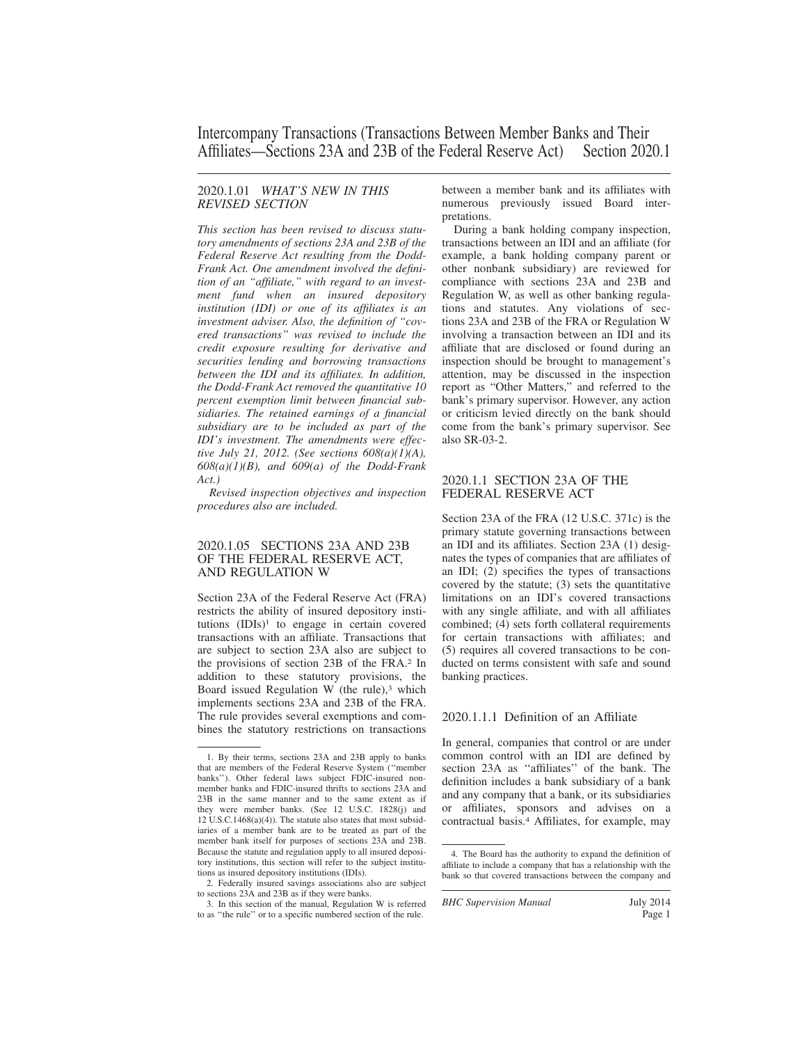# Intercompany Transactions (Transactions Between Member Banks and Their Affiliates—Sections 23A and 23B of the Federal Reserve Act) Section 2020.1

## 2020.1.01 *WHAT'S NEW IN THIS REVISED SECTION*

*This section has been revised to discuss statutory amendments of sections 23A and 23B of the Federal Reserve Act resulting from the Dodd-Frank Act. One amendment involved the definition of an "affiliate," with regard to an investment fund when an insured depository institution (IDI) or one of its affiliates is an investment adviser. Also, the definition of "covered transactions" was revised to include the credit exposure resulting for derivative and securities lending and borrowing transactions between the IDI and its affiliates. In addition, the Dodd-Frank Act removed the quantitative 10 percent exemption limit between financial subsidiaries. The retained earnings of a financial subsidiary are to be included as part of the IDI's investment. The amendments were effective July 21, 2012. (See sections 608(a)(1)(A), 608(a)(1)(B), and 609(a) of the Dodd-Frank Act.)*

*Revised inspection objectives and inspection procedures also are included.*

## 2020.1.05 SECTIONS 23A AND 23B OF THE FEDERAL RESERVE ACT, AND REGULATION W

Section 23A of the Federal Reserve Act (FRA) restricts the ability of insured depository institutions (IDIs)[1] to engage in certain covered transactions with an affiliate. Transactions that are subject to section 23A also are subject to the provisions of section 23B of the FRA.[2] In addition to these statutory provisions, the Board issued Regulation W (the rule),[3] which implements sections 23A and 23B of the FRA. The rule provides several exemptions and combines the statutory restrictions on transactions between a member bank and its affiliates with numerous previously issued Board interpretations.

During a bank holding company inspection, transactions between an IDI and an affiliate (for example, a bank holding company parent or other nonbank subsidiary) are reviewed for compliance with sections 23A and 23B and Regulation W, as well as other banking regulations and statutes. Any violations of sections 23A and 23B of the FRA or Regulation W involving a transaction between an IDI and its affiliate that are disclosed or found during an inspection should be brought to management's attention, may be discussed in the inspection report as "Other Matters," and referred to the bank's primary supervisor. However, any action or criticism levied directly on the bank should come from the bank's primary supervisor. See also SR-03-2.

## 2020.1.1 SECTION 23A OF THE FEDERAL RESERVE ACT

Section 23A of the FRA (12 U.S.C. 371c) is the primary statute governing transactions between an IDI and its affiliates. Section 23A (1) designates the types of companies that are affiliates of an IDI; (2) specifies the types of transactions covered by the statute; (3) sets the quantitative limitations on an IDI's covered transactions with any single affiliate, and with all affiliates combined; (4) sets forth collateral requirements for certain transactions with affiliates; and (5) requires all covered transactions to be conducted on terms consistent with safe and sound banking practices.

### 2020.1.1.1 Definition of an Affiliate

In general, companies that control or are under common control with an IDI are defined by section 23A as "affiliates" of the bank. The definition includes a bank subsidiary of a bank and any company that a bank, or its subsidiaries or affiliates, sponsors and advises on a contractual basis.[4] Affiliates, for example, may

---

1. By their terms, sections 23A and 23B apply to banks that are members of the Federal Reserve System ("member banks"). Other federal laws subject FDIC-insured nonmember banks and FDIC-insured thrifts to sections 23A and 23B in the same manner and to the same extent as if they were member banks. (See 12 U.S.C. 1828(j) and 12 U.S.C.1468(a)(4)). The statute also states that most subsidiaries of a member bank are to be treated as part of the member bank itself for purposes of sections 23A and 23B. Because the statute and regulation apply to all insured depository institutions, this section will refer to the subject institutions as insured depository institutions (IDIs).

2. Federally insured savings associations also are subject to sections 23A and 23B as if they were banks.

3. In this section of the manual, Regulation W is referred to as "the rule" or to a specific numbered section of the rule.

4. The Board has the authority to expand the definition of affiliate to include a company that has a relationship with the bank so that covered transactions between the company and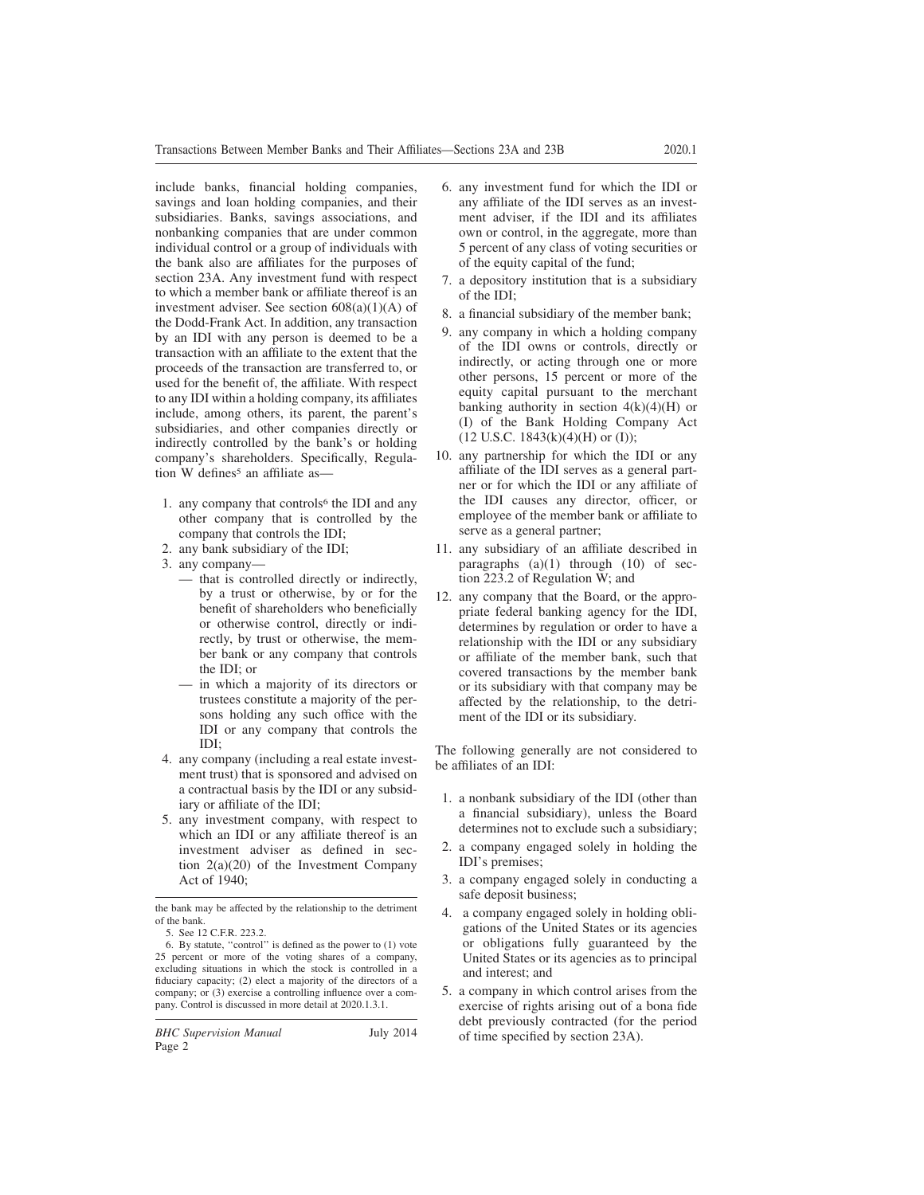include banks, financial holding companies, savings and loan holding companies, and their subsidiaries. Banks, savings associations, and nonbanking companies that are under common individual control or a group of individuals with the bank also are affiliates for the purposes of section 23A. Any investment fund with respect to which a member bank or affiliate thereof is an investment adviser. See section 608(a)(1)(A) of the Dodd-Frank Act. In addition, any transaction by an IDI with any person is deemed to be a transaction with an affiliate to the extent that the proceeds of the transaction are transferred to, or used for the benefit of, the affiliate. With respect to any IDI within a holding company, its affiliates include, among others, its parent, the parent's subsidiaries, and other companies directly or indirectly controlled by the bank's or holding company's shareholders. Specifically, Regulation W defines[5] an affiliate as—

1. any company that controls[6] the IDI and any other company that is controlled by the company that controls the IDI;
2. any bank subsidiary of the IDI;
3. any company—
   - that is controlled directly or indirectly, by a trust or otherwise, by or for the benefit of shareholders who beneficially or otherwise control, directly or indirectly, by trust or otherwise, the member bank or any company that controls the IDI; or
   - in which a majority of its directors or trustees constitute a majority of the persons holding any such office with the IDI or any company that controls the IDI;
4. any company (including a real estate investment trust) that is sponsored and advised on a contractual basis by the IDI or any subsidiary or affiliate of the IDI;
5. any investment company, with respect to which an IDI or any affiliate thereof is an investment adviser as defined in section 2(a)(20) of the Investment Company Act of 1940;
6. any investment fund for which the IDI or any affiliate of the IDI serves as an investment adviser, if the IDI and its affiliates own or control, in the aggregate, more than 5 percent of any class of voting securities or of the equity capital of the fund;
7. a depository institution that is a subsidiary of the IDI;
8. a financial subsidiary of the member bank;
9. any company in which a holding company of the IDI owns or controls, directly or indirectly, or acting through one or more other persons, 15 percent or more of the equity capital pursuant to the merchant banking authority in section 4(k)(4)(H) or (I) of the Bank Holding Company Act (12 U.S.C. 1843(k)(4)(H) or (I));
10. any partnership for which the IDI or any affiliate of the IDI serves as a general partner or for which the IDI or any affiliate of the IDI causes any director, officer, or employee of the member bank or affiliate to serve as a general partner;
11. any subsidiary of an affiliate described in paragraphs (a)(1) through (10) of section 223.2 of Regulation W; and
12. any company that the Board, or the appropriate federal banking agency for the IDI, determines by regulation or order to have a relationship with the IDI or any subsidiary or affiliate of the member bank, such that covered transactions by the member bank or its subsidiary with that company may be affected by the relationship, to the detriment of the IDI or its subsidiary.

The following generally are not considered to be affiliates of an IDI:

1. a nonbank subsidiary of the IDI (other than a financial subsidiary), unless the Board determines not to exclude such a subsidiary;
2. a company engaged solely in holding the IDI's premises;
3. a company engaged solely in conducting a safe deposit business;
4. a company engaged solely in holding obligations of the United States or its agencies or obligations fully guaranteed by the United States or its agencies as to principal and interest; and
5. a company in which control arises from the exercise of rights arising out of a bona fide debt previously contracted (for the period of time specified by section 23A).

---

the bank may be affected by the relationship to the detriment of the bank.

5. See 12 C.F.R. 223.2.

6. By statute, "control" is defined as the power to (1) vote 25 percent or more of the voting shares of a company, excluding situations in which the stock is controlled in a fiduciary capacity; (2) elect a majority of the directors of a company; or (3) exercise a controlling influence over a company. Control is discussed in more detail at 2020.1.3.1.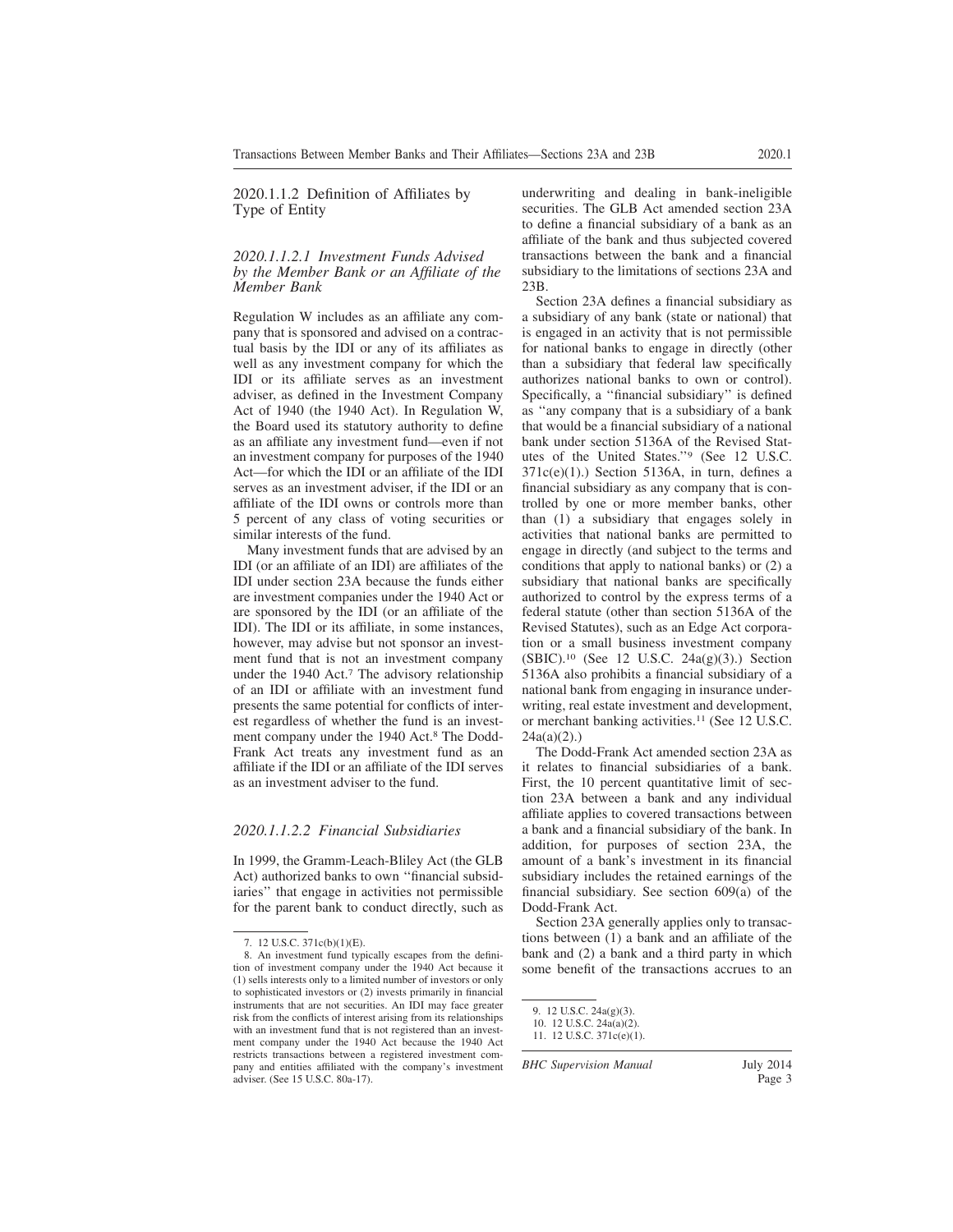### 2020.1.1.2 Definition of Affiliates by Type of Entity

#### *2020.1.1.2.1 Investment Funds Advised by the Member Bank or an Affiliate of the Member Bank*

Regulation W includes as an affiliate any company that is sponsored and advised on a contractual basis by the IDI or any of its affiliates as well as any investment company for which the IDI or its affiliate serves as an investment adviser, as defined in the Investment Company Act of 1940 (the 1940 Act). In Regulation W, the Board used its statutory authority to define as an affiliate any investment fund—even if not an investment company for purposes of the 1940 Act—for which the IDI or an affiliate of the IDI serves as an investment adviser, if the IDI or an affiliate of the IDI owns or controls more than 5 percent of any class of voting securities or similar interests of the fund.

Many investment funds that are advised by an IDI (or an affiliate of an IDI) are affiliates of the IDI under section 23A because the funds either are investment companies under the 1940 Act or are sponsored by the IDI (or an affiliate of the IDI). The IDI or its affiliate, in some instances, however, may advise but not sponsor an investment fund that is not an investment company under the 1940 Act.[7] The advisory relationship of an IDI or affiliate with an investment fund presents the same potential for conflicts of interest regardless of whether the fund is an investment company under the 1940 Act.[8] The Dodd-Frank Act treats any investment fund as an affiliate if the IDI or an affiliate of the IDI serves as an investment adviser to the fund.

#### *2020.1.1.2.2 Financial Subsidiaries*

In 1999, the Gramm-Leach-Bliley Act (the GLB Act) authorized banks to own "financial subsidiaries" that engage in activities not permissible for the parent bank to conduct directly, such as underwriting and dealing in bank-ineligible securities. The GLB Act amended section 23A to define a financial subsidiary of a bank as an affiliate of the bank and thus subjected covered transactions between the bank and a financial subsidiary to the limitations of sections 23A and 23B.

Section 23A defines a financial subsidiary as a subsidiary of any bank (state or national) that is engaged in an activity that is not permissible for national banks to engage in directly (other than a subsidiary that federal law specifically authorizes national banks to own or control). Specifically, a "financial subsidiary" is defined as "any company that is a subsidiary of a bank that would be a financial subsidiary of a national bank under section 5136A of the Revised Statutes of the United States."[9] (See 12 U.S.C. 371c(e)(1).) Section 5136A, in turn, defines a financial subsidiary as any company that is controlled by one or more member banks, other than (1) a subsidiary that engages solely in activities that national banks are permitted to engage in directly (and subject to the terms and conditions that apply to national banks) or (2) a subsidiary that national banks are specifically authorized to control by the express terms of a federal statute (other than section 5136A of the Revised Statutes), such as an Edge Act corporation or a small business investment company (SBIC).[10] (See 12 U.S.C. 24a(g)(3).) Section 5136A also prohibits a financial subsidiary of a national bank from engaging in insurance underwriting, real estate investment and development, or merchant banking activities.[11] (See 12 U.S.C. 24a(a)(2).)

The Dodd-Frank Act amended section 23A as it relates to financial subsidiaries of a bank. First, the 10 percent quantitative limit of section 23A between a bank and any individual affiliate applies to covered transactions between a bank and a financial subsidiary of the bank. In addition, for purposes of section 23A, the amount of a bank's investment in its financial subsidiary includes the retained earnings of the financial subsidiary. See section 609(a) of the Dodd-Frank Act.

Section 23A generally applies only to transactions between (1) a bank and an affiliate of the bank and (2) a bank and a third party in which some benefit of the transactions accrues to an

---

7. 12 U.S.C. 371c(b)(1)(E).

8. An investment fund typically escapes from the definition of investment company under the 1940 Act because it (1) sells interests only to a limited number of investors or only to sophisticated investors or (2) invests primarily in financial instruments that are not securities. An IDI may face greater risk from the conflicts of interest arising from its relationships with an investment fund that is not registered than an investment company under the 1940 Act because the 1940 Act restricts transactions between a registered investment company and entities affiliated with the company's investment adviser. (See 15 U.S.C. 80a-17).

9. 12 U.S.C. 24a(g)(3).

10. 12 U.S.C. 24a(a)(2).

11. 12 U.S.C. 371c(e)(1).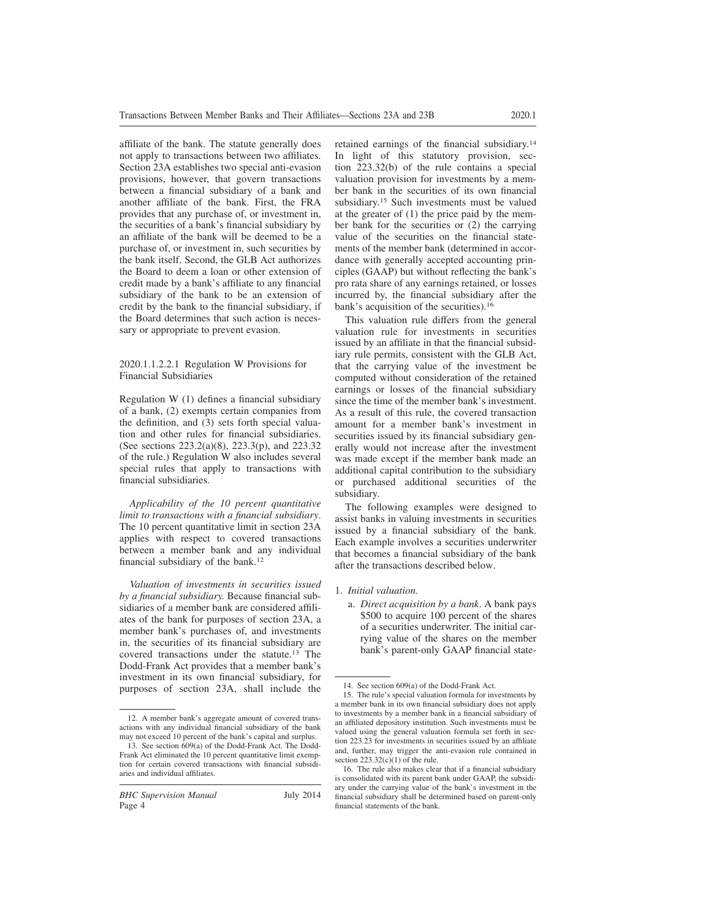affiliate of the bank. The statute generally does not apply to transactions between two affiliates. Section 23A establishes two special anti-evasion provisions, however, that govern transactions between a financial subsidiary of a bank and another affiliate of the bank. First, the FRA provides that any purchase of, or investment in, the securities of a bank's financial subsidiary by an affiliate of the bank will be deemed to be a purchase of, or investment in, such securities by the bank itself. Second, the GLB Act authorizes the Board to deem a loan or other extension of credit made by a bank's affiliate to any financial subsidiary of the bank to be an extension of credit by the bank to the financial subsidiary, if the Board determines that such action is necessary or appropriate to prevent evasion.

#### 2020.1.1.2.2.1 Regulation W Provisions for Financial Subsidiaries

Regulation W (1) defines a financial subsidiary of a bank, (2) exempts certain companies from the definition, and (3) sets forth special valuation and other rules for financial subsidiaries. (See sections 223.2(a)(8), 223.3(p), and 223.32 of the rule.) Regulation W also includes several special rules that apply to transactions with financial subsidiaries.

*Applicability of the 10 percent quantitative limit to transactions with a financial subsidiary*. The 10 percent quantitative limit in section 23A applies with respect to covered transactions between a member bank and any individual financial subsidiary of the bank.[12]

*Valuation of investments in securities issued by a financial subsidiary.* Because financial subsidiaries of a member bank are considered affiliates of the bank for purposes of section 23A, a member bank's purchases of, and investments in, the securities of its financial subsidiary are covered transactions under the statute.[13] The Dodd-Frank Act provides that a member bank's investment in its own financial subsidiary, for purposes of section 23A, shall include the retained earnings of the financial subsidiary.[14] In light of this statutory provision, section 223.32(b) of the rule contains a special valuation provision for investments by a member bank in the securities of its own financial subsidiary.[15] Such investments must be valued at the greater of (1) the price paid by the member bank for the securities or (2) the carrying value of the securities on the financial statements of the member bank (determined in accordance with generally accepted accounting principles (GAAP) but without reflecting the bank's pro rata share of any earnings retained, or losses incurred by, the financial subsidiary after the bank's acquisition of the securities).[16]

This valuation rule differs from the general valuation rule for investments in securities issued by an affiliate in that the financial subsidiary rule permits, consistent with the GLB Act, that the carrying value of the investment be computed without consideration of the retained earnings or losses of the financial subsidiary since the time of the member bank's investment. As a result of this rule, the covered transaction amount for a member bank's investment in securities issued by its financial subsidiary generally would not increase after the investment was made except if the member bank made an additional capital contribution to the subsidiary or purchased additional securities of the subsidiary.

The following examples were designed to assist banks in valuing investments in securities issued by a financial subsidiary of the bank. Each example involves a securities underwriter that becomes a financial subsidiary of the bank after the transactions described below.

1. *Initial valuation.*
   a. *Direct acquisition by a bank*. A bank pays $500 to acquire 100 percent of the shares of a securities underwriter. The initial carrying value of the shares on the member bank's parent-only GAAP financial state-

---

12. A member bank's aggregate amount of covered transactions with any individual financial subsidiary of the bank may not exceed 10 percent of the bank's capital and surplus.

13. See section 609(a) of the Dodd-Frank Act. The Dodd-Frank Act eliminated the 10 percent quantitative limit exemption for certain covered transactions with financial subsidiaries and individual affiliates.

14. See section 609(a) of the Dodd-Frank Act.

15. The rule's special valuation formula for investments by a member bank in its own financial subsidiary does not apply to investments by a member bank in a financial subsidiary of an affiliated depository institution. Such investments must be valued using the general valuation formula set forth in section 223.23 for investments in securities issued by an affiliate and, further, may trigger the anti-evasion rule contained in section 223.32(c)(1) of the rule.

16. The rule also makes clear that if a financial subsidiary is consolidated with its parent bank under GAAP, the subsidiary under the carrying value of the bank's investment in the financial subsidiary shall be determined based on parent-only financial statements of the bank.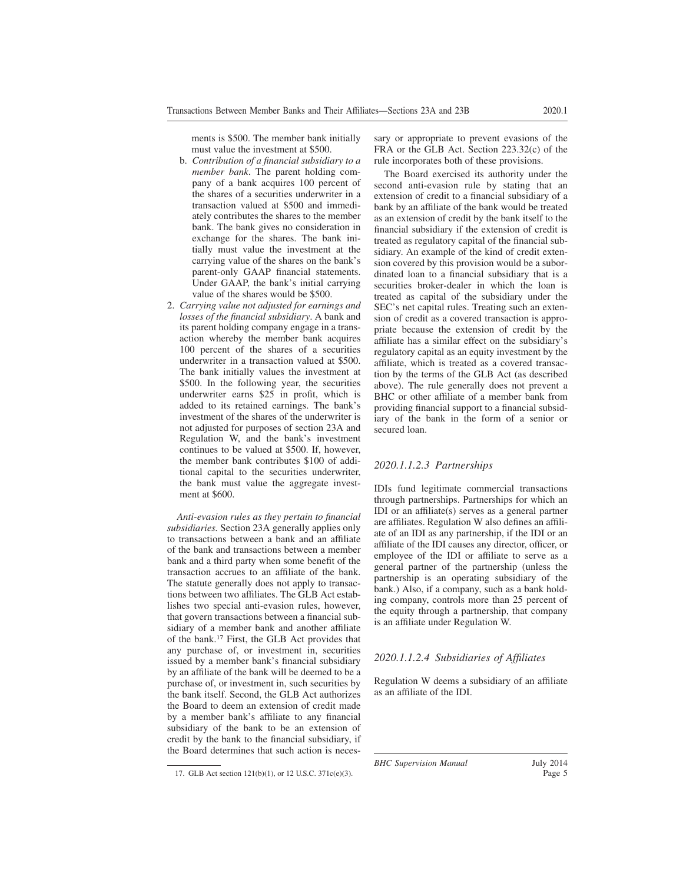ments is \$500. The member bank initially must value the investment at \$500.

b. *Contribution of a financial subsidiary to a member bank*. The parent holding company of a bank acquires 100 percent of the shares of a securities underwriter in a transaction valued at \$500 and immediately contributes the shares to the member bank. The bank gives no consideration in exchange for the shares. The bank initially must value the investment at the carrying value of the shares on the bank's parent-only GAAP financial statements. Under GAAP, the bank's initial carrying value of the shares would be \$500.

2. *Carrying value not adjusted for earnings and losses of the financial subsidiary*. A bank and its parent holding company engage in a transaction whereby the member bank acquires 100 percent of the shares of a securities underwriter in a transaction valued at \$500. The bank initially values the investment at \$500. In the following year, the securities underwriter earns \$25 in profit, which is added to its retained earnings. The bank's investment of the shares of the underwriter is not adjusted for purposes of section 23A and Regulation W, and the bank's investment continues to be valued at \$500. If, however, the member bank contributes \$100 of additional capital to the securities underwriter, the bank must value the aggregate investment at \$600.

*Anti-evasion rules as they pertain to financial subsidiaries.* Section 23A generally applies only to transactions between a bank and an affiliate of the bank and transactions between a member bank and a third party when some benefit of the transaction accrues to an affiliate of the bank. The statute generally does not apply to transactions between two affiliates. The GLB Act establishes two special anti-evasion rules, however, that govern transactions between a financial subsidiary of a member bank and another affiliate of the bank.[17] First, the GLB Act provides that any purchase of, or investment in, securities issued by a member bank's financial subsidiary by an affiliate of the bank will be deemed to be a purchase of, or investment in, such securities by the bank itself. Second, the GLB Act authorizes the Board to deem an extension of credit made by a member bank's affiliate to any financial subsidiary of the bank to be an extension of credit by the bank to the financial subsidiary, if the Board determines that such action is necessary or appropriate to prevent evasions of the FRA or the GLB Act. Section 223.32(c) of the rule incorporates both of these provisions.

The Board exercised its authority under the second anti-evasion rule by stating that an extension of credit to a financial subsidiary of a bank by an affiliate of the bank would be treated as an extension of credit by the bank itself to the financial subsidiary if the extension of credit is treated as regulatory capital of the financial subsidiary. An example of the kind of credit extension covered by this provision would be a subordinated loan to a financial subsidiary that is a securities broker-dealer in which the loan is treated as capital of the subsidiary under the SEC's net capital rules. Treating such an extension of credit as a covered transaction is appropriate because the extension of credit by the affiliate has a similar effect on the subsidiary's regulatory capital as an equity investment by the affiliate, which is treated as a covered transaction by the terms of the GLB Act (as described above). The rule generally does not prevent a BHC or other affiliate of a member bank from providing financial support to a financial subsidiary of the bank in the form of a senior or secured loan.

### 2020.1.1.2.3 Partnerships

IDIs fund legitimate commercial transactions through partnerships. Partnerships for which an IDI or an affiliate(s) serves as a general partner are affiliates. Regulation W also defines an affiliate of an IDI as any partnership, if the IDI or an affiliate of the IDI causes any director, officer, or employee of the IDI or affiliate to serve as a general partner of the partnership (unless the partnership is an operating subsidiary of the bank.) Also, if a company, such as a bank holding company, controls more than 25 percent of the equity through a partnership, that company is an affiliate under Regulation W.

### 2020.1.1.2.4 Subsidiaries of Affiliates

Regulation W deems a subsidiary of an affiliate as an affiliate of the IDI.

17. GLB Act section 121(b)(1), or 12 U.S.C. 371c(e)(3).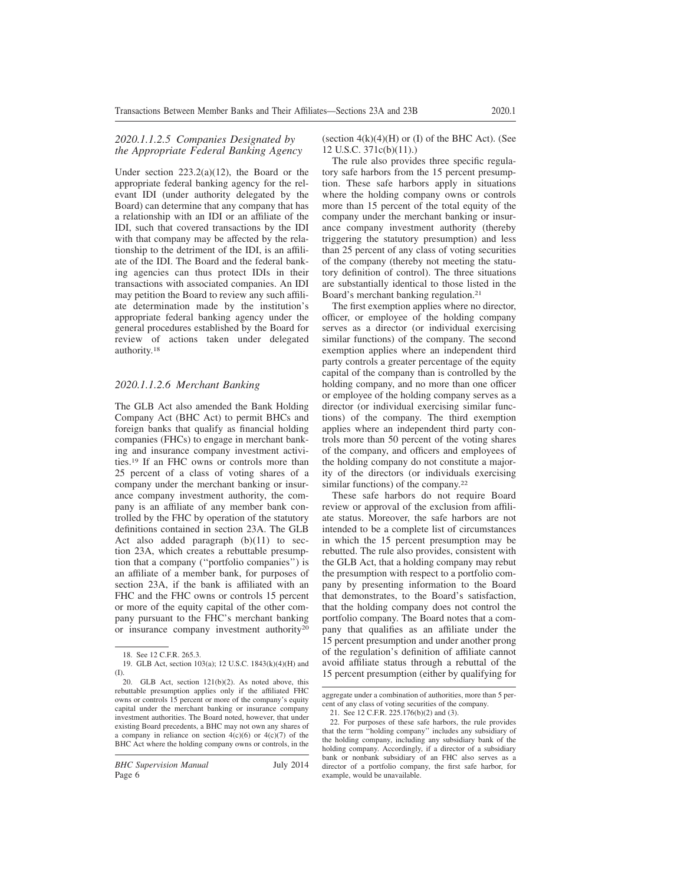#### 2020.1.1.2.5 Companies Designated by the Appropriate Federal Banking Agency

Under section 223.2(a)(12), the Board or the appropriate federal banking agency for the relevant IDI (under authority delegated by the Board) can determine that any company that has a relationship with an IDI or an affiliate of the IDI, such that covered transactions by the IDI with that company may be affected by the relationship to the detriment of the IDI, is an affiliate of the IDI. The Board and the federal banking agencies can thus protect IDIs in their transactions with associated companies. An IDI may petition the Board to review any such affiliate determination made by the institution's appropriate federal banking agency under the general procedures established by the Board for review of actions taken under delegated authority.[18]

#### 2020.1.1.2.6 Merchant Banking

The GLB Act also amended the Bank Holding Company Act (BHC Act) to permit BHCs and foreign banks that qualify as financial holding companies (FHCs) to engage in merchant banking and insurance company investment activities.[19] If an FHC owns or controls more than 25 percent of a class of voting shares of a company under the merchant banking or insurance company investment authority, the company is an affiliate of any member bank controlled by the FHC by operation of the statutory definitions contained in section 23A. The GLB Act also added paragraph (b)(11) to section 23A, which creates a rebuttable presumption that a company (''portfolio companies'') is an affiliate of a member bank, for purposes of section 23A, if the bank is affiliated with an FHC and the FHC owns or controls 15 percent or more of the equity capital of the other company pursuant to the FHC's merchant banking or insurance company investment authority[20] (section 4(k)(4)(H) or (I) of the BHC Act). (See 12 U.S.C. 371c(b)(11).)

The rule also provides three specific regulatory safe harbors from the 15 percent presumption. These safe harbors apply in situations where the holding company owns or controls more than 15 percent of the total equity of the company under the merchant banking or insurance company investment authority (thereby triggering the statutory presumption) and less than 25 percent of any class of voting securities of the company (thereby not meeting the statutory definition of control). The three situations are substantially identical to those listed in the Board's merchant banking regulation.[21]

The first exemption applies where no director, officer, or employee of the holding company serves as a director (or individual exercising similar functions) of the company. The second exemption applies where an independent third party controls a greater percentage of the equity capital of the company than is controlled by the holding company, and no more than one officer or employee of the holding company serves as a director (or individual exercising similar functions) of the company. The third exemption applies where an independent third party controls more than 50 percent of the voting shares of the company, and officers and employees of the holding company do not constitute a majority of the directors (or individuals exercising similar functions) of the company.[22]

These safe harbors do not require Board review or approval of the exclusion from affiliate status. Moreover, the safe harbors are not intended to be a complete list of circumstances in which the 15 percent presumption may be rebutted. The rule also provides, consistent with the GLB Act, that a holding company may rebut the presumption with respect to a portfolio company by presenting information to the Board that demonstrates, to the Board's satisfaction, that the holding company does not control the portfolio company. The Board notes that a company that qualifies as an affiliate under the 15 percent presumption and under another prong of the regulation's definition of affiliate cannot avoid affiliate status through a rebuttal of the 15 percent presumption (either by qualifying for

---

18. See 12 C.F.R. 265.3.

19. GLB Act, section 103(a); 12 U.S.C. 1843(k)(4)(H) and (I).

20. GLB Act, section 121(b)(2). As noted above, this rebuttable presumption applies only if the affiliated FHC owns or controls 15 percent or more of the company's equity capital under the merchant banking or insurance company investment authorities. The Board noted, however, that under existing Board precedents, a BHC may not own any shares of a company in reliance on section 4(c)(6) or 4(c)(7) of the BHC Act where the holding company owns or controls, in the aggregate under a combination of authorities, more than 5 percent of any class of voting securities of the company.

21. See 12 C.F.R. 225.176(b)(2) and (3).

22. For purposes of these safe harbors, the rule provides that the term ''holding company'' includes any subsidiary of the holding company, including any subsidiary bank of the holding company. Accordingly, if a director of a subsidiary bank or nonbank subsidiary of an FHC also serves as a director of a portfolio company, the first safe harbor, for example, would be unavailable.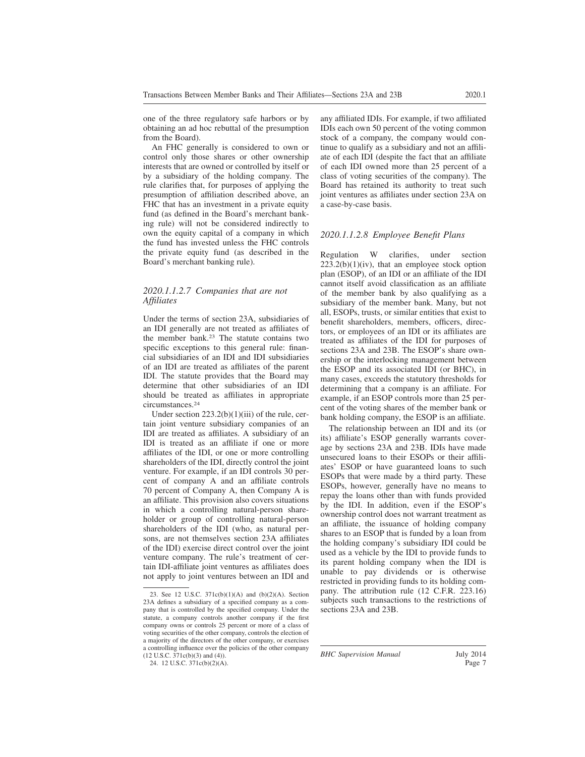one of the three regulatory safe harbors or by obtaining an ad hoc rebuttal of the presumption from the Board).

An FHC generally is considered to own or control only those shares or other ownership interests that are owned or controlled by itself or by a subsidiary of the holding company. The rule clarifies that, for purposes of applying the presumption of affiliation described above, an FHC that has an investment in a private equity fund (as defined in the Board's merchant banking rule) will not be considered indirectly to own the equity capital of a company in which the fund has invested unless the FHC controls the private equity fund (as described in the Board's merchant banking rule).

#### *2020.1.1.2.7 Companies that are not Affiliates*

Under the terms of section 23A, subsidiaries of an IDI generally are not treated as affiliates of the member bank.[23] The statute contains two specific exceptions to this general rule: financial subsidiaries of an IDI and IDI subsidiaries of an IDI are treated as affiliates of the parent IDI. The statute provides that the Board may determine that other subsidiaries of an IDI should be treated as affiliates in appropriate circumstances.[24]

Under section 223.2(b)(1)(iii) of the rule, certain joint venture subsidiary companies of an IDI are treated as affiliates. A subsidiary of an IDI is treated as an affiliate if one or more affiliates of the IDI, or one or more controlling shareholders of the IDI, directly control the joint venture. For example, if an IDI controls 30 percent of company A and an affiliate controls 70 percent of Company A, then Company A is an affiliate. This provision also covers situations in which a controlling natural-person shareholder or group of controlling natural-person shareholders of the IDI (who, as natural persons, are not themselves section 23A affiliates of the IDI) exercise direct control over the joint venture company. The rule's treatment of certain IDI-affiliate joint ventures as affiliates does not apply to joint ventures between an IDI and any affiliated IDIs. For example, if two affiliated IDIs each own 50 percent of the voting common stock of a company, the company would continue to qualify as a subsidiary and not an affiliate of each IDI (despite the fact that an affiliate of each IDI owned more than 25 percent of a class of voting securities of the company). The Board has retained its authority to treat such joint ventures as affiliates under section 23A on a case-by-case basis.

#### *2020.1.1.2.8 Employee Benefit Plans*

Regulation W clarifies, under section 223.2(b)(1)(iv), that an employee stock option plan (ESOP), of an IDI or an affiliate of the IDI cannot itself avoid classification as an affiliate of the member bank by also qualifying as a subsidiary of the member bank. Many, but not all, ESOPs, trusts, or similar entities that exist to benefit shareholders, members, officers, directors, or employees of an IDI or its affiliates are treated as affiliates of the IDI for purposes of sections 23A and 23B. The ESOP's share ownership or the interlocking management between the ESOP and its associated IDI (or BHC), in many cases, exceeds the statutory thresholds for determining that a company is an affiliate. For example, if an ESOP controls more than 25 percent of the voting shares of the member bank or bank holding company, the ESOP is an affiliate.

The relationship between an IDI and its (or its) affiliate's ESOP generally warrants coverage by sections 23A and 23B. IDIs have made unsecured loans to their ESOPs or their affiliates' ESOP or have guaranteed loans to such ESOPs that were made by a third party. These ESOPs, however, generally have no means to repay the loans other than with funds provided by the IDI. In addition, even if the ESOP's ownership control does not warrant treatment as an affiliate, the issuance of holding company shares to an ESOP that is funded by a loan from the holding company's subsidiary IDI could be used as a vehicle by the IDI to provide funds to its parent holding company when the IDI is unable to pay dividends or is otherwise restricted in providing funds to its holding company. The attribution rule (12 C.F.R. 223.16) subjects such transactions to the restrictions of sections 23A and 23B.

---

23. See 12 U.S.C. 371c(b)(1)(A) and (b)(2)(A). Section 23A defines a subsidiary of a specified company as a company that is controlled by the specified company. Under the statute, a company controls another company if the first company owns or controls 25 percent or more of a class of voting securities of the other company, controls the election of a majority of the directors of the other company, or exercises a controlling influence over the policies of the other company (12 U.S.C. 371c(b)(3) and (4)).

24. 12 U.S.C. 371c(b)(2)(A).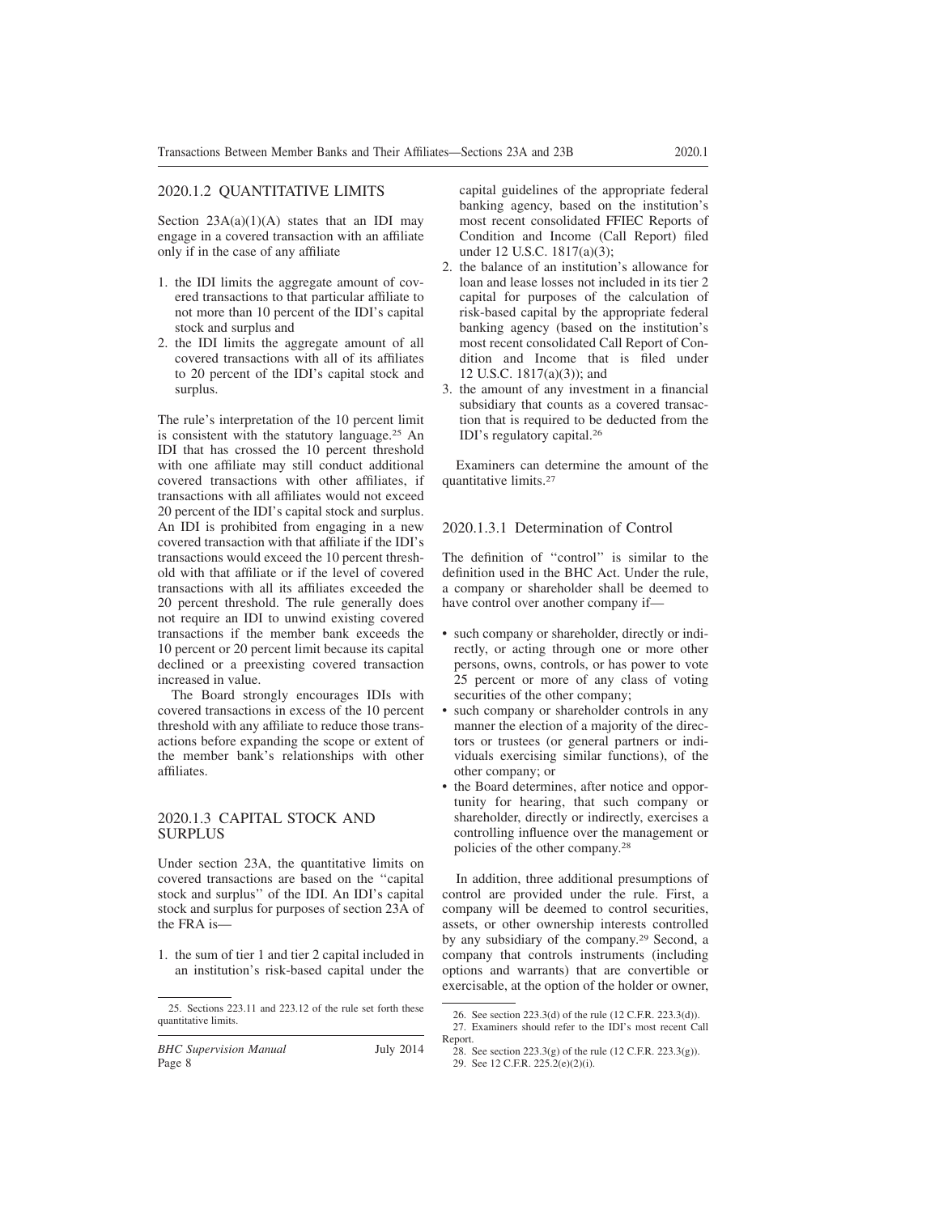## 2020.1.2 QUANTITATIVE LIMITS

Section 23A(a)(1)(A) states that an IDI may engage in a covered transaction with an affiliate only if in the case of any affiliate

1. the IDI limits the aggregate amount of covered transactions to that particular affiliate to not more than 10 percent of the IDI's capital stock and surplus and
2. the IDI limits the aggregate amount of all covered transactions with all of its affiliates to 20 percent of the IDI's capital stock and surplus.

The rule's interpretation of the 10 percent limit is consistent with the statutory language.[25] An IDI that has crossed the 10 percent threshold with one affiliate may still conduct additional covered transactions with other affiliates, if transactions with all affiliates would not exceed 20 percent of the IDI's capital stock and surplus. An IDI is prohibited from engaging in a new covered transaction with that affiliate if the IDI's transactions would exceed the 10 percent threshold with that affiliate or if the level of covered transactions with all its affiliates exceeded the 20 percent threshold. The rule generally does not require an IDI to unwind existing covered transactions if the member bank exceeds the 10 percent or 20 percent limit because its capital declined or a preexisting covered transaction increased in value.

The Board strongly encourages IDIs with covered transactions in excess of the 10 percent threshold with any affiliate to reduce those transactions before expanding the scope or extent of the member bank's relationships with other affiliates.

## 2020.1.3 CAPITAL STOCK AND SURPLUS

Under section 23A, the quantitative limits on covered transactions are based on the "capital stock and surplus" of the IDI. An IDI's capital stock and surplus for purposes of section 23A of the FRA is—

1. the sum of tier 1 and tier 2 capital included in an institution's risk-based capital under the capital guidelines of the appropriate federal banking agency, based on the institution's most recent consolidated FFIEC Reports of Condition and Income (Call Report) filed under 12 U.S.C. 1817(a)(3);
2. the balance of an institution's allowance for loan and lease losses not included in its tier 2 capital for purposes of the calculation of risk-based capital by the appropriate federal banking agency (based on the institution's most recent consolidated Call Report of Condition and Income that is filed under 12 U.S.C. 1817(a)(3)); and
3. the amount of any investment in a financial subsidiary that counts as a covered transaction that is required to be deducted from the IDI's regulatory capital.[26]

Examiners can determine the amount of the quantitative limits.[27]

### 2020.1.3.1 Determination of Control

The definition of "control" is similar to the definition used in the BHC Act. Under the rule, a company or shareholder shall be deemed to have control over another company if—

- such company or shareholder, directly or indirectly, or acting through one or more other persons, owns, controls, or has power to vote 25 percent or more of any class of voting securities of the other company;
- such company or shareholder controls in any manner the election of a majority of the directors or trustees (or general partners or individuals exercising similar functions), of the other company; or
- the Board determines, after notice and opportunity for hearing, that such company or shareholder, directly or indirectly, exercises a controlling influence over the management or policies of the other company.[28]

In addition, three additional presumptions of control are provided under the rule. First, a company will be deemed to control securities, assets, or other ownership interests controlled by any subsidiary of the company.[29] Second, a company that controls instruments (including options and warrants) that are convertible or exercisable, at the option of the holder or owner,

---

25. Sections 223.11 and 223.12 of the rule set forth these quantitative limits.

26. See section 223.3(d) of the rule (12 C.F.R. 223.3(d)).

27. Examiners should refer to the IDI's most recent Call Report.

28. See section 223.3(g) of the rule (12 C.F.R. 223.3(g)).

29. See 12 C.F.R. 225.2(e)(2)(i).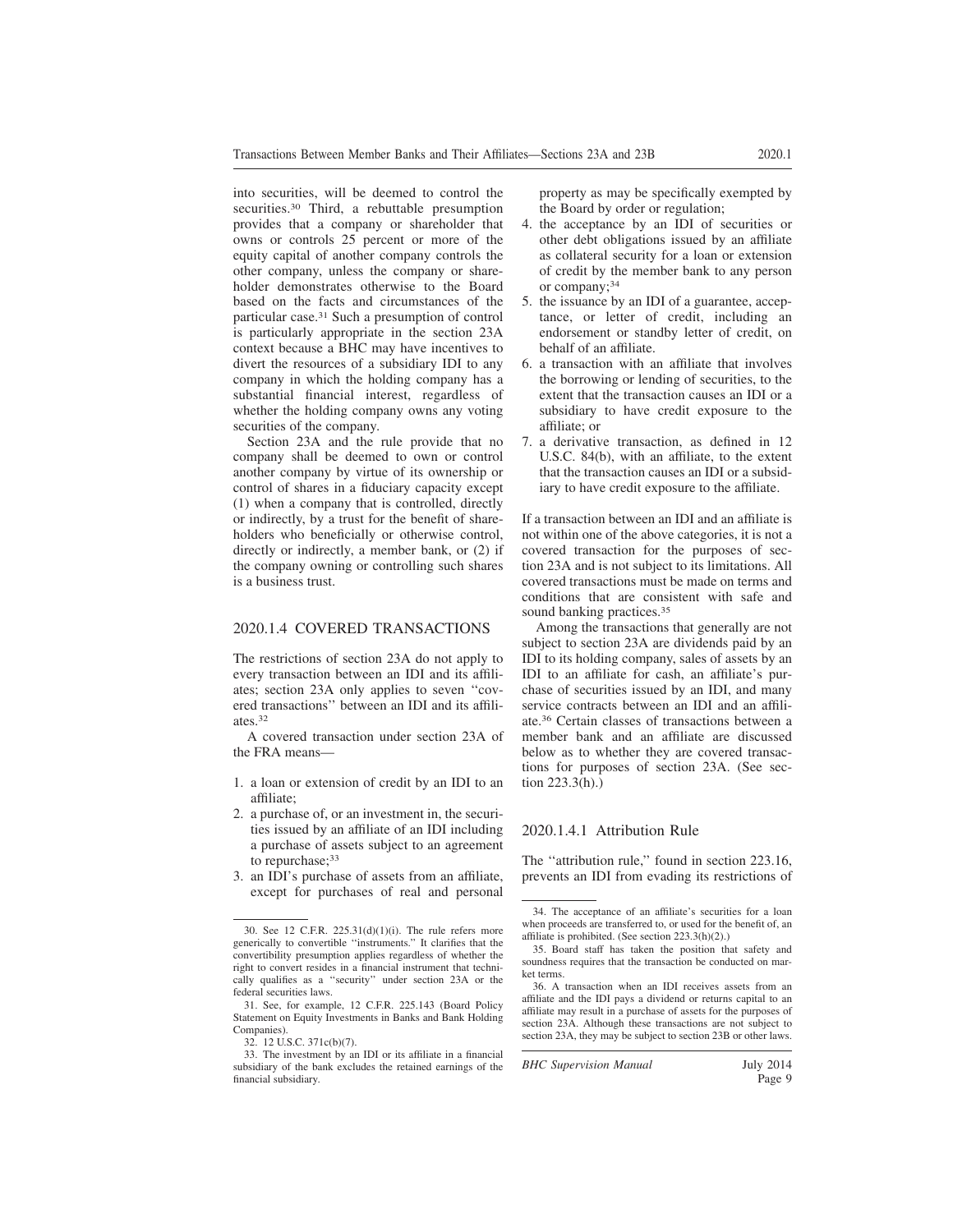into securities, will be deemed to control the securities.[30] Third, a rebuttable presumption provides that a company or shareholder that owns or controls 25 percent or more of the equity capital of another company controls the other company, unless the company or shareholder demonstrates otherwise to the Board based on the facts and circumstances of the particular case.[31] Such a presumption of control is particularly appropriate in the section 23A context because a BHC may have incentives to divert the resources of a subsidiary IDI to any company in which the holding company has a substantial financial interest, regardless of whether the holding company owns any voting securities of the company.

Section 23A and the rule provide that no company shall be deemed to own or control another company by virtue of its ownership or control of shares in a fiduciary capacity except (1) when a company that is controlled, directly or indirectly, by a trust for the benefit of shareholders who beneficially or otherwise control, directly or indirectly, a member bank, or (2) if the company owning or controlling such shares is a business trust.

## 2020.1.4 COVERED TRANSACTIONS

The restrictions of section 23A do not apply to every transaction between an IDI and its affiliates; section 23A only applies to seven "covered transactions" between an IDI and its affiliates.[32]

A covered transaction under section 23A of the FRA means—

1. a loan or extension of credit by an IDI to an affiliate;
2. a purchase of, or an investment in, the securities issued by an affiliate of an IDI including a purchase of assets subject to an agreement to repurchase;[33]
3. an IDI's purchase of assets from an affiliate, except for purchases of real and personal property as may be specifically exempted by the Board by order or regulation;
4. the acceptance by an IDI of securities or other debt obligations issued by an affiliate as collateral security for a loan or extension of credit by the member bank to any person or company;[34]
5. the issuance by an IDI of a guarantee, acceptance, or letter of credit, including an endorsement or standby letter of credit, on behalf of an affiliate.
6. a transaction with an affiliate that involves the borrowing or lending of securities, to the extent that the transaction causes an IDI or a subsidiary to have credit exposure to the affiliate; or
7. a derivative transaction, as defined in 12 U.S.C. 84(b), with an affiliate, to the extent that the transaction causes an IDI or a subsidiary to have credit exposure to the affiliate.

If a transaction between an IDI and an affiliate is not within one of the above categories, it is not a covered transaction for the purposes of section 23A and is not subject to its limitations. All covered transactions must be made on terms and conditions that are consistent with safe and sound banking practices.[35]

Among the transactions that generally are not subject to section 23A are dividends paid by an IDI to its holding company, sales of assets by an IDI to an affiliate for cash, an affiliate's purchase of securities issued by an IDI, and many service contracts between an IDI and an affiliate.[36] Certain classes of transactions between a member bank and an affiliate are discussed below as to whether they are covered transactions for purposes of section 23A. (See section 223.3(h).)

### 2020.1.4.1 Attribution Rule

The "attribution rule," found in section 223.16, prevents an IDI from evading its restrictions of

---

30. See 12 C.F.R. 225.31(d)(1)(i). The rule refers more generically to convertible "instruments." It clarifies that the convertibility presumption applies regardless of whether the right to convert resides in a financial instrument that technically qualifies as a "security" under section 23A or the federal securities laws.

31. See, for example, 12 C.F.R. 225.143 (Board Policy Statement on Equity Investments in Banks and Bank Holding Companies).

32. 12 U.S.C. 371c(b)(7).

33. The investment by an IDI or its affiliate in a financial subsidiary of the bank excludes the retained earnings of the financial subsidiary.

34. The acceptance of an affiliate's securities for a loan when proceeds are transferred to, or used for the benefit of, an affiliate is prohibited. (See section 223.3(h)(2).)

35. Board staff has taken the position that safety and soundness requires that the transaction be conducted on market terms.

36. A transaction when an IDI receives assets from an affiliate and the IDI pays a dividend or returns capital to an affiliate may result in a purchase of assets for the purposes of section 23A. Although these transactions are not subject to section 23A, they may be subject to section 23B or other laws.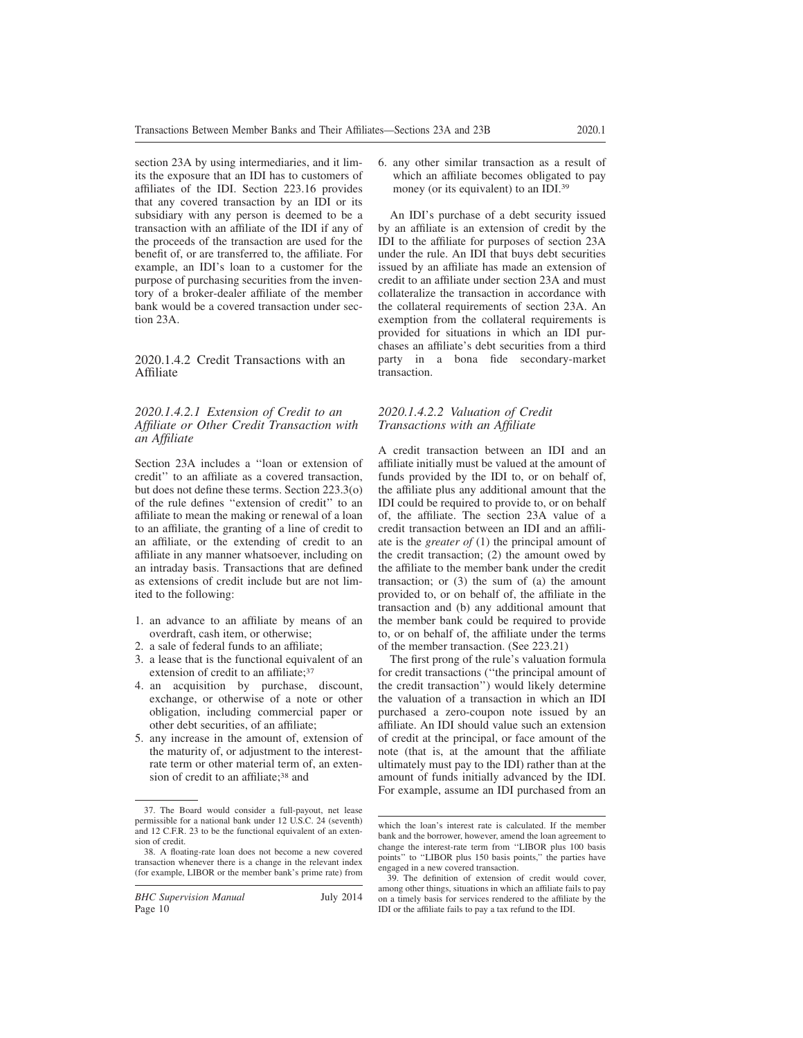section 23A by using intermediaries, and it limits the exposure that an IDI has to customers of affiliates of the IDI. Section 223.16 provides that any covered transaction by an IDI or its subsidiary with any person is deemed to be a transaction with an affiliate of the IDI if any of the proceeds of the transaction are used for the benefit of, or are transferred to, the affiliate. For example, an IDI's loan to a customer for the purpose of purchasing securities from the inventory of a broker-dealer affiliate of the member bank would be a covered transaction under section 23A.

### 2020.1.4.2 Credit Transactions with an Affiliate

#### *2020.1.4.2.1 Extension of Credit to an Affiliate or Other Credit Transaction with an Affiliate*

Section 23A includes a ''loan or extension of credit'' to an affiliate as a covered transaction, but does not define these terms. Section 223.3(o) of the rule defines ''extension of credit'' to an affiliate to mean the making or renewal of a loan to an affiliate, the granting of a line of credit to an affiliate, or the extending of credit to an affiliate in any manner whatsoever, including on an intraday basis. Transactions that are defined as extensions of credit include but are not limited to the following:

1. an advance to an affiliate by means of an overdraft, cash item, or otherwise;
2. a sale of federal funds to an affiliate;
3. a lease that is the functional equivalent of an extension of credit to an affiliate;[37]
4. an acquisition by purchase, discount, exchange, or otherwise of a note or other obligation, including commercial paper or other debt securities, of an affiliate;
5. any increase in the amount of, extension of the maturity of, or adjustment to the interest-rate term or other material term of, an extension of credit to an affiliate;[38] and
6. any other similar transaction as a result of which an affiliate becomes obligated to pay money (or its equivalent) to an IDI.[39]

An IDI's purchase of a debt security issued by an affiliate is an extension of credit by the IDI to the affiliate for purposes of section 23A under the rule. An IDI that buys debt securities issued by an affiliate has made an extension of credit to an affiliate under section 23A and must collateralize the transaction in accordance with the collateral requirements of section 23A. An exemption from the collateral requirements is provided for situations in which an IDI purchases an affiliate's debt securities from a third party in a bona fide secondary-market transaction.

#### *2020.1.4.2.2 Valuation of Credit Transactions with an Affiliate*

A credit transaction between an IDI and an affiliate initially must be valued at the amount of funds provided by the IDI to, or on behalf of, the affiliate plus any additional amount that the IDI could be required to provide to, or on behalf of, the affiliate. The section 23A value of a credit transaction between an IDI and an affiliate is the *greater of* (1) the principal amount of the credit transaction; (2) the amount owed by the affiliate to the member bank under the credit transaction; or (3) the sum of (a) the amount provided to, or on behalf of, the affiliate in the transaction and (b) any additional amount that the member bank could be required to provide to, or on behalf of, the affiliate under the terms of the member transaction. (See 223.21)

The first prong of the rule's valuation formula for credit transactions (''the principal amount of the credit transaction'') would likely determine the valuation of a transaction in which an IDI purchased a zero-coupon note issued by an affiliate. An IDI should value such an extension of credit at the principal, or face amount of the note (that is, at the amount that the affiliate ultimately must pay to the IDI) rather than at the amount of funds initially advanced by the IDI. For example, assume an IDI purchased from an

---

37. The Board would consider a full-payout, net lease permissible for a national bank under 12 U.S.C. 24 (seventh) and 12 C.F.R. 23 to be the functional equivalent of an extension of credit.

38. A floating-rate loan does not become a new covered transaction whenever there is a change in the relevant index (for example, LIBOR or the member bank's prime rate) from which the loan's interest rate is calculated. If the member bank and the borrower, however, amend the loan agreement to change the interest-rate term from ''LIBOR plus 100 basis points'' to ''LIBOR plus 150 basis points,'' the parties have engaged in a new covered transaction.

39. The definition of extension of credit would cover, among other things, situations in which an affiliate fails to pay on a timely basis for services rendered to the affiliate by the IDI or the affiliate fails to pay a tax refund to the IDI.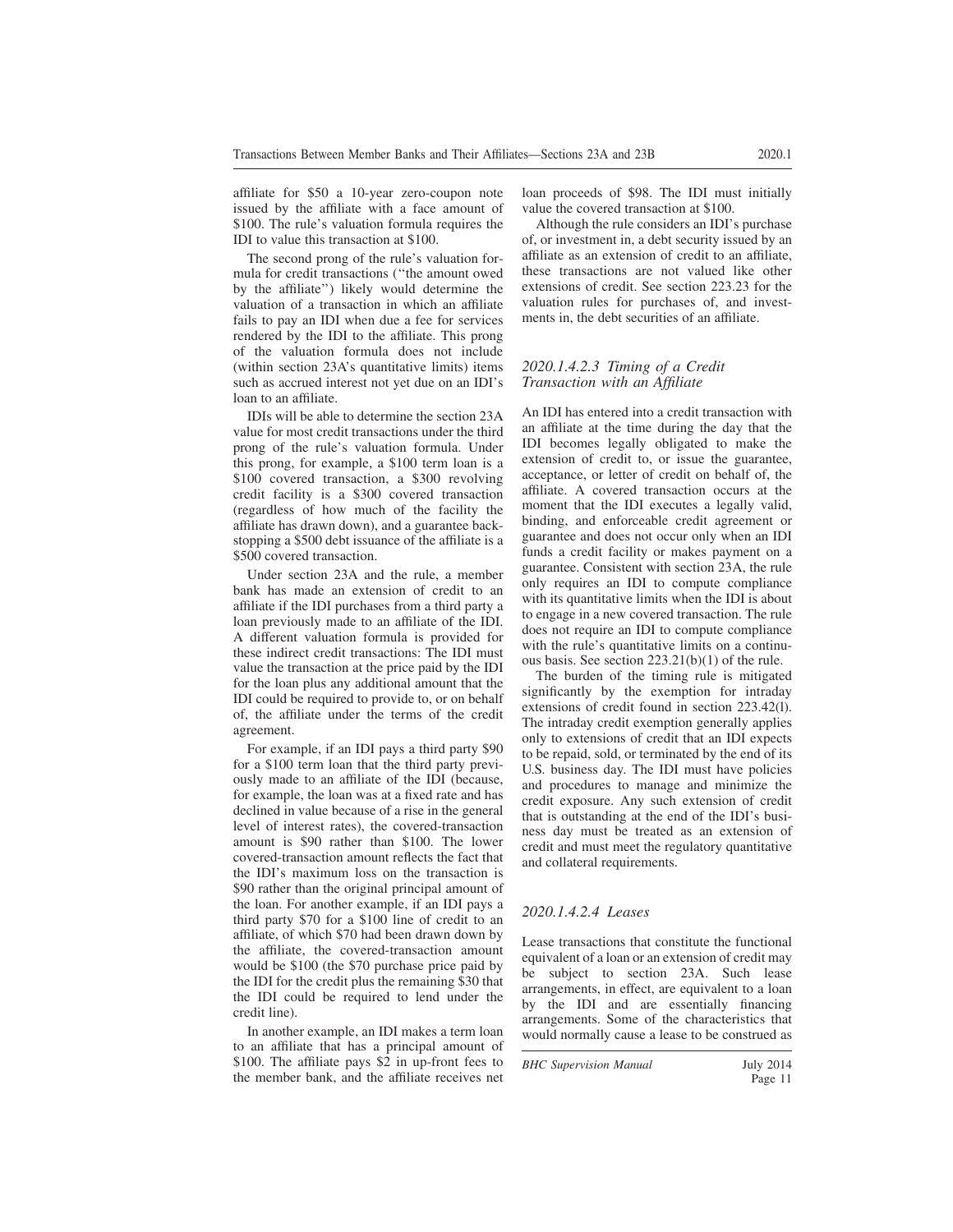affiliate for $50 a 10-year zero-coupon note issued by the affiliate with a face amount of $100. The rule's valuation formula requires the IDI to value this transaction at $100.

The second prong of the rule's valuation formula for credit transactions (''the amount owed by the affiliate'') likely would determine the valuation of a transaction in which an affiliate fails to pay an IDI when due a fee for services rendered by the IDI to the affiliate. This prong of the valuation formula does not include (within section 23A's quantitative limits) items such as accrued interest not yet due on an IDI's loan to an affiliate.

IDIs will be able to determine the section 23A value for most credit transactions under the third prong of the rule's valuation formula. Under this prong, for example, a $100 term loan is a $100 covered transaction, a $300 revolving credit facility is a $300 covered transaction (regardless of how much of the facility the affiliate has drawn down), and a guarantee backstopping a $500 debt issuance of the affiliate is a $500 covered transaction.

Under section 23A and the rule, a member bank has made an extension of credit to an affiliate if the IDI purchases from a third party a loan previously made to an affiliate of the IDI. A different valuation formula is provided for these indirect credit transactions: The IDI must value the transaction at the price paid by the IDI for the loan plus any additional amount that the IDI could be required to provide to, or on behalf of, the affiliate under the terms of the credit agreement.

For example, if an IDI pays a third party $90 for a $100 term loan that the third party previously made to an affiliate of the IDI (because, for example, the loan was at a fixed rate and has declined in value because of a rise in the general level of interest rates), the covered-transaction amount is $90 rather than $100. The lower covered-transaction amount reflects the fact that the IDI's maximum loss on the transaction is $90 rather than the original principal amount of the loan. For another example, if an IDI pays a third party $70 for a $100 line of credit to an affiliate, of which $70 had been drawn down by the affiliate, the covered-transaction amount would be $100 (the $70 purchase price paid by the IDI for the credit plus the remaining $30 that the IDI could be required to lend under the credit line).

In another example, an IDI makes a term loan to an affiliate that has a principal amount of $100. The affiliate pays $2 in up-front fees to the member bank, and the affiliate receives net loan proceeds of $98. The IDI must initially value the covered transaction at $100.

Although the rule considers an IDI's purchase of, or investment in, a debt security issued by an affiliate as an extension of credit to an affiliate, these transactions are not valued like other extensions of credit. See section 223.23 for the valuation rules for purchases of, and investments in, the debt securities of an affiliate.

### *2020.1.4.2.3 Timing of a Credit Transaction with an Affiliate*

An IDI has entered into a credit transaction with an affiliate at the time during the day that the IDI becomes legally obligated to make the extension of credit to, or issue the guarantee, acceptance, or letter of credit on behalf of, the affiliate. A covered transaction occurs at the moment that the IDI executes a legally valid, binding, and enforceable credit agreement or guarantee and does not occur only when an IDI funds a credit facility or makes payment on a guarantee. Consistent with section 23A, the rule only requires an IDI to compute compliance with its quantitative limits when the IDI is about to engage in a new covered transaction. The rule does not require an IDI to compute compliance with the rule's quantitative limits on a continuous basis. See section 223.21(b)(1) of the rule.

The burden of the timing rule is mitigated significantly by the exemption for intraday extensions of credit found in section 223.42(l). The intraday credit exemption generally applies only to extensions of credit that an IDI expects to be repaid, sold, or terminated by the end of its U.S. business day. The IDI must have policies and procedures to manage and minimize the credit exposure. Any such extension of credit that is outstanding at the end of the IDI's business day must be treated as an extension of credit and must meet the regulatory quantitative and collateral requirements.

### *2020.1.4.2.4 Leases*

Lease transactions that constitute the functional equivalent of a loan or an extension of credit may be subject to section 23A. Such lease arrangements, in effect, are equivalent to a loan by the IDI and are essentially financing arrangements. Some of the characteristics that would normally cause a lease to be construed as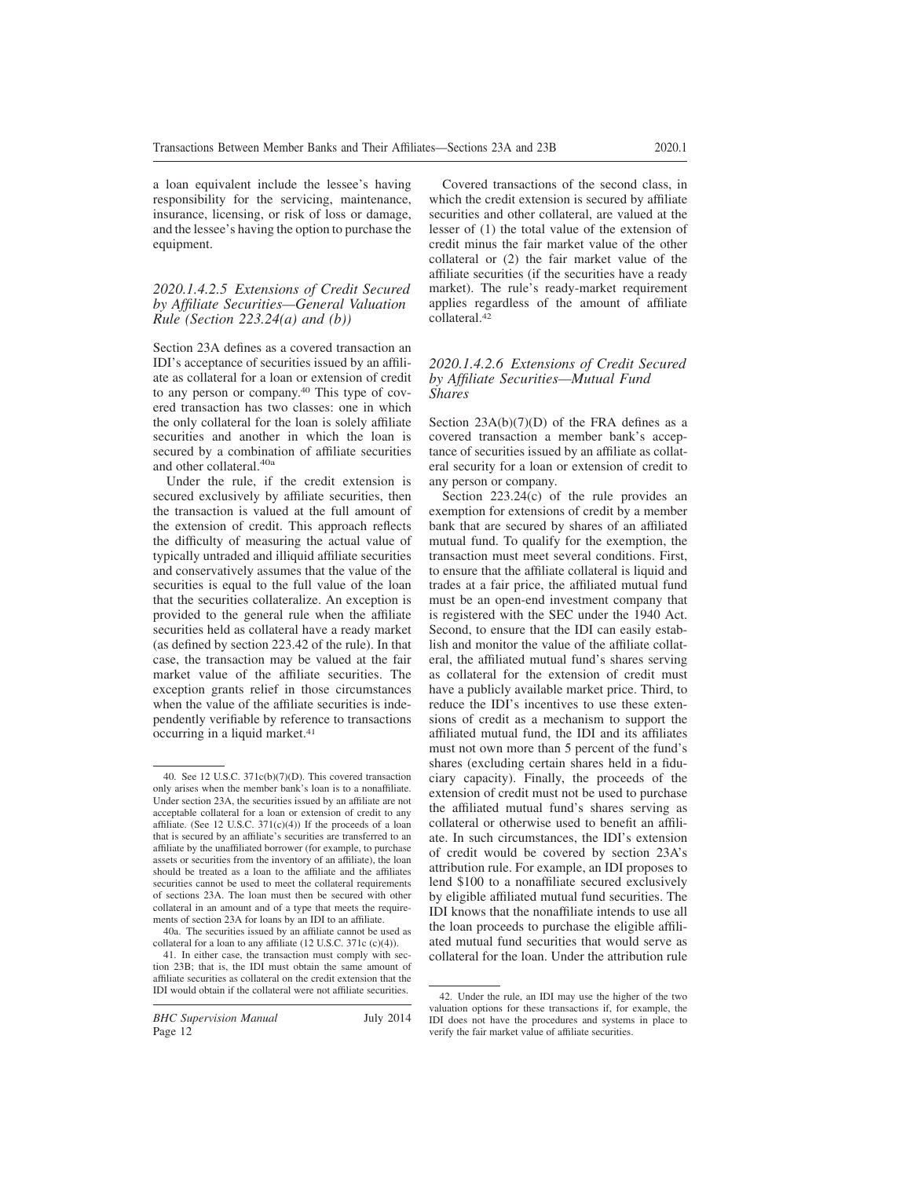a loan equivalent include the lessee's having responsibility for the servicing, maintenance, insurance, licensing, or risk of loss or damage, and the lessee's having the option to purchase the equipment.

### *2020.1.4.2.5 Extensions of Credit Secured by Affiliate Securities—General Valuation Rule (Section 223.24(a) and (b))*

Section 23A defines as a covered transaction an IDI's acceptance of securities issued by an affiliate as collateral for a loan or extension of credit to any person or company.[40] This type of covered transaction has two classes: one in which the only collateral for the loan is solely affiliate securities and another in which the loan is secured by a combination of affiliate securities and other collateral.[40a]

Under the rule, if the credit extension is secured exclusively by affiliate securities, then the transaction is valued at the full amount of the extension of credit. This approach reflects the difficulty of measuring the actual value of typically untraded and illiquid affiliate securities and conservatively assumes that the value of the securities is equal to the full value of the loan that the securities collateralize. An exception is provided to the general rule when the affiliate securities held as collateral have a ready market (as defined by section 223.42 of the rule). In that case, the transaction may be valued at the fair market value of the affiliate securities. The exception grants relief in those circumstances when the value of the affiliate securities is independently verifiable by reference to transactions occurring in a liquid market.[41]

Covered transactions of the second class, in which the credit extension is secured by affiliate securities and other collateral, are valued at the lesser of (1) the total value of the extension of credit minus the fair market value of the other collateral or (2) the fair market value of the affiliate securities (if the securities have a ready market). The rule's ready-market requirement applies regardless of the amount of affiliate collateral.[42]

### *2020.1.4.2.6 Extensions of Credit Secured by Affiliate Securities—Mutual Fund Shares*

Section 23A(b)(7)(D) of the FRA defines as a covered transaction a member bank's acceptance of securities issued by an affiliate as collateral security for a loan or extension of credit to any person or company.

Section 223.24(c) of the rule provides an exemption for extensions of credit by a member bank that are secured by shares of an affiliated mutual fund. To qualify for the exemption, the transaction must meet several conditions. First, to ensure that the affiliate collateral is liquid and trades at a fair price, the affiliated mutual fund must be an open-end investment company that is registered with the SEC under the 1940 Act. Second, to ensure that the IDI can easily establish and monitor the value of the affiliate collateral, the affiliated mutual fund's shares serving as collateral for the extension of credit must have a publicly available market price. Third, to reduce the IDI's incentives to use these extensions of credit as a mechanism to support the affiliated mutual fund, the IDI and its affiliates must not own more than 5 percent of the fund's shares (excluding certain shares held in a fiduciary capacity). Finally, the proceeds of the extension of credit must not be used to purchase the affiliated mutual fund's shares serving as collateral or otherwise used to benefit an affiliate. In such circumstances, the IDI's extension of credit would be covered by section 23A's attribution rule. For example, an IDI proposes to lend $100 to a nonaffiliate secured exclusively by eligible affiliated mutual fund securities. The IDI knows that the nonaffiliate intends to use all the loan proceeds to purchase the eligible affiliated mutual fund securities that would serve as collateral for the loan. Under the attribution rule

---

40. See 12 U.S.C. 371c(b)(7)(D). This covered transaction only arises when the member bank's loan is to a nonaffiliate. Under section 23A, the securities issued by an affiliate are not acceptable collateral for a loan or extension of credit to any affiliate. (See 12 U.S.C. 371(c)(4)) If the proceeds of a loan that is secured by an affiliate's securities are transferred to an affiliate by the nonaffiliated borrower (for example, to purchase assets or securities from the inventory of an affiliate), the loan should be treated as a loan to the affiliate and the affiliates securities cannot be used to meet the collateral requirements of sections 23A. The loan must then be secured with other collateral in an amount and of a type that meets the requirements of section 23A for loans by an IDI to an affiliate.

40a. The securities issued by an affiliate cannot be used as collateral for a loan to any affiliate (12 U.S.C. 371c (c)(4)).

41. In either case, the transaction must comply with section 23B; that is, the IDI must obtain the same amount of affiliate securities as collateral on the credit extension that the IDI would obtain if the collateral were not affiliate securities.

42. Under the rule, an IDI may use the higher of the two valuation options for these transactions if, for example, the IDI does not have the procedures and systems in place to verify the fair market value of affiliate securities.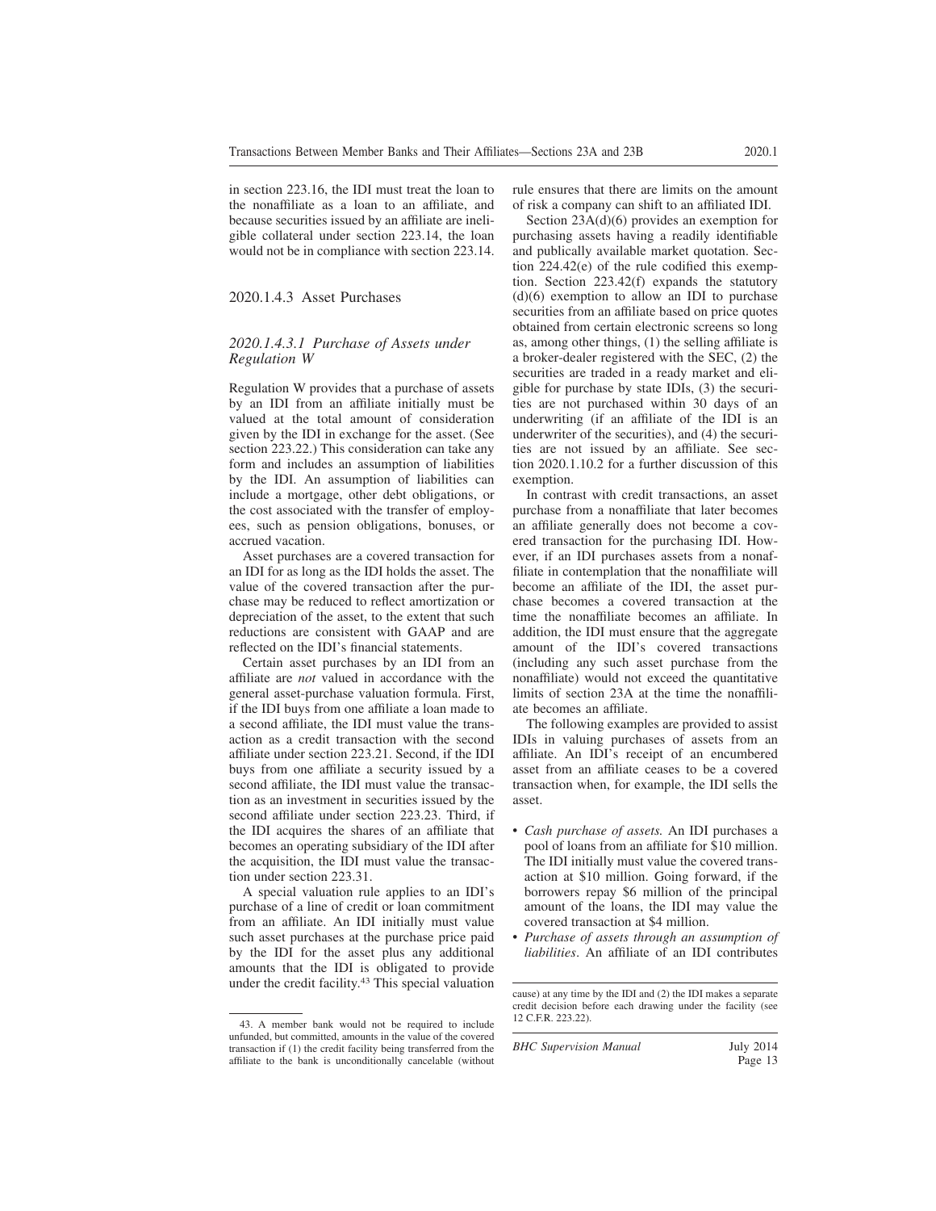in section 223.16, the IDI must treat the loan to the nonaffiliate as a loan to an affiliate, and because securities issued by an affiliate are ineligible collateral under section 223.14, the loan would not be in compliance with section 223.14.

### 2020.1.4.3 Asset Purchases

#### *2020.1.4.3.1 Purchase of Assets under Regulation W*

Regulation W provides that a purchase of assets by an IDI from an affiliate initially must be valued at the total amount of consideration given by the IDI in exchange for the asset. (See section 223.22.) This consideration can take any form and includes an assumption of liabilities by the IDI. An assumption of liabilities can include a mortgage, other debt obligations, or the cost associated with the transfer of employees, such as pension obligations, bonuses, or accrued vacation.

Asset purchases are a covered transaction for an IDI for as long as the IDI holds the asset. The value of the covered transaction after the purchase may be reduced to reflect amortization or depreciation of the asset, to the extent that such reductions are consistent with GAAP and are reflected on the IDI's financial statements.

Certain asset purchases by an IDI from an affiliate are *not* valued in accordance with the general asset-purchase valuation formula. First, if the IDI buys from one affiliate a loan made to a second affiliate, the IDI must value the transaction as a credit transaction with the second affiliate under section 223.21. Second, if the IDI buys from one affiliate a security issued by a second affiliate, the IDI must value the transaction as an investment in securities issued by the second affiliate under section 223.23. Third, if the IDI acquires the shares of an affiliate that becomes an operating subsidiary of the IDI after the acquisition, the IDI must value the transaction under section 223.31.

A special valuation rule applies to an IDI's purchase of a line of credit or loan commitment from an affiliate. An IDI initially must value such asset purchases at the purchase price paid by the IDI for the asset plus any additional amounts that the IDI is obligated to provide under the credit facility.[43] This special valuation rule ensures that there are limits on the amount of risk a company can shift to an affiliated IDI.

Section 23A(d)(6) provides an exemption for purchasing assets having a readily identifiable and publically available market quotation. Section 224.42(e) of the rule codified this exemption. Section 223.42(f) expands the statutory (d)(6) exemption to allow an IDI to purchase securities from an affiliate based on price quotes obtained from certain electronic screens so long as, among other things, (1) the selling affiliate is a broker-dealer registered with the SEC, (2) the securities are traded in a ready market and eligible for purchase by state IDIs, (3) the securities are not purchased within 30 days of an underwriting (if an affiliate of the IDI is an underwriter of the securities), and (4) the securities are not issued by an affiliate. See section 2020.1.10.2 for a further discussion of this exemption.

In contrast with credit transactions, an asset purchase from a nonaffiliate that later becomes an affiliate generally does not become a covered transaction for the purchasing IDI. However, if an IDI purchases assets from a nonaffiliate in contemplation that the nonaffiliate will become an affiliate of the IDI, the asset purchase becomes a covered transaction at the time the nonaffiliate becomes an affiliate. In addition, the IDI must ensure that the aggregate amount of the IDI's covered transactions (including any such asset purchase from the nonaffiliate) would not exceed the quantitative limits of section 23A at the time the nonaffiliate becomes an affiliate.

The following examples are provided to assist IDIs in valuing purchases of assets from an affiliate. An IDI's receipt of an encumbered asset from an affiliate ceases to be a covered transaction when, for example, the IDI sells the asset.

- *Cash purchase of assets.* An IDI purchases a pool of loans from an affiliate for $10 million. The IDI initially must value the covered transaction at $10 million. Going forward, if the borrowers repay $6 million of the principal amount of the loans, the IDI may value the covered transaction at $4 million.
- *Purchase of assets through an assumption of liabilities*. An affiliate of an IDI contributes

---

43. A member bank would not be required to include unfunded, but committed, amounts in the value of the covered transaction if (1) the credit facility being transferred from the affiliate to the bank is unconditionally cancelable (without cause) at any time by the IDI and (2) the IDI makes a separate credit decision before each drawing under the facility (see 12 C.F.R. 223.22).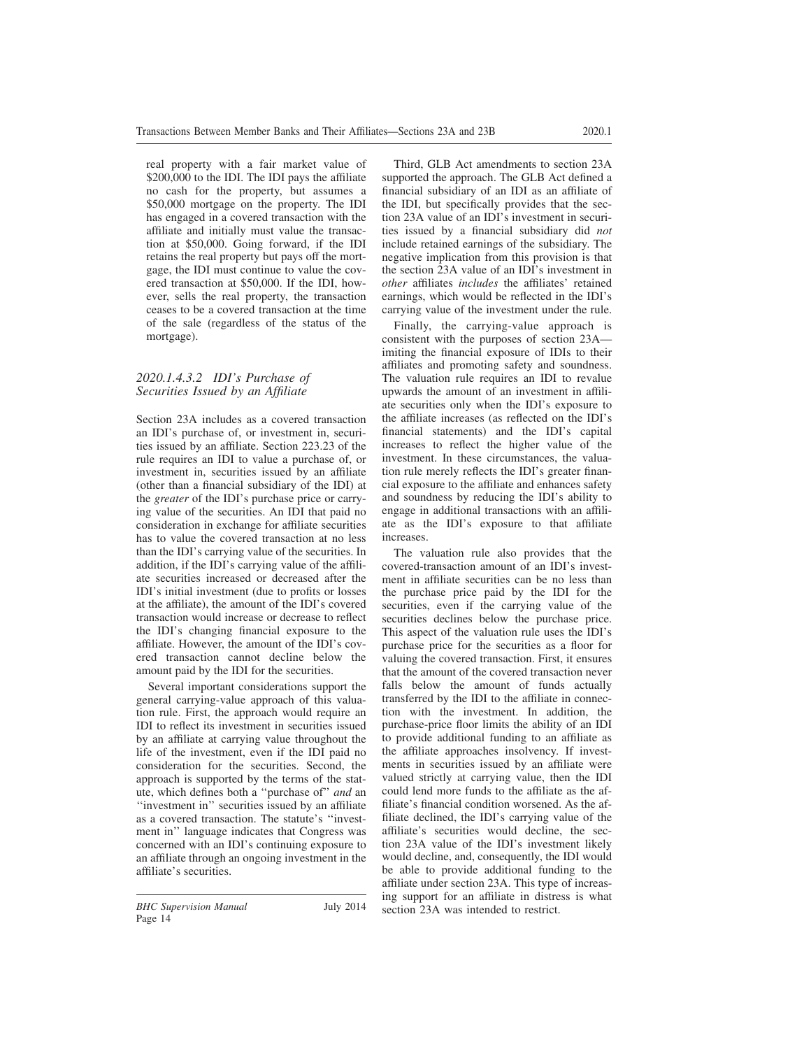real property with a fair market value of $200,000 to the IDI. The IDI pays the affiliate no cash for the property, but assumes a $50,000 mortgage on the property. The IDI has engaged in a covered transaction with the affiliate and initially must value the transaction at $50,000. Going forward, if the IDI retains the real property but pays off the mortgage, the IDI must continue to value the covered transaction at $50,000. If the IDI, however, sells the real property, the transaction ceases to be a covered transaction at the time of the sale (regardless of the status of the mortgage).

#### *2020.1.4.3.2 IDI's Purchase of Securities Issued by an Affiliate*

Section 23A includes as a covered transaction an IDI's purchase of, or investment in, securities issued by an affiliate. Section 223.23 of the rule requires an IDI to value a purchase of, or investment in, securities issued by an affiliate (other than a financial subsidiary of the IDI) at the *greater* of the IDI's purchase price or carrying value of the securities. An IDI that paid no consideration in exchange for affiliate securities has to value the covered transaction at no less than the IDI's carrying value of the securities. In addition, if the IDI's carrying value of the affiliate securities increased or decreased after the IDI's initial investment (due to profits or losses at the affiliate), the amount of the IDI's covered transaction would increase or decrease to reflect the IDI's changing financial exposure to the affiliate. However, the amount of the IDI's covered transaction cannot decline below the amount paid by the IDI for the securities.

Several important considerations support the general carrying-value approach of this valuation rule. First, the approach would require an IDI to reflect its investment in securities issued by an affiliate at carrying value throughout the life of the investment, even if the IDI paid no consideration for the securities. Second, the approach is supported by the terms of the statute, which defines both a ''purchase of'' *and* an ''investment in'' securities issued by an affiliate as a covered transaction. The statute's ''investment in'' language indicates that Congress was concerned with an IDI's continuing exposure to an affiliate through an ongoing investment in the affiliate's securities.

Third, GLB Act amendments to section 23A supported the approach. The GLB Act defined a financial subsidiary of an IDI as an affiliate of the IDI, but specifically provides that the section 23A value of an IDI's investment in securities issued by a financial subsidiary did *not* include retained earnings of the subsidiary. The negative implication from this provision is that the section 23A value of an IDI's investment in *other* affiliates *includes* the affiliates' retained earnings, which would be reflected in the IDI's carrying value of the investment under the rule.

Finally, the carrying-value approach is consistent with the purposes of section 23A—imiting the financial exposure of IDIs to their affiliates and promoting safety and soundness. The valuation rule requires an IDI to revalue upwards the amount of an investment in affiliate securities only when the IDI's exposure to the affiliate increases (as reflected on the IDI's financial statements) and the IDI's capital increases to reflect the higher value of the investment. In these circumstances, the valuation rule merely reflects the IDI's greater financial exposure to the affiliate and enhances safety and soundness by reducing the IDI's ability to engage in additional transactions with an affiliate as the IDI's exposure to that affiliate increases.

The valuation rule also provides that the covered-transaction amount of an IDI's investment in affiliate securities can be no less than the purchase price paid by the IDI for the securities, even if the carrying value of the securities declines below the purchase price. This aspect of the valuation rule uses the IDI's purchase price for the securities as a floor for valuing the covered transaction. First, it ensures that the amount of the covered transaction never falls below the amount of funds actually transferred by the IDI to the affiliate in connection with the investment. In addition, the purchase-price floor limits the ability of an IDI to provide additional funding to an affiliate as the affiliate approaches insolvency. If investments in securities issued by an affiliate were valued strictly at carrying value, then the IDI could lend more funds to the affiliate as the affiliate's financial condition worsened. As the affiliate declined, the IDI's carrying value of the affiliate's securities would decline, the section 23A value of the IDI's investment likely would decline, and, consequently, the IDI would be able to provide additional funding to the affiliate under section 23A. This type of increasing support for an affiliate in distress is what section 23A was intended to restrict.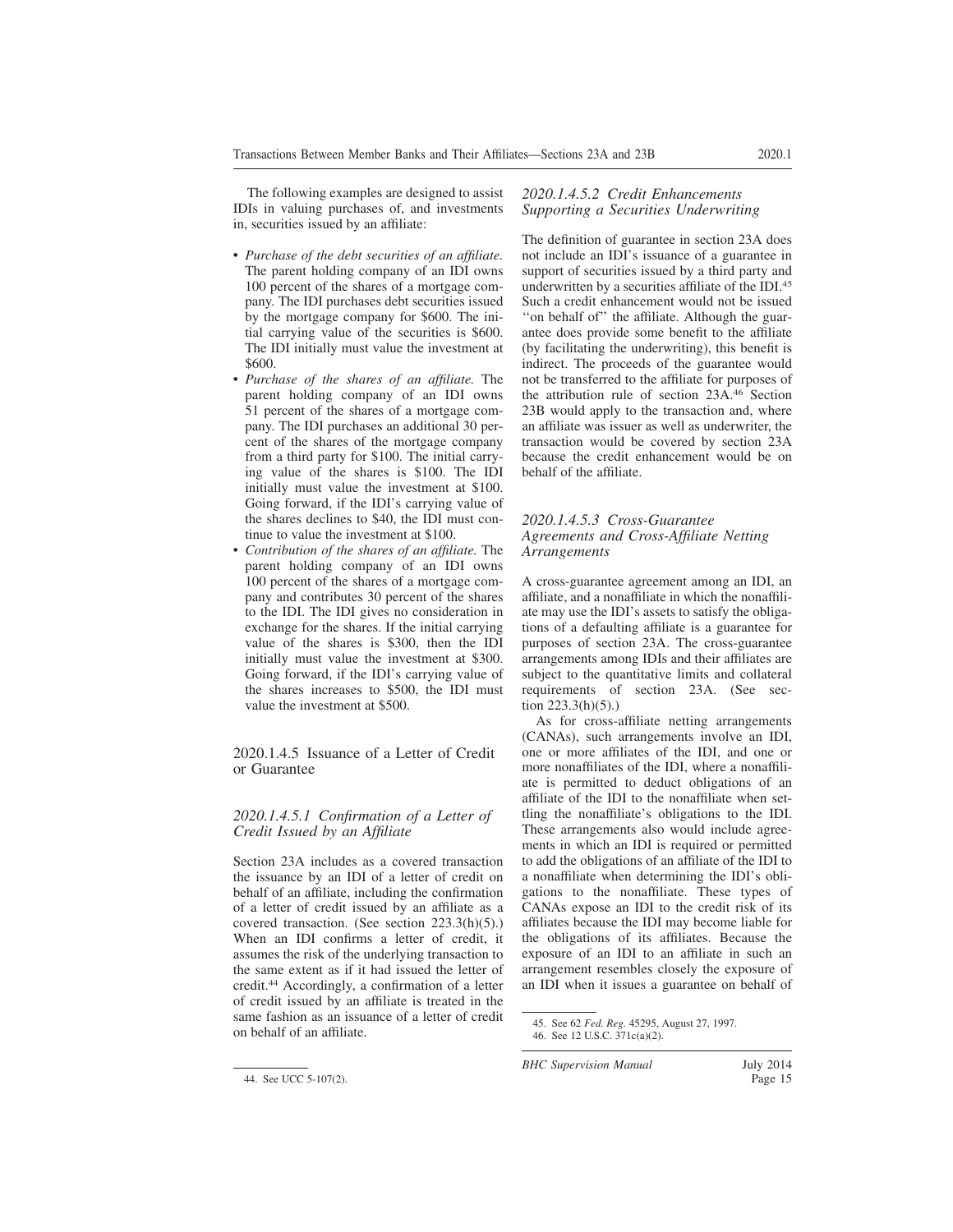The following examples are designed to assist IDIs in valuing purchases of, and investments in, securities issued by an affiliate:

- *Purchase of the debt securities of an affiliate.* The parent holding company of an IDI owns 100 percent of the shares of a mortgage company. The IDI purchases debt securities issued by the mortgage company for $600. The initial carrying value of the securities is $600. The IDI initially must value the investment at $600.
- *Purchase of the shares of an affiliate.* The parent holding company of an IDI owns 51 percent of the shares of a mortgage company. The IDI purchases an additional 30 percent of the shares of the mortgage company from a third party for $100. The initial carrying value of the shares is $100. The IDI initially must value the investment at $100. Going forward, if the IDI's carrying value of the shares declines to $40, the IDI must continue to value the investment at $100.
- *Contribution of the shares of an affiliate.* The parent holding company of an IDI owns 100 percent of the shares of a mortgage company and contributes 30 percent of the shares to the IDI. The IDI gives no consideration in exchange for the shares. If the initial carrying value of the shares is $300, then the IDI initially must value the investment at $300. Going forward, if the IDI's carrying value of the shares increases to $500, the IDI must value the investment at $500.

## 2020.1.4.5 Issuance of a Letter of Credit or Guarantee

### *2020.1.4.5.1 Confirmation of a Letter of Credit Issued by an Affiliate*

Section 23A includes as a covered transaction the issuance by an IDI of a letter of credit on behalf of an affiliate, including the confirmation of a letter of credit issued by an affiliate as a covered transaction. (See section 223.3(h)(5).) When an IDI confirms a letter of credit, it assumes the risk of the underlying transaction to the same extent as if it had issued the letter of credit.[44] Accordingly, a confirmation of a letter of credit issued by an affiliate is treated in the same fashion as an issuance of a letter of credit on behalf of an affiliate.

### *2020.1.4.5.2 Credit Enhancements Supporting a Securities Underwriting*

The definition of guarantee in section 23A does not include an IDI's issuance of a guarantee in support of securities issued by a third party and underwritten by a securities affiliate of the IDI.[45] Such a credit enhancement would not be issued "on behalf of" the affiliate. Although the guarantee does provide some benefit to the affiliate (by facilitating the underwriting), this benefit is indirect. The proceeds of the guarantee would not be transferred to the affiliate for purposes of the attribution rule of section 23A.[46] Section 23B would apply to the transaction and, where an affiliate was issuer as well as underwriter, the transaction would be covered by section 23A because the credit enhancement would be on behalf of the affiliate.

### *2020.1.4.5.3 Cross-Guarantee Agreements and Cross-Affiliate Netting Arrangements*

A cross-guarantee agreement among an IDI, an affiliate, and a nonaffiliate in which the nonaffiliate may use the IDI's assets to satisfy the obligations of a defaulting affiliate is a guarantee for purposes of section 23A. The cross-guarantee arrangements among IDIs and their affiliates are subject to the quantitative limits and collateral requirements of section 23A. (See section 223.3(h)(5).)

As for cross-affiliate netting arrangements (CANAs), such arrangements involve an IDI, one or more affiliates of the IDI, and one or more nonaffiliates of the IDI, where a nonaffiliate is permitted to deduct obligations of an affiliate of the IDI to the nonaffiliate when settling the nonaffiliate's obligations to the IDI. These arrangements also would include agreements in which an IDI is required or permitted to add the obligations of an affiliate of the IDI to a nonaffiliate when determining the IDI's obligations to the nonaffiliate. These types of CANAs expose an IDI to the credit risk of its affiliates because the IDI may become liable for the obligations of its affiliates. Because the exposure of an IDI to an affiliate in such an arrangement resembles closely the exposure of an IDI when it issues a guarantee on behalf of

---

44. See UCC 5-107(2).

45. See 62 *Fed. Reg.* 45295, August 27, 1997.

46. See 12 U.S.C. 371c(a)(2).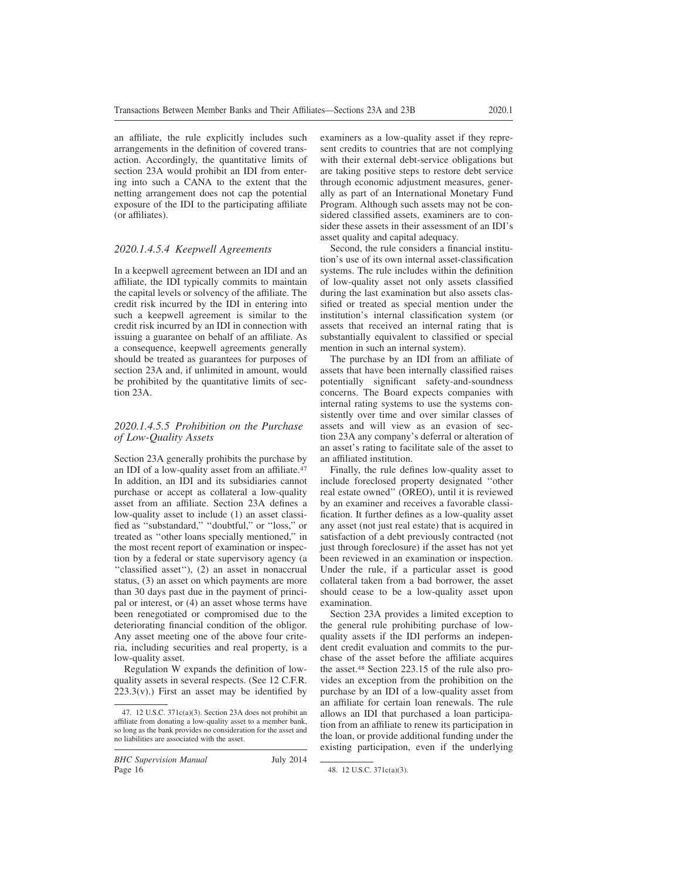an affiliate, the rule explicitly includes such arrangements in the definition of covered transaction. Accordingly, the quantitative limits of section 23A would prohibit an IDI from entering into such a CANA to the extent that the netting arrangement does not cap the potential exposure of the IDI to the participating affiliate (or affiliates).

### *2020.1.4.5.4 Keepwell Agreements*

In a keepwell agreement between an IDI and an affiliate, the IDI typically commits to maintain the capital levels or solvency of the affiliate. The credit risk incurred by the IDI in entering into such a keepwell agreement is similar to the credit risk incurred by an IDI in connection with issuing a guarantee on behalf of an affiliate. As a consequence, keepwell agreements generally should be treated as guarantees for purposes of section 23A and, if unlimited in amount, would be prohibited by the quantitative limits of section 23A.

### *2020.1.4.5.5 Prohibition on the Purchase of Low-Quality Assets*

Section 23A generally prohibits the purchase by an IDI of a low-quality asset from an affiliate.[47] In addition, an IDI and its subsidiaries cannot purchase or accept as collateral a low-quality asset from an affiliate. Section 23A defines a low-quality asset to include (1) an asset classified as ''substandard,'' ''doubtful,'' or ''loss,'' or treated as ''other loans specially mentioned,'' in the most recent report of examination or inspection by a federal or state supervisory agency (a ''classified asset''), (2) an asset in nonaccrual status, (3) an asset on which payments are more than 30 days past due in the payment of principal or interest, or (4) an asset whose terms have been renegotiated or compromised due to the deteriorating financial condition of the obligor. Any asset meeting one of the above four criteria, including securities and real property, is a low-quality asset.

Regulation W expands the definition of low-quality assets in several respects. (See 12 C.F.R. 223.3(v).) First an asset may be identified by examiners as a low-quality asset if they represent credits to countries that are not complying with their external debt-service obligations but are taking positive steps to restore debt service through economic adjustment measures, generally as part of an International Monetary Fund Program. Although such assets may not be considered classified assets, examiners are to consider these assets in their assessment of an IDI's asset quality and capital adequacy.

Second, the rule considers a financial institution's use of its own internal asset-classification systems. The rule includes within the definition of low-quality asset not only assets classified during the last examination but also assets classified or treated as special mention under the institution's internal classification system (or assets that received an internal rating that is substantially equivalent to classified or special mention in such an internal system).

The purchase by an IDI from an affiliate of assets that have been internally classified raises potentially significant safety-and-soundness concerns. The Board expects companies with internal rating systems to use the systems consistently over time and over similar classes of assets and will view as an evasion of section 23A any company's deferral or alteration of an asset's rating to facilitate sale of the asset to an affiliated institution.

Finally, the rule defines low-quality asset to include foreclosed property designated ''other real estate owned'' (OREO), until it is reviewed by an examiner and receives a favorable classification. It further defines as a low-quality asset any asset (not just real estate) that is acquired in satisfaction of a debt previously contracted (not just through foreclosure) if the asset has not yet been reviewed in an examination or inspection. Under the rule, if a particular asset is good collateral taken from a bad borrower, the asset should cease to be a low-quality asset upon examination.

Section 23A provides a limited exception to the general rule prohibiting purchase of low-quality assets if the IDI performs an independent credit evaluation and commits to the purchase of the asset before the affiliate acquires the asset.[48] Section 223.15 of the rule also provides an exception from the prohibition on the purchase by an IDI of a low-quality asset from an affiliate for certain loan renewals. The rule allows an IDI that purchased a loan participation from an affiliate to renew its participation in the loan, or provide additional funding under the existing participation, even if the underlying

---

47. 12 U.S.C. 371c(a)(3). Section 23A does not prohibit an affiliate from donating a low-quality asset to a member bank, so long as the bank provides no consideration for the asset and no liabilities are associated with the asset.

48. 12 U.S.C. 371c(a)(3).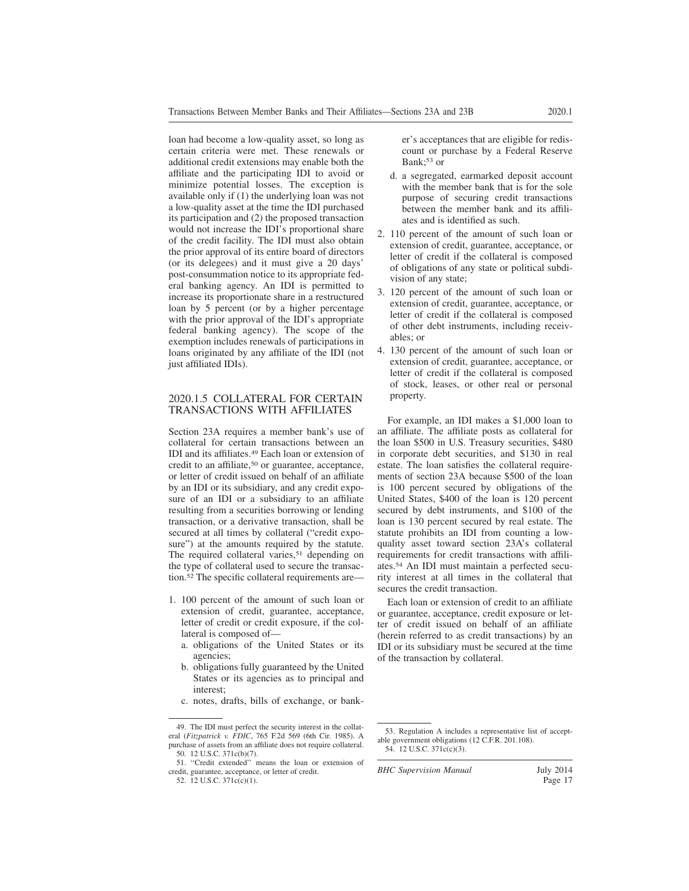loan had become a low-quality asset, so long as certain criteria were met. These renewals or additional credit extensions may enable both the affiliate and the participating IDI to avoid or minimize potential losses. The exception is available only if (1) the underlying loan was not a low-quality asset at the time the IDI purchased its participation and (2) the proposed transaction would not increase the IDI's proportional share of the credit facility. The IDI must also obtain the prior approval of its entire board of directors (or its delegees) and it must give a 20 days' post-consummation notice to its appropriate federal banking agency. An IDI is permitted to increase its proportionate share in a restructured loan by 5 percent (or by a higher percentage with the prior approval of the IDI's appropriate federal banking agency). The scope of the exemption includes renewals of participations in loans originated by any affiliate of the IDI (not just affiliated IDIs).

## 2020.1.5 COLLATERAL FOR CERTAIN TRANSACTIONS WITH AFFILIATES

Section 23A requires a member bank's use of collateral for certain transactions between an IDI and its affiliates.[49] Each loan or extension of credit to an affiliate,[50] or guarantee, acceptance, or letter of credit issued on behalf of an affiliate by an IDI or its subsidiary, and any credit exposure of an IDI or a subsidiary to an affiliate resulting from a securities borrowing or lending transaction, or a derivative transaction, shall be secured at all times by collateral ("credit exposure") at the amounts required by the statute. The required collateral varies,[51] depending on the type of collateral used to secure the transaction.[52] The specific collateral requirements are—

1. 100 percent of the amount of such loan or extension of credit, guarantee, acceptance, letter of credit or credit exposure, if the collateral is composed of—
   a. obligations of the United States or its agencies;
   b. obligations fully guaranteed by the United States or its agencies as to principal and interest;
   c. notes, drafts, bills of exchange, or banker's acceptances that are eligible for rediscount or purchase by a Federal Reserve Bank;[53] or
   d. a segregated, earmarked deposit account with the member bank that is for the sole purpose of securing credit transactions between the member bank and its affiliates and is identified as such.
2. 110 percent of the amount of such loan or extension of credit, guarantee, acceptance, or letter of credit if the collateral is composed of obligations of any state or political subdivision of any state;
3. 120 percent of the amount of such loan or extension of credit, guarantee, acceptance, or letter of credit if the collateral is composed of other debt instruments, including receivables; or
4. 130 percent of the amount of such loan or extension of credit, guarantee, acceptance, or letter of credit if the collateral is composed of stock, leases, or other real or personal property.

For example, an IDI makes a $1,000 loan to an affiliate. The affiliate posts as collateral for the loan $500 in U.S. Treasury securities, $480 in corporate debt securities, and $130 in real estate. The loan satisfies the collateral requirements of section 23A because $500 of the loan is 100 percent secured by obligations of the United States, $400 of the loan is 120 percent secured by debt instruments, and $100 of the loan is 130 percent secured by real estate. The statute prohibits an IDI from counting a low-quality asset toward section 23A's collateral requirements for credit transactions with affiliates.[54] An IDI must maintain a perfected security interest at all times in the collateral that secures the credit transaction.

Each loan or extension of credit to an affiliate or guarantee, acceptance, credit exposure or letter of credit issued on behalf of an affiliate (herein referred to as credit transactions) by an IDI or its subsidiary must be secured at the time of the transaction by collateral.

---

49. The IDI must perfect the security interest in the collateral (*Fitzpatrick v. FDIC*, 765 F.2d 569 (6th Cir. 1985). A purchase of assets from an affiliate does not require collateral.

50. 12 U.S.C. 371c(b)(7).

51. "Credit extended" means the loan or extension of credit, guarantee, acceptance, or letter of credit.

52. 12 U.S.C. 371c(c)(1).

53. Regulation A includes a representative list of acceptable government obligations (12 C.F.R. 201.108).

54. 12 U.S.C. 371c(c)(3).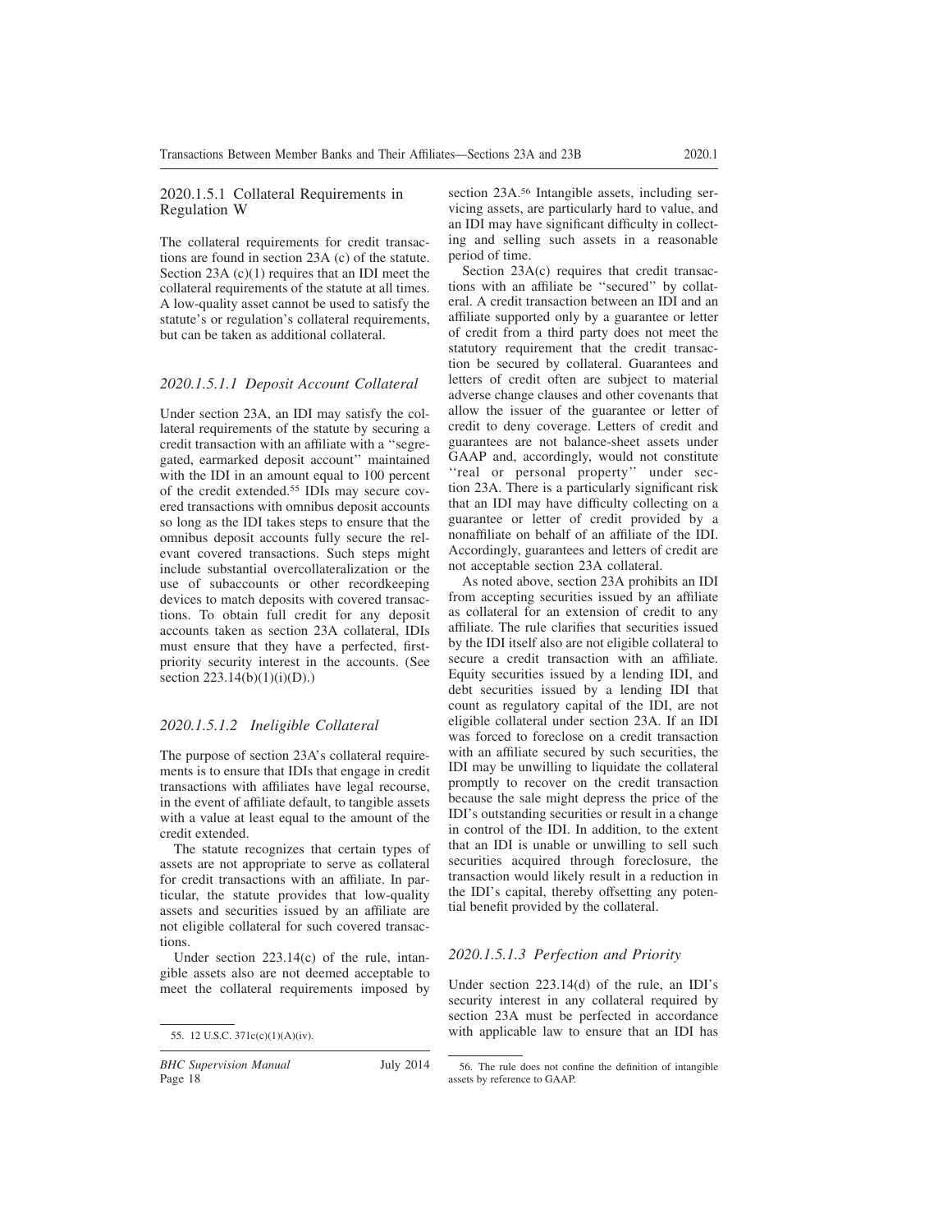### 2020.1.5.1 Collateral Requirements in Regulation W

The collateral requirements for credit transactions are found in section 23A (c) of the statute. Section 23A (c)(1) requires that an IDI meet the collateral requirements of the statute at all times. A low-quality asset cannot be used to satisfy the statute's or regulation's collateral requirements, but can be taken as additional collateral.

#### *2020.1.5.1.1 Deposit Account Collateral*

Under section 23A, an IDI may satisfy the collateral requirements of the statute by securing a credit transaction with an affiliate with a ''segregated, earmarked deposit account'' maintained with the IDI in an amount equal to 100 percent of the credit extended.[55] IDIs may secure covered transactions with omnibus deposit accounts so long as the IDI takes steps to ensure that the omnibus deposit accounts fully secure the relevant covered transactions. Such steps might include substantial overcollateralization or the use of subaccounts or other recordkeeping devices to match deposits with covered transactions. To obtain full credit for any deposit accounts taken as section 23A collateral, IDIs must ensure that they have a perfected, first-priority security interest in the accounts. (See section 223.14(b)(1)(i)(D).)

#### *2020.1.5.1.2 Ineligible Collateral*

The purpose of section 23A's collateral requirements is to ensure that IDIs that engage in credit transactions with affiliates have legal recourse, in the event of affiliate default, to tangible assets with a value at least equal to the amount of the credit extended.

The statute recognizes that certain types of assets are not appropriate to serve as collateral for credit transactions with an affiliate. In particular, the statute provides that low-quality assets and securities issued by an affiliate are not eligible collateral for such covered transactions.

Under section 223.14(c) of the rule, intangible assets also are not deemed acceptable to meet the collateral requirements imposed by section 23A.[56] Intangible assets, including servicing assets, are particularly hard to value, and an IDI may have significant difficulty in collecting and selling such assets in a reasonable period of time.

Section 23A(c) requires that credit transactions with an affiliate be ''secured'' by collateral. A credit transaction between an IDI and an affiliate supported only by a guarantee or letter of credit from a third party does not meet the statutory requirement that the credit transaction be secured by collateral. Guarantees and letters of credit often are subject to material adverse change clauses and other covenants that allow the issuer of the guarantee or letter of credit to deny coverage. Letters of credit and guarantees are not balance-sheet assets under GAAP and, accordingly, would not constitute ''real or personal property'' under section 23A. There is a particularly significant risk that an IDI may have difficulty collecting on a guarantee or letter of credit provided by a nonaffiliate on behalf of an affiliate of the IDI. Accordingly, guarantees and letters of credit are not acceptable section 23A collateral.

As noted above, section 23A prohibits an IDI from accepting securities issued by an affiliate as collateral for an extension of credit to any affiliate. The rule clarifies that securities issued by the IDI itself also are not eligible collateral to secure a credit transaction with an affiliate. Equity securities issued by a lending IDI, and debt securities issued by a lending IDI that count as regulatory capital of the IDI, are not eligible collateral under section 23A. If an IDI was forced to foreclose on a credit transaction with an affiliate secured by such securities, the IDI may be unwilling to liquidate the collateral promptly to recover on the credit transaction because the sale might depress the price of the IDI's outstanding securities or result in a change in control of the IDI. In addition, to the extent that an IDI is unable or unwilling to sell such securities acquired through foreclosure, the transaction would likely result in a reduction in the IDI's capital, thereby offsetting any potential benefit provided by the collateral.

#### *2020.1.5.1.3 Perfection and Priority*

Under section 223.14(d) of the rule, an IDI's security interest in any collateral required by section 23A must be perfected in accordance with applicable law to ensure that an IDI has

55. 12 U.S.C. 371c(c)(1)(A)(iv).

56. The rule does not confine the definition of intangible assets by reference to GAAP.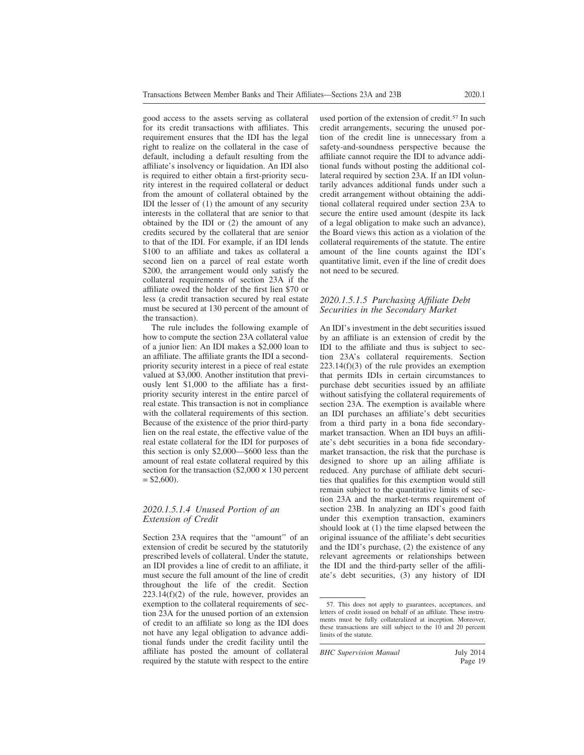good access to the assets serving as collateral for its credit transactions with affiliates. This requirement ensures that the IDI has the legal right to realize on the collateral in the case of default, including a default resulting from the affiliate's insolvency or liquidation. An IDI also is required to either obtain a first-priority security interest in the required collateral or deduct from the amount of collateral obtained by the IDI the lesser of (1) the amount of any security interests in the collateral that are senior to that obtained by the IDI or (2) the amount of any credits secured by the collateral that are senior to that of the IDI. For example, if an IDI lends \$100 to an affiliate and takes as collateral a second lien on a parcel of real estate worth \$200, the arrangement would only satisfy the collateral requirements of section 23A if the affiliate owed the holder of the first lien \$70 or less (a credit transaction secured by real estate must be secured at 130 percent of the amount of the transaction).

The rule includes the following example of how to compute the section 23A collateral value of a junior lien: An IDI makes a \$2,000 loan to an affiliate. The affiliate grants the IDI a second-priority security interest in a piece of real estate valued at \$3,000. Another institution that previously lent \$1,000 to the affiliate has a first-priority security interest in the entire parcel of real estate. This transaction is not in compliance with the collateral requirements of this section. Because of the existence of the prior third-party lien on the real estate, the effective value of the real estate collateral for the IDI for purposes of this section is only \$2,000—\$600 less than the amount of real estate collateral required by this section for the transaction (\$2,000 × 130 percent = \$2,600).

### *2020.1.5.1.4 Unused Portion of an Extension of Credit*

Section 23A requires that the "amount" of an extension of credit be secured by the statutorily prescribed levels of collateral. Under the statute, an IDI provides a line of credit to an affiliate, it must secure the full amount of the line of credit throughout the life of the credit. Section 223.14(f)(2) of the rule, however, provides an exemption to the collateral requirements of section 23A for the unused portion of an extension of credit to an affiliate so long as the IDI does not have any legal obligation to advance additional funds under the credit facility until the affiliate has posted the amount of collateral required by the statute with respect to the entire used portion of the extension of credit.[57] In such credit arrangements, securing the unused portion of the credit line is unnecessary from a safety-and-soundness perspective because the affiliate cannot require the IDI to advance additional funds without posting the additional collateral required by section 23A. If an IDI voluntarily advances additional funds under such a credit arrangement without obtaining the additional collateral required under section 23A to secure the entire used amount (despite its lack of a legal obligation to make such an advance), the Board views this action as a violation of the collateral requirements of the statute. The entire amount of the line counts against the IDI's quantitative limit, even if the line of credit does not need to be secured.

### *2020.1.5.1.5 Purchasing Affiliate Debt Securities in the Secondary Market*

An IDI's investment in the debt securities issued by an affiliate is an extension of credit by the IDI to the affiliate and thus is subject to section 23A's collateral requirements. Section 223.14(f)(3) of the rule provides an exemption that permits IDIs in certain circumstances to purchase debt securities issued by an affiliate without satisfying the collateral requirements of section 23A. The exemption is available where an IDI purchases an affiliate's debt securities from a third party in a bona fide secondary-market transaction. When an IDI buys an affiliate's debt securities in a bona fide secondary-market transaction, the risk that the purchase is designed to shore up an ailing affiliate is reduced. Any purchase of affiliate debt securities that qualifies for this exemption would still remain subject to the quantitative limits of section 23A and the market-terms requirement of section 23B. In analyzing an IDI's good faith under this exemption transaction, examiners should look at (1) the time elapsed between the original issuance of the affiliate's debt securities and the IDI's purchase, (2) the existence of any relevant agreements or relationships between the IDI and the third-party seller of the affiliate's debt securities, (3) any history of IDI

---

57. This does not apply to guarantees, acceptances, and letters of credit issued on behalf of an affiliate. These instruments must be fully collateralized at inception. Moreover, these transactions are still subject to the 10 and 20 percent limits of the statute.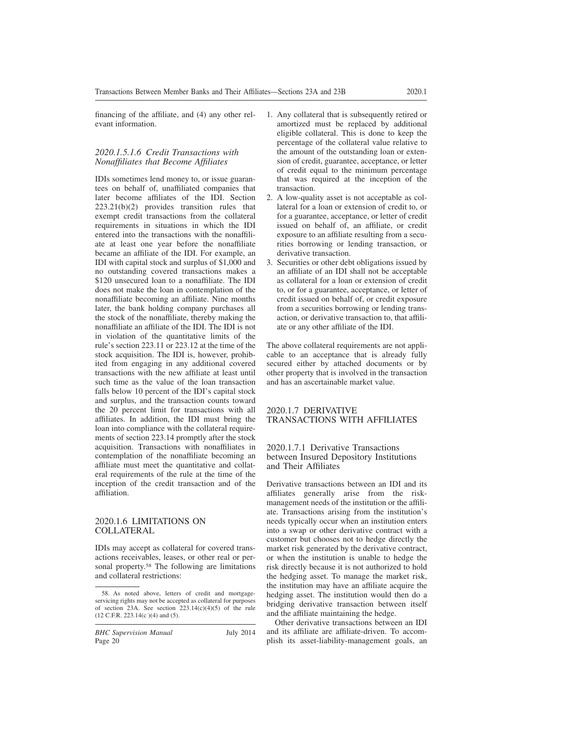financing of the affiliate, and (4) any other relevant information.

#### *2020.1.5.1.6 Credit Transactions with Nonaffiliates that Become Affiliates*

IDIs sometimes lend money to, or issue guarantees on behalf of, unaffiliated companies that later become affiliates of the IDI. Section 223.21(b)(2) provides transition rules that exempt credit transactions from the collateral requirements in situations in which the IDI entered into the transactions with the nonaffiliate at least one year before the nonaffiliate became an affiliate of the IDI. For example, an IDI with capital stock and surplus of $1,000 and no outstanding covered transactions makes a $120 unsecured loan to a nonaffiliate. The IDI does not make the loan in contemplation of the nonaffiliate becoming an affiliate. Nine months later, the bank holding company purchases all the stock of the nonaffiliate, thereby making the nonaffiliate an affiliate of the IDI. The IDI is not in violation of the quantitative limits of the rule's section 223.11 or 223.12 at the time of the stock acquisition. The IDI is, however, prohibited from engaging in any additional covered transactions with the new affiliate at least until such time as the value of the loan transaction falls below 10 percent of the IDI's capital stock and surplus, and the transaction counts toward the 20 percent limit for transactions with all affiliates. In addition, the IDI must bring the loan into compliance with the collateral requirements of section 223.14 promptly after the stock acquisition. Transactions with nonaffiliates in contemplation of the nonaffiliate becoming an affiliate must meet the quantitative and collateral requirements of the rule at the time of the inception of the credit transaction and of the affiliation.

### 2020.1.6 LIMITATIONS ON COLLATERAL

IDIs may accept as collateral for covered transactions receivables, leases, or other real or personal property.[58] The following are limitations and collateral restrictions:

1. Any collateral that is subsequently retired or amortized must be replaced by additional eligible collateral. This is done to keep the percentage of the collateral value relative to the amount of the outstanding loan or extension of credit, guarantee, acceptance, or letter of credit equal to the minimum percentage that was required at the inception of the transaction.
2. A low-quality asset is not acceptable as collateral for a loan or extension of credit to, or for a guarantee, acceptance, or letter of credit issued on behalf of, an affiliate, or credit exposure to an affiliate resulting from a securities borrowing or lending transaction, or derivative transaction.
3. Securities or other debt obligations issued by an affiliate of an IDI shall not be acceptable as collateral for a loan or extension of credit to, or for a guarantee, acceptance, or letter of credit issued on behalf of, or credit exposure from a securities borrowing or lending transaction, or derivative transaction to, that affiliate or any other affiliate of the IDI.

The above collateral requirements are not applicable to an acceptance that is already fully secured either by attached documents or by other property that is involved in the transaction and has an ascertainable market value.

### 2020.1.7 DERIVATIVE TRANSACTIONS WITH AFFILIATES

#### 2020.1.7.1 Derivative Transactions between Insured Depository Institutions and Their Affiliates

Derivative transactions between an IDI and its affiliates generally arise from the risk-management needs of the institution or the affiliate. Transactions arising from the institution's needs typically occur when an institution enters into a swap or other derivative contract with a customer but chooses not to hedge directly the market risk generated by the derivative contract, or when the institution is unable to hedge the risk directly because it is not authorized to hold the hedging asset. To manage the market risk, the institution may have an affiliate acquire the hedging asset. The institution would then do a bridging derivative transaction between itself and the affiliate maintaining the hedge.

Other derivative transactions between an IDI and its affiliate are affiliate-driven. To accomplish its asset-liability-management goals, an

---

58. As noted above, letters of credit and mortgage-servicing rights may not be accepted as collateral for purposes of section 23A. See section 223.14(c)(4)(5) of the rule (12 C.F.R. 223.14(c )(4) and (5).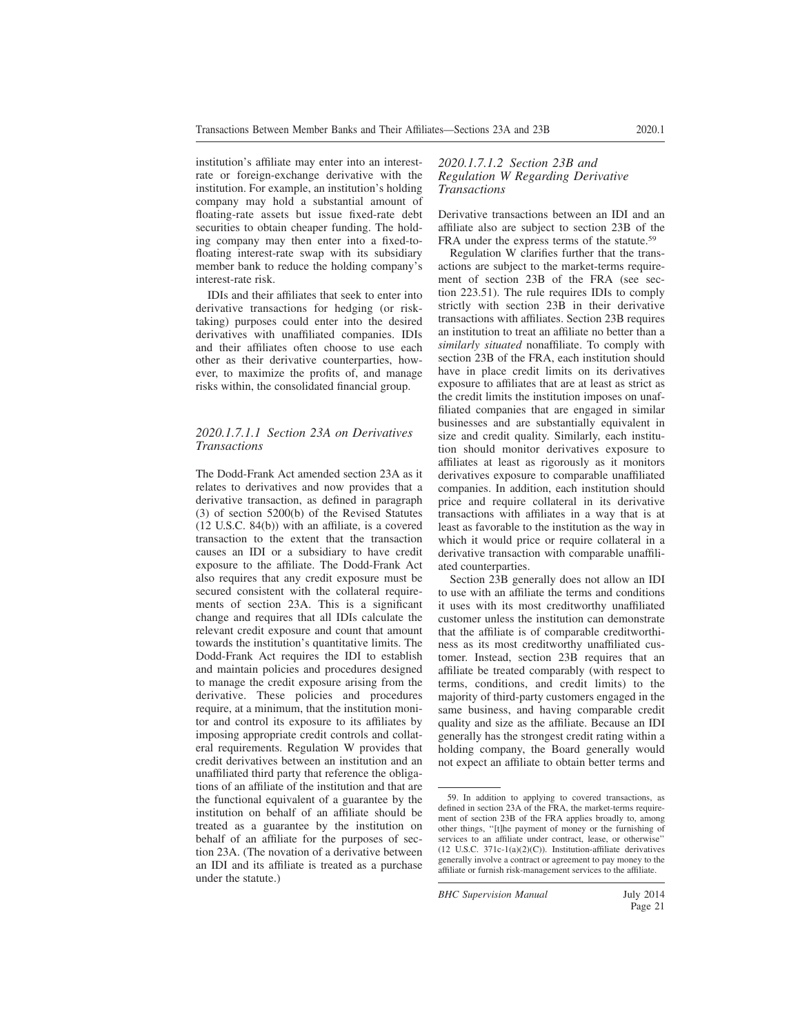institution's affiliate may enter into an interest-rate or foreign-exchange derivative with the institution. For example, an institution's holding company may hold a substantial amount of floating-rate assets but issue fixed-rate debt securities to obtain cheaper funding. The holding company may then enter into a fixed-to-floating interest-rate swap with its subsidiary member bank to reduce the holding company's interest-rate risk.

IDIs and their affiliates that seek to enter into derivative transactions for hedging (or risk-taking) purposes could enter into the desired derivatives with unaffiliated companies. IDIs and their affiliates often choose to use each other as their derivative counterparties, however, to maximize the profits of, and manage risks within, the consolidated financial group.

#### *2020.1.7.1.1 Section 23A on Derivatives Transactions*

The Dodd-Frank Act amended section 23A as it relates to derivatives and now provides that a derivative transaction, as defined in paragraph (3) of section 5200(b) of the Revised Statutes (12 U.S.C. 84(b)) with an affiliate, is a covered transaction to the extent that the transaction causes an IDI or a subsidiary to have credit exposure to the affiliate. The Dodd-Frank Act also requires that any credit exposure must be secured consistent with the collateral requirements of section 23A. This is a significant change and requires that all IDIs calculate the relevant credit exposure and count that amount towards the institution's quantitative limits. The Dodd-Frank Act requires the IDI to establish and maintain policies and procedures designed to manage the credit exposure arising from the derivative. These policies and procedures require, at a minimum, that the institution monitor and control its exposure to its affiliates by imposing appropriate credit controls and collateral requirements. Regulation W provides that credit derivatives between an institution and an unaffiliated third party that reference the obligations of an affiliate of the institution and that are the functional equivalent of a guarantee by the institution on behalf of an affiliate should be treated as a guarantee by the institution on behalf of an affiliate for the purposes of section 23A. (The novation of a derivative between an IDI and its affiliate is treated as a purchase under the statute.)

#### *2020.1.7.1.2 Section 23B and Regulation W Regarding Derivative Transactions*

Derivative transactions between an IDI and an affiliate also are subject to section 23B of the FRA under the express terms of the statute.[59]

Regulation W clarifies further that the transactions are subject to the market-terms requirement of section 23B of the FRA (see section 223.51). The rule requires IDIs to comply strictly with section 23B in their derivative transactions with affiliates. Section 23B requires an institution to treat an affiliate no better than a *similarly situated* nonaffiliate. To comply with section 23B of the FRA, each institution should have in place credit limits on its derivatives exposure to affiliates that are at least as strict as the credit limits the institution imposes on unaffiliated companies that are engaged in similar businesses and are substantially equivalent in size and credit quality. Similarly, each institution should monitor derivatives exposure to affiliates at least as rigorously as it monitors derivatives exposure to comparable unaffiliated companies. In addition, each institution should price and require collateral in its derivative transactions with affiliates in a way that is at least as favorable to the institution as the way in which it would price or require collateral in a derivative transaction with comparable unaffiliated counterparties.

Section 23B generally does not allow an IDI to use with an affiliate the terms and conditions it uses with its most creditworthy unaffiliated customer unless the institution can demonstrate that the affiliate is of comparable creditworthiness as its most creditworthy unaffiliated customer. Instead, section 23B requires that an affiliate be treated comparably (with respect to terms, conditions, and credit limits) to the majority of third-party customers engaged in the same business, and having comparable credit quality and size as the affiliate. Because an IDI generally has the strongest credit rating within a holding company, the Board generally would not expect an affiliate to obtain better terms and

---

59. In addition to applying to covered transactions, as defined in section 23A of the FRA, the market-terms requirement of section 23B of the FRA applies broadly to, among other things, "[t]he payment of money or the furnishing of services to an affiliate under contract, lease, or otherwise" (12 U.S.C. 371c-1(a)(2)(C)). Institution-affiliate derivatives generally involve a contract or agreement to pay money to the affiliate or furnish risk-management services to the affiliate.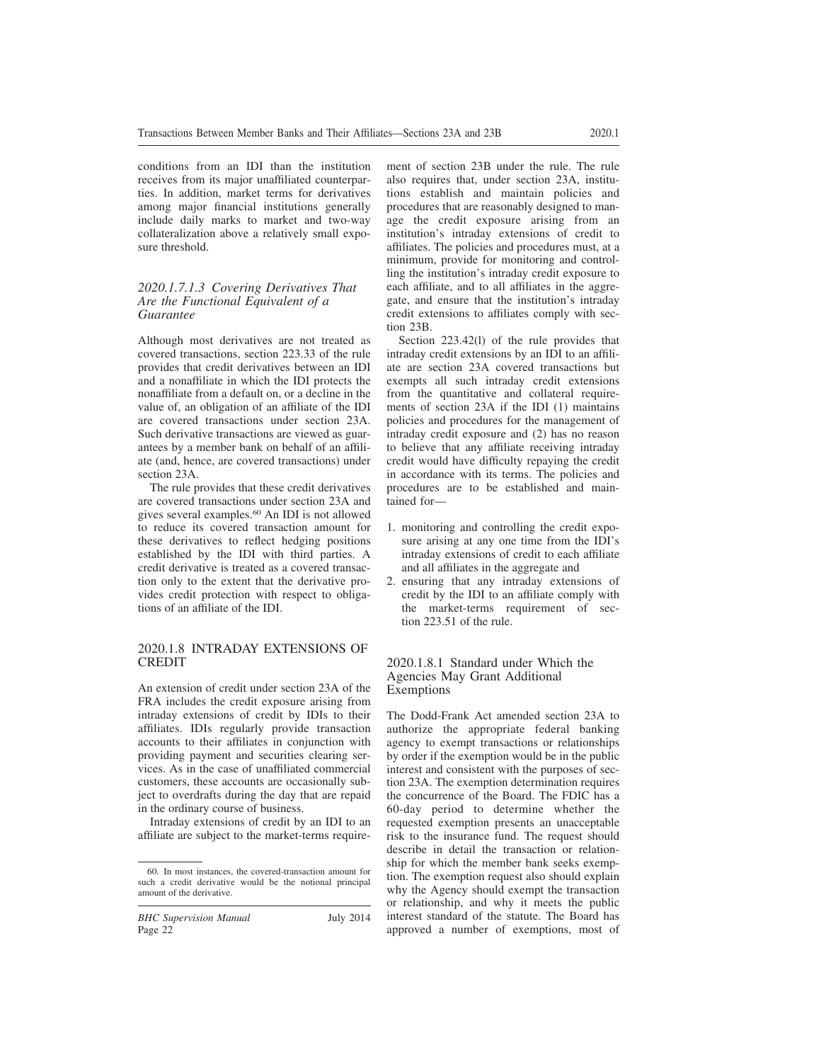conditions from an IDI than the institution receives from its major unaffiliated counterparties. In addition, market terms for derivatives among major financial institutions generally include daily marks to market and two-way collateralization above a relatively small exposure threshold.

### *2020.1.7.1.3 Covering Derivatives That Are the Functional Equivalent of a Guarantee*

Although most derivatives are not treated as covered transactions, section 223.33 of the rule provides that credit derivatives between an IDI and a nonaffiliate in which the IDI protects the nonaffiliate from a default on, or a decline in the value of, an obligation of an affiliate of the IDI are covered transactions under section 23A. Such derivative transactions are viewed as guarantees by a member bank on behalf of an affiliate (and, hence, are covered transactions) under section 23A.

The rule provides that these credit derivatives are covered transactions under section 23A and gives several examples.[60] An IDI is not allowed to reduce its covered transaction amount for these derivatives to reflect hedging positions established by the IDI with third parties. A credit derivative is treated as a covered transaction only to the extent that the derivative provides credit protection with respect to obligations of an affiliate of the IDI.

## 2020.1.8 INTRADAY EXTENSIONS OF CREDIT

An extension of credit under section 23A of the FRA includes the credit exposure arising from intraday extensions of credit by IDIs to their affiliates. IDIs regularly provide transaction accounts to their affiliates in conjunction with providing payment and securities clearing services. As in the case of unaffiliated commercial customers, these accounts are occasionally subject to overdrafts during the day that are repaid in the ordinary course of business.

Intraday extensions of credit by an IDI to an affiliate are subject to the market-terms requirement of section 23B under the rule. The rule also requires that, under section 23A, institutions establish and maintain policies and procedures that are reasonably designed to manage the credit exposure arising from an institution's intraday extensions of credit to affiliates. The policies and procedures must, at a minimum, provide for monitoring and controlling the institution's intraday credit exposure to each affiliate, and to all affiliates in the aggregate, and ensure that the institution's intraday credit extensions to affiliates comply with section 23B.

Section 223.42(l) of the rule provides that intraday credit extensions by an IDI to an affiliate are section 23A covered transactions but exempts all such intraday credit extensions from the quantitative and collateral requirements of section 23A if the IDI (1) maintains policies and procedures for the management of intraday credit exposure and (2) has no reason to believe that any affiliate receiving intraday credit would have difficulty repaying the credit in accordance with its terms. The policies and procedures are to be established and maintained for—

1. monitoring and controlling the credit exposure arising at any one time from the IDI's intraday extensions of credit to each affiliate and all affiliates in the aggregate and
2. ensuring that any intraday extensions of credit by the IDI to an affiliate comply with the market-terms requirement of section 223.51 of the rule.

### 2020.1.8.1 Standard under Which the Agencies May Grant Additional Exemptions

The Dodd-Frank Act amended section 23A to authorize the appropriate federal banking agency to exempt transactions or relationships by order if the exemption would be in the public interest and consistent with the purposes of section 23A. The exemption determination requires the concurrence of the Board. The FDIC has a 60-day period to determine whether the requested exemption presents an unacceptable risk to the insurance fund. The request should describe in detail the transaction or relationship for which the member bank seeks exemption. The exemption request also should explain why the Agency should exempt the transaction or relationship, and why it meets the public interest standard of the statute. The Board has approved a number of exemptions, most of

60. In most instances, the covered-transaction amount for such a credit derivative would be the notional principal amount of the derivative.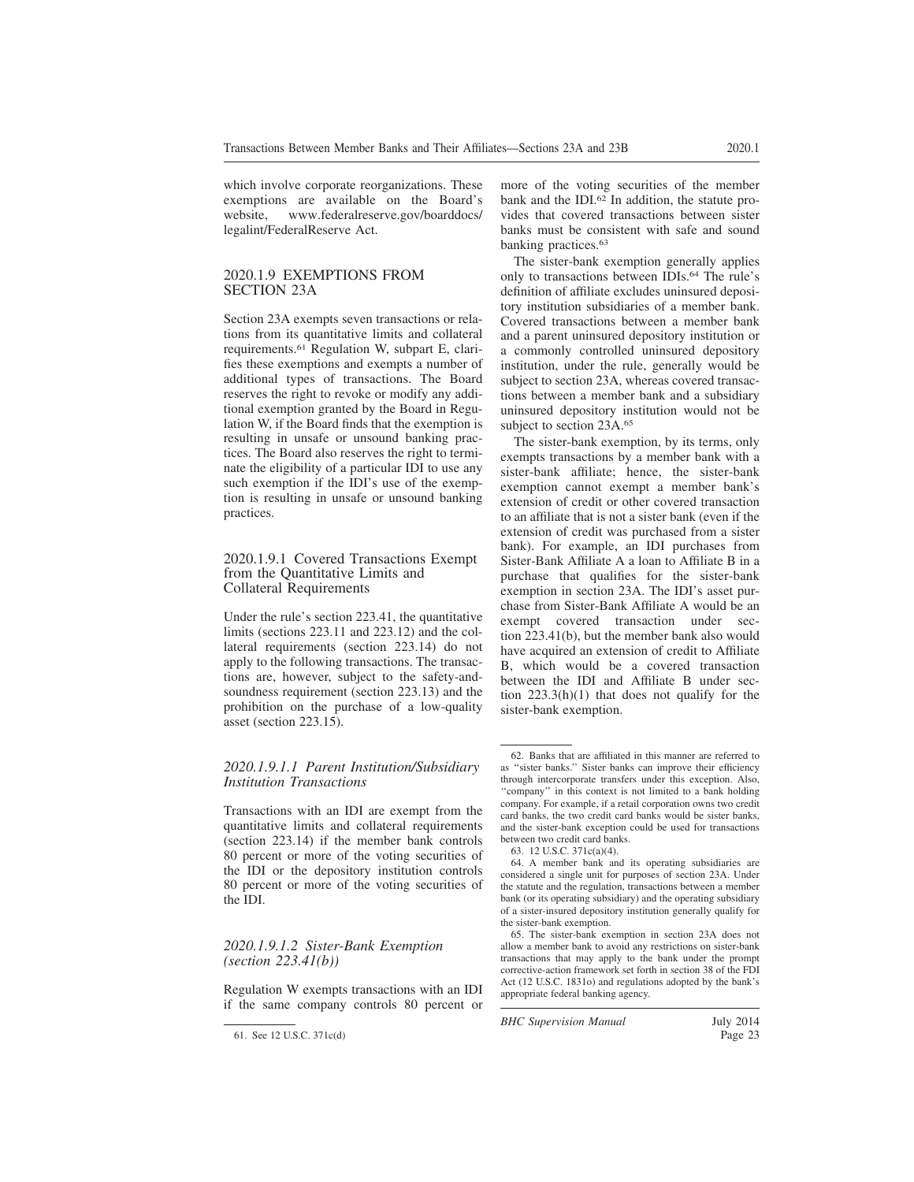which involve corporate reorganizations. These exemptions are available on the Board's website, www.federalreserve.gov/boarddocs/legalint/FederalReserve Act.

## 2020.1.9 EXEMPTIONS FROM SECTION 23A

Section 23A exempts seven transactions or relations from its quantitative limits and collateral requirements.[61] Regulation W, subpart E, clarifies these exemptions and exempts a number of additional types of transactions. The Board reserves the right to revoke or modify any additional exemption granted by the Board in Regulation W, if the Board finds that the exemption is resulting in unsafe or unsound banking practices. The Board also reserves the right to terminate the eligibility of a particular IDI to use any such exemption if the IDI's use of the exemption is resulting in unsafe or unsound banking practices.

### 2020.1.9.1 Covered Transactions Exempt from the Quantitative Limits and Collateral Requirements

Under the rule's section 223.41, the quantitative limits (sections 223.11 and 223.12) and the collateral requirements (section 223.14) do not apply to the following transactions. The transactions are, however, subject to the safety-and-soundness requirement (section 223.13) and the prohibition on the purchase of a low-quality asset (section 223.15).

#### *2020.1.9.1.1 Parent Institution/Subsidiary Institution Transactions*

Transactions with an IDI are exempt from the quantitative limits and collateral requirements (section 223.14) if the member bank controls 80 percent or more of the voting securities of the IDI or the depository institution controls 80 percent or more of the voting securities of the IDI.

#### *2020.1.9.1.2 Sister-Bank Exemption (section 223.41(b))*

Regulation W exempts transactions with an IDI if the same company controls 80 percent or more of the voting securities of the member bank and the IDI.[62] In addition, the statute provides that covered transactions between sister banks must be consistent with safe and sound banking practices.[63]

The sister-bank exemption generally applies only to transactions between IDIs.[64] The rule's definition of affiliate excludes uninsured depository institution subsidiaries of a member bank. Covered transactions between a member bank and a parent uninsured depository institution or a commonly controlled uninsured depository institution, under the rule, generally would be subject to section 23A, whereas covered transactions between a member bank and a subsidiary uninsured depository institution would not be subject to section 23A.[65]

The sister-bank exemption, by its terms, only exempts transactions by a member bank with a sister-bank affiliate; hence, the sister-bank exemption cannot exempt a member bank's extension of credit or other covered transaction to an affiliate that is not a sister bank (even if the extension of credit was purchased from a sister bank). For example, an IDI purchases from Sister-Bank Affiliate A a loan to Affiliate B in a purchase that qualifies for the sister-bank exemption in section 23A. The IDI's asset purchase from Sister-Bank Affiliate A would be an exempt covered transaction under section 223.41(b), but the member bank also would have acquired an extension of credit to Affiliate B, which would be a covered transaction between the IDI and Affiliate B under section 223.3(h)(1) that does not qualify for the sister-bank exemption.

---

61. See 12 U.S.C. 371c(d)

62. Banks that are affiliated in this manner are referred to as "sister banks." Sister banks can improve their efficiency through intercorporate transfers under this exception. Also, "company" in this context is not limited to a bank holding company. For example, if a retail corporation owns two credit card banks, the two credit card banks would be sister banks, and the sister-bank exception could be used for transactions between two credit card banks.

63. 12 U.S.C. 371c(a)(4).

64. A member bank and its operating subsidiaries are considered a single unit for purposes of section 23A. Under the statute and the regulation, transactions between a member bank (or its operating subsidiary) and the operating subsidiary of a sister-insured depository institution generally qualify for the sister-bank exemption.

65. The sister-bank exemption in section 23A does not allow a member bank to avoid any restrictions on sister-bank transactions that may apply to the bank under the prompt corrective-action framework set forth in section 38 of the FDI Act (12 U.S.C. 1831o) and regulations adopted by the bank's appropriate federal banking agency.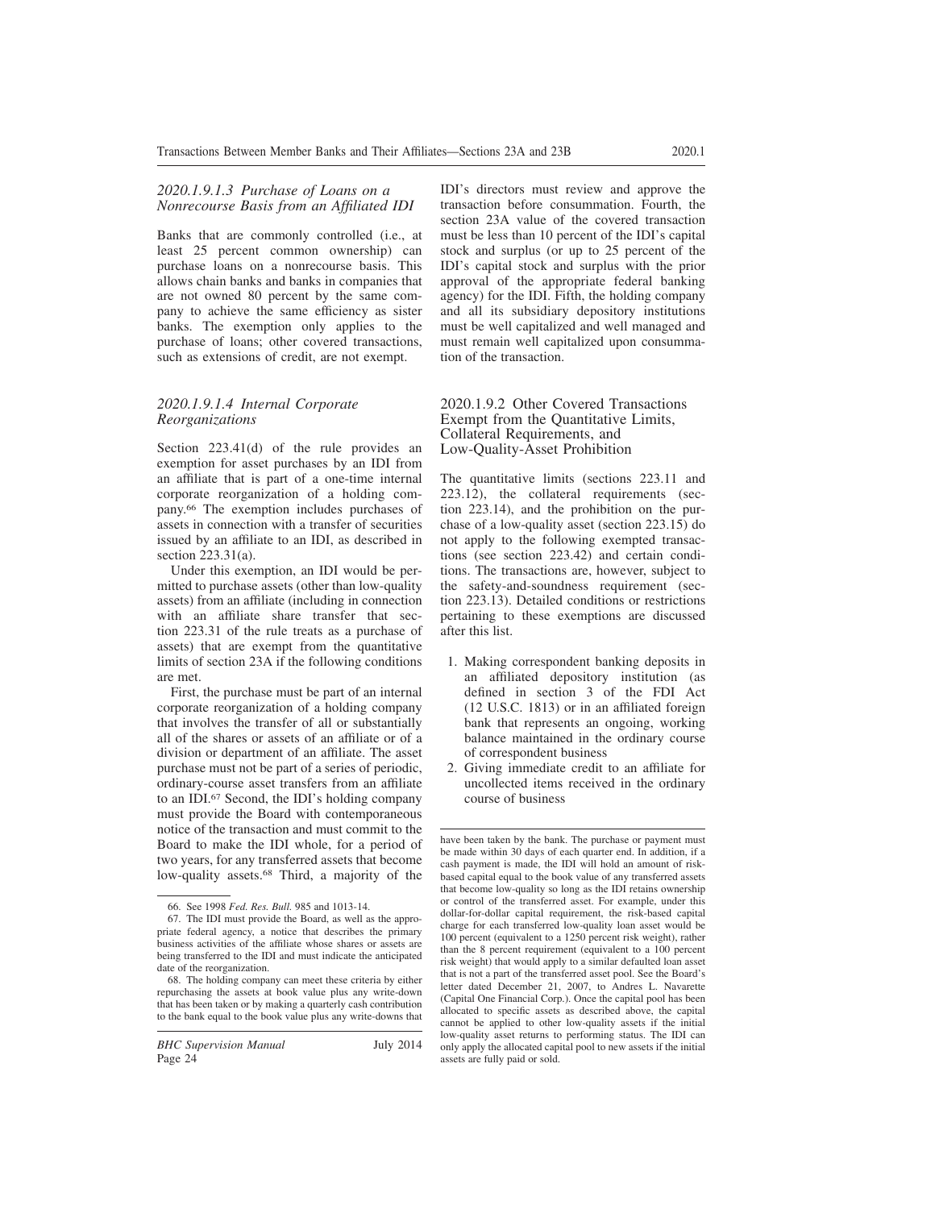#### 2020.1.9.1.3 Purchase of Loans on a Nonrecourse Basis from an Affiliated IDI

Banks that are commonly controlled (i.e., at least 25 percent common ownership) can purchase loans on a nonrecourse basis. This allows chain banks and banks in companies that are not owned 80 percent by the same company to achieve the same efficiency as sister banks. The exemption only applies to the purchase of loans; other covered transactions, such as extensions of credit, are not exempt.

#### 2020.1.9.1.4 Internal Corporate Reorganizations

Section 223.41(d) of the rule provides an exemption for asset purchases by an IDI from an affiliate that is part of a one-time internal corporate reorganization of a holding company.[66] The exemption includes purchases of assets in connection with a transfer of securities issued by an affiliate to an IDI, as described in section 223.31(a).

Under this exemption, an IDI would be permitted to purchase assets (other than low-quality assets) from an affiliate (including in connection with an affiliate share transfer that section 223.31 of the rule treats as a purchase of assets) that are exempt from the quantitative limits of section 23A if the following conditions are met.

First, the purchase must be part of an internal corporate reorganization of a holding company that involves the transfer of all or substantially all of the shares or assets of an affiliate or of a division or department of an affiliate. The asset purchase must not be part of a series of periodic, ordinary-course asset transfers from an affiliate to an IDI.[67] Second, the IDI's holding company must provide the Board with contemporaneous notice of the transaction and must commit to the Board to make the IDI whole, for a period of two years, for any transferred assets that become low-quality assets.[68] Third, a majority of the IDI's directors must review and approve the transaction before consummation. Fourth, the section 23A value of the covered transaction must be less than 10 percent of the IDI's capital stock and surplus (or up to 25 percent of the IDI's capital stock and surplus with the prior approval of the appropriate federal banking agency) for the IDI. Fifth, the holding company and all its subsidiary depository institutions must be well capitalized and well managed and must remain well capitalized upon consummation of the transaction.

### 2020.1.9.2 Other Covered Transactions Exempt from the Quantitative Limits, Collateral Requirements, and Low-Quality-Asset Prohibition

The quantitative limits (sections 223.11 and 223.12), the collateral requirements (section 223.14), and the prohibition on the purchase of a low-quality asset (section 223.15) do not apply to the following exempted transactions (see section 223.42) and certain conditions. The transactions are, however, subject to the safety-and-soundness requirement (section 223.13). Detailed conditions or restrictions pertaining to these exemptions are discussed after this list.

1. Making correspondent banking deposits in an affiliated depository institution (as defined in section 3 of the FDI Act (12 U.S.C. 1813) or in an affiliated foreign bank that represents an ongoing, working balance maintained in the ordinary course of correspondent business
2. Giving immediate credit to an affiliate for uncollected items received in the ordinary course of business

---

66. See 1998 *Fed. Res. Bull.* 985 and 1013-14.

67. The IDI must provide the Board, as well as the appropriate federal agency, a notice that describes the primary business activities of the affiliate whose shares or assets are being transferred to the IDI and must indicate the anticipated date of the reorganization.

68. The holding company can meet these criteria by either repurchasing the assets at book value plus any write-down that has been taken or by making a quarterly cash contribution to the bank equal to the book value plus any write-downs that have been taken by the bank. The purchase or payment must be made within 30 days of each quarter end. In addition, if a cash payment is made, the IDI will hold an amount of risk-based capital equal to the book value of any transferred assets that become low-quality so long as the IDI retains ownership or control of the transferred asset. For example, under this dollar-for-dollar capital requirement, the risk-based capital charge for each transferred low-quality loan asset would be 100 percent (equivalent to a 1250 percent risk weight), rather than the 8 percent requirement (equivalent to a 100 percent risk weight) that would apply to a similar defaulted loan asset that is not a part of the transferred asset pool. See the Board's letter dated December 21, 2007, to Andres L. Navarette (Capital One Financial Corp.). Once the capital pool has been allocated to specific assets as described above, the capital cannot be applied to other low-quality assets if the initial low-quality asset returns to performing status. The IDI can only apply the allocated capital pool to new assets if the initial assets are fully paid or sold.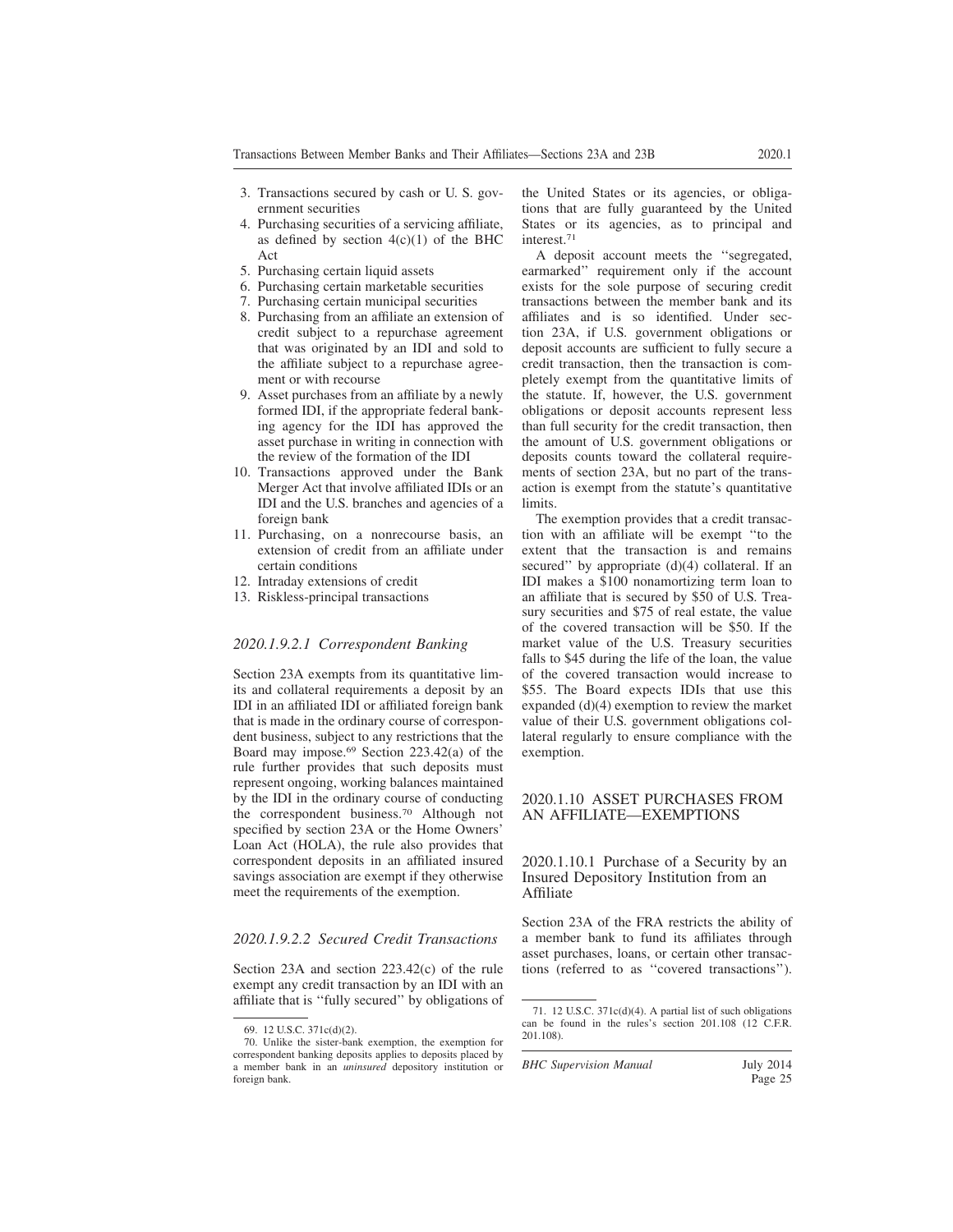3. Transactions secured by cash or U. S. government securities
4. Purchasing securities of a servicing affiliate, as defined by section 4(c)(1) of the BHC Act
5. Purchasing certain liquid assets
6. Purchasing certain marketable securities
7. Purchasing certain municipal securities
8. Purchasing from an affiliate an extension of credit subject to a repurchase agreement that was originated by an IDI and sold to the affiliate subject to a repurchase agreement or with recourse
9. Asset purchases from an affiliate by a newly formed IDI, if the appropriate federal banking agency for the IDI has approved the asset purchase in writing in connection with the review of the formation of the IDI
10. Transactions approved under the Bank Merger Act that involve affiliated IDIs or an IDI and the U.S. branches and agencies of a foreign bank
11. Purchasing, on a nonrecourse basis, an extension of credit from an affiliate under certain conditions
12. Intraday extensions of credit
13. Riskless-principal transactions

#### *2020.1.9.2.1 Correspondent Banking*

Section 23A exempts from its quantitative limits and collateral requirements a deposit by an IDI in an affiliated IDI or affiliated foreign bank that is made in the ordinary course of correspondent business, subject to any restrictions that the Board may impose.[69] Section 223.42(a) of the rule further provides that such deposits must represent ongoing, working balances maintained by the IDI in the ordinary course of conducting the correspondent business.[70] Although not specified by section 23A or the Home Owners' Loan Act (HOLA), the rule also provides that correspondent deposits in an affiliated insured savings association are exempt if they otherwise meet the requirements of the exemption.

#### *2020.1.9.2.2 Secured Credit Transactions*

Section 23A and section 223.42(c) of the rule exempt any credit transaction by an IDI with an affiliate that is ''fully secured'' by obligations of the United States or its agencies, or obligations that are fully guaranteed by the United States or its agencies, as to principal and interest.[71]

A deposit account meets the ''segregated, earmarked'' requirement only if the account exists for the sole purpose of securing credit transactions between the member bank and its affiliates and is so identified. Under section 23A, if U.S. government obligations or deposit accounts are sufficient to fully secure a credit transaction, then the transaction is completely exempt from the quantitative limits of the statute. If, however, the U.S. government obligations or deposit accounts represent less than full security for the credit transaction, then the amount of U.S. government obligations or deposits counts toward the collateral requirements of section 23A, but no part of the transaction is exempt from the statute's quantitative limits.

The exemption provides that a credit transaction with an affiliate will be exempt ''to the extent that the transaction is and remains secured'' by appropriate (d)(4) collateral. If an IDI makes a $100 nonamortizing term loan to an affiliate that is secured by $50 of U.S. Treasury securities and $75 of real estate, the value of the covered transaction will be $50. If the market value of the U.S. Treasury securities falls to $45 during the life of the loan, the value of the covered transaction would increase to $55. The Board expects IDIs that use this expanded (d)(4) exemption to review the market value of their U.S. government obligations collateral regularly to ensure compliance with the exemption.

## 2020.1.10 ASSET PURCHASES FROM AN AFFILIATE—EXEMPTIONS

### 2020.1.10.1 Purchase of a Security by an Insured Depository Institution from an Affiliate

Section 23A of the FRA restricts the ability of a member bank to fund its affiliates through asset purchases, loans, or certain other transactions (referred to as ''covered transactions'').

---

69. 12 U.S.C. 371c(d)(2).

70. Unlike the sister-bank exemption, the exemption for correspondent banking deposits applies to deposits placed by a member bank in an *uninsured* depository institution or foreign bank.

71. 12 U.S.C. 371c(d)(4). A partial list of such obligations can be found in the rules's section 201.108 (12 C.F.R. 201.108).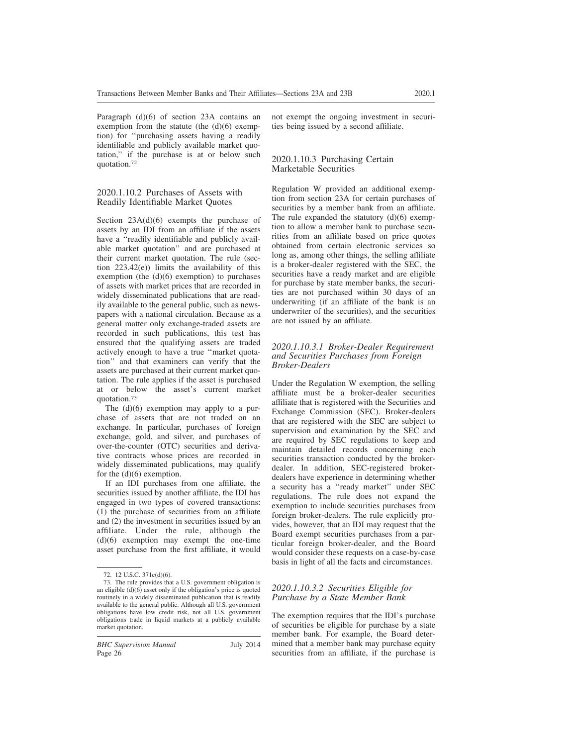Paragraph (d)(6) of section 23A contains an exemption from the statute (the (d)(6) exemption) for ''purchasing assets having a readily identifiable and publicly available market quotation,'' if the purchase is at or below such quotation.[72]

### 2020.1.10.2 Purchases of Assets with Readily Identifiable Market Quotes

Section 23A(d)(6) exempts the purchase of assets by an IDI from an affiliate if the assets have a ''readily identifiable and publicly available market quotation'' and are purchased at their current market quotation. The rule (section 223.42(e)) limits the availability of this exemption (the (d)(6) exemption) to purchases of assets with market prices that are recorded in widely disseminated publications that are readily available to the general public, such as newspapers with a national circulation. Because as a general matter only exchange-traded assets are recorded in such publications, this test has ensured that the qualifying assets are traded actively enough to have a true ''market quotation'' and that examiners can verify that the assets are purchased at their current market quotation. The rule applies if the asset is purchased at or below the asset's current market quotation.[73]

The (d)(6) exemption may apply to a purchase of assets that are not traded on an exchange. In particular, purchases of foreign exchange, gold, and silver, and purchases of over-the-counter (OTC) securities and derivative contracts whose prices are recorded in widely disseminated publications, may qualify for the (d)(6) exemption.

If an IDI purchases from one affiliate, the securities issued by another affiliate, the IDI has engaged in two types of covered transactions: (1) the purchase of securities from an affiliate and (2) the investment in securities issued by an affiliate. Under the rule, although the (d)(6) exemption may exempt the one-time asset purchase from the first affiliate, it would not exempt the ongoing investment in securities being issued by a second affiliate.

### 2020.1.10.3 Purchasing Certain Marketable Securities

Regulation W provided an additional exemption from section 23A for certain purchases of securities by a member bank from an affiliate. The rule expanded the statutory (d)(6) exemption to allow a member bank to purchase securities from an affiliate based on price quotes obtained from certain electronic services so long as, among other things, the selling affiliate is a broker-dealer registered with the SEC, the securities have a ready market and are eligible for purchase by state member banks, the securities are not purchased within 30 days of an underwriting (if an affiliate of the bank is an underwriter of the securities), and the securities are not issued by an affiliate.

#### *2020.1.10.3.1 Broker-Dealer Requirement and Securities Purchases from Foreign Broker-Dealers*

Under the Regulation W exemption, the selling affiliate must be a broker-dealer securities affiliate that is registered with the Securities and Exchange Commission (SEC). Broker-dealers that are registered with the SEC are subject to supervision and examination by the SEC and are required by SEC regulations to keep and maintain detailed records concerning each securities transaction conducted by the broker-dealer. In addition, SEC-registered broker-dealers have experience in determining whether a security has a ''ready market'' under SEC regulations. The rule does not expand the exemption to include securities purchases from foreign broker-dealers. The rule explicitly provides, however, that an IDI may request that the Board exempt securities purchases from a particular foreign broker-dealer, and the Board would consider these requests on a case-by-case basis in light of all the facts and circumstances.

#### *2020.1.10.3.2 Securities Eligible for Purchase by a State Member Bank*

The exemption requires that the IDI's purchase of securities be eligible for purchase by a state member bank. For example, the Board determined that a member bank may purchase equity securities from an affiliate, if the purchase is

---

72. 12 U.S.C. 371c(d)(6).

73. The rule provides that a U.S. government obligation is an eligible (d)(6) asset only if the obligation's price is quoted routinely in a widely disseminated publication that is readily available to the general public. Although all U.S. government obligations have low credit risk, not all U.S. government obligations trade in liquid markets at a publicly available market quotation.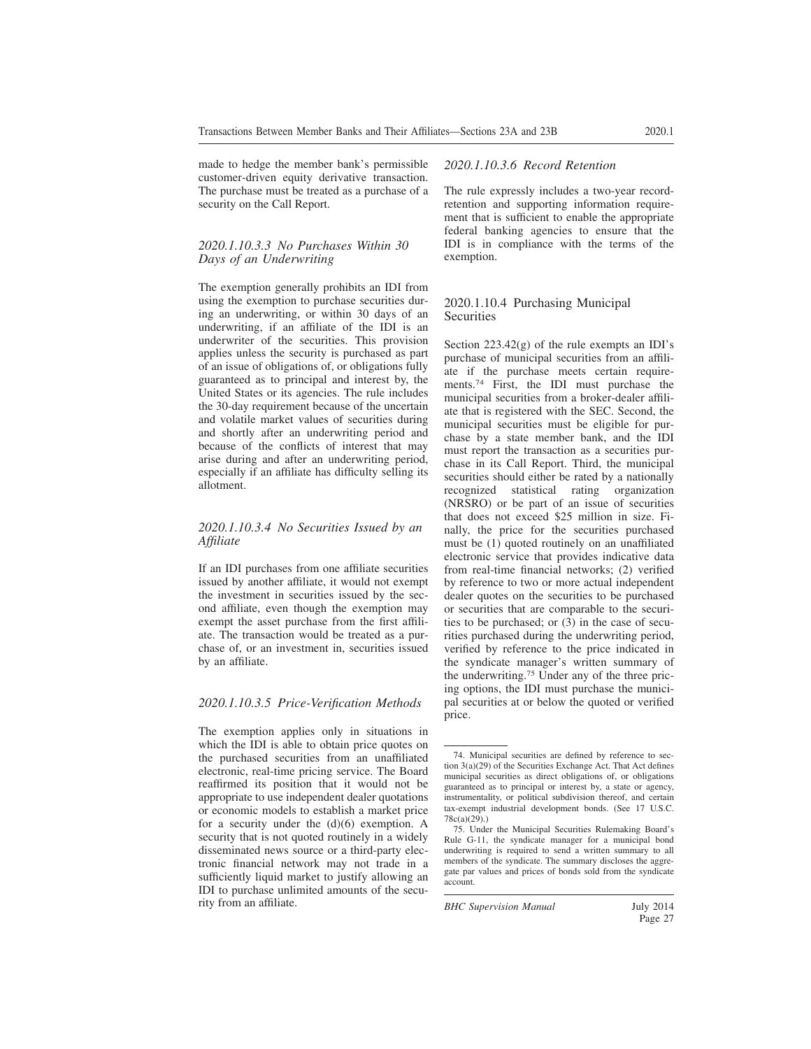made to hedge the member bank's permissible customer-driven equity derivative transaction. The purchase must be treated as a purchase of a security on the Call Report.

#### *2020.1.10.3.3 No Purchases Within 30 Days of an Underwriting*

The exemption generally prohibits an IDI from using the exemption to purchase securities during an underwriting, or within 30 days of an underwriting, if an affiliate of the IDI is an underwriter of the securities. This provision applies unless the security is purchased as part of an issue of obligations of, or obligations fully guaranteed as to principal and interest by, the United States or its agencies. The rule includes the 30-day requirement because of the uncertain and volatile market values of securities during and shortly after an underwriting period and because of the conflicts of interest that may arise during and after an underwriting period, especially if an affiliate has difficulty selling its allotment.

#### *2020.1.10.3.4 No Securities Issued by an Affiliate*

If an IDI purchases from one affiliate securities issued by another affiliate, it would not exempt the investment in securities issued by the second affiliate, even though the exemption may exempt the asset purchase from the first affiliate. The transaction would be treated as a purchase of, or an investment in, securities issued by an affiliate.

#### *2020.1.10.3.5 Price-Verification Methods*

The exemption applies only in situations in which the IDI is able to obtain price quotes on the purchased securities from an unaffiliated electronic, real-time pricing service. The Board reaffirmed its position that it would not be appropriate to use independent dealer quotations or economic models to establish a market price for a security under the (d)(6) exemption. A security that is not quoted routinely in a widely disseminated news source or a third-party electronic financial network may not trade in a sufficiently liquid market to justify allowing an IDI to purchase unlimited amounts of the security from an affiliate.

#### *2020.1.10.3.6 Record Retention*

The rule expressly includes a two-year record-retention and supporting information requirement that is sufficient to enable the appropriate federal banking agencies to ensure that the IDI is in compliance with the terms of the exemption.

### 2020.1.10.4 Purchasing Municipal Securities

Section 223.42(g) of the rule exempts an IDI's purchase of municipal securities from an affiliate if the purchase meets certain requirements.[74] First, the IDI must purchase the municipal securities from a broker-dealer affiliate that is registered with the SEC. Second, the municipal securities must be eligible for purchase by a state member bank, and the IDI must report the transaction as a securities purchase in its Call Report. Third, the municipal securities should either be rated by a nationally recognized statistical rating organization (NRSRO) or be part of an issue of securities that does not exceed $25 million in size. Finally, the price for the securities purchased must be (1) quoted routinely on an unaffiliated electronic service that provides indicative data from real-time financial networks; (2) verified by reference to two or more actual independent dealer quotes on the securities to be purchased or securities that are comparable to the securities to be purchased; or (3) in the case of securities purchased during the underwriting period, verified by reference to the price indicated in the syndicate manager's written summary of the underwriting.[75] Under any of the three pricing options, the IDI must purchase the municipal securities at or below the quoted or verified price.

---

74. Municipal securities are defined by reference to section 3(a)(29) of the Securities Exchange Act. That Act defines municipal securities as direct obligations of, or obligations guaranteed as to principal or interest by, a state or agency, instrumentality, or political subdivision thereof, and certain tax-exempt industrial development bonds. (See 17 U.S.C. 78c(a)(29).)

75. Under the Municipal Securities Rulemaking Board's Rule G-11, the syndicate manager for a municipal bond underwriting is required to send a written summary to all members of the syndicate. The summary discloses the aggregate par values and prices of bonds sold from the syndicate account.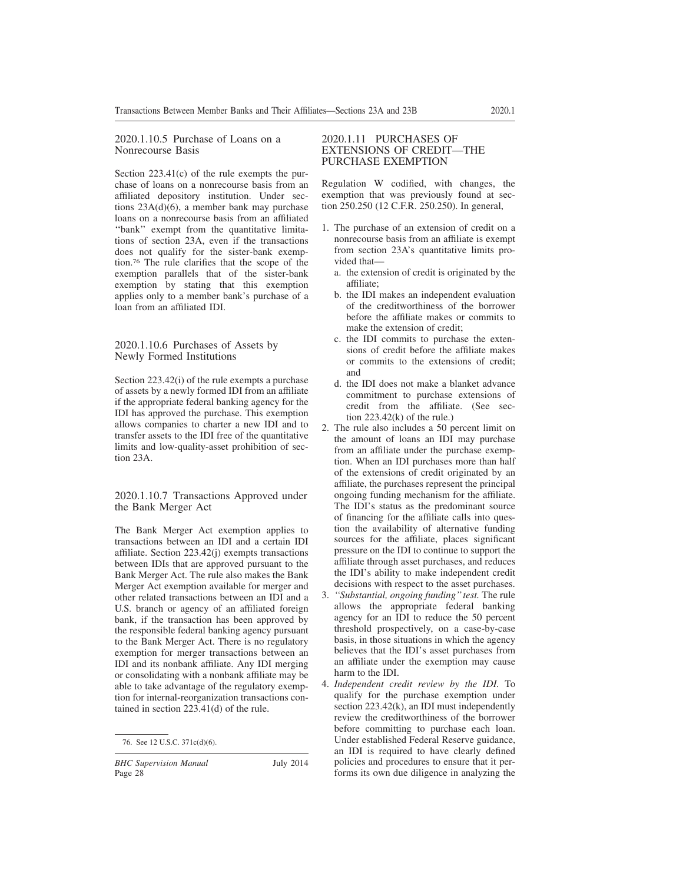### 2020.1.10.5 Purchase of Loans on a Nonrecourse Basis

Section 223.41(c) of the rule exempts the purchase of loans on a nonrecourse basis from an affiliated depository institution. Under sections 23A(d)(6), a member bank may purchase loans on a nonrecourse basis from an affiliated "bank" exempt from the quantitative limitations of section 23A, even if the transactions does not qualify for the sister-bank exemption.[76] The rule clarifies that the scope of the exemption parallels that of the sister-bank exemption by stating that this exemption applies only to a member bank's purchase of a loan from an affiliated IDI.

### 2020.1.10.6 Purchases of Assets by Newly Formed Institutions

Section 223.42(i) of the rule exempts a purchase of assets by a newly formed IDI from an affiliate if the appropriate federal banking agency for the IDI has approved the purchase. This exemption allows companies to charter a new IDI and to transfer assets to the IDI free of the quantitative limits and low-quality-asset prohibition of section 23A.

### 2020.1.10.7 Transactions Approved under the Bank Merger Act

The Bank Merger Act exemption applies to transactions between an IDI and a certain IDI affiliate. Section 223.42(j) exempts transactions between IDIs that are approved pursuant to the Bank Merger Act. The rule also makes the Bank Merger Act exemption available for merger and other related transactions between an IDI and a U.S. branch or agency of an affiliated foreign bank, if the transaction has been approved by the responsible federal banking agency pursuant to the Bank Merger Act. There is no regulatory exemption for merger transactions between an IDI and its nonbank affiliate. Any IDI merging or consolidating with a nonbank affiliate may be able to take advantage of the regulatory exemption for internal-reorganization transactions contained in section 223.41(d) of the rule.

76. See 12 U.S.C. 371c(d)(6).

## 2020.1.11 PURCHASES OF EXTENSIONS OF CREDIT—THE PURCHASE EXEMPTION

Regulation W codified, with changes, the exemption that was previously found at section 250.250 (12 C.F.R. 250.250). In general,

1. The purchase of an extension of credit on a nonrecourse basis from an affiliate is exempt from section 23A's quantitative limits provided that—
   a. the extension of credit is originated by the affiliate;
   b. the IDI makes an independent evaluation of the creditworthiness of the borrower before the affiliate makes or commits to make the extension of credit;
   c. the IDI commits to purchase the extensions of credit before the affiliate makes or commits to the extensions of credit; and
   d. the IDI does not make a blanket advance commitment to purchase extensions of credit from the affiliate. (See section 223.42(k) of the rule.)
2. The rule also includes a 50 percent limit on the amount of loans an IDI may purchase from an affiliate under the purchase exemption. When an IDI purchases more than half of the extensions of credit originated by an affiliate, the purchases represent the principal ongoing funding mechanism for the affiliate. The IDI's status as the predominant source of financing for the affiliate calls into question the availability of alternative funding sources for the affiliate, places significant pressure on the IDI to continue to support the affiliate through asset purchases, and reduces the IDI's ability to make independent credit decisions with respect to the asset purchases.
3. *"Substantial, ongoing funding" test.* The rule allows the appropriate federal banking agency for an IDI to reduce the 50 percent threshold prospectively, on a case-by-case basis, in those situations in which the agency believes that the IDI's asset purchases from an affiliate under the exemption may cause harm to the IDI.
4. *Independent credit review by the IDI.* To qualify for the purchase exemption under section 223.42(k), an IDI must independently review the creditworthiness of the borrower before committing to purchase each loan. Under established Federal Reserve guidance, an IDI is required to have clearly defined policies and procedures to ensure that it performs its own due diligence in analyzing the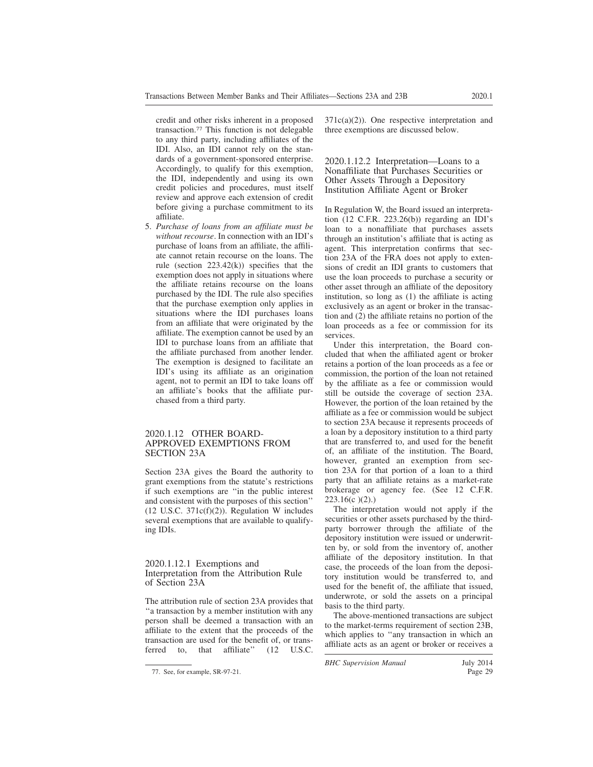credit and other risks inherent in a proposed transaction.[77] This function is not delegable to any third party, including affiliates of the IDI. Also, an IDI cannot rely on the standards of a government-sponsored enterprise. Accordingly, to qualify for this exemption, the IDI, independently and using its own credit policies and procedures, must itself review and approve each extension of credit before giving a purchase commitment to its affiliate.

5. *Purchase of loans from an affiliate must be without recourse*. In connection with an IDI's purchase of loans from an affiliate, the affiliate cannot retain recourse on the loans. The rule (section 223.42(k)) specifies that the exemption does not apply in situations where the affiliate retains recourse on the loans purchased by the IDI. The rule also specifies that the purchase exemption only applies in situations where the IDI purchases loans from an affiliate that were originated by the affiliate. The exemption cannot be used by an IDI to purchase loans from an affiliate that the affiliate purchased from another lender. The exemption is designed to facilitate an IDI's using its affiliate as an origination agent, not to permit an IDI to take loans off an affiliate's books that the affiliate purchased from a third party.

## 2020.1.12 OTHER BOARD-APPROVED EXEMPTIONS FROM SECTION 23A

Section 23A gives the Board the authority to grant exemptions from the statute's restrictions if such exemptions are ''in the public interest and consistent with the purposes of this section'' (12 U.S.C. 371c(f)(2)). Regulation W includes several exemptions that are available to qualifying IDIs.

### 2020.1.12.1 Exemptions and Interpretation from the Attribution Rule of Section 23A

The attribution rule of section 23A provides that ''a transaction by a member institution with any person shall be deemed a transaction with an affiliate to the extent that the proceeds of the transaction are used for the benefit of, or transferred to, that affiliate'' (12 U.S.C. 371c(a)(2)). One respective interpretation and three exemptions are discussed below.

### 2020.1.12.2 Interpretation—Loans to a Nonaffiliate that Purchases Securities or Other Assets Through a Depository Institution Affiliate Agent or Broker

In Regulation W, the Board issued an interpretation (12 C.F.R. 223.26(b)) regarding an IDI's loan to a nonaffiliate that purchases assets through an institution's affiliate that is acting as agent. This interpretation confirms that section 23A of the FRA does not apply to extensions of credit an IDI grants to customers that use the loan proceeds to purchase a security or other asset through an affiliate of the depository institution, so long as (1) the affiliate is acting exclusively as an agent or broker in the transaction and (2) the affiliate retains no portion of the loan proceeds as a fee or commission for its services.

Under this interpretation, the Board concluded that when the affiliated agent or broker retains a portion of the loan proceeds as a fee or commission, the portion of the loan not retained by the affiliate as a fee or commission would still be outside the coverage of section 23A. However, the portion of the loan retained by the affiliate as a fee or commission would be subject to section 23A because it represents proceeds of a loan by a depository institution to a third party that are transferred to, and used for the benefit of, an affiliate of the institution. The Board, however, granted an exemption from section 23A for that portion of a loan to a third party that an affiliate retains as a market-rate brokerage or agency fee. (See 12 C.F.R. 223.16(c )(2).)

The interpretation would not apply if the securities or other assets purchased by the third-party borrower through the affiliate of the depository institution were issued or underwritten by, or sold from the inventory of, another affiliate of the depository institution. In that case, the proceeds of the loan from the depository institution would be transferred to, and used for the benefit of, the affiliate that issued, underwrote, or sold the assets on a principal basis to the third party.

The above-mentioned transactions are subject to the market-terms requirement of section 23B, which applies to ''any transaction in which an affiliate acts as an agent or broker or receives a

77. See, for example, SR-97-21.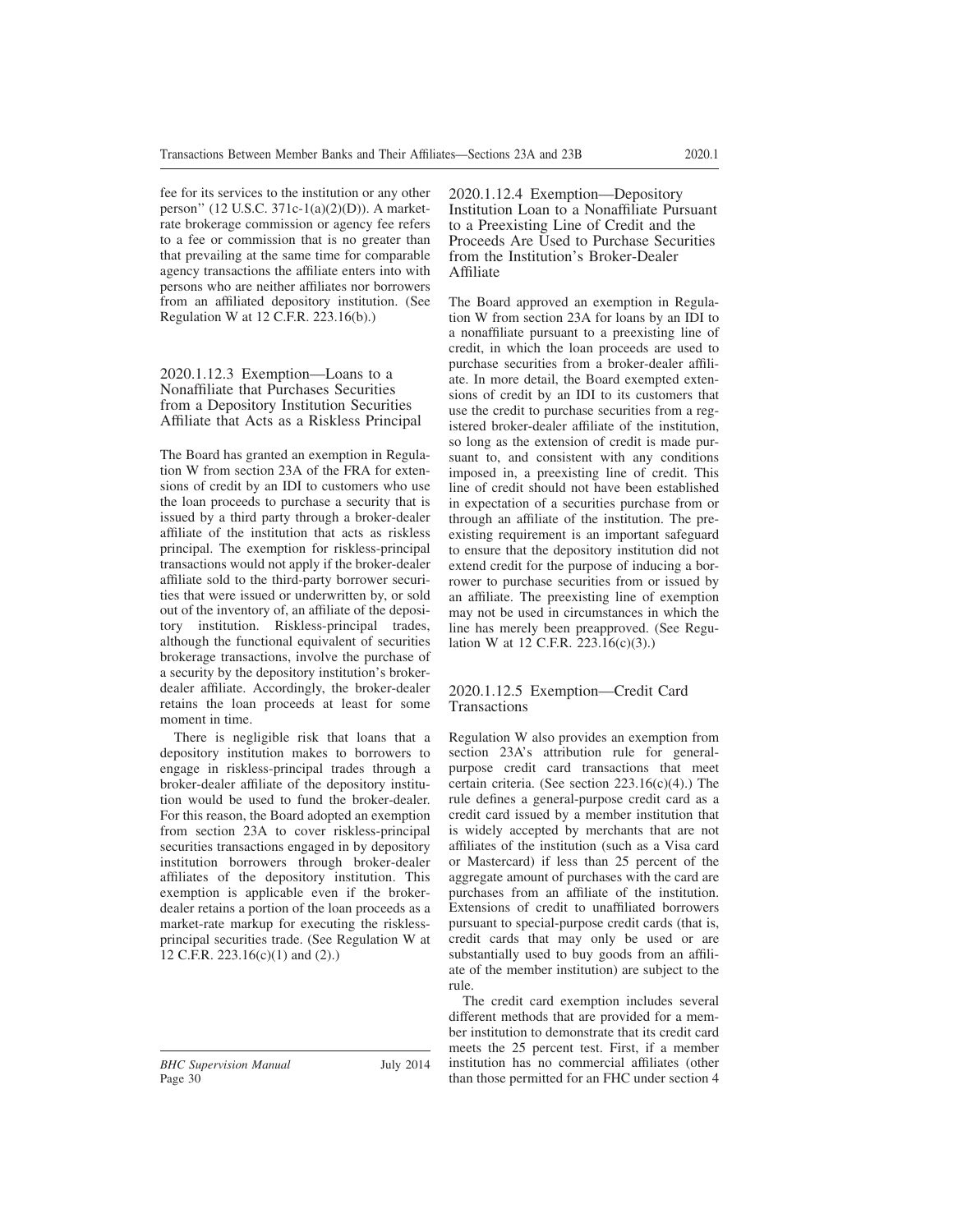fee for its services to the institution or any other person'' (12 U.S.C. 371c-1(a)(2)(D)). A market-rate brokerage commission or agency fee refers to a fee or commission that is no greater than that prevailing at the same time for comparable agency transactions the affiliate enters into with persons who are neither affiliates nor borrowers from an affiliated depository institution. (See Regulation W at 12 C.F.R. 223.16(b).)

### 2020.1.12.3 Exemption—Loans to a Nonaffiliate that Purchases Securities from a Depository Institution Securities Affiliate that Acts as a Riskless Principal

The Board has granted an exemption in Regulation W from section 23A of the FRA for extensions of credit by an IDI to customers who use the loan proceeds to purchase a security that is issued by a third party through a broker-dealer affiliate of the institution that acts as riskless principal. The exemption for riskless-principal transactions would not apply if the broker-dealer affiliate sold to the third-party borrower securities that were issued or underwritten by, or sold out of the inventory of, an affiliate of the depository institution. Riskless-principal trades, although the functional equivalent of securities brokerage transactions, involve the purchase of a security by the depository institution's broker-dealer affiliate. Accordingly, the broker-dealer retains the loan proceeds at least for some moment in time.

There is negligible risk that loans that a depository institution makes to borrowers to engage in riskless-principal trades through a broker-dealer affiliate of the depository institution would be used to fund the broker-dealer. For this reason, the Board adopted an exemption from section 23A to cover riskless-principal securities transactions engaged in by depository institution borrowers through broker-dealer affiliates of the depository institution. This exemption is applicable even if the broker-dealer retains a portion of the loan proceeds as a market-rate markup for executing the riskless-principal securities trade. (See Regulation W at 12 C.F.R. 223.16(c)(1) and (2).)

### 2020.1.12.4 Exemption—Depository Institution Loan to a Nonaffiliate Pursuant to a Preexisting Line of Credit and the Proceeds Are Used to Purchase Securities from the Institution's Broker-Dealer Affiliate

The Board approved an exemption in Regulation W from section 23A for loans by an IDI to a nonaffiliate pursuant to a preexisting line of credit, in which the loan proceeds are used to purchase securities from a broker-dealer affiliate. In more detail, the Board exempted extensions of credit by an IDI to its customers that use the credit to purchase securities from a registered broker-dealer affiliate of the institution, so long as the extension of credit is made pursuant to, and consistent with any conditions imposed in, a preexisting line of credit. This line of credit should not have been established in expectation of a securities purchase from or through an affiliate of the institution. The preexisting requirement is an important safeguard to ensure that the depository institution did not extend credit for the purpose of inducing a borrower to purchase securities from or issued by an affiliate. The preexisting line of exemption may not be used in circumstances in which the line has merely been preapproved. (See Regulation W at 12 C.F.R. 223.16(c)(3).)

### 2020.1.12.5 Exemption—Credit Card Transactions

Regulation W also provides an exemption from section 23A's attribution rule for general-purpose credit card transactions that meet certain criteria. (See section 223.16(c)(4).) The rule defines a general-purpose credit card as a credit card issued by a member institution that is widely accepted by merchants that are not affiliates of the institution (such as a Visa card or Mastercard) if less than 25 percent of the aggregate amount of purchases with the card are purchases from an affiliate of the institution. Extensions of credit to unaffiliated borrowers pursuant to special-purpose credit cards (that is, credit cards that may only be used or are substantially used to buy goods from an affiliate of the member institution) are subject to the rule.

The credit card exemption includes several different methods that are provided for a member institution to demonstrate that its credit card meets the 25 percent test. First, if a member institution has no commercial affiliates (other than those permitted for an FHC under section 4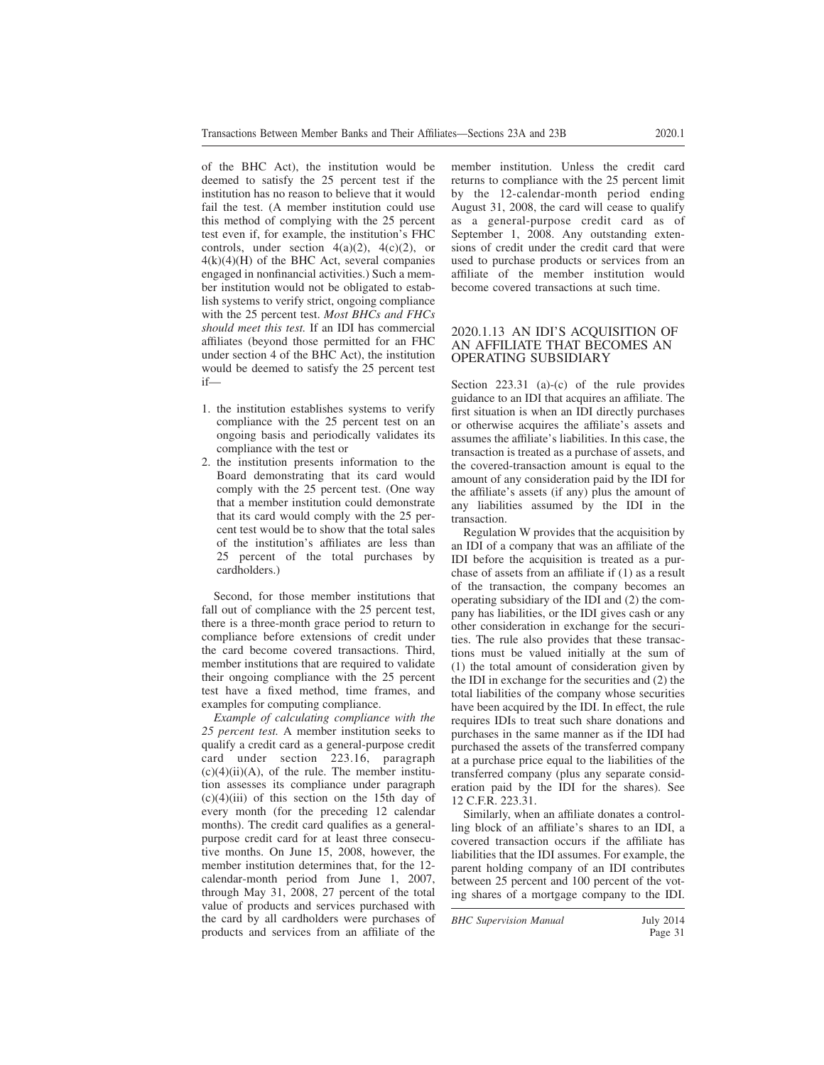of the BHC Act), the institution would be deemed to satisfy the 25 percent test if the institution has no reason to believe that it would fail the test. (A member institution could use this method of complying with the 25 percent test even if, for example, the institution's FHC controls, under section 4(a)(2), 4(c)(2), or 4(k)(4)(H) of the BHC Act, several companies engaged in nonfinancial activities.) Such a member institution would not be obligated to establish systems to verify strict, ongoing compliance with the 25 percent test. *Most BHCs and FHCs should meet this test.* If an IDI has commercial affiliates (beyond those permitted for an FHC under section 4 of the BHC Act), the institution would be deemed to satisfy the 25 percent test if—

1. the institution establishes systems to verify compliance with the 25 percent test on an ongoing basis and periodically validates its compliance with the test or
2. the institution presents information to the Board demonstrating that its card would comply with the 25 percent test. (One way that a member institution could demonstrate that its card would comply with the 25 percent test would be to show that the total sales of the institution's affiliates are less than 25 percent of the total purchases by cardholders.)

Second, for those member institutions that fall out of compliance with the 25 percent test, there is a three-month grace period to return to compliance before extensions of credit under the card become covered transactions. Third, member institutions that are required to validate their ongoing compliance with the 25 percent test have a fixed method, time frames, and examples for computing compliance.

*Example of calculating compliance with the 25 percent test.* A member institution seeks to qualify a credit card as a general-purpose credit card under section 223.16, paragraph (c)(4)(ii)(A), of the rule. The member institution assesses its compliance under paragraph (c)(4)(iii) of this section on the 15th day of every month (for the preceding 12 calendar months). The credit card qualifies as a general-purpose credit card for at least three consecutive months. On June 15, 2008, however, the member institution determines that, for the 12-calendar-month period from June 1, 2007, through May 31, 2008, 27 percent of the total value of products and services purchased with the card by all cardholders were purchases of products and services from an affiliate of the member institution. Unless the credit card returns to compliance with the 25 percent limit by the 12-calendar-month period ending August 31, 2008, the card will cease to qualify as a general-purpose credit card as of September 1, 2008. Any outstanding extensions of credit under the credit card that were used to purchase products or services from an affiliate of the member institution would become covered transactions at such time.

## 2020.1.13 AN IDI'S ACQUISITION OF AN AFFILIATE THAT BECOMES AN OPERATING SUBSIDIARY

Section 223.31 (a)-(c) of the rule provides guidance to an IDI that acquires an affiliate. The first situation is when an IDI directly purchases or otherwise acquires the affiliate's assets and assumes the affiliate's liabilities. In this case, the transaction is treated as a purchase of assets, and the covered-transaction amount is equal to the amount of any consideration paid by the IDI for the affiliate's assets (if any) plus the amount of any liabilities assumed by the IDI in the transaction.

Regulation W provides that the acquisition by an IDI of a company that was an affiliate of the IDI before the acquisition is treated as a purchase of assets from an affiliate if (1) as a result of the transaction, the company becomes an operating subsidiary of the IDI and (2) the company has liabilities, or the IDI gives cash or any other consideration in exchange for the securities. The rule also provides that these transactions must be valued initially at the sum of (1) the total amount of consideration given by the IDI in exchange for the securities and (2) the total liabilities of the company whose securities have been acquired by the IDI. In effect, the rule requires IDIs to treat such share donations and purchases in the same manner as if the IDI had purchased the assets of the transferred company at a purchase price equal to the liabilities of the transferred company (plus any separate consideration paid by the IDI for the shares). See 12 C.F.R. 223.31.

Similarly, when an affiliate donates a controlling block of an affiliate's shares to an IDI, a covered transaction occurs if the affiliate has liabilities that the IDI assumes. For example, the parent holding company of an IDI contributes between 25 percent and 100 percent of the voting shares of a mortgage company to the IDI.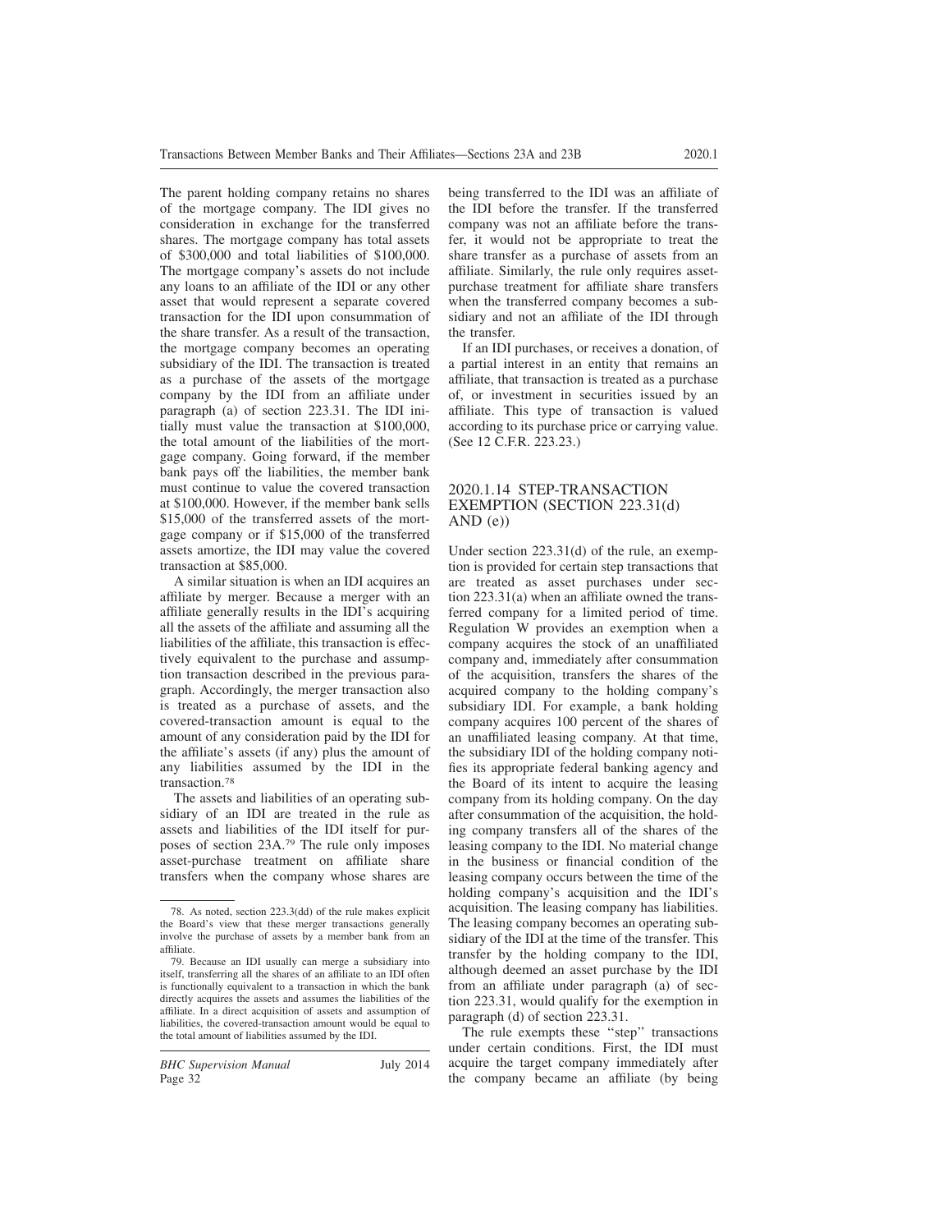The parent holding company retains no shares of the mortgage company. The IDI gives no consideration in exchange for the transferred shares. The mortgage company has total assets of $300,000 and total liabilities of $100,000. The mortgage company's assets do not include any loans to an affiliate of the IDI or any other asset that would represent a separate covered transaction for the IDI upon consummation of the share transfer. As a result of the transaction, the mortgage company becomes an operating subsidiary of the IDI. The transaction is treated as a purchase of the assets of the mortgage company by the IDI from an affiliate under paragraph (a) of section 223.31. The IDI initially must value the transaction at $100,000, the total amount of the liabilities of the mortgage company. Going forward, if the member bank pays off the liabilities, the member bank must continue to value the covered transaction at $100,000. However, if the member bank sells $15,000 of the transferred assets of the mortgage company or if $15,000 of the transferred assets amortize, the IDI may value the covered transaction at $85,000.

A similar situation is when an IDI acquires an affiliate by merger. Because a merger with an affiliate generally results in the IDI's acquiring all the assets of the affiliate and assuming all the liabilities of the affiliate, this transaction is effectively equivalent to the purchase and assumption transaction described in the previous paragraph. Accordingly, the merger transaction also is treated as a purchase of assets, and the covered-transaction amount is equal to the amount of any consideration paid by the IDI for the affiliate's assets (if any) plus the amount of any liabilities assumed by the IDI in the transaction.[78]

The assets and liabilities of an operating subsidiary of an IDI are treated in the rule as assets and liabilities of the IDI itself for purposes of section 23A.[79] The rule only imposes asset-purchase treatment on affiliate share transfers when the company whose shares are being transferred to the IDI was an affiliate of the IDI before the transfer. If the transferred company was not an affiliate before the transfer, it would not be appropriate to treat the share transfer as a purchase of assets from an affiliate. Similarly, the rule only requires asset-purchase treatment for affiliate share transfers when the transferred company becomes a subsidiary and not an affiliate of the IDI through the transfer.

If an IDI purchases, or receives a donation, of a partial interest in an entity that remains an affiliate, that transaction is treated as a purchase of, or investment in securities issued by an affiliate. This type of transaction is valued according to its purchase price or carrying value. (See 12 C.F.R. 223.23.)

## 2020.1.14 STEP-TRANSACTION EXEMPTION (SECTION 223.31(d) AND (e))

Under section 223.31(d) of the rule, an exemption is provided for certain step transactions that are treated as asset purchases under section 223.31(a) when an affiliate owned the transferred company for a limited period of time. Regulation W provides an exemption when a company acquires the stock of an unaffiliated company and, immediately after consummation of the acquisition, transfers the shares of the acquired company to the holding company's subsidiary IDI. For example, a bank holding company acquires 100 percent of the shares of an unaffiliated leasing company. At that time, the subsidiary IDI of the holding company notifies its appropriate federal banking agency and the Board of its intent to acquire the leasing company from its holding company. On the day after consummation of the acquisition, the holding company transfers all of the shares of the leasing company to the IDI. No material change in the business or financial condition of the leasing company occurs between the time of the holding company's acquisition and the IDI's acquisition. The leasing company has liabilities. The leasing company becomes an operating subsidiary of the IDI at the time of the transfer. This transfer by the holding company to the IDI, although deemed an asset purchase by the IDI from an affiliate under paragraph (a) of section 223.31, would qualify for the exemption in paragraph (d) of section 223.31.

The rule exempts these "step" transactions under certain conditions. First, the IDI must acquire the target company immediately after the company became an affiliate (by being

---

78. As noted, section 223.3(dd) of the rule makes explicit the Board's view that these merger transactions generally involve the purchase of assets by a member bank from an affiliate.

79. Because an IDI usually can merge a subsidiary into itself, transferring all the shares of an affiliate to an IDI often is functionally equivalent to a transaction in which the bank directly acquires the assets and assumes the liabilities of the affiliate. In a direct acquisition of assets and assumption of liabilities, the covered-transaction amount would be equal to the total amount of liabilities assumed by the IDI.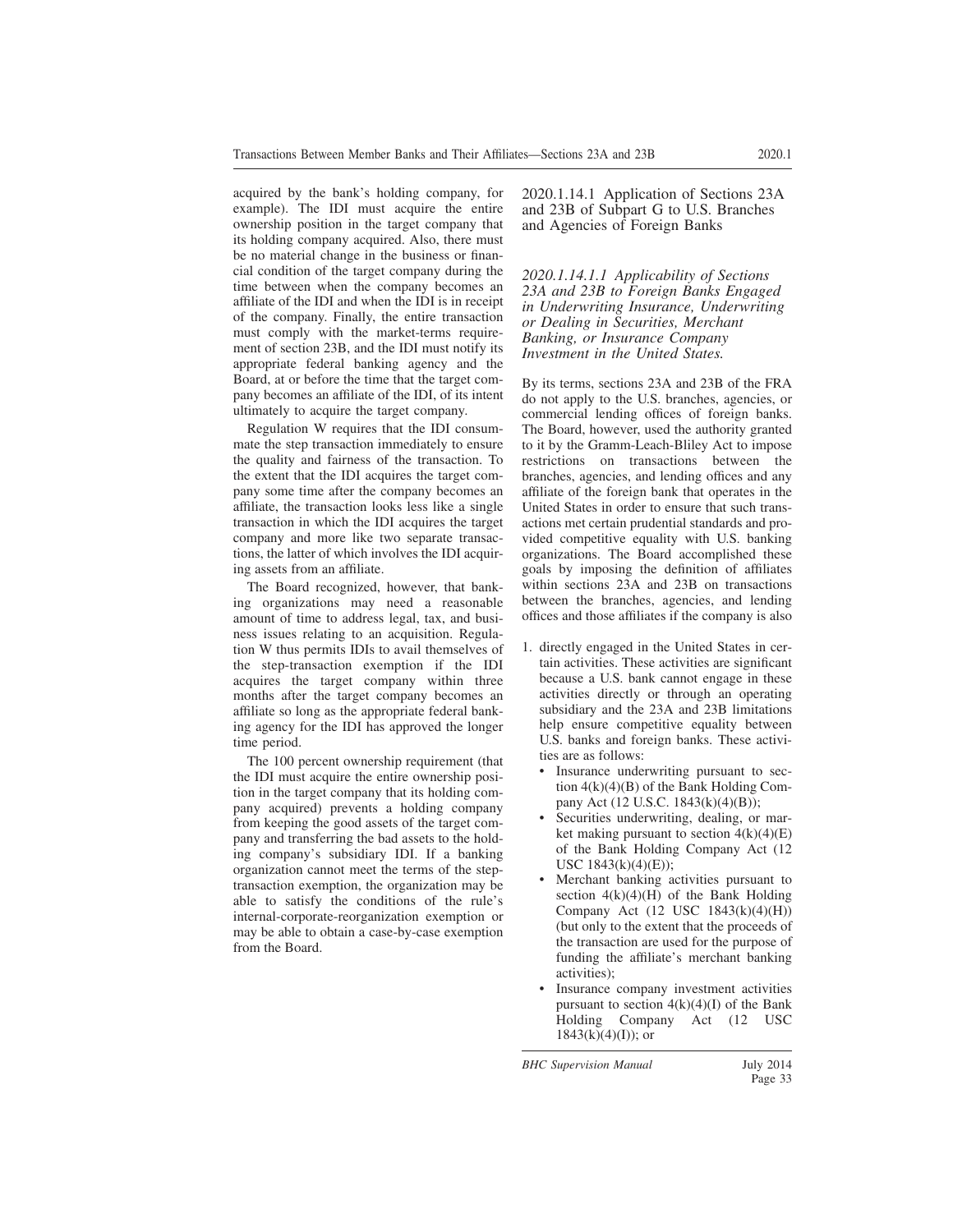acquired by the bank's holding company, for example). The IDI must acquire the entire ownership position in the target company that its holding company acquired. Also, there must be no material change in the business or financial condition of the target company during the time between when the company becomes an affiliate of the IDI and when the IDI is in receipt of the company. Finally, the entire transaction must comply with the market-terms requirement of section 23B, and the IDI must notify its appropriate federal banking agency and the Board, at or before the time that the target company becomes an affiliate of the IDI, of its intent ultimately to acquire the target company.

Regulation W requires that the IDI consummate the step transaction immediately to ensure the quality and fairness of the transaction. To the extent that the IDI acquires the target company some time after the company becomes an affiliate, the transaction looks less like a single transaction in which the IDI acquires the target company and more like two separate transactions, the latter of which involves the IDI acquiring assets from an affiliate.

The Board recognized, however, that banking organizations may need a reasonable amount of time to address legal, tax, and business issues relating to an acquisition. Regulation W thus permits IDIs to avail themselves of the step-transaction exemption if the IDI acquires the target company within three months after the target company becomes an affiliate so long as the appropriate federal banking agency for the IDI has approved the longer time period.

The 100 percent ownership requirement (that the IDI must acquire the entire ownership position in the target company that its holding company acquired) prevents a holding company from keeping the good assets of the target company and transferring the bad assets to the holding company's subsidiary IDI. If a banking organization cannot meet the terms of the step-transaction exemption, the organization may be able to satisfy the conditions of the rule's internal-corporate-reorganization exemption or may be able to obtain a case-by-case exemption from the Board.

## 2020.1.14.1 Application of Sections 23A and 23B of Subpart G to U.S. Branches and Agencies of Foreign Banks

### *2020.1.14.1.1 Applicability of Sections 23A and 23B to Foreign Banks Engaged in Underwriting Insurance, Underwriting or Dealing in Securities, Merchant Banking, or Insurance Company Investment in the United States.*

By its terms, sections 23A and 23B of the FRA do not apply to the U.S. branches, agencies, or commercial lending offices of foreign banks. The Board, however, used the authority granted to it by the Gramm-Leach-Bliley Act to impose restrictions on transactions between the branches, agencies, and lending offices and any affiliate of the foreign bank that operates in the United States in order to ensure that such transactions met certain prudential standards and provided competitive equality with U.S. banking organizations. The Board accomplished these goals by imposing the definition of affiliates within sections 23A and 23B on transactions between the branches, agencies, and lending offices and those affiliates if the company is also

1. directly engaged in the United States in certain activities. These activities are significant because a U.S. bank cannot engage in these activities directly or through an operating subsidiary and the 23A and 23B limitations help ensure competitive equality between U.S. banks and foreign banks. These activities are as follows:
   - Insurance underwriting pursuant to section 4(k)(4)(B) of the Bank Holding Company Act (12 U.S.C. 1843(k)(4)(B));
   - Securities underwriting, dealing, or market making pursuant to section 4(k)(4)(E) of the Bank Holding Company Act (12 USC 1843(k)(4)(E));
   - Merchant banking activities pursuant to section 4(k)(4)(H) of the Bank Holding Company Act (12 USC 1843(k)(4)(H)) (but only to the extent that the proceeds of the transaction are used for the purpose of funding the affiliate's merchant banking activities);
   - Insurance company investment activities pursuant to section 4(k)(4)(I) of the Bank Holding Company Act (12 USC 1843(k)(4)(I)); or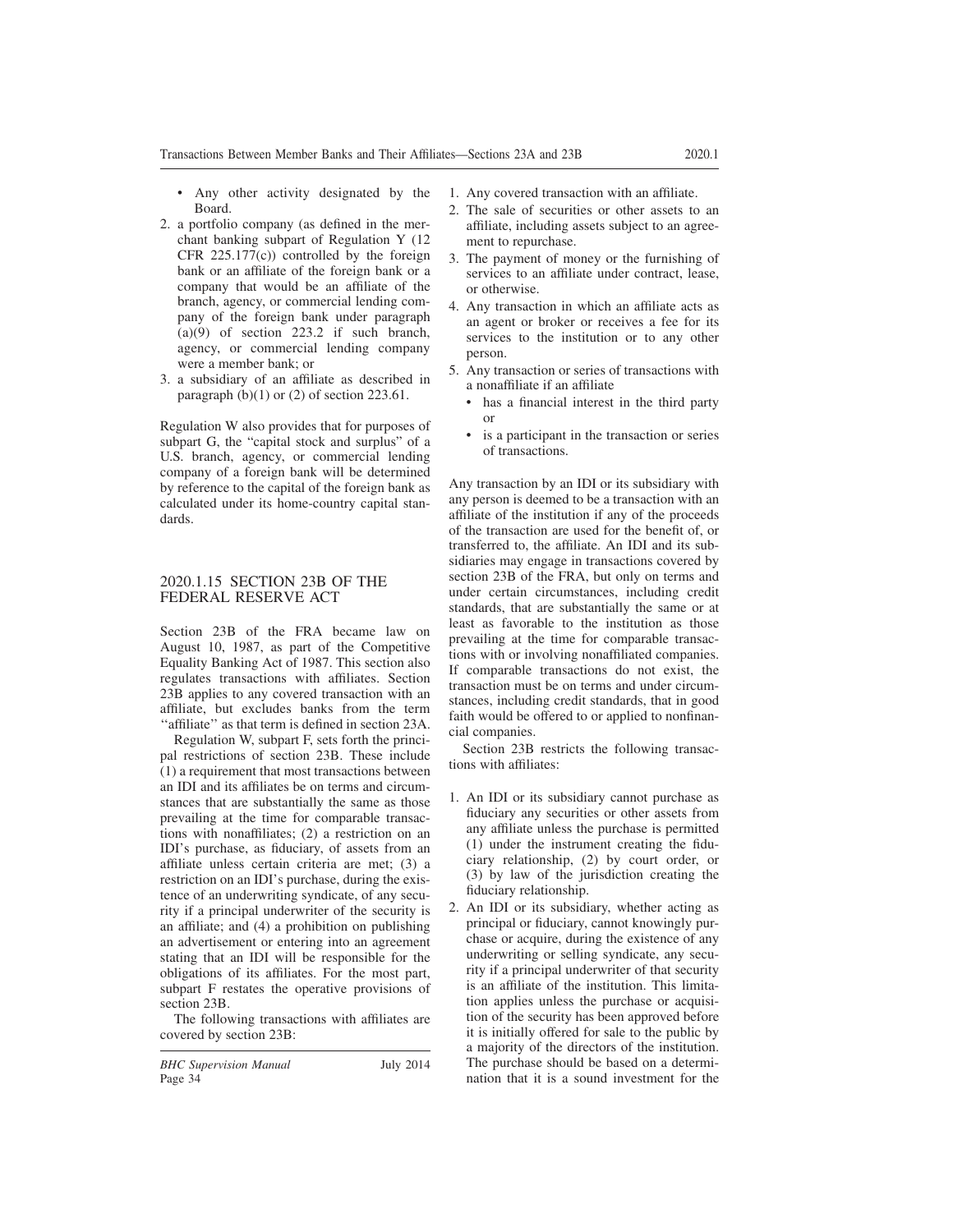- Any other activity designated by the Board.

2. a portfolio company (as defined in the merchant banking subpart of Regulation Y (12 CFR 225.177(c)) controlled by the foreign bank or an affiliate of the foreign bank or a company that would be an affiliate of the branch, agency, or commercial lending company of the foreign bank under paragraph (a)(9) of section 223.2 if such branch, agency, or commercial lending company were a member bank; or
3. a subsidiary of an affiliate as described in paragraph (b)(1) or (2) of section 223.61.

Regulation W also provides that for purposes of subpart G, the "capital stock and surplus" of a U.S. branch, agency, or commercial lending company of a foreign bank will be determined by reference to the capital of the foreign bank as calculated under its home-country capital standards.

## 2020.1.15 SECTION 23B OF THE FEDERAL RESERVE ACT

Section 23B of the FRA became law on August 10, 1987, as part of the Competitive Equality Banking Act of 1987. This section also regulates transactions with affiliates. Section 23B applies to any covered transaction with an affiliate, but excludes banks from the term "affiliate" as that term is defined in section 23A.

Regulation W, subpart F, sets forth the principal restrictions of section 23B. These include (1) a requirement that most transactions between an IDI and its affiliates be on terms and circumstances that are substantially the same as those prevailing at the time for comparable transactions with nonaffiliates; (2) a restriction on an IDI's purchase, as fiduciary, of assets from an affiliate unless certain criteria are met; (3) a restriction on an IDI's purchase, during the existence of an underwriting syndicate, of any security if a principal underwriter of the security is an affiliate; and (4) a prohibition on publishing an advertisement or entering into an agreement stating that an IDI will be responsible for the obligations of its affiliates. For the most part, subpart F restates the operative provisions of section 23B.

The following transactions with affiliates are covered by section 23B:

1. Any covered transaction with an affiliate.
2. The sale of securities or other assets to an affiliate, including assets subject to an agreement to repurchase.
3. The payment of money or the furnishing of services to an affiliate under contract, lease, or otherwise.
4. Any transaction in which an affiliate acts as an agent or broker or receives a fee for its services to the institution or to any other person.
5. Any transaction or series of transactions with a nonaffiliate if an affiliate
   - has a financial interest in the third party or
   - is a participant in the transaction or series of transactions.

Any transaction by an IDI or its subsidiary with any person is deemed to be a transaction with an affiliate of the institution if any of the proceeds of the transaction are used for the benefit of, or transferred to, the affiliate. An IDI and its subsidiaries may engage in transactions covered by section 23B of the FRA, but only on terms and under certain circumstances, including credit standards, that are substantially the same or at least as favorable to the institution as those prevailing at the time for comparable transactions with or involving nonaffiliated companies. If comparable transactions do not exist, the transaction must be on terms and under circumstances, including credit standards, that in good faith would be offered to or applied to nonfinancial companies.

Section 23B restricts the following transactions with affiliates:

1. An IDI or its subsidiary cannot purchase as fiduciary any securities or other assets from any affiliate unless the purchase is permitted (1) under the instrument creating the fiduciary relationship, (2) by court order, or (3) by law of the jurisdiction creating the fiduciary relationship.
2. An IDI or its subsidiary, whether acting as principal or fiduciary, cannot knowingly purchase or acquire, during the existence of any underwriting or selling syndicate, any security if a principal underwriter of that security is an affiliate of the institution. This limitation applies unless the purchase or acquisition of the security has been approved before it is initially offered for sale to the public by a majority of the directors of the institution. The purchase should be based on a determination that it is a sound investment for the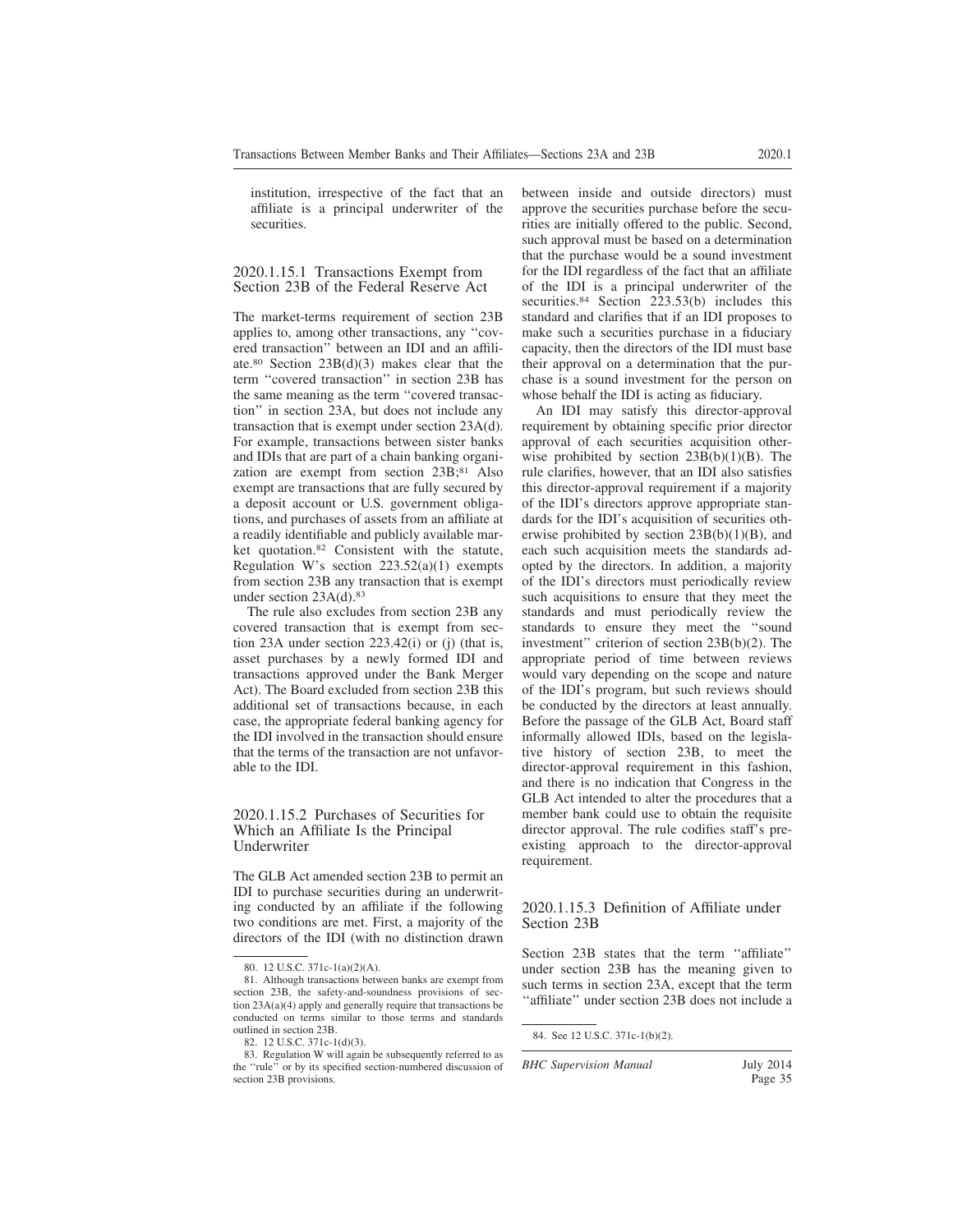institution, irrespective of the fact that an affiliate is a principal underwriter of the securities.

### 2020.1.15.1 Transactions Exempt from Section 23B of the Federal Reserve Act

The market-terms requirement of section 23B applies to, among other transactions, any ''covered transaction'' between an IDI and an affiliate.[80] Section 23B(d)(3) makes clear that the term ''covered transaction'' in section 23B has the same meaning as the term ''covered transaction'' in section 23A, but does not include any transaction that is exempt under section 23A(d). For example, transactions between sister banks and IDIs that are part of a chain banking organization are exempt from section 23B;[81] Also exempt are transactions that are fully secured by a deposit account or U.S. government obligations, and purchases of assets from an affiliate at a readily identifiable and publicly available market quotation.[82] Consistent with the statute, Regulation W's section 223.52(a)(1) exempts from section 23B any transaction that is exempt under section 23A(d).[83]

The rule also excludes from section 23B any covered transaction that is exempt from section 23A under section 223.42(i) or (j) (that is, asset purchases by a newly formed IDI and transactions approved under the Bank Merger Act). The Board excluded from section 23B this additional set of transactions because, in each case, the appropriate federal banking agency for the IDI involved in the transaction should ensure that the terms of the transaction are not unfavorable to the IDI.

### 2020.1.15.2 Purchases of Securities for Which an Affiliate Is the Principal Underwriter

The GLB Act amended section 23B to permit an IDI to purchase securities during an underwriting conducted by an affiliate if the following two conditions are met. First, a majority of the directors of the IDI (with no distinction drawn between inside and outside directors) must approve the securities purchase before the securities are initially offered to the public. Second, such approval must be based on a determination that the purchase would be a sound investment for the IDI regardless of the fact that an affiliate of the IDI is a principal underwriter of the securities.[84] Section 223.53(b) includes this standard and clarifies that if an IDI proposes to make such a securities purchase in a fiduciary capacity, then the directors of the IDI must base their approval on a determination that the purchase is a sound investment for the person on whose behalf the IDI is acting as fiduciary.

An IDI may satisfy this director-approval requirement by obtaining specific prior director approval of each securities acquisition otherwise prohibited by section 23B(b)(1)(B). The rule clarifies, however, that an IDI also satisfies this director-approval requirement if a majority of the IDI's directors approve appropriate standards for the IDI's acquisition of securities otherwise prohibited by section 23B(b)(1)(B), and each such acquisition meets the standards adopted by the directors. In addition, a majority of the IDI's directors must periodically review such acquisitions to ensure that they meet the standards and must periodically review the standards to ensure they meet the ''sound investment'' criterion of section 23B(b)(2). The appropriate period of time between reviews would vary depending on the scope and nature of the IDI's program, but such reviews should be conducted by the directors at least annually. Before the passage of the GLB Act, Board staff informally allowed IDIs, based on the legislative history of section 23B, to meet the director-approval requirement in this fashion, and there is no indication that Congress in the GLB Act intended to alter the procedures that a member bank could use to obtain the requisite director approval. The rule codifies staff's preexisting approach to the director-approval requirement.

### 2020.1.15.3 Definition of Affiliate under Section 23B

Section 23B states that the term ''affiliate'' under section 23B has the meaning given to such terms in section 23A, except that the term ''affiliate'' under section 23B does not include a

---

80. 12 U.S.C. 371c-1(a)(2)(A).

81. Although transactions between banks are exempt from section 23B, the safety-and-soundness provisions of section 23A(a)(4) apply and generally require that transactions be conducted on terms similar to those terms and standards outlined in section 23B.

82. 12 U.S.C. 371c-1(d)(3).

83. Regulation W will again be subsequently referred to as the ''rule'' or by its specified section-numbered discussion of section 23B provisions.

84. See 12 U.S.C. 371c-1(b)(2).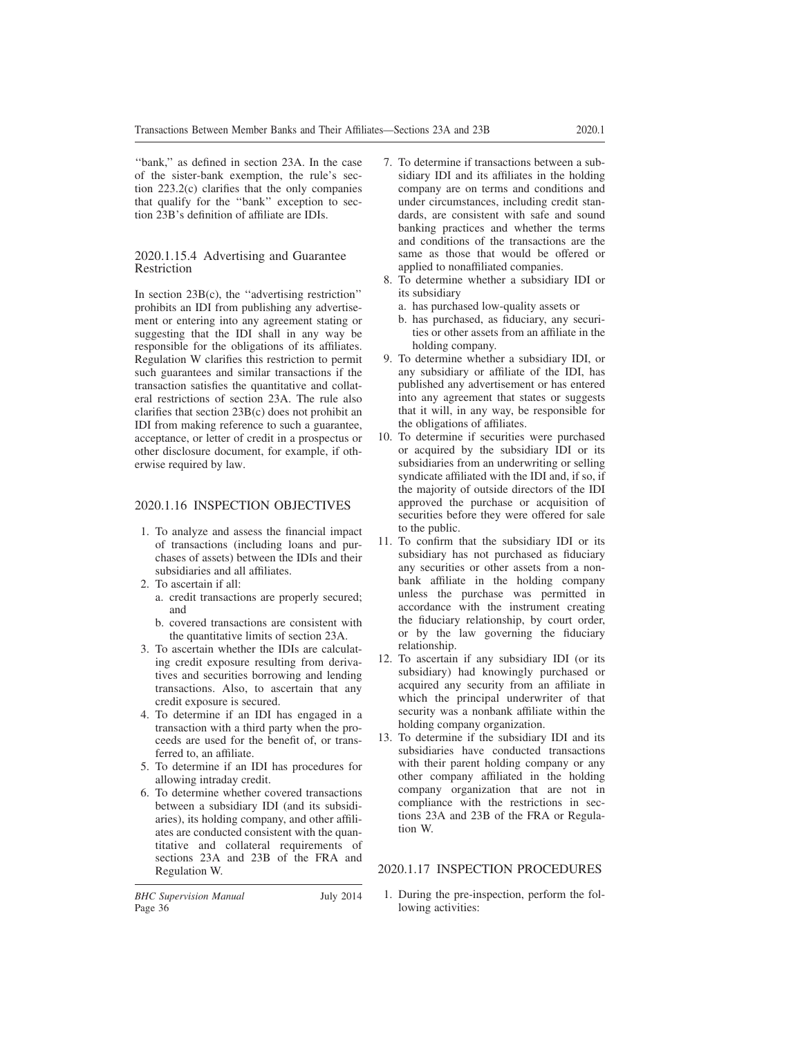''bank,'' as defined in section 23A. In the case of the sister-bank exemption, the rule's section 223.2(c) clarifies that the only companies that qualify for the ''bank'' exception to section 23B's definition of affiliate are IDIs.

### 2020.1.15.4 Advertising and Guarantee Restriction

In section 23B(c), the ''advertising restriction'' prohibits an IDI from publishing any advertisement or entering into any agreement stating or suggesting that the IDI shall in any way be responsible for the obligations of its affiliates. Regulation W clarifies this restriction to permit such guarantees and similar transactions if the transaction satisfies the quantitative and collateral restrictions of section 23A. The rule also clarifies that section 23B(c) does not prohibit an IDI from making reference to such a guarantee, acceptance, or letter of credit in a prospectus or other disclosure document, for example, if otherwise required by law.

## 2020.1.16 INSPECTION OBJECTIVES

1. To analyze and assess the financial impact of transactions (including loans and purchases of assets) between the IDIs and their subsidiaries and all affiliates.
2. To ascertain if all:
   a. credit transactions are properly secured; and
   b. covered transactions are consistent with the quantitative limits of section 23A.
3. To ascertain whether the IDIs are calculating credit exposure resulting from derivatives and securities borrowing and lending transactions. Also, to ascertain that any credit exposure is secured.
4. To determine if an IDI has engaged in a transaction with a third party when the proceeds are used for the benefit of, or transferred to, an affiliate.
5. To determine if an IDI has procedures for allowing intraday credit.
6. To determine whether covered transactions between a subsidiary IDI (and its subsidiaries), its holding company, and other affiliates are conducted consistent with the quantitative and collateral requirements of sections 23A and 23B of the FRA and Regulation W.
7. To determine if transactions between a subsidiary IDI and its affiliates in the holding company are on terms and conditions and under circumstances, including credit standards, are consistent with safe and sound banking practices and whether the terms and conditions of the transactions are the same as those that would be offered or applied to nonaffiliated companies.
8. To determine whether a subsidiary IDI or its subsidiary
   a. has purchased low-quality assets or
   b. has purchased, as fiduciary, any securities or other assets from an affiliate in the holding company.
9. To determine whether a subsidiary IDI, or any subsidiary or affiliate of the IDI, has published any advertisement or has entered into any agreement that states or suggests that it will, in any way, be responsible for the obligations of affiliates.
10. To determine if securities were purchased or acquired by the subsidiary IDI or its subsidiaries from an underwriting or selling syndicate affiliated with the IDI and, if so, if the majority of outside directors of the IDI approved the purchase or acquisition of securities before they were offered for sale to the public.
11. To confirm that the subsidiary IDI or its subsidiary has not purchased as fiduciary any securities or other assets from a nonbank affiliate in the holding company unless the purchase was permitted in accordance with the instrument creating the fiduciary relationship, by court order, or by the law governing the fiduciary relationship.
12. To ascertain if any subsidiary IDI (or its subsidiary) had knowingly purchased or acquired any security from an affiliate in which the principal underwriter of that security was a nonbank affiliate within the holding company organization.
13. To determine if the subsidiary IDI and its subsidiaries have conducted transactions with their parent holding company or any other company affiliated in the holding company organization that are not in compliance with the restrictions in sections 23A and 23B of the FRA or Regulation W.

## 2020.1.17 INSPECTION PROCEDURES

1. During the pre-inspection, perform the following activities: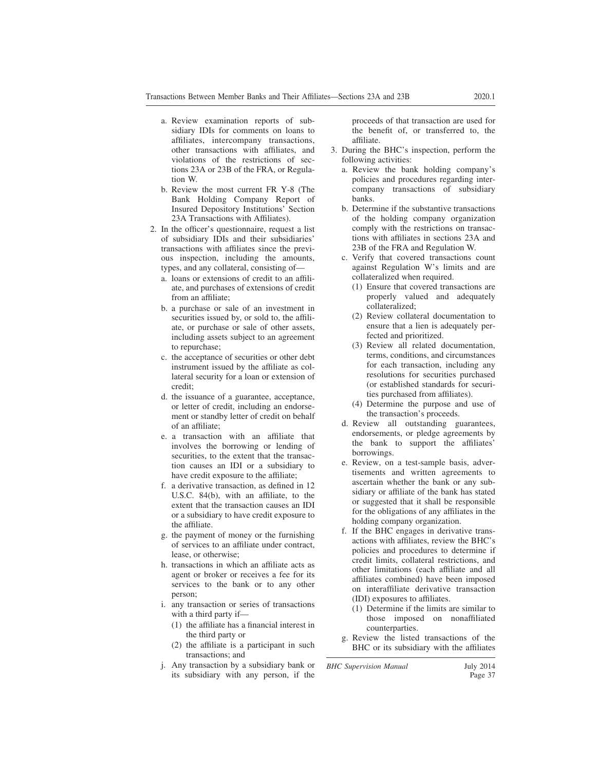a. Review examination reports of subsidiary IDIs for comments on loans to affiliates, intercompany transactions, other transactions with affiliates, and violations of the restrictions of sections 23A or 23B of the FRA, or Regulation W.
b. Review the most current FR Y-8 (The Bank Holding Company Report of Insured Depository Institutions' Section 23A Transactions with Affiliates).

2. In the officer's questionnaire, request a list of subsidiary IDIs and their subsidiaries' transactions with affiliates since the previous inspection, including the amounts, types, and any collateral, consisting of—
   a. loans or extensions of credit to an affiliate, and purchases of extensions of credit from an affiliate;
   b. a purchase or sale of an investment in securities issued by, or sold to, the affiliate, or purchase or sale of other assets, including assets subject to an agreement to repurchase;
   c. the acceptance of securities or other debt instrument issued by the affiliate as collateral security for a loan or extension of credit;
   d. the issuance of a guarantee, acceptance, or letter of credit, including an endorsement or standby letter of credit on behalf of an affiliate;
   e. a transaction with an affiliate that involves the borrowing or lending of securities, to the extent that the transaction causes an IDI or a subsidiary to have credit exposure to the affiliate;
   f. a derivative transaction, as defined in 12 U.S.C. 84(b), with an affiliate, to the extent that the transaction causes an IDI or a subsidiary to have credit exposure to the affiliate.
   g. the payment of money or the furnishing of services to an affiliate under contract, lease, or otherwise;
   h. transactions in which an affiliate acts as agent or broker or receives a fee for its services to the bank or to any other person;
   i. any transaction or series of transactions with a third party if—
      (1) the affiliate has a financial interest in the third party or
      (2) the affiliate is a participant in such transactions; and
   j. Any transaction by a subsidiary bank or its subsidiary with any person, if the proceeds of that transaction are used for the benefit of, or transferred to, the affiliate.

3. During the BHC's inspection, perform the following activities:
   a. Review the bank holding company's policies and procedures regarding intercompany transactions of subsidiary banks.
   b. Determine if the substantive transactions of the holding company organization comply with the restrictions on transactions with affiliates in sections 23A and 23B of the FRA and Regulation W.
   c. Verify that covered transactions count against Regulation W's limits and are collateralized when required.
      (1) Ensure that covered transactions are properly valued and adequately collateralized;
      (2) Review collateral documentation to ensure that a lien is adequately perfected and prioritized.
      (3) Review all related documentation, terms, conditions, and circumstances for each transaction, including any resolutions for securities purchased (or established standards for securities purchased from affiliates).
      (4) Determine the purpose and use of the transaction's proceeds.
   d. Review all outstanding guarantees, endorsements, or pledge agreements by the bank to support the affiliates' borrowings.
   e. Review, on a test-sample basis, advertisements and written agreements to ascertain whether the bank or any subsidiary or affiliate of the bank has stated or suggested that it shall be responsible for the obligations of any affiliates in the holding company organization.
   f. If the BHC engages in derivative transactions with affiliates, review the BHC's policies and procedures to determine if credit limits, collateral restrictions, and other limitations (each affiliate and all affiliates combined) have been imposed on interaffiliate derivative transaction (IDI) exposures to affiliates.
      (1) Determine if the limits are similar to those imposed on nonaffiliated counterparties.
   g. Review the listed transactions of the BHC or its subsidiary with the affiliates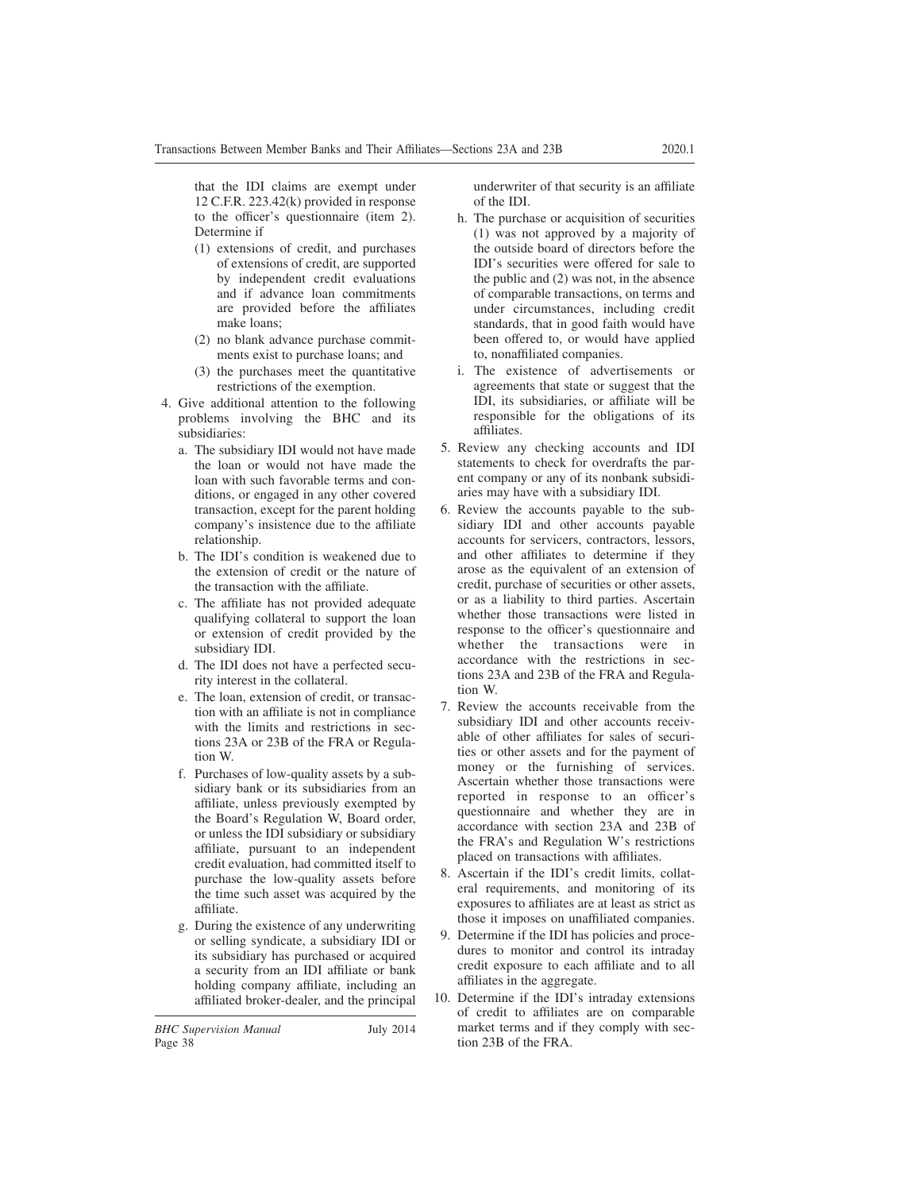that the IDI claims are exempt under 12 C.F.R. 223.42(k) provided in response to the officer's questionnaire (item 2). Determine if

   (1) extensions of credit, and purchases of extensions of credit, are supported by independent credit evaluations and if advance loan commitments are provided before the affiliates make loans;
   (2) no blank advance purchase commitments exist to purchase loans; and
   (3) the purchases meet the quantitative restrictions of the exemption.

4. Give additional attention to the following problems involving the BHC and its subsidiaries:
   a. The subsidiary IDI would not have made the loan or would not have made the loan with such favorable terms and conditions, or engaged in any other covered transaction, except for the parent holding company's insistence due to the affiliate relationship.
   b. The IDI's condition is weakened due to the extension of credit or the nature of the transaction with the affiliate.
   c. The affiliate has not provided adequate qualifying collateral to support the loan or extension of credit provided by the subsidiary IDI.
   d. The IDI does not have a perfected security interest in the collateral.
   e. The loan, extension of credit, or transaction with an affiliate is not in compliance with the limits and restrictions in sections 23A or 23B of the FRA or Regulation W.
   f. Purchases of low-quality assets by a subsidiary bank or its subsidiaries from an affiliate, unless previously exempted by the Board's Regulation W, Board order, or unless the IDI subsidiary or subsidiary affiliate, pursuant to an independent credit evaluation, had committed itself to purchase the low-quality assets before the time such asset was acquired by the affiliate.
   g. During the existence of any underwriting or selling syndicate, a subsidiary IDI or its subsidiary has purchased or acquired a security from an IDI affiliate or bank holding company affiliate, including an affiliated broker-dealer, and the principal underwriter of that security is an affiliate of the IDI.
   h. The purchase or acquisition of securities (1) was not approved by a majority of the outside board of directors before the IDI's securities were offered for sale to the public and (2) was not, in the absence of comparable transactions, on terms and under circumstances, including credit standards, that in good faith would have been offered to, or would have applied to, nonaffiliated companies.
   i. The existence of advertisements or agreements that state or suggest that the IDI, its subsidiaries, or affiliate will be responsible for the obligations of its affiliates.
5. Review any checking accounts and IDI statements to check for overdrafts the parent company or any of its nonbank subsidiaries may have with a subsidiary IDI.
6. Review the accounts payable to the subsidiary IDI and other accounts payable accounts for servicers, contractors, lessors, and other affiliates to determine if they arose as the equivalent of an extension of credit, purchase of securities or other assets, or as a liability to third parties. Ascertain whether those transactions were listed in response to the officer's questionnaire and whether the transactions were in accordance with the restrictions in sections 23A and 23B of the FRA and Regulation W.
7. Review the accounts receivable from the subsidiary IDI and other accounts receivable of other affiliates for sales of securities or other assets and for the payment of money or the furnishing of services. Ascertain whether those transactions were reported in response to an officer's questionnaire and whether they are in accordance with section 23A and 23B of the FRA's and Regulation W's restrictions placed on transactions with affiliates.
8. Ascertain if the IDI's credit limits, collateral requirements, and monitoring of its exposures to affiliates are at least as strict as those it imposes on unaffiliated companies.
9. Determine if the IDI has policies and procedures to monitor and control its intraday credit exposure to each affiliate and to all affiliates in the aggregate.
10. Determine if the IDI's intraday extensions of credit to affiliates are on comparable market terms and if they comply with section 23B of the FRA.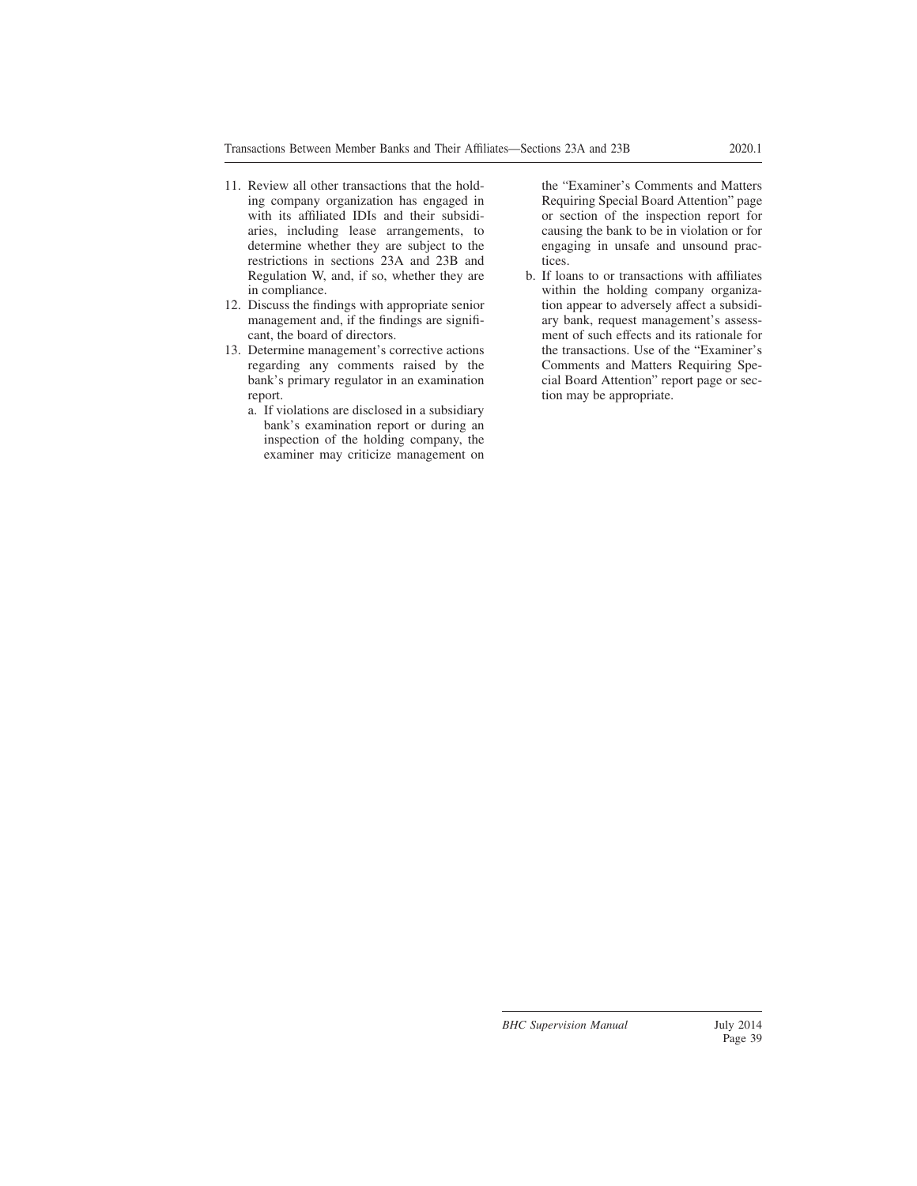11. Review all other transactions that the holding company organization has engaged in with its affiliated IDIs and their subsidiaries, including lease arrangements, to determine whether they are subject to the restrictions in sections 23A and 23B and Regulation W, and, if so, whether they are in compliance.
12. Discuss the findings with appropriate senior management and, if the findings are significant, the board of directors.
13. Determine management's corrective actions regarding any comments raised by the bank's primary regulator in an examination report.
    a. If violations are disclosed in a subsidiary bank's examination report or during an inspection of the holding company, the examiner may criticize management on the "Examiner's Comments and Matters Requiring Special Board Attention" page or section of the inspection report for causing the bank to be in violation or for engaging in unsafe and unsound practices.
    b. If loans to or transactions with affiliates within the holding company organization appear to adversely affect a subsidiary bank, request management's assessment of such effects and its rationale for the transactions. Use of the "Examiner's Comments and Matters Requiring Special Board Attention" report page or section may be appropriate.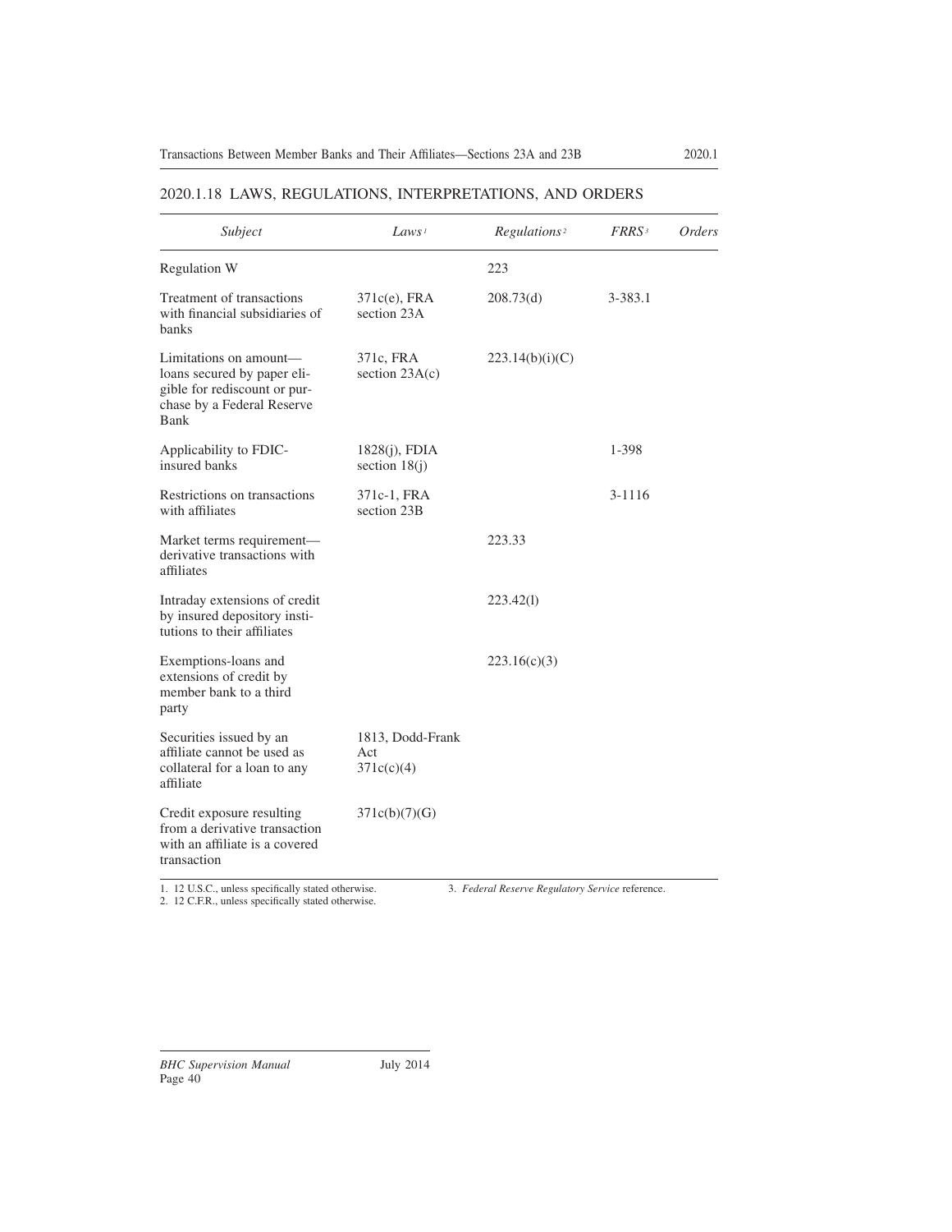## 2020.1.18 LAWS, REGULATIONS, INTERPRETATIONS, AND ORDERS

| *Subject* | *Laws* [1] | *Regulations* [2] | *FRRS* [3] | *Orders* |
|---|---|---|---|---|
| Regulation W | | 223 | | |
| Treatment of transactions with financial subsidiaries of banks | 371c(e), FRA section 23A | 208.73(d) | 3-383.1 | |
| Limitations on amount—loans secured by paper eligible for rediscount or purchase by a Federal Reserve Bank | 371c, FRA section 23A(c) | 223.14(b)(i)(C) | | |
| Applicability to FDIC-insured banks | 1828(j), FDIA section 18(j) | | 1-398 | |
| Restrictions on transactions with affiliates | 371c-1, FRA section 23B | | 3-1116 | |
| Market terms requirement—derivative transactions with affiliates | | 223.33 | | |
| Intraday extensions of credit by insured depository institutions to their affiliates | | 223.42(l) | | |
| Exemptions-loans and extensions of credit by member bank to a third party | | 223.16(c)(3) | | |
| Securities issued by an affiliate cannot be used as collateral for a loan to any affiliate | 1813, Dodd-Frank Act 371c(c)(4) | | | |
| Credit exposure resulting from a derivative transaction with an affiliate is a covered transaction | 371c(b)(7)(G) | | | |

1. 12 U.S.C., unless specifically stated otherwise.
2. 12 C.F.R., unless specifically stated otherwise.
3. *Federal Reserve Regulatory Service* reference.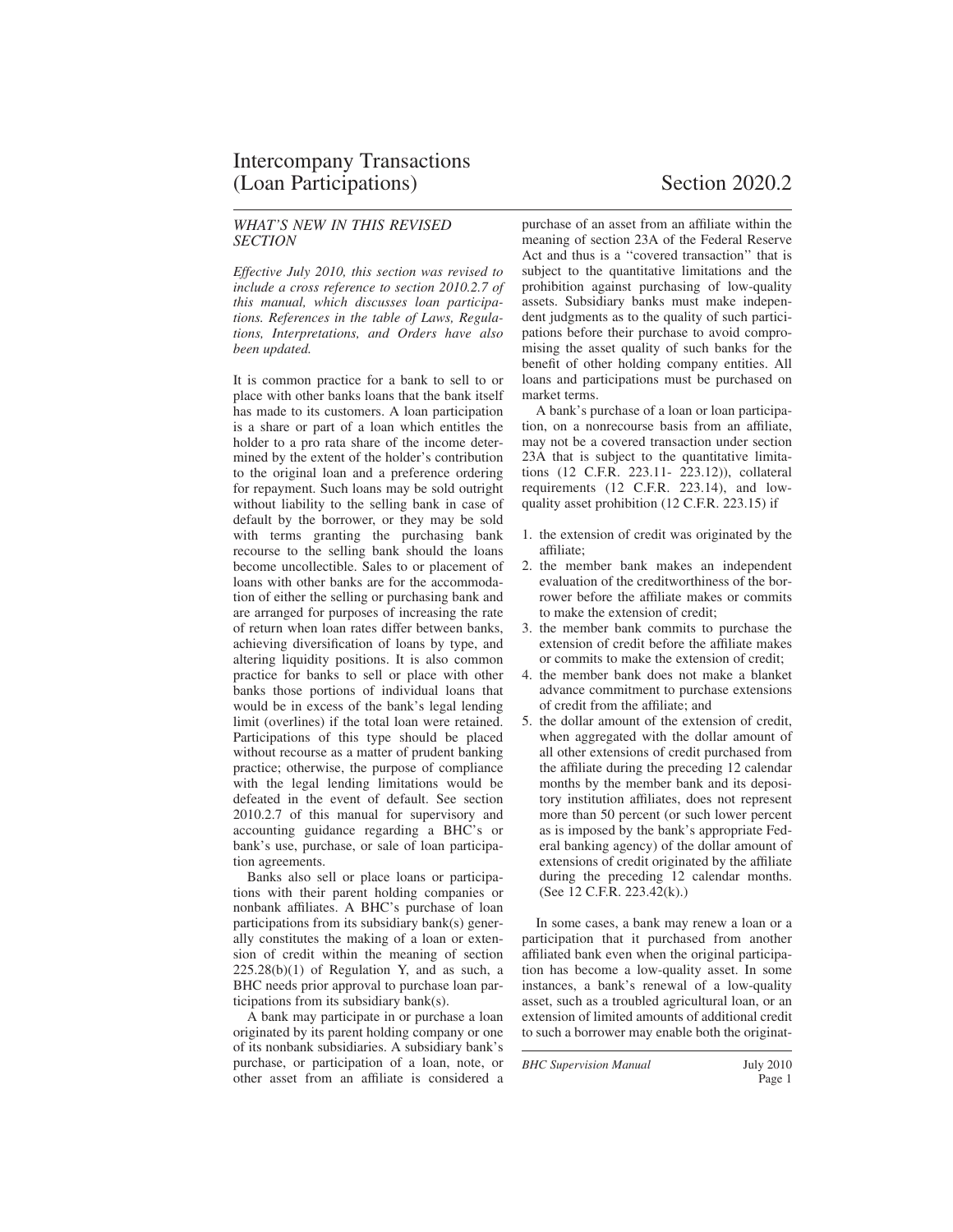# Intercompany Transactions (Loan Participations) — Section 2020.2

### *WHAT'S NEW IN THIS REVISED SECTION*

*Effective July 2010, this section was revised to include a cross reference to section 2010.2.7 of this manual, which discusses loan participations. References in the table of Laws, Regulations, Interpretations, and Orders have also been updated.*

It is common practice for a bank to sell to or place with other banks loans that the bank itself has made to its customers. A loan participation is a share or part of a loan which entitles the holder to a pro rata share of the income determined by the extent of the holder's contribution to the original loan and a preference ordering for repayment. Such loans may be sold outright without liability to the selling bank in case of default by the borrower, or they may be sold with terms granting the purchasing bank recourse to the selling bank should the loans become uncollectible. Sales to or placement of loans with other banks are for the accommodation of either the selling or purchasing bank and are arranged for purposes of increasing the rate of return when loan rates differ between banks, achieving diversification of loans by type, and altering liquidity positions. It is also common practice for banks to sell or place with other banks those portions of individual loans that would be in excess of the bank's legal lending limit (overlines) if the total loan were retained. Participations of this type should be placed without recourse as a matter of prudent banking practice; otherwise, the purpose of compliance with the legal lending limitations would be defeated in the event of default. See section 2010.2.7 of this manual for supervisory and accounting guidance regarding a BHC's or bank's use, purchase, or sale of loan participation agreements.

Banks also sell or place loans or participations with their parent holding companies or nonbank affiliates. A BHC's purchase of loan participations from its subsidiary bank(s) generally constitutes the making of a loan or extension of credit within the meaning of section 225.28(b)(1) of Regulation Y, and as such, a BHC needs prior approval to purchase loan participations from its subsidiary bank(s).

A bank may participate in or purchase a loan originated by its parent holding company or one of its nonbank subsidiaries. A subsidiary bank's purchase, or participation of a loan, note, or other asset from an affiliate is considered a purchase of an asset from an affiliate within the meaning of section 23A of the Federal Reserve Act and thus is a "covered transaction" that is subject to the quantitative limitations and the prohibition against purchasing of low-quality assets. Subsidiary banks must make independent judgments as to the quality of such participations before their purchase to avoid compromising the asset quality of such banks for the benefit of other holding company entities. All loans and participations must be purchased on market terms.

A bank's purchase of a loan or loan participation, on a nonrecourse basis from an affiliate, may not be a covered transaction under section 23A that is subject to the quantitative limitations (12 C.F.R. 223.11- 223.12)), collateral requirements (12 C.F.R. 223.14), and low-quality asset prohibition (12 C.F.R. 223.15) if

1. the extension of credit was originated by the affiliate;
2. the member bank makes an independent evaluation of the creditworthiness of the borrower before the affiliate makes or commits to make the extension of credit;
3. the member bank commits to purchase the extension of credit before the affiliate makes or commits to make the extension of credit;
4. the member bank does not make a blanket advance commitment to purchase extensions of credit from the affiliate; and
5. the dollar amount of the extension of credit, when aggregated with the dollar amount of all other extensions of credit purchased from the affiliate during the preceding 12 calendar months by the member bank and its depository institution affiliates, does not represent more than 50 percent (or such lower percent as is imposed by the bank's appropriate Federal banking agency) of the dollar amount of extensions of credit originated by the affiliate during the preceding 12 calendar months. (See 12 C.F.R. 223.42(k).)

In some cases, a bank may renew a loan or a participation that it purchased from another affiliated bank even when the original participation has become a low-quality asset. In some instances, a bank's renewal of a low-quality asset, such as a troubled agricultural loan, or an extension of limited amounts of additional credit to such a borrower may enable both the originat-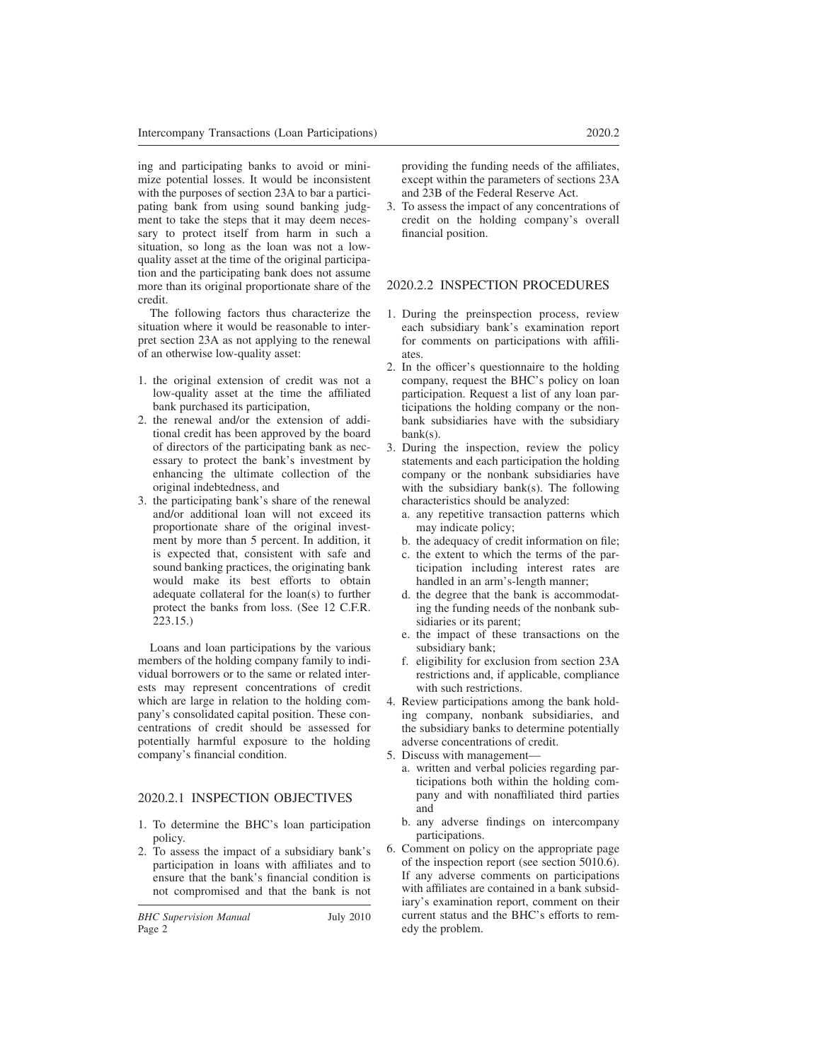ing and participating banks to avoid or minimize potential losses. It would be inconsistent with the purposes of section 23A to bar a participating bank from using sound banking judgment to take the steps that it may deem necessary to protect itself from harm in such a situation, so long as the loan was not a low-quality asset at the time of the original participation and the participating bank does not assume more than its original proportionate share of the credit.

The following factors thus characterize the situation where it would be reasonable to interpret section 23A as not applying to the renewal of an otherwise low-quality asset:

1. the original extension of credit was not a low-quality asset at the time the affiliated bank purchased its participation,
2. the renewal and/or the extension of additional credit has been approved by the board of directors of the participating bank as necessary to protect the bank's investment by enhancing the ultimate collection of the original indebtedness, and
3. the participating bank's share of the renewal and/or additional loan will not exceed its proportionate share of the original investment by more than 5 percent. In addition, it is expected that, consistent with safe and sound banking practices, the originating bank would make its best efforts to obtain adequate collateral for the loan(s) to further protect the banks from loss. (See 12 C.F.R. 223.15.)

Loans and loan participations by the various members of the holding company family to individual borrowers or to the same or related interests may represent concentrations of credit which are large in relation to the holding company's consolidated capital position. These concentrations of credit should be assessed for potentially harmful exposure to the holding company's financial condition.

## 2020.2.1 INSPECTION OBJECTIVES

1. To determine the BHC's loan participation policy.
2. To assess the impact of a subsidiary bank's participation in loans with affiliates and to ensure that the bank's financial condition is not compromised and that the bank is not providing the funding needs of the affiliates, except within the parameters of sections 23A and 23B of the Federal Reserve Act.
3. To assess the impact of any concentrations of credit on the holding company's overall financial position.

## 2020.2.2 INSPECTION PROCEDURES

1. During the preinspection process, review each subsidiary bank's examination report for comments on participations with affiliates.
2. In the officer's questionnaire to the holding company, request the BHC's policy on loan participation. Request a list of any loan participations the holding company or the nonbank subsidiaries have with the subsidiary bank(s).
3. During the inspection, review the policy statements and each participation the holding company or the nonbank subsidiaries have with the subsidiary bank(s). The following characteristics should be analyzed:
   a. any repetitive transaction patterns which may indicate policy;
   b. the adequacy of credit information on file;
   c. the extent to which the terms of the participation including interest rates are handled in an arm's-length manner;
   d. the degree that the bank is accommodating the funding needs of the nonbank subsidiaries or its parent;
   e. the impact of these transactions on the subsidiary bank;
   f. eligibility for exclusion from section 23A restrictions and, if applicable, compliance with such restrictions.
4. Review participations among the bank holding company, nonbank subsidiaries, and the subsidiary banks to determine potentially adverse concentrations of credit.
5. Discuss with management—
   a. written and verbal policies regarding participations both within the holding company and with nonaffiliated third parties and
   b. any adverse findings on intercompany participations.
6. Comment on policy on the appropriate page of the inspection report (see section 5010.6). If any adverse comments on participations with affiliates are contained in a bank subsidiary's examination report, comment on their current status and the BHC's efforts to remedy the problem.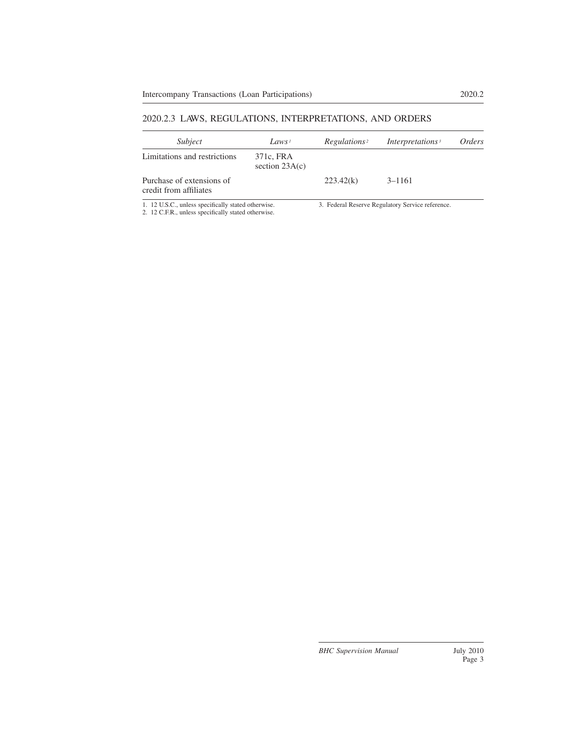## 2020.2.3 LAWS, REGULATIONS, INTERPRETATIONS, AND ORDERS

| *Subject* | *Laws* [1] | *Regulations* [2] | *Interpretations* [3] | *Orders* |
|---|---|---|---|---|
| Limitations and restrictions | 371c, FRA section 23A(c) | | | |
| Purchase of extensions of credit from affiliates | | 223.42(k) | 3–1161 | |

1. 12 U.S.C., unless specifically stated otherwise.
2. 12 C.F.R., unless specifically stated otherwise.
3. Federal Reserve Regulatory Service reference.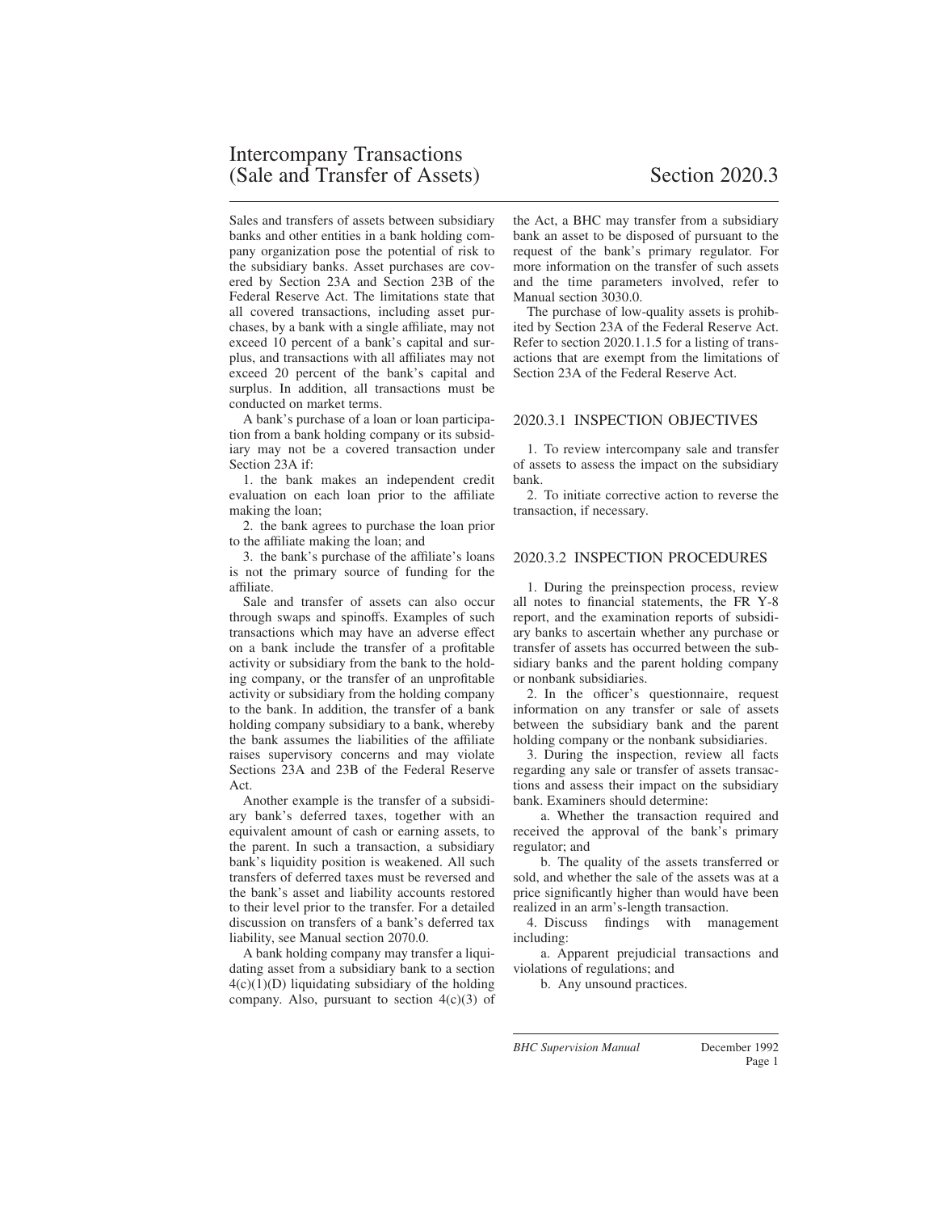# Intercompany Transactions (Sale and Transfer of Assets) Section 2020.3

Sales and transfers of assets between subsidiary banks and other entities in a bank holding company organization pose the potential of risk to the subsidiary banks. Asset purchases are covered by Section 23A and Section 23B of the Federal Reserve Act. The limitations state that all covered transactions, including asset purchases, by a bank with a single affiliate, may not exceed 10 percent of a bank's capital and surplus, and transactions with all affiliates may not exceed 20 percent of the bank's capital and surplus. In addition, all transactions must be conducted on market terms.

A bank's purchase of a loan or loan participation from a bank holding company or its subsidiary may not be a covered transaction under Section 23A if:

1. the bank makes an independent credit evaluation on each loan prior to the affiliate making the loan;
2. the bank agrees to purchase the loan prior to the affiliate making the loan; and
3. the bank's purchase of the affiliate's loans is not the primary source of funding for the affiliate.

Sale and transfer of assets can also occur through swaps and spinoffs. Examples of such transactions which may have an adverse effect on a bank include the transfer of a profitable activity or subsidiary from the bank to the holding company, or the transfer of an unprofitable activity or subsidiary from the holding company to the bank. In addition, the transfer of a bank holding company subsidiary to a bank, whereby the bank assumes the liabilities of the affiliate raises supervisory concerns and may violate Sections 23A and 23B of the Federal Reserve Act.

Another example is the transfer of a subsidiary bank's deferred taxes, together with an equivalent amount of cash or earning assets, to the parent. In such a transaction, a subsidiary bank's liquidity position is weakened. All such transfers of deferred taxes must be reversed and the bank's asset and liability accounts restored to their level prior to the transfer. For a detailed discussion on transfers of a bank's deferred tax liability, see Manual section 2070.0.

A bank holding company may transfer a liquidating asset from a subsidiary bank to a section 4(c)(1)(D) liquidating subsidiary of the holding company. Also, pursuant to section 4(c)(3) of the Act, a BHC may transfer from a subsidiary bank an asset to be disposed of pursuant to the request of the bank's primary regulator. For more information on the transfer of such assets and the time parameters involved, refer to Manual section 3030.0.

The purchase of low-quality assets is prohibited by Section 23A of the Federal Reserve Act. Refer to section 2020.1.1.5 for a listing of transactions that are exempt from the limitations of Section 23A of the Federal Reserve Act.

## 2020.3.1 INSPECTION OBJECTIVES

1. To review intercompany sale and transfer of assets to assess the impact on the subsidiary bank.
2. To initiate corrective action to reverse the transaction, if necessary.

## 2020.3.2 INSPECTION PROCEDURES

1. During the preinspection process, review all notes to financial statements, the FR Y-8 report, and the examination reports of subsidiary banks to ascertain whether any purchase or transfer of assets has occurred between the subsidiary banks and the parent holding company or nonbank subsidiaries.
2. In the officer's questionnaire, request information on any transfer or sale of assets between the subsidiary bank and the parent holding company or the nonbank subsidiaries.
3. During the inspection, review all facts regarding any sale or transfer of assets transactions and assess their impact on the subsidiary bank. Examiners should determine:
   a. Whether the transaction required and received the approval of the bank's primary regulator; and
   b. The quality of the assets transferred or sold, and whether the sale of the assets was at a price significantly higher than would have been realized in an arm's-length transaction.
4. Discuss findings with management including:
   a. Apparent prejudicial transactions and violations of regulations; and
   b. Any unsound practices.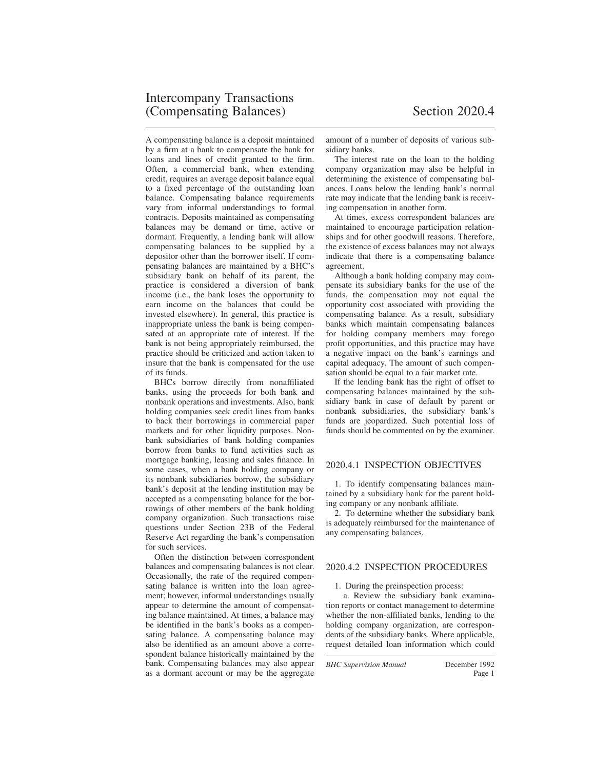# Intercompany Transactions (Compensating Balances) Section 2020.4

A compensating balance is a deposit maintained by a firm at a bank to compensate the bank for loans and lines of credit granted to the firm. Often, a commercial bank, when extending credit, requires an average deposit balance equal to a fixed percentage of the outstanding loan balance. Compensating balance requirements vary from informal understandings to formal contracts. Deposits maintained as compensating balances may be demand or time, active or dormant. Frequently, a lending bank will allow compensating balances to be supplied by a depositor other than the borrower itself. If compensating balances are maintained by a BHC's subsidiary bank on behalf of its parent, the practice is considered a diversion of bank income (i.e., the bank loses the opportunity to earn income on the balances that could be invested elsewhere). In general, this practice is inappropriate unless the bank is being compensated at an appropriate rate of interest. If the bank is not being appropriately reimbursed, the practice should be criticized and action taken to insure that the bank is compensated for the use of its funds.

BHCs borrow directly from nonaffiliated banks, using the proceeds for both bank and nonbank operations and investments. Also, bank holding companies seek credit lines from banks to back their borrowings in commercial paper markets and for other liquidity purposes. Nonbank subsidiaries of bank holding companies borrow from banks to fund activities such as mortgage banking, leasing and sales finance. In some cases, when a bank holding company or its nonbank subsidiaries borrow, the subsidiary bank's deposit at the lending institution may be accepted as a compensating balance for the borrowings of other members of the bank holding company organization. Such transactions raise questions under Section 23B of the Federal Reserve Act regarding the bank's compensation for such services.

Often the distinction between correspondent balances and compensating balances is not clear. Occasionally, the rate of the required compensating balance is written into the loan agreement; however, informal understandings usually appear to determine the amount of compensating balance maintained. At times, a balance may be identified in the bank's books as a compensating balance. A compensating balance may also be identified as an amount above a correspondent balance historically maintained by the bank. Compensating balances may also appear as a dormant account or may be the aggregate amount of a number of deposits of various subsidiary banks.

The interest rate on the loan to the holding company organization may also be helpful in determining the existence of compensating balances. Loans below the lending bank's normal rate may indicate that the lending bank is receiving compensation in another form.

At times, excess correspondent balances are maintained to encourage participation relationships and for other goodwill reasons. Therefore, the existence of excess balances may not always indicate that there is a compensating balance agreement.

Although a bank holding company may compensate its subsidiary banks for the use of the funds, the compensation may not equal the opportunity cost associated with providing the compensating balance. As a result, subsidiary banks which maintain compensating balances for holding company members may forego profit opportunities, and this practice may have a negative impact on the bank's earnings and capital adequacy. The amount of such compensation should be equal to a fair market rate.

If the lending bank has the right of offset to compensating balances maintained by the subsidiary bank in case of default by parent or nonbank subsidiaries, the subsidiary bank's funds are jeopardized. Such potential loss of funds should be commented on by the examiner.

## 2020.4.1 INSPECTION OBJECTIVES

1. To identify compensating balances maintained by a subsidiary bank for the parent holding company or any nonbank affiliate.
2. To determine whether the subsidiary bank is adequately reimbursed for the maintenance of any compensating balances.

## 2020.4.2 INSPECTION PROCEDURES

1. During the preinspection process:
   a. Review the subsidiary bank examination reports or contact management to determine whether the non-affiliated banks, lending to the holding company organization, are correspondents of the subsidiary banks. Where applicable, request detailed loan information which could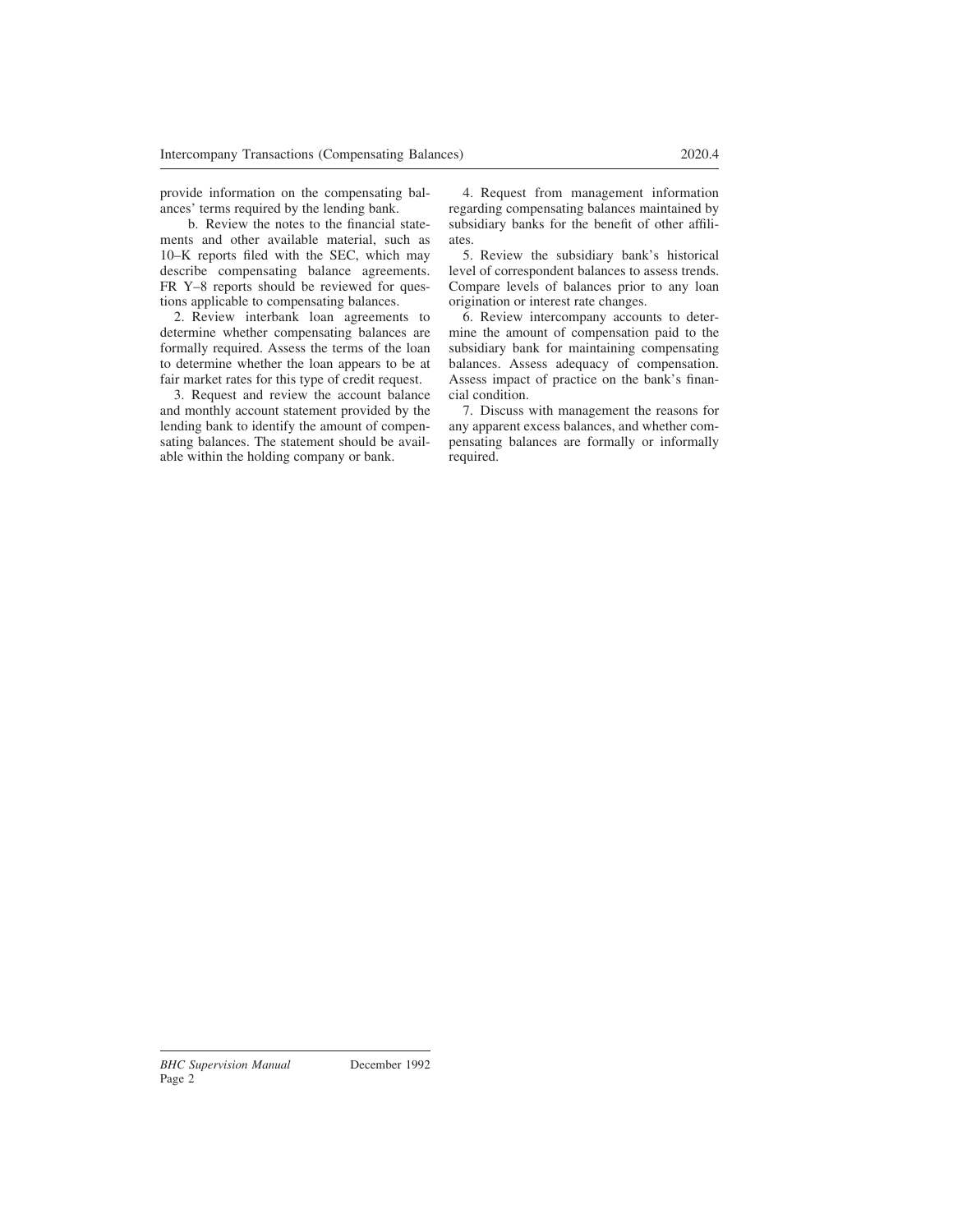provide information on the compensating balances' terms required by the lending bank.

b. Review the notes to the financial statements and other available material, such as 10–K reports filed with the SEC, which may describe compensating balance agreements. FR Y–8 reports should be reviewed for questions applicable to compensating balances.

2. Review interbank loan agreements to determine whether compensating balances are formally required. Assess the terms of the loan to determine whether the loan appears to be at fair market rates for this type of credit request.

3. Request and review the account balance and monthly account statement provided by the lending bank to identify the amount of compensating balances. The statement should be available within the holding company or bank.

4. Request from management information regarding compensating balances maintained by subsidiary banks for the benefit of other affiliates.

5. Review the subsidiary bank's historical level of correspondent balances to assess trends. Compare levels of balances prior to any loan origination or interest rate changes.

6. Review intercompany accounts to determine the amount of compensation paid to the subsidiary bank for maintaining compensating balances. Assess adequacy of compensation. Assess impact of practice on the bank's financial condition.

7. Discuss with management the reasons for any apparent excess balances, and whether compensating balances are formally or informally required.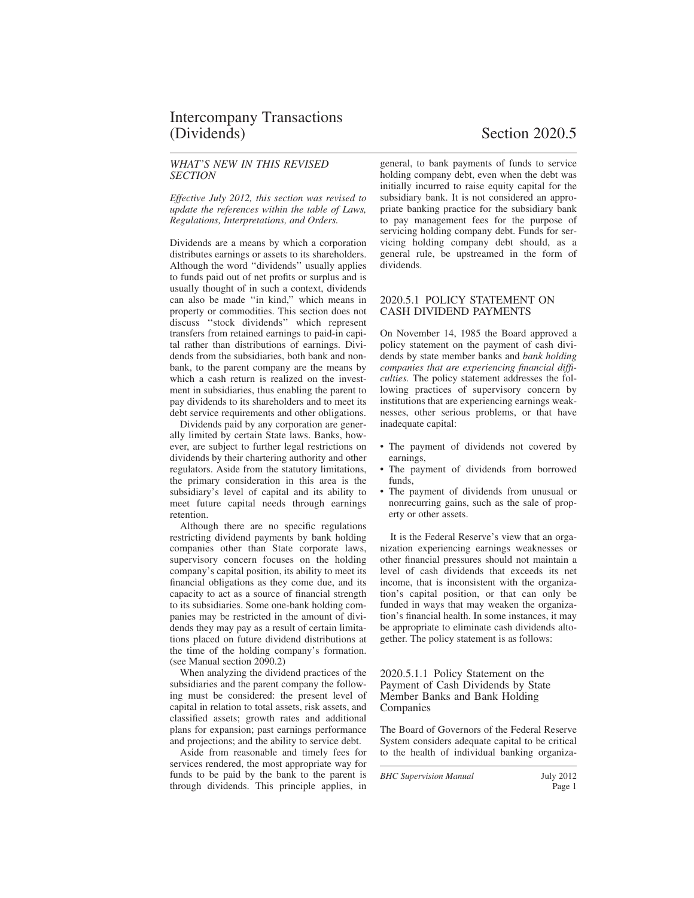# Intercompany Transactions (Dividends) Section 2020.5

*WHAT'S NEW IN THIS REVISED SECTION*

*Effective July 2012, this section was revised to update the references within the table of Laws, Regulations, Interpretations, and Orders.*

Dividends are a means by which a corporation distributes earnings or assets to its shareholders. Although the word ''dividends'' usually applies to funds paid out of net profits or surplus and is usually thought of in such a context, dividends can also be made ''in kind,'' which means in property or commodities. This section does not discuss ''stock dividends'' which represent transfers from retained earnings to paid-in capital rather than distributions of earnings. Dividends from the subsidiaries, both bank and nonbank, to the parent company are the means by which a cash return is realized on the investment in subsidiaries, thus enabling the parent to pay dividends to its shareholders and to meet its debt service requirements and other obligations.

Dividends paid by any corporation are generally limited by certain State laws. Banks, however, are subject to further legal restrictions on dividends by their chartering authority and other regulators. Aside from the statutory limitations, the primary consideration in this area is the subsidiary's level of capital and its ability to meet future capital needs through earnings retention.

Although there are no specific regulations restricting dividend payments by bank holding companies other than State corporate laws, supervisory concern focuses on the holding company's capital position, its ability to meet its financial obligations as they come due, and its capacity to act as a source of financial strength to its subsidiaries. Some one-bank holding companies may be restricted in the amount of dividends they may pay as a result of certain limitations placed on future dividend distributions at the time of the holding company's formation. (see Manual section 2090.2)

When analyzing the dividend practices of the subsidiaries and the parent company the following must be considered: the present level of capital in relation to total assets, risk assets, and classified assets; growth rates and additional plans for expansion; past earnings performance and projections; and the ability to service debt.

Aside from reasonable and timely fees for services rendered, the most appropriate way for funds to be paid by the bank to the parent is through dividends. This principle applies, in general, to bank payments of funds to service holding company debt, even when the debt was initially incurred to raise equity capital for the subsidiary bank. It is not considered an appropriate banking practice for the subsidiary bank to pay management fees for the purpose of servicing holding company debt. Funds for servicing holding company debt should, as a general rule, be upstreamed in the form of dividends.

## 2020.5.1 POLICY STATEMENT ON CASH DIVIDEND PAYMENTS

On November 14, 1985 the Board approved a policy statement on the payment of cash dividends by state member banks and *bank holding companies that are experiencing financial difficulties.* The policy statement addresses the following practices of supervisory concern by institutions that are experiencing earnings weaknesses, other serious problems, or that have inadequate capital:

- The payment of dividends not covered by earnings,
- The payment of dividends from borrowed funds,
- The payment of dividends from unusual or nonrecurring gains, such as the sale of property or other assets.

It is the Federal Reserve's view that an organization experiencing earnings weaknesses or other financial pressures should not maintain a level of cash dividends that exceeds its net income, that is inconsistent with the organization's capital position, or that can only be funded in ways that may weaken the organization's financial health. In some instances, it may be appropriate to eliminate cash dividends altogether. The policy statement is as follows:

### 2020.5.1.1 Policy Statement on the Payment of Cash Dividends by State Member Banks and Bank Holding Companies

The Board of Governors of the Federal Reserve System considers adequate capital to be critical to the health of individual banking organiza-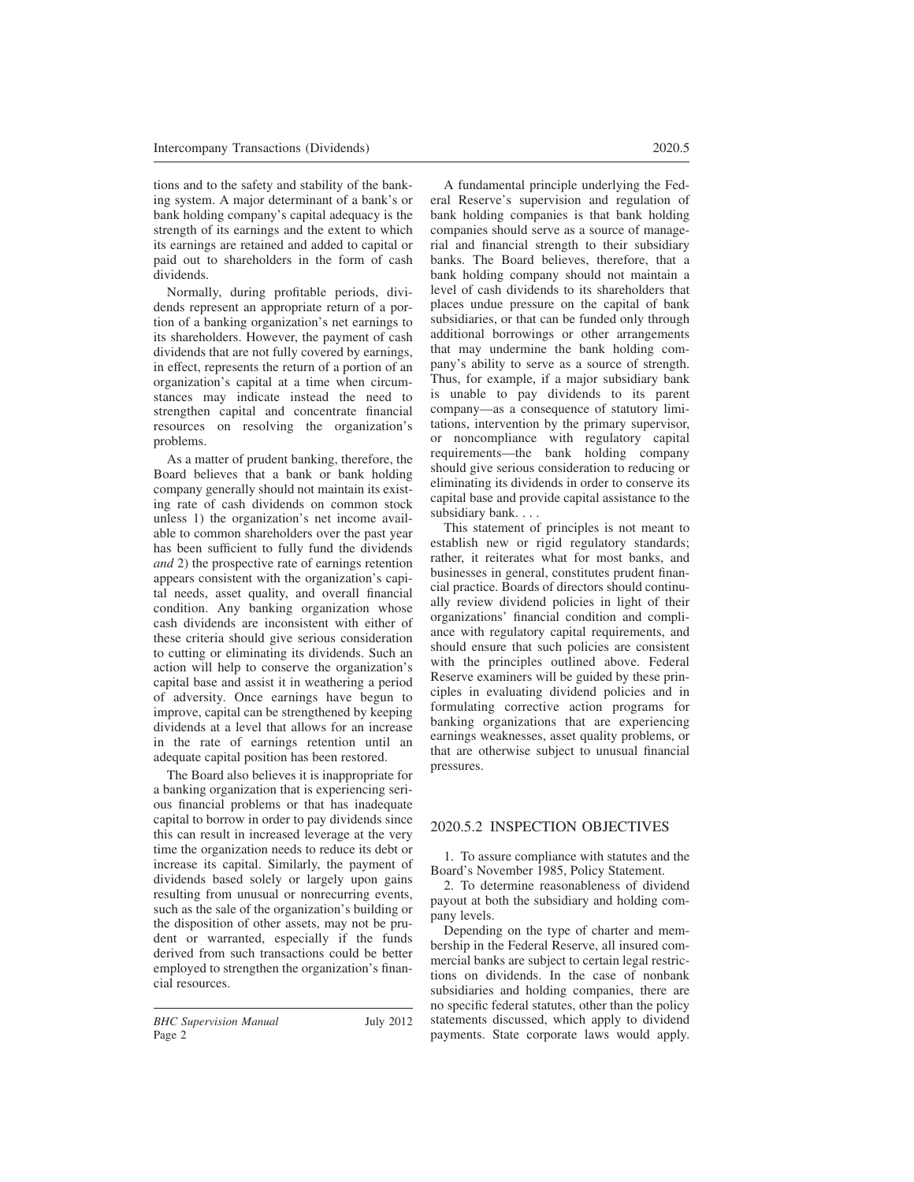tions and to the safety and stability of the banking system. A major determinant of a bank's or bank holding company's capital adequacy is the strength of its earnings and the extent to which its earnings are retained and added to capital or paid out to shareholders in the form of cash dividends.

Normally, during profitable periods, dividends represent an appropriate return of a portion of a banking organization's net earnings to its shareholders. However, the payment of cash dividends that are not fully covered by earnings, in effect, represents the return of a portion of an organization's capital at a time when circumstances may indicate instead the need to strengthen capital and concentrate financial resources on resolving the organization's problems.

As a matter of prudent banking, therefore, the Board believes that a bank or bank holding company generally should not maintain its existing rate of cash dividends on common stock unless 1) the organization's net income available to common shareholders over the past year has been sufficient to fully fund the dividends *and* 2) the prospective rate of earnings retention appears consistent with the organization's capital needs, asset quality, and overall financial condition. Any banking organization whose cash dividends are inconsistent with either of these criteria should give serious consideration to cutting or eliminating its dividends. Such an action will help to conserve the organization's capital base and assist it in weathering a period of adversity. Once earnings have begun to improve, capital can be strengthened by keeping dividends at a level that allows for an increase in the rate of earnings retention until an adequate capital position has been restored.

The Board also believes it is inappropriate for a banking organization that is experiencing serious financial problems or that has inadequate capital to borrow in order to pay dividends since this can result in increased leverage at the very time the organization needs to reduce its debt or increase its capital. Similarly, the payment of dividends based solely or largely upon gains resulting from unusual or nonrecurring events, such as the sale of the organization's building or the disposition of other assets, may not be prudent or warranted, especially if the funds derived from such transactions could be better employed to strengthen the organization's financial resources.

A fundamental principle underlying the Federal Reserve's supervision and regulation of bank holding companies is that bank holding companies should serve as a source of managerial and financial strength to their subsidiary banks. The Board believes, therefore, that a bank holding company should not maintain a level of cash dividends to its shareholders that places undue pressure on the capital of bank subsidiaries, or that can be funded only through additional borrowings or other arrangements that may undermine the bank holding company's ability to serve as a source of strength. Thus, for example, if a major subsidiary bank is unable to pay dividends to its parent company—as a consequence of statutory limitations, intervention by the primary supervisor, or noncompliance with regulatory capital requirements—the bank holding company should give serious consideration to reducing or eliminating its dividends in order to conserve its capital base and provide capital assistance to the subsidiary bank. . . .

This statement of principles is not meant to establish new or rigid regulatory standards; rather, it reiterates what for most banks, and businesses in general, constitutes prudent financial practice. Boards of directors should continually review dividend policies in light of their organizations' financial condition and compliance with regulatory capital requirements, and should ensure that such policies are consistent with the principles outlined above. Federal Reserve examiners will be guided by these principles in evaluating dividend policies and in formulating corrective action programs for banking organizations that are experiencing earnings weaknesses, asset quality problems, or that are otherwise subject to unusual financial pressures.

## 2020.5.2 INSPECTION OBJECTIVES

1. To assure compliance with statutes and the Board's November 1985, Policy Statement.

2. To determine reasonableness of dividend payout at both the subsidiary and holding company levels.

Depending on the type of charter and membership in the Federal Reserve, all insured commercial banks are subject to certain legal restrictions on dividends. In the case of nonbank subsidiaries and holding companies, there are no specific federal statutes, other than the policy statements discussed, which apply to dividend payments. State corporate laws would apply.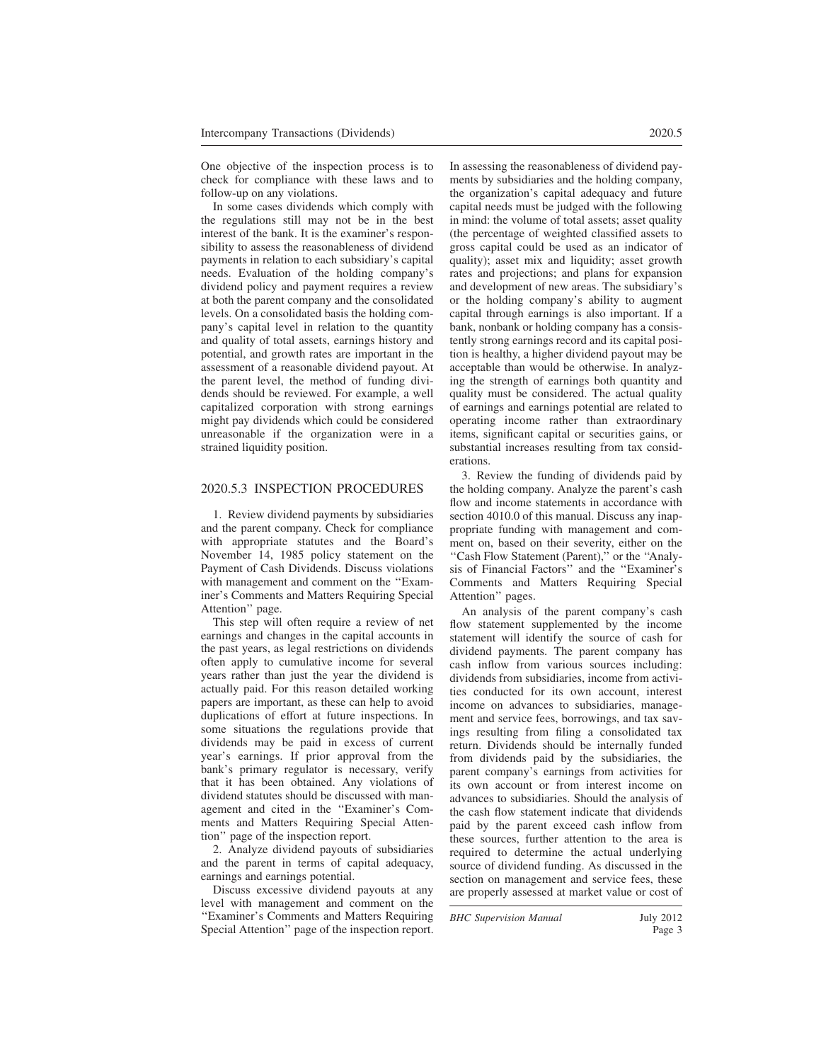One objective of the inspection process is to check for compliance with these laws and to follow-up on any violations.

In some cases dividends which comply with the regulations still may not be in the best interest of the bank. It is the examiner's responsibility to assess the reasonableness of dividend payments in relation to each subsidiary's capital needs. Evaluation of the holding company's dividend policy and payment requires a review at both the parent company and the consolidated levels. On a consolidated basis the holding company's capital level in relation to the quantity and quality of total assets, earnings history and potential, and growth rates are important in the assessment of a reasonable dividend payout. At the parent level, the method of funding dividends should be reviewed. For example, a well capitalized corporation with strong earnings might pay dividends which could be considered unreasonable if the organization were in a strained liquidity position.

## 2020.5.3 INSPECTION PROCEDURES

1. Review dividend payments by subsidiaries and the parent company. Check for compliance with appropriate statutes and the Board's November 14, 1985 policy statement on the Payment of Cash Dividends. Discuss violations with management and comment on the "Examiner's Comments and Matters Requiring Special Attention" page.

This step will often require a review of net earnings and changes in the capital accounts in the past years, as legal restrictions on dividends often apply to cumulative income for several years rather than just the year the dividend is actually paid. For this reason detailed working papers are important, as these can help to avoid duplications of effort at future inspections. In some situations the regulations provide that dividends may be paid in excess of current year's earnings. If prior approval from the bank's primary regulator is necessary, verify that it has been obtained. Any violations of dividend statutes should be discussed with management and cited in the "Examiner's Comments and Matters Requiring Special Attention" page of the inspection report.

2. Analyze dividend payouts of subsidiaries and the parent in terms of capital adequacy, earnings and earnings potential.

Discuss excessive dividend payouts at any level with management and comment on the "Examiner's Comments and Matters Requiring Special Attention" page of the inspection report.

In assessing the reasonableness of dividend payments by subsidiaries and the holding company, the organization's capital adequacy and future capital needs must be judged with the following in mind: the volume of total assets; asset quality (the percentage of weighted classified assets to gross capital could be used as an indicator of quality); asset mix and liquidity; asset growth rates and projections; and plans for expansion and development of new areas. The subsidiary's or the holding company's ability to augment capital through earnings is also important. If a bank, nonbank or holding company has a consistently strong earnings record and its capital position is healthy, a higher dividend payout may be acceptable than would be otherwise. In analyzing the strength of earnings both quantity and quality must be considered. The actual quality of earnings and earnings potential are related to operating income rather than extraordinary items, significant capital or securities gains, or substantial increases resulting from tax considerations.

3. Review the funding of dividends paid by the holding company. Analyze the parent's cash flow and income statements in accordance with section 4010.0 of this manual. Discuss any inappropriate funding with management and comment on, based on their severity, either on the "Cash Flow Statement (Parent)," or the "Analysis of Financial Factors" and the "Examiner's Comments and Matters Requiring Special Attention" pages.

An analysis of the parent company's cash flow statement supplemented by the income statement will identify the source of cash for dividend payments. The parent company has cash inflow from various sources including: dividends from subsidiaries, income from activities conducted for its own account, interest income on advances to subsidiaries, management and service fees, borrowings, and tax savings resulting from filing a consolidated tax return. Dividends should be internally funded from dividends paid by the subsidiaries, the parent company's earnings from activities for its own account or from interest income on advances to subsidiaries. Should the analysis of the cash flow statement indicate that dividends paid by the parent exceed cash inflow from these sources, further attention to the area is required to determine the actual underlying source of dividend funding. As discussed in the section on management and service fees, these are properly assessed at market value or cost of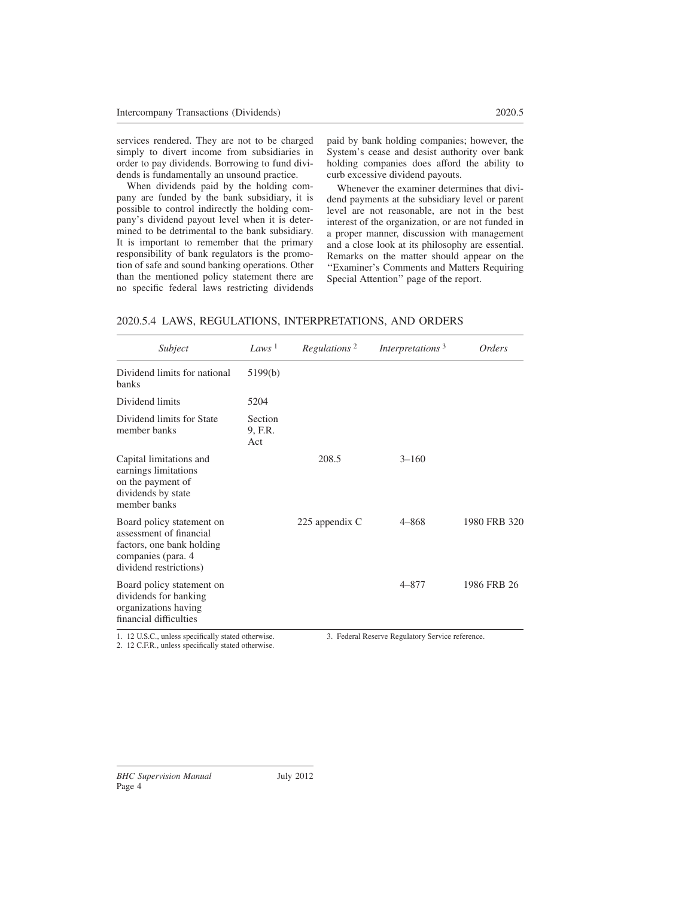services rendered. They are not to be charged simply to divert income from subsidiaries in order to pay dividends. Borrowing to fund dividends is fundamentally an unsound practice.

When dividends paid by the holding company are funded by the bank subsidiary, it is possible to control indirectly the holding company's dividend payout level when it is determined to be detrimental to the bank subsidiary. It is important to remember that the primary responsibility of bank regulators is the promotion of safe and sound banking operations. Other than the mentioned policy statement there are no specific federal laws restricting dividends paid by bank holding companies; however, the System's cease and desist authority over bank holding companies does afford the ability to curb excessive dividend payouts.

Whenever the examiner determines that dividend payments at the subsidiary level or parent level are not reasonable, are not in the best interest of the organization, or are not funded in a proper manner, discussion with management and a close look at its philosophy are essential. Remarks on the matter should appear on the ''Examiner's Comments and Matters Requiring Special Attention'' page of the report.

## 2020.5.4 LAWS, REGULATIONS, INTERPRETATIONS, AND ORDERS

| *Subject* | *Laws* [1] | *Regulations* [2] | *Interpretations* [3] | *Orders* |
|---|---|---|---|---|
| Dividend limits for national banks | 5199(b) | | | |
| Dividend limits | 5204 | | | |
| Dividend limits for State member banks | Section 9, F.R. Act | | | |
| Capital limitations and earnings limitations on the payment of dividends by state member banks | | 208.5 | 3–160 | |
| Board policy statement on assessment of financial factors, one bank holding companies (para. 4 dividend restrictions) | | 225 appendix C | 4–868 | 1980 FRB 320 |
| Board policy statement on dividends for banking organizations having financial difficulties | | | 4–877 | 1986 FRB 26 |

1. 12 U.S.C., unless specifically stated otherwise.
2. 12 C.F.R., unless specifically stated otherwise.
3. Federal Reserve Regulatory Service reference.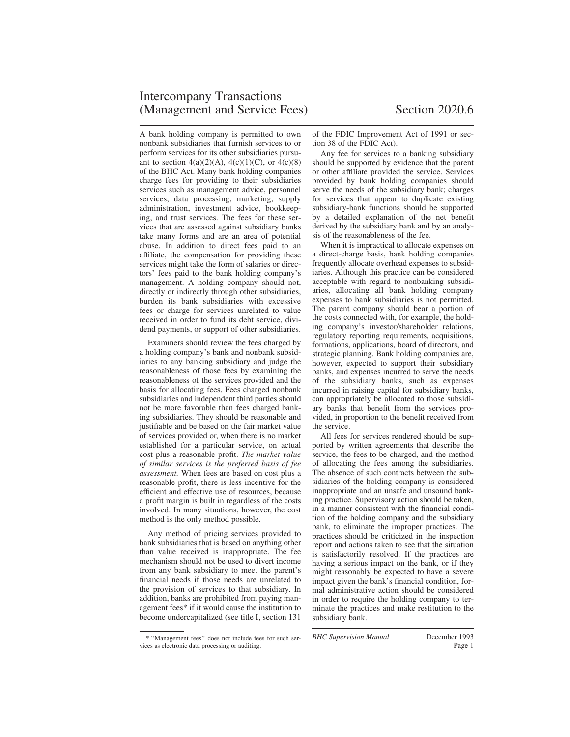# Intercompany Transactions (Management and Service Fees) Section 2020.6

A bank holding company is permitted to own nonbank subsidiaries that furnish services to or perform services for its other subsidiaries pursuant to section 4(a)(2)(A), 4(c)(1)(C), or 4(c)(8) of the BHC Act. Many bank holding companies charge fees for providing to their subsidiaries services such as management advice, personnel services, data processing, marketing, supply administration, investment advice, bookkeeping, and trust services. The fees for these services that are assessed against subsidiary banks take many forms and are an area of potential abuse. In addition to direct fees paid to an affiliate, the compensation for providing these services might take the form of salaries or directors' fees paid to the bank holding company's management. A holding company should not, directly or indirectly through other subsidiaries, burden its bank subsidiaries with excessive fees or charge for services unrelated to value received in order to fund its debt service, dividend payments, or support of other subsidiaries.

Examiners should review the fees charged by a holding company's bank and nonbank subsidiaries to any banking subsidiary and judge the reasonableness of those fees by examining the reasonableness of the services provided and the basis for allocating fees. Fees charged nonbank subsidiaries and independent third parties should not be more favorable than fees charged banking subsidiaries. They should be reasonable and justifiable and be based on the fair market value of services provided or, when there is no market established for a particular service, on actual cost plus a reasonable profit. *The market value of similar services is the preferred basis of fee assessment.* When fees are based on cost plus a reasonable profit, there is less incentive for the efficient and effective use of resources, because a profit margin is built in regardless of the costs involved. In many situations, however, the cost method is the only method possible.

Any method of pricing services provided to bank subsidiaries that is based on anything other than value received is inappropriate. The fee mechanism should not be used to divert income from any bank subsidiary to meet the parent's financial needs if those needs are unrelated to the provision of services to that subsidiary. In addition, banks are prohibited from paying management fees* if it would cause the institution to become undercapitalized (see title I, section 131 of the FDIC Improvement Act of 1991 or section 38 of the FDIC Act).

Any fee for services to a banking subsidiary should be supported by evidence that the parent or other affiliate provided the service. Services provided by bank holding companies should serve the needs of the subsidiary bank; charges for services that appear to duplicate existing subsidiary-bank functions should be supported by a detailed explanation of the net benefit derived by the subsidiary bank and by an analysis of the reasonableness of the fee.

When it is impractical to allocate expenses on a direct-charge basis, bank holding companies frequently allocate overhead expenses to subsidiaries. Although this practice can be considered acceptable with regard to nonbanking subsidiaries, allocating all bank holding company expenses to bank subsidiaries is not permitted. The parent company should bear a portion of the costs connected with, for example, the holding company's investor/shareholder relations, regulatory reporting requirements, acquisitions, formations, applications, board of directors, and strategic planning. Bank holding companies are, however, expected to support their subsidiary banks, and expenses incurred to serve the needs of the subsidiary banks, such as expenses incurred in raising capital for subsidiary banks, can appropriately be allocated to those subsidiary banks that benefit from the services provided, in proportion to the benefit received from the service.

All fees for services rendered should be supported by written agreements that describe the service, the fees to be charged, and the method of allocating the fees among the subsidiaries. The absence of such contracts between the subsidiaries of the holding company is considered inappropriate and an unsafe and unsound banking practice. Supervisory action should be taken, in a manner consistent with the financial condition of the holding company and the subsidiary bank, to eliminate the improper practices. The practices should be criticized in the inspection report and actions taken to see that the situation is satisfactorily resolved. If the practices are having a serious impact on the bank, or if they might reasonably be expected to have a severe impact given the bank's financial condition, formal administrative action should be considered in order to require the holding company to terminate the practices and make restitution to the subsidiary bank.

\* "Management fees" does not include fees for such services as electronic data processing or auditing.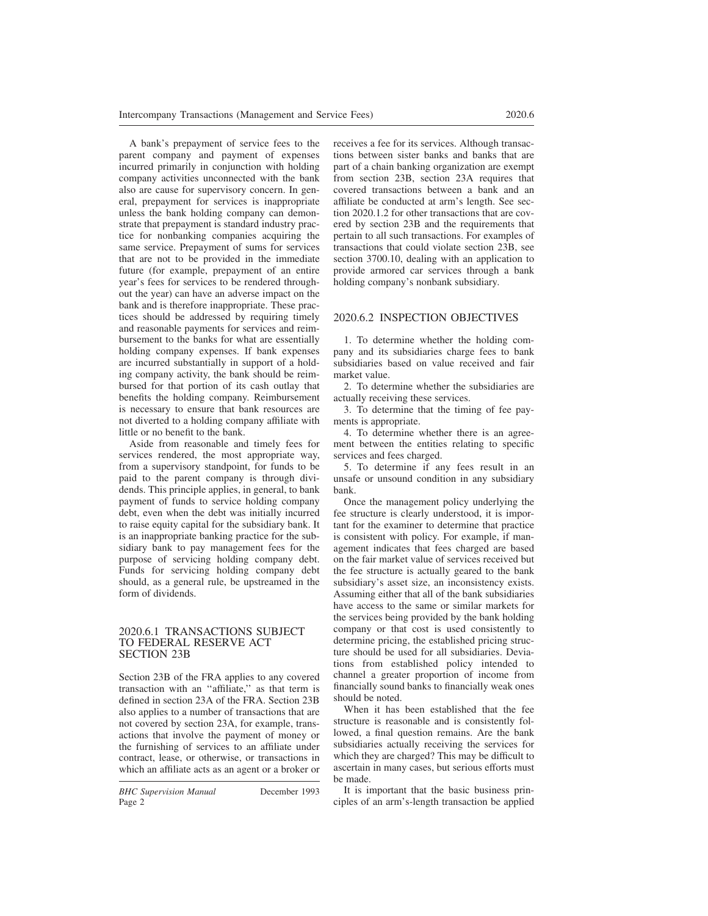A bank's prepayment of service fees to the parent company and payment of expenses incurred primarily in conjunction with holding company activities unconnected with the bank also are cause for supervisory concern. In general, prepayment for services is inappropriate unless the bank holding company can demonstrate that prepayment is standard industry practice for nonbanking companies acquiring the same service. Prepayment of sums for services that are not to be provided in the immediate future (for example, prepayment of an entire year's fees for services to be rendered throughout the year) can have an adverse impact on the bank and is therefore inappropriate. These practices should be addressed by requiring timely and reasonable payments for services and reimbursement to the banks for what are essentially holding company expenses. If bank expenses are incurred substantially in support of a holding company activity, the bank should be reimbursed for that portion of its cash outlay that benefits the holding company. Reimbursement is necessary to ensure that bank resources are not diverted to a holding company affiliate with little or no benefit to the bank.

Aside from reasonable and timely fees for services rendered, the most appropriate way, from a supervisory standpoint, for funds to be paid to the parent company is through dividends. This principle applies, in general, to bank payment of funds to service holding company debt, even when the debt was initially incurred to raise equity capital for the subsidiary bank. It is an inappropriate banking practice for the subsidiary bank to pay management fees for the purpose of servicing holding company debt. Funds for servicing holding company debt should, as a general rule, be upstreamed in the form of dividends.

## 2020.6.1 TRANSACTIONS SUBJECT TO FEDERAL RESERVE ACT SECTION 23B

Section 23B of the FRA applies to any covered transaction with an "affiliate," as that term is defined in section 23A of the FRA. Section 23B also applies to a number of transactions that are not covered by section 23A, for example, transactions that involve the payment of money or the furnishing of services to an affiliate under contract, lease, or otherwise, or transactions in which an affiliate acts as an agent or a broker or receives a fee for its services. Although transactions between sister banks and banks that are part of a chain banking organization are exempt from section 23B, section 23A requires that covered transactions between a bank and an affiliate be conducted at arm's length. See section 2020.1.2 for other transactions that are covered by section 23B and the requirements that pertain to all such transactions. For examples of transactions that could violate section 23B, see section 3700.10, dealing with an application to provide armored car services through a bank holding company's nonbank subsidiary.

## 2020.6.2 INSPECTION OBJECTIVES

1. To determine whether the holding company and its subsidiaries charge fees to bank subsidiaries based on value received and fair market value.
2. To determine whether the subsidiaries are actually receiving these services.
3. To determine that the timing of fee payments is appropriate.
4. To determine whether there is an agreement between the entities relating to specific services and fees charged.
5. To determine if any fees result in an unsafe or unsound condition in any subsidiary bank.

Once the management policy underlying the fee structure is clearly understood, it is important for the examiner to determine that practice is consistent with policy. For example, if management indicates that fees charged are based on the fair market value of services received but the fee structure is actually geared to the bank subsidiary's asset size, an inconsistency exists. Assuming either that all of the bank subsidiaries have access to the same or similar markets for the services being provided by the bank holding company or that cost is used consistently to determine pricing, the established pricing structure should be used for all subsidiaries. Deviations from established policy intended to channel a greater proportion of income from financially sound banks to financially weak ones should be noted.

When it has been established that the fee structure is reasonable and is consistently followed, a final question remains. Are the bank subsidiaries actually receiving the services for which they are charged? This may be difficult to ascertain in many cases, but serious efforts must be made.

It is important that the basic business principles of an arm's-length transaction be applied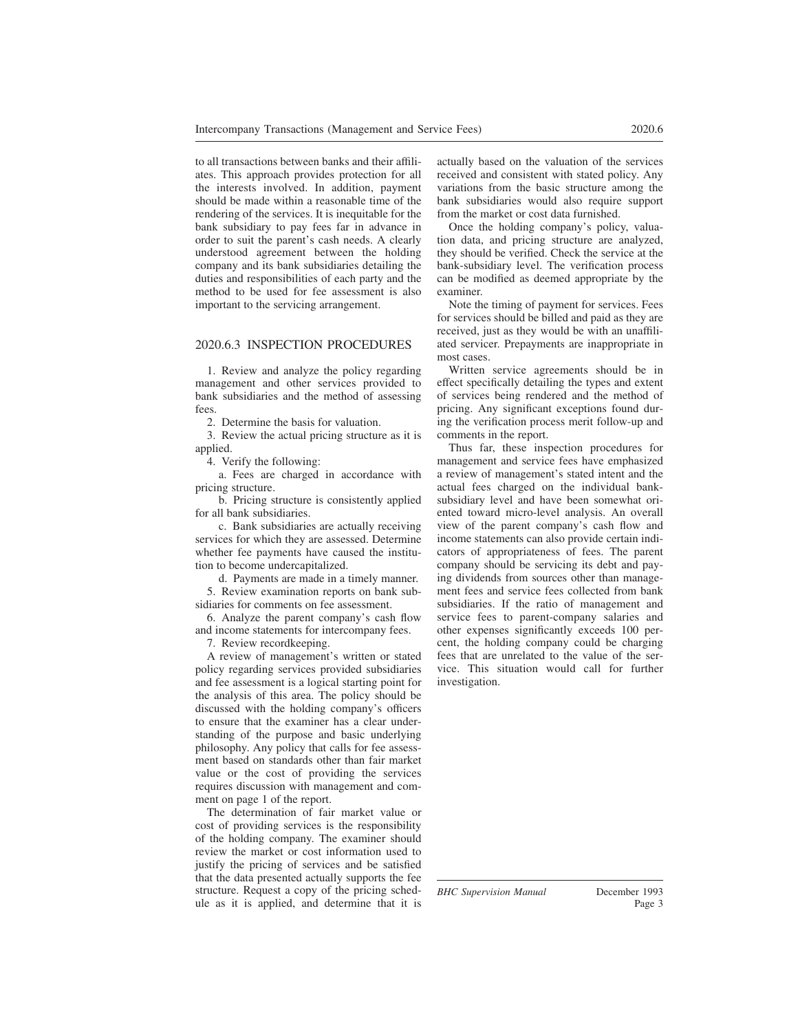to all transactions between banks and their affiliates. This approach provides protection for all the interests involved. In addition, payment should be made within a reasonable time of the rendering of the services. It is inequitable for the bank subsidiary to pay fees far in advance in order to suit the parent's cash needs. A clearly understood agreement between the holding company and its bank subsidiaries detailing the duties and responsibilities of each party and the method to be used for fee assessment is also important to the servicing arrangement.

## 2020.6.3 INSPECTION PROCEDURES

1. Review and analyze the policy regarding management and other services provided to bank subsidiaries and the method of assessing fees.
2. Determine the basis for valuation.
3. Review the actual pricing structure as it is applied.
4. Verify the following:
   a. Fees are charged in accordance with pricing structure.
   b. Pricing structure is consistently applied for all bank subsidiaries.
   c. Bank subsidiaries are actually receiving services for which they are assessed. Determine whether fee payments have caused the institution to become undercapitalized.
   d. Payments are made in a timely manner.
5. Review examination reports on bank subsidiaries for comments on fee assessment.
6. Analyze the parent company's cash flow and income statements for intercompany fees.
7. Review recordkeeping.

A review of management's written or stated policy regarding services provided subsidiaries and fee assessment is a logical starting point for the analysis of this area. The policy should be discussed with the holding company's officers to ensure that the examiner has a clear understanding of the purpose and basic underlying philosophy. Any policy that calls for fee assessment based on standards other than fair market value or the cost of providing the services requires discussion with management and comment on page 1 of the report.

The determination of fair market value or cost of providing services is the responsibility of the holding company. The examiner should review the market or cost information used to justify the pricing of services and be satisfied that the data presented actually supports the fee structure. Request a copy of the pricing schedule as it is applied, and determine that it is actually based on the valuation of the services received and consistent with stated policy. Any variations from the basic structure among the bank subsidiaries would also require support from the market or cost data furnished.

Once the holding company's policy, valuation data, and pricing structure are analyzed, they should be verified. Check the service at the bank-subsidiary level. The verification process can be modified as deemed appropriate by the examiner.

Note the timing of payment for services. Fees for services should be billed and paid as they are received, just as they would be with an unaffiliated servicer. Prepayments are inappropriate in most cases.

Written service agreements should be in effect specifically detailing the types and extent of services being rendered and the method of pricing. Any significant exceptions found during the verification process merit follow-up and comments in the report.

Thus far, these inspection procedures for management and service fees have emphasized a review of management's stated intent and the actual fees charged on the individual bank-subsidiary level and have been somewhat oriented toward micro-level analysis. An overall view of the parent company's cash flow and income statements can also provide certain indicators of appropriateness of fees. The parent company should be servicing its debt and paying dividends from sources other than management fees and service fees collected from bank subsidiaries. If the ratio of management and service fees to parent-company salaries and other expenses significantly exceeds 100 percent, the holding company could be charging fees that are unrelated to the value of the service. This situation would call for further investigation.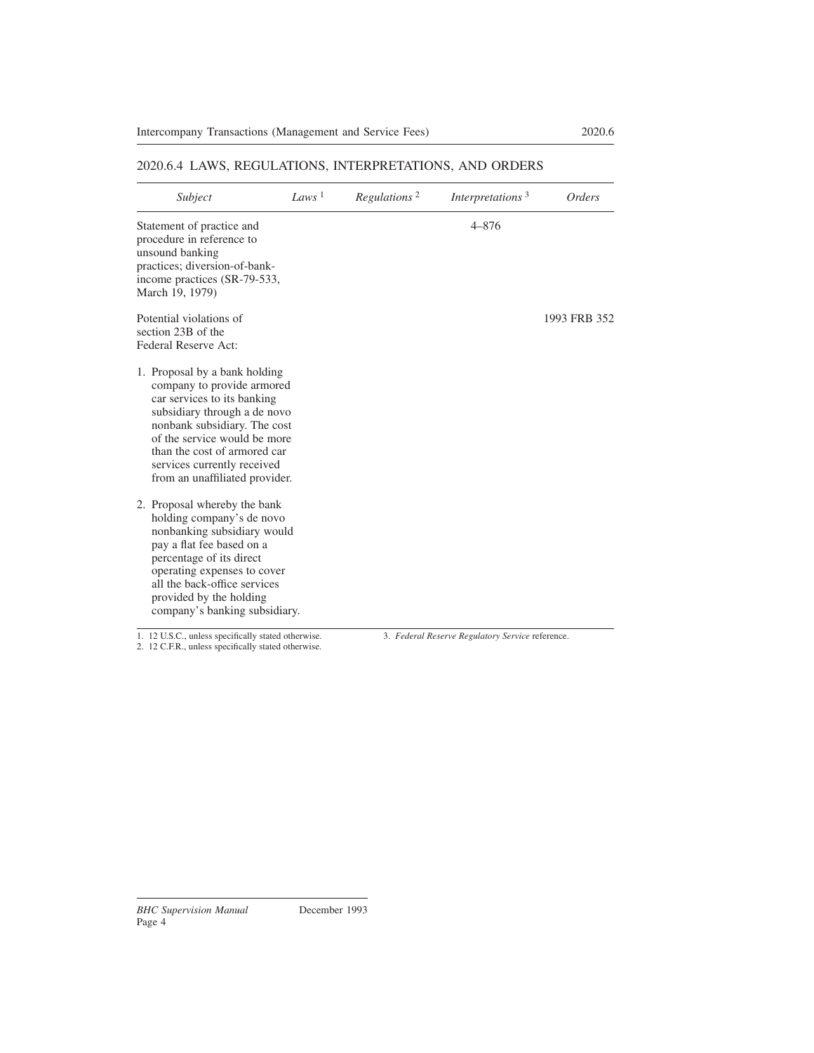## 2020.6.4 LAWS, REGULATIONS, INTERPRETATIONS, AND ORDERS

| *Subject* | *Laws* [1] | *Regulations* [2] | *Interpretations* [3] | *Orders* |
|---|---|---|---|---|
| Statement of practice and procedure in reference to unsound banking practices; diversion-of-bank-income practices (SR-79-533, March 19, 1979) | | | 4–876 | |
| Potential violations of section 23B of the Federal Reserve Act: | | | | 1993 FRB 352 |
| 1. Proposal by a bank holding company to provide armored car services to its banking subsidiary through a de novo nonbank subsidiary. The cost of the service would be more than the cost of armored car services currently received from an unaffiliated provider. | | | | |
| 2. Proposal whereby the bank holding company's de novo nonbanking subsidiary would pay a flat fee based on a percentage of its direct operating expenses to cover all the back-office services provided by the holding company's banking subsidiary. | | | | |

1. 12 U.S.C., unless specifically stated otherwise.
2. 12 C.F.R., unless specifically stated otherwise.
3. *Federal Reserve Regulatory Service* reference.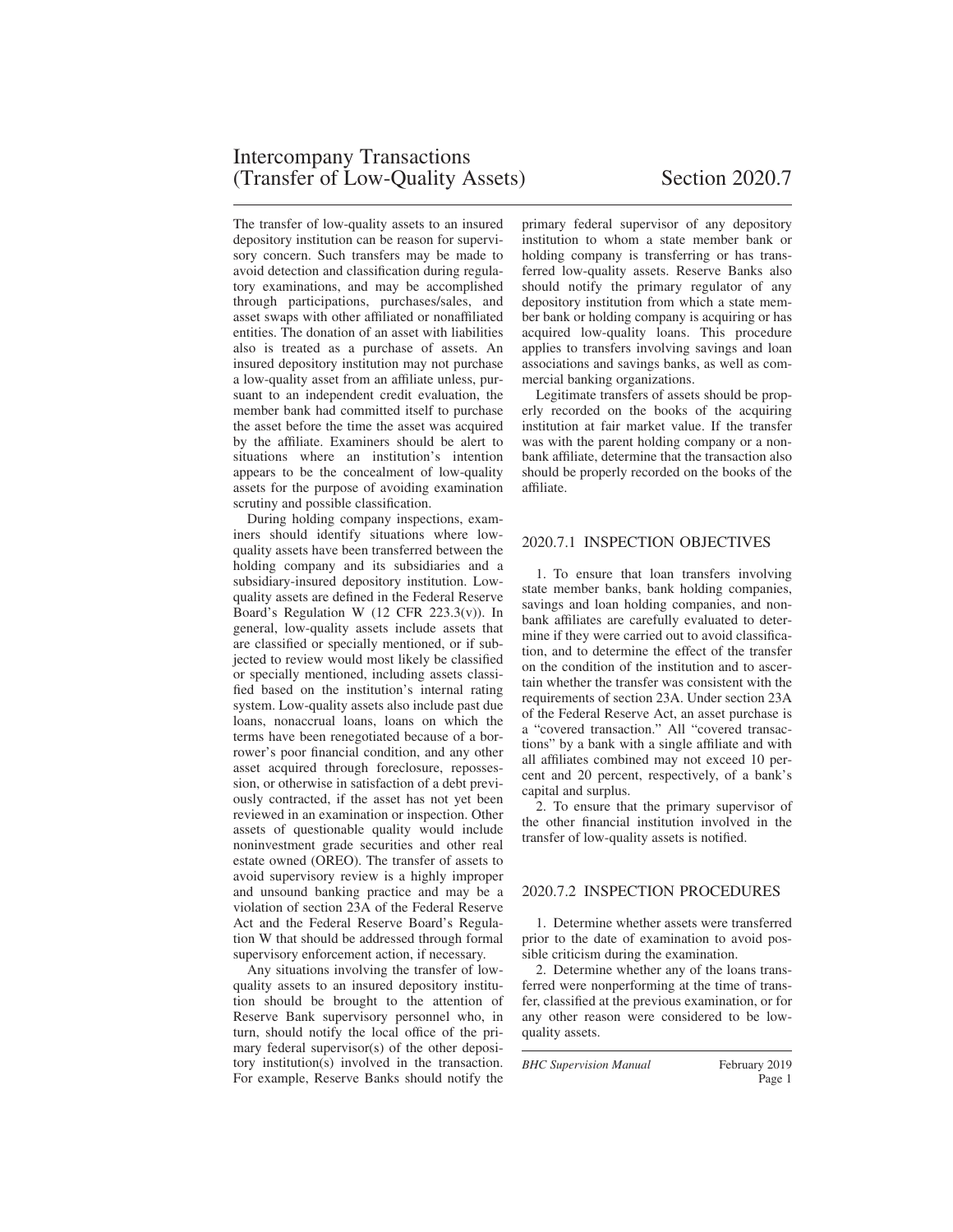# Intercompany Transactions (Transfer of Low-Quality Assets) Section 2020.7

The transfer of low-quality assets to an insured depository institution can be reason for supervisory concern. Such transfers may be made to avoid detection and classification during regulatory examinations, and may be accomplished through participations, purchases/sales, and asset swaps with other affiliated or nonaffiliated entities. The donation of an asset with liabilities also is treated as a purchase of assets. An insured depository institution may not purchase a low-quality asset from an affiliate unless, pursuant to an independent credit evaluation, the member bank had committed itself to purchase the asset before the time the asset was acquired by the affiliate. Examiners should be alert to situations where an institution's intention appears to be the concealment of low-quality assets for the purpose of avoiding examination scrutiny and possible classification.

During holding company inspections, examiners should identify situations where low-quality assets have been transferred between the holding company and its subsidiaries and a subsidiary-insured depository institution. Low-quality assets are defined in the Federal Reserve Board's Regulation W (12 CFR 223.3(v)). In general, low-quality assets include assets that are classified or specially mentioned, or if subjected to review would most likely be classified or specially mentioned, including assets classified based on the institution's internal rating system. Low-quality assets also include past due loans, nonaccrual loans, loans on which the terms have been renegotiated because of a borrower's poor financial condition, and any other asset acquired through foreclosure, repossession, or otherwise in satisfaction of a debt previously contracted, if the asset has not yet been reviewed in an examination or inspection. Other assets of questionable quality would include noninvestment grade securities and other real estate owned (OREO). The transfer of assets to avoid supervisory review is a highly improper and unsound banking practice and may be a violation of section 23A of the Federal Reserve Act and the Federal Reserve Board's Regulation W that should be addressed through formal supervisory enforcement action, if necessary.

Any situations involving the transfer of low-quality assets to an insured depository institution should be brought to the attention of Reserve Bank supervisory personnel who, in turn, should notify the local office of the primary federal supervisor(s) of the other depository institution(s) involved in the transaction. For example, Reserve Banks should notify the primary federal supervisor of any depository institution to whom a state member bank or holding company is transferring or has transferred low-quality assets. Reserve Banks also should notify the primary regulator of any depository institution from which a state member bank or holding company is acquiring or has acquired low-quality loans. This procedure applies to transfers involving savings and loan associations and savings banks, as well as commercial banking organizations.

Legitimate transfers of assets should be properly recorded on the books of the acquiring institution at fair market value. If the transfer was with the parent holding company or a nonbank affiliate, determine that the transaction also should be properly recorded on the books of the affiliate.

## 2020.7.1 INSPECTION OBJECTIVES

1. To ensure that loan transfers involving state member banks, bank holding companies, savings and loan holding companies, and nonbank affiliates are carefully evaluated to determine if they were carried out to avoid classification, and to determine the effect of the transfer on the condition of the institution and to ascertain whether the transfer was consistent with the requirements of section 23A. Under section 23A of the Federal Reserve Act, an asset purchase is a "covered transaction." All "covered transactions" by a bank with a single affiliate and with all affiliates combined may not exceed 10 percent and 20 percent, respectively, of a bank's capital and surplus.
2. To ensure that the primary supervisor of the other financial institution involved in the transfer of low-quality assets is notified.

## 2020.7.2 INSPECTION PROCEDURES

1. Determine whether assets were transferred prior to the date of examination to avoid possible criticism during the examination.
2. Determine whether any of the loans transferred were nonperforming at the time of transfer, classified at the previous examination, or for any other reason were considered to be low-quality assets.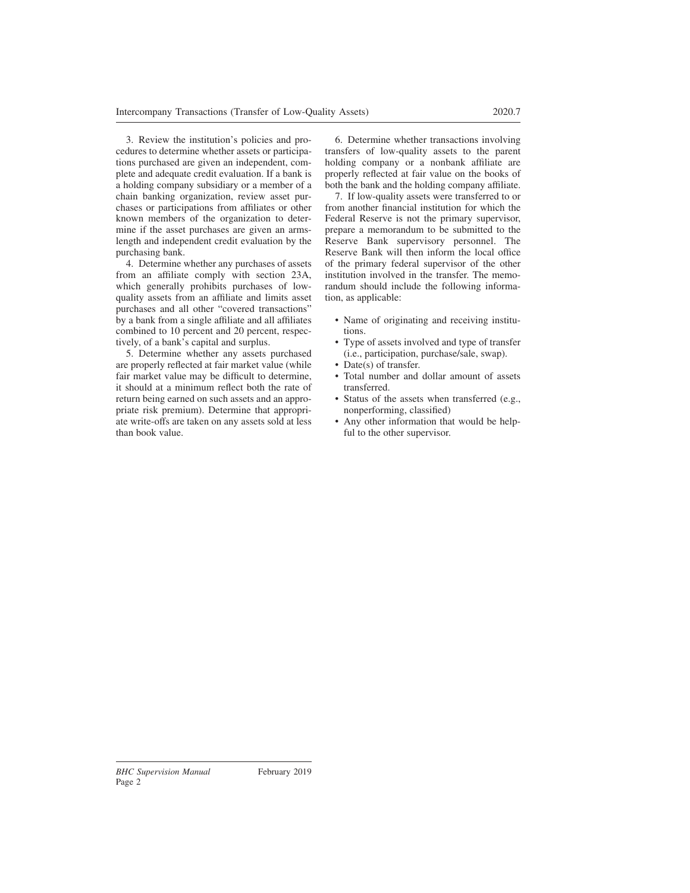3. Review the institution's policies and procedures to determine whether assets or participations purchased are given an independent, complete and adequate credit evaluation. If a bank is a holding company subsidiary or a member of a chain banking organization, review asset purchases or participations from affiliates or other known members of the organization to determine if the asset purchases are given an arms-length and independent credit evaluation by the purchasing bank.

4. Determine whether any purchases of assets from an affiliate comply with section 23A, which generally prohibits purchases of low-quality assets from an affiliate and limits asset purchases and all other "covered transactions" by a bank from a single affiliate and all affiliates combined to 10 percent and 20 percent, respectively, of a bank's capital and surplus.

5. Determine whether any assets purchased are properly reflected at fair market value (while fair market value may be difficult to determine, it should at a minimum reflect both the rate of return being earned on such assets and an appropriate risk premium). Determine that appropriate write-offs are taken on any assets sold at less than book value.

6. Determine whether transactions involving transfers of low-quality assets to the parent holding company or a nonbank affiliate are properly reflected at fair value on the books of both the bank and the holding company affiliate.

7. If low-quality assets were transferred to or from another financial institution for which the Federal Reserve is not the primary supervisor, prepare a memorandum to be submitted to the Reserve Bank supervisory personnel. The Reserve Bank will then inform the local office of the primary federal supervisor of the other institution involved in the transfer. The memorandum should include the following information, as applicable:

- Name of originating and receiving institutions.
- Type of assets involved and type of transfer (i.e., participation, purchase/sale, swap).
- Date(s) of transfer.
- Total number and dollar amount of assets transferred.
- Status of the assets when transferred (e.g., nonperforming, classified)
- Any other information that would be helpful to the other supervisor.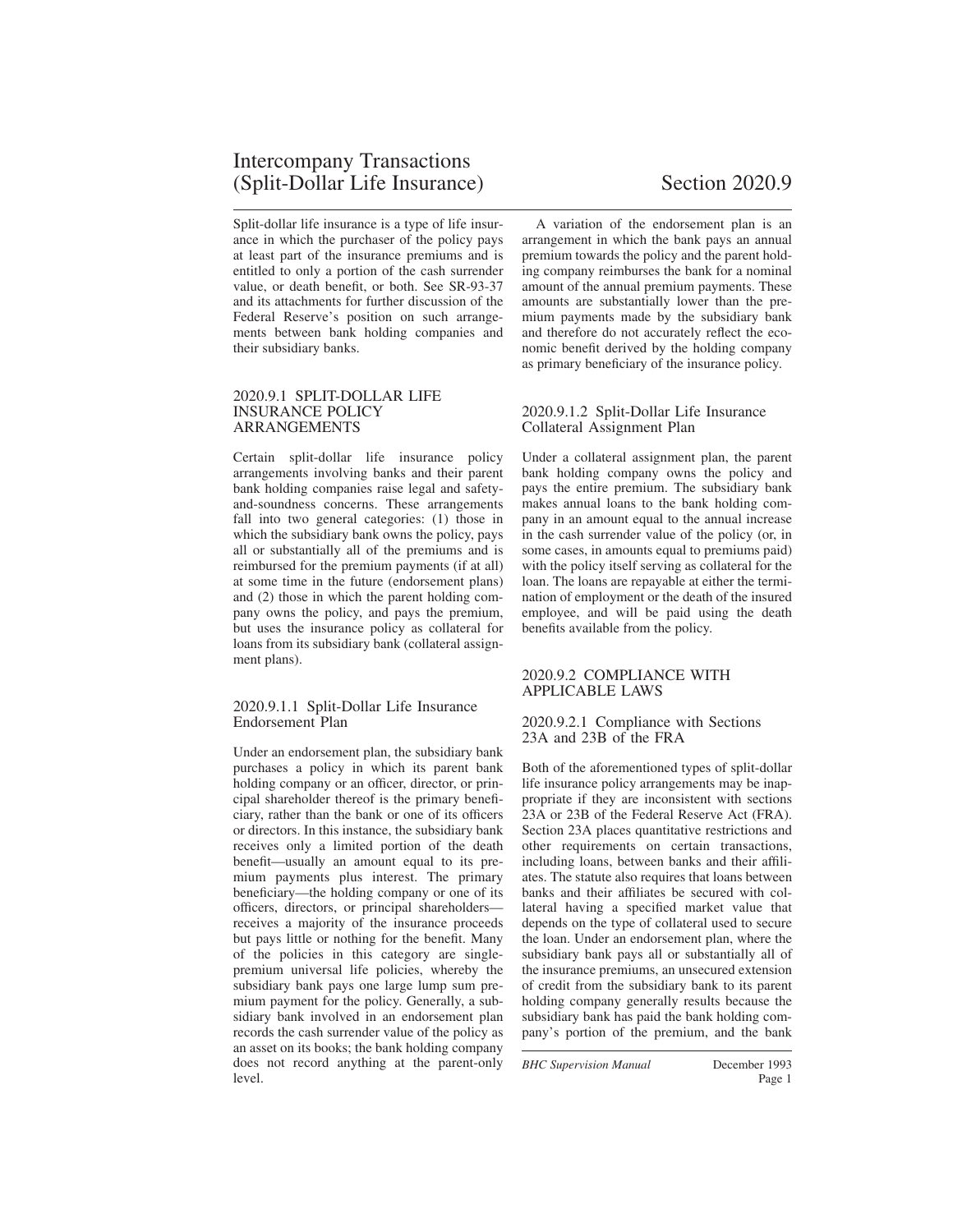# Intercompany Transactions (Split-Dollar Life Insurance) Section 2020.9

Split-dollar life insurance is a type of life insurance in which the purchaser of the policy pays at least part of the insurance premiums and is entitled to only a portion of the cash surrender value, or death benefit, or both. See SR-93-37 and its attachments for further discussion of the Federal Reserve's position on such arrangements between bank holding companies and their subsidiary banks.

## 2020.9.1 SPLIT-DOLLAR LIFE INSURANCE POLICY ARRANGEMENTS

Certain split-dollar life insurance policy arrangements involving banks and their parent bank holding companies raise legal and safety-and-soundness concerns. These arrangements fall into two general categories: (1) those in which the subsidiary bank owns the policy, pays all or substantially all of the premiums and is reimbursed for the premium payments (if at all) at some time in the future (endorsement plans) and (2) those in which the parent holding company owns the policy, and pays the premium, but uses the insurance policy as collateral for loans from its subsidiary bank (collateral assignment plans).

### 2020.9.1.1 Split-Dollar Life Insurance Endorsement Plan

Under an endorsement plan, the subsidiary bank purchases a policy in which its parent bank holding company or an officer, director, or principal shareholder thereof is the primary beneficiary, rather than the bank or one of its officers or directors. In this instance, the subsidiary bank receives only a limited portion of the death benefit—usually an amount equal to its premium payments plus interest. The primary beneficiary—the holding company or one of its officers, directors, or principal shareholders—receives a majority of the insurance proceeds but pays little or nothing for the benefit. Many of the policies in this category are single-premium universal life policies, whereby the subsidiary bank pays one large lump sum premium payment for the policy. Generally, a subsidiary bank involved in an endorsement plan records the cash surrender value of the policy as an asset on its books; the bank holding company does not record anything at the parent-only level.

A variation of the endorsement plan is an arrangement in which the bank pays an annual premium towards the policy and the parent holding company reimburses the bank for a nominal amount of the annual premium payments. These amounts are substantially lower than the premium payments made by the subsidiary bank and therefore do not accurately reflect the economic benefit derived by the holding company as primary beneficiary of the insurance policy.

### 2020.9.1.2 Split-Dollar Life Insurance Collateral Assignment Plan

Under a collateral assignment plan, the parent bank holding company owns the policy and pays the entire premium. The subsidiary bank makes annual loans to the bank holding company in an amount equal to the annual increase in the cash surrender value of the policy (or, in some cases, in amounts equal to premiums paid) with the policy itself serving as collateral for the loan. The loans are repayable at either the termination of employment or the death of the insured employee, and will be paid using the death benefits available from the policy.

## 2020.9.2 COMPLIANCE WITH APPLICABLE LAWS

### 2020.9.2.1 Compliance with Sections 23A and 23B of the FRA

Both of the aforementioned types of split-dollar life insurance policy arrangements may be inappropriate if they are inconsistent with sections 23A or 23B of the Federal Reserve Act (FRA). Section 23A places quantitative restrictions and other requirements on certain transactions, including loans, between banks and their affiliates. The statute also requires that loans between banks and their affiliates be secured with collateral having a specified market value that depends on the type of collateral used to secure the loan. Under an endorsement plan, where the subsidiary bank pays all or substantially all of the insurance premiums, an unsecured extension of credit from the subsidiary bank to its parent holding company generally results because the subsidiary bank has paid the bank holding company's portion of the premium, and the bank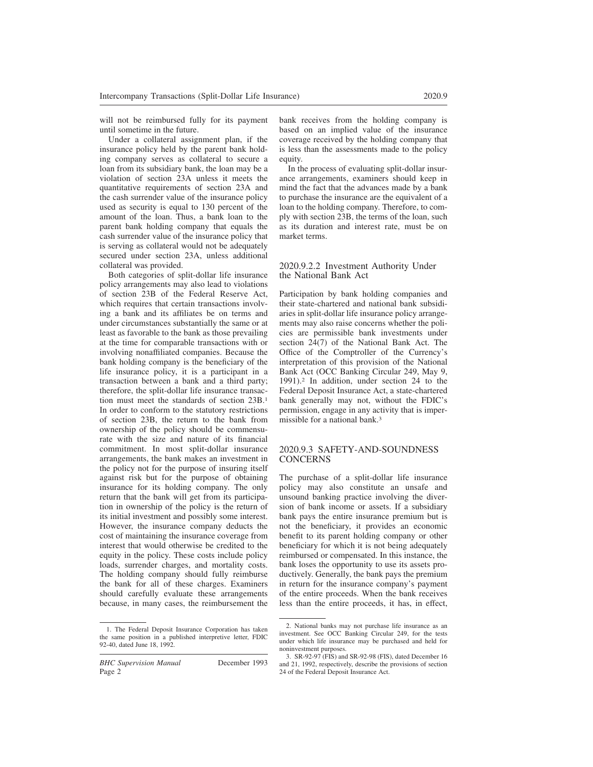will not be reimbursed fully for its payment until sometime in the future.

Under a collateral assignment plan, if the insurance policy held by the parent bank holding company serves as collateral to secure a loan from its subsidiary bank, the loan may be a violation of section 23A unless it meets the quantitative requirements of section 23A and the cash surrender value of the insurance policy used as security is equal to 130 percent of the amount of the loan. Thus, a bank loan to the parent bank holding company that equals the cash surrender value of the insurance policy that is serving as collateral would not be adequately secured under section 23A, unless additional collateral was provided.

Both categories of split-dollar life insurance policy arrangements may also lead to violations of section 23B of the Federal Reserve Act, which requires that certain transactions involving a bank and its affiliates be on terms and under circumstances substantially the same or at least as favorable to the bank as those prevailing at the time for comparable transactions with or involving nonaffiliated companies. Because the bank holding company is the beneficiary of the life insurance policy, it is a participant in a transaction between a bank and a third party; therefore, the split-dollar life insurance transaction must meet the standards of section 23B.[1] In order to conform to the statutory restrictions of section 23B, the return to the bank from ownership of the policy should be commensurate with the size and nature of its financial commitment. In most split-dollar insurance arrangements, the bank makes an investment in the policy not for the purpose of insuring itself against risk but for the purpose of obtaining insurance for its holding company. The only return that the bank will get from its participation in ownership of the policy is the return of its initial investment and possibly some interest. However, the insurance company deducts the cost of maintaining the insurance coverage from interest that would otherwise be credited to the equity in the policy. These costs include policy loads, surrender charges, and mortality costs. The holding company should fully reimburse the bank for all of these charges. Examiners should carefully evaluate these arrangements because, in many cases, the reimbursement the bank receives from the holding company is based on an implied value of the insurance coverage received by the holding company that is less than the assessments made to the policy equity.

In the process of evaluating split-dollar insurance arrangements, examiners should keep in mind the fact that the advances made by a bank to purchase the insurance are the equivalent of a loan to the holding company. Therefore, to comply with section 23B, the terms of the loan, such as its duration and interest rate, must be on market terms.

### 2020.9.2.2 Investment Authority Under the National Bank Act

Participation by bank holding companies and their state-chartered and national bank subsidiaries in split-dollar life insurance policy arrangements may also raise concerns whether the policies are permissible bank investments under section 24(7) of the National Bank Act. The Office of the Comptroller of the Currency's interpretation of this provision of the National Bank Act (OCC Banking Circular 249, May 9, 1991).[2] In addition, under section 24 to the Federal Deposit Insurance Act, a state-chartered bank generally may not, without the FDIC's permission, engage in any activity that is impermissible for a national bank.[3]

## 2020.9.3 SAFETY-AND-SOUNDNESS CONCERNS

The purchase of a split-dollar life insurance policy may also constitute an unsafe and unsound banking practice involving the diversion of bank income or assets. If a subsidiary bank pays the entire insurance premium but is not the beneficiary, it provides an economic benefit to its parent holding company or other beneficiary for which it is not being adequately reimbursed or compensated. In this instance, the bank loses the opportunity to use its assets productively. Generally, the bank pays the premium in return for the insurance company's payment of the entire proceeds. When the bank receives less than the entire proceeds, it has, in effect,

---

1. The Federal Deposit Insurance Corporation has taken the same position in a published interpretive letter, FDIC 92-40, dated June 18, 1992.

2. National banks may not purchase life insurance as an investment. See OCC Banking Circular 249, for the tests under which life insurance may be purchased and held for noninvestment purposes.

3. SR-92-97 (FIS) and SR-92-98 (FIS), dated December 16 and 21, 1992, respectively, describe the provisions of section 24 of the Federal Deposit Insurance Act.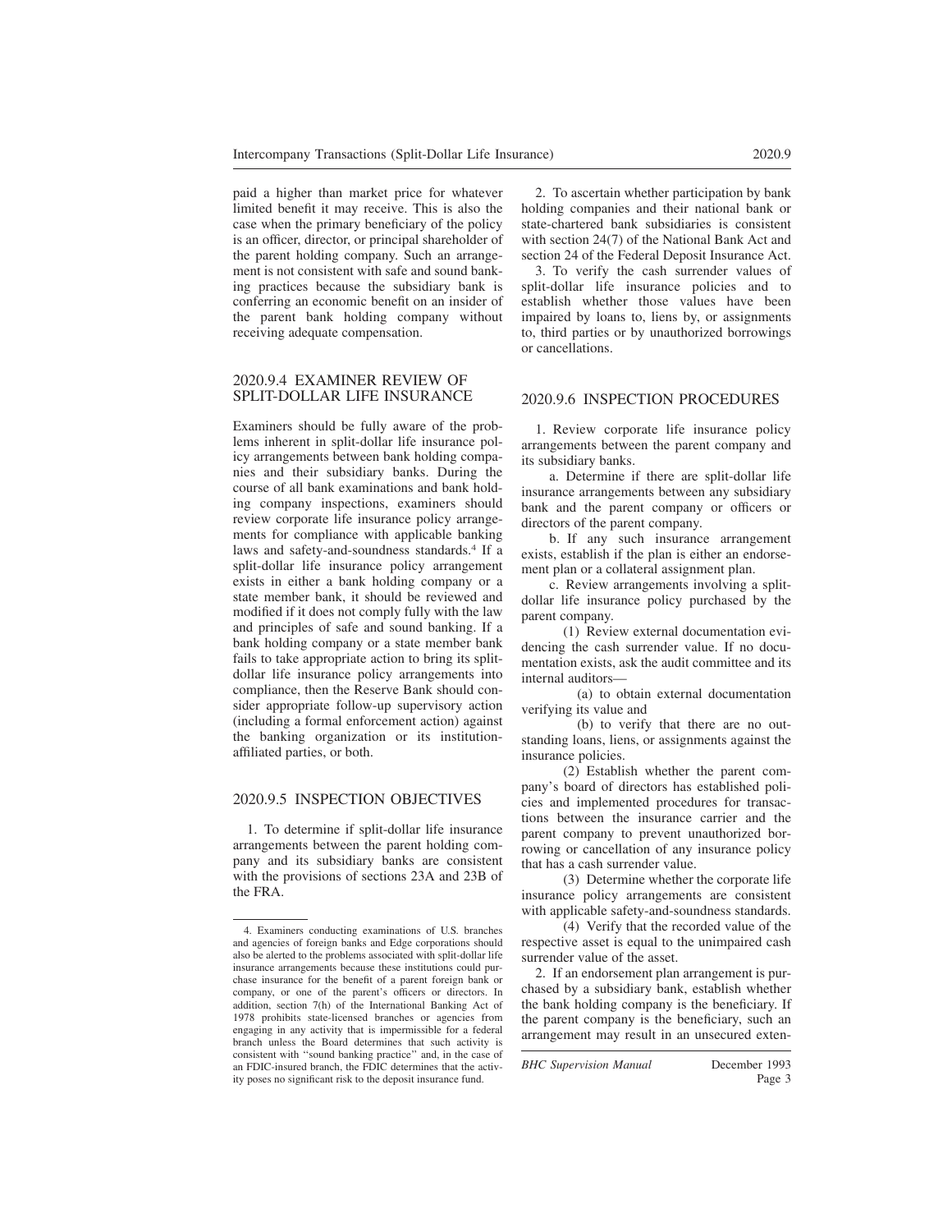paid a higher than market price for whatever limited benefit it may receive. This is also the case when the primary beneficiary of the policy is an officer, director, or principal shareholder of the parent holding company. Such an arrangement is not consistent with safe and sound banking practices because the subsidiary bank is conferring an economic benefit on an insider of the parent bank holding company without receiving adequate compensation.

## 2020.9.4 EXAMINER REVIEW OF SPLIT-DOLLAR LIFE INSURANCE

Examiners should be fully aware of the problems inherent in split-dollar life insurance policy arrangements between bank holding companies and their subsidiary banks. During the course of all bank examinations and bank holding company inspections, examiners should review corporate life insurance policy arrangements for compliance with applicable banking laws and safety-and-soundness standards.[4] If a split-dollar life insurance policy arrangement exists in either a bank holding company or a state member bank, it should be reviewed and modified if it does not comply fully with the law and principles of safe and sound banking. If a bank holding company or a state member bank fails to take appropriate action to bring its split-dollar life insurance policy arrangements into compliance, then the Reserve Bank should consider appropriate follow-up supervisory action (including a formal enforcement action) against the banking organization or its institution-affiliated parties, or both.

## 2020.9.5 INSPECTION OBJECTIVES

1. To determine if split-dollar life insurance arrangements between the parent holding company and its subsidiary banks are consistent with the provisions of sections 23A and 23B of the FRA.

2. To ascertain whether participation by bank holding companies and their national bank or state-chartered bank subsidiaries is consistent with section 24(7) of the National Bank Act and section 24 of the Federal Deposit Insurance Act.

3. To verify the cash surrender values of split-dollar life insurance policies and to establish whether those values have been impaired by loans to, liens by, or assignments to, third parties or by unauthorized borrowings or cancellations.

## 2020.9.6 INSPECTION PROCEDURES

1. Review corporate life insurance policy arrangements between the parent company and its subsidiary banks.

   a. Determine if there are split-dollar life insurance arrangements between any subsidiary bank and the parent company or officers or directors of the parent company.

   b. If any such insurance arrangement exists, establish if the plan is either an endorsement plan or a collateral assignment plan.

   c. Review arrangements involving a split-dollar life insurance policy purchased by the parent company.

      (1) Review external documentation evidencing the cash surrender value. If no documentation exists, ask the audit committee and its internal auditors—

         (a) to obtain external documentation verifying its value and

         (b) to verify that there are no outstanding loans, liens, or assignments against the insurance policies.

      (2) Establish whether the parent company's board of directors has established policies and implemented procedures for transactions between the insurance carrier and the parent company to prevent unauthorized borrowing or cancellation of any insurance policy that has a cash surrender value.

      (3) Determine whether the corporate life insurance policy arrangements are consistent with applicable safety-and-soundness standards.

      (4) Verify that the recorded value of the respective asset is equal to the unimpaired cash surrender value of the asset.

2. If an endorsement plan arrangement is purchased by a subsidiary bank, establish whether the bank holding company is the beneficiary. If the parent company is the beneficiary, such an arrangement may result in an unsecured exten-

---

4. Examiners conducting examinations of U.S. branches and agencies of foreign banks and Edge corporations should also be alerted to the problems associated with split-dollar life insurance arrangements because these institutions could purchase insurance for the benefit of a parent foreign bank or company, or one of the parent's officers or directors. In addition, section 7(h) of the International Banking Act of 1978 prohibits state-licensed branches or agencies from engaging in any activity that is impermissible for a federal branch unless the Board determines that such activity is consistent with "sound banking practice" and, in the case of an FDIC-insured branch, the FDIC determines that the activity poses no significant risk to the deposit insurance fund.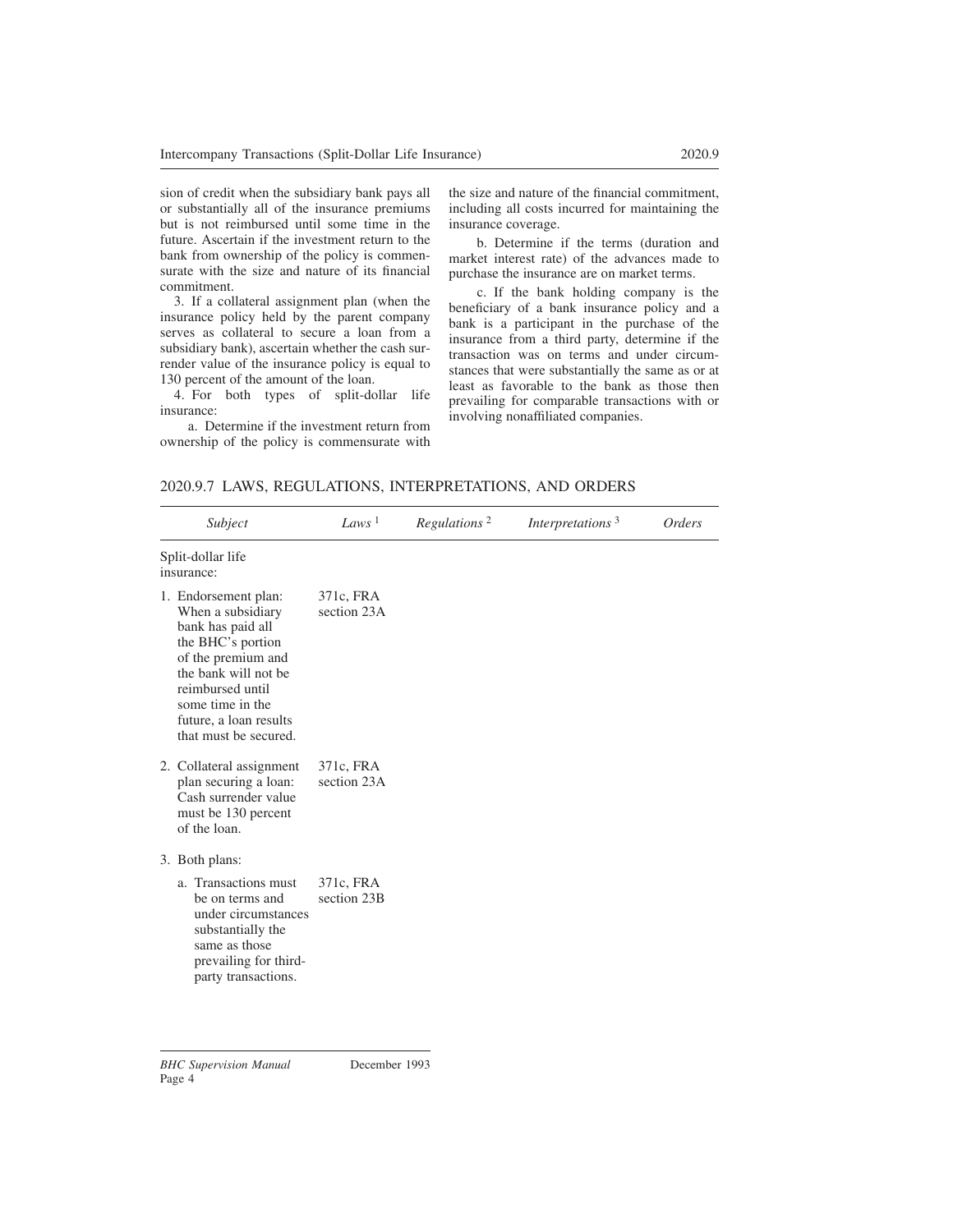sion of credit when the subsidiary bank pays all or substantially all of the insurance premiums but is not reimbursed until some time in the future. Ascertain if the investment return to the bank from ownership of the policy is commensurate with the size and nature of its financial commitment.

3. If a collateral assignment plan (when the insurance policy held by the parent company serves as collateral to secure a loan from a subsidiary bank), ascertain whether the cash surrender value of the insurance policy is equal to 130 percent of the amount of the loan.

4. For both types of split-dollar life insurance:

a. Determine if the investment return from ownership of the policy is commensurate with the size and nature of the financial commitment, including all costs incurred for maintaining the insurance coverage.

b. Determine if the terms (duration and market interest rate) of the advances made to purchase the insurance are on market terms.

c. If the bank holding company is the beneficiary of a bank insurance policy and a bank is a participant in the purchase of the insurance from a third party, determine if the transaction was on terms and under circumstances that were substantially the same as or at least as favorable to the bank as those then prevailing for comparable transactions with or involving nonaffiliated companies.

## 2020.9.7 LAWS, REGULATIONS, INTERPRETATIONS, AND ORDERS

| *Subject* | *Laws* [1] | *Regulations* [2] | *Interpretations* [3] | *Orders* |
|---|---|---|---|---|
| Split-dollar life insurance: | | | | |
| 1. Endorsement plan: When a subsidiary bank has paid all the BHC's portion of the premium and the bank will not be reimbursed until some time in the future, a loan results that must be secured. | 371c, FRA section 23A | | | |
| 2. Collateral assignment plan securing a loan: Cash surrender value must be 130 percent of the loan. | 371c, FRA section 23A | | | |
| 3. Both plans: | | | | |
| a. Transactions must be on terms and under circumstances substantially the same as those prevailing for third-party transactions. | 371c, FRA section 23B | | | |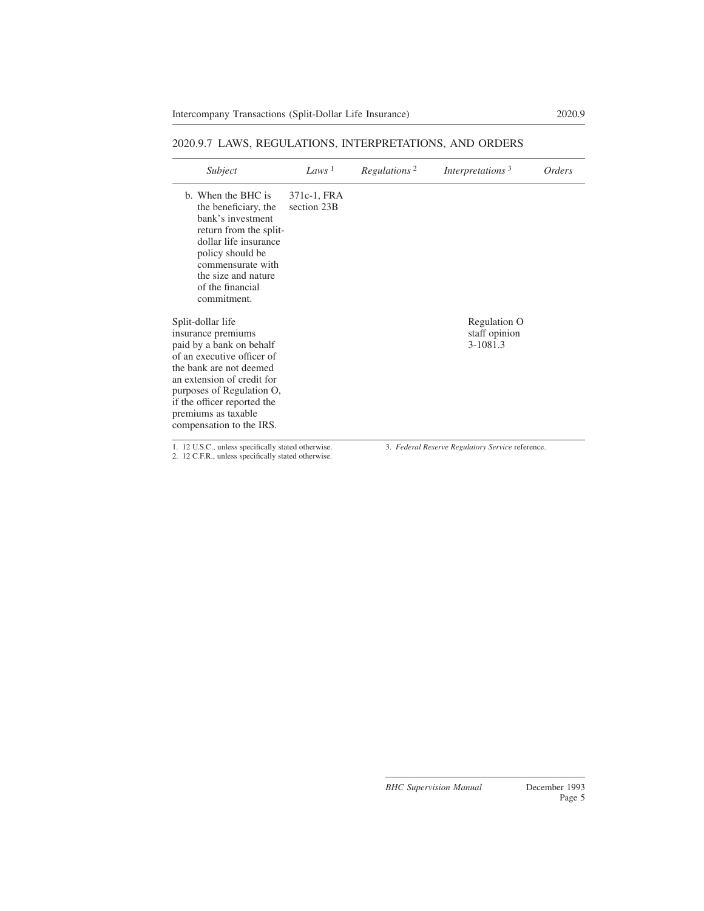## 2020.9.7 LAWS, REGULATIONS, INTERPRETATIONS, AND ORDERS

| *Subject* | *Laws* [1] | *Regulations* [2] | *Interpretations* [3] | *Orders* |
|---|---|---|---|---|
| b. When the BHC is the beneficiary, the bank's investment return from the split-dollar life insurance policy should be commensurate with the size and nature of the financial commitment. | 371c-1, FRA section 23B | | | |
| Split-dollar life insurance premiums paid by a bank on behalf of an executive officer of the bank are not deemed an extension of credit for purposes of Regulation O, if the officer reported the premiums as taxable compensation to the IRS. | | | Regulation O staff opinion 3-1081.3 | |

1. 12 U.S.C., unless specifically stated otherwise.
2. 12 C.F.R., unless specifically stated otherwise.
3. *Federal Reserve Regulatory Service* reference.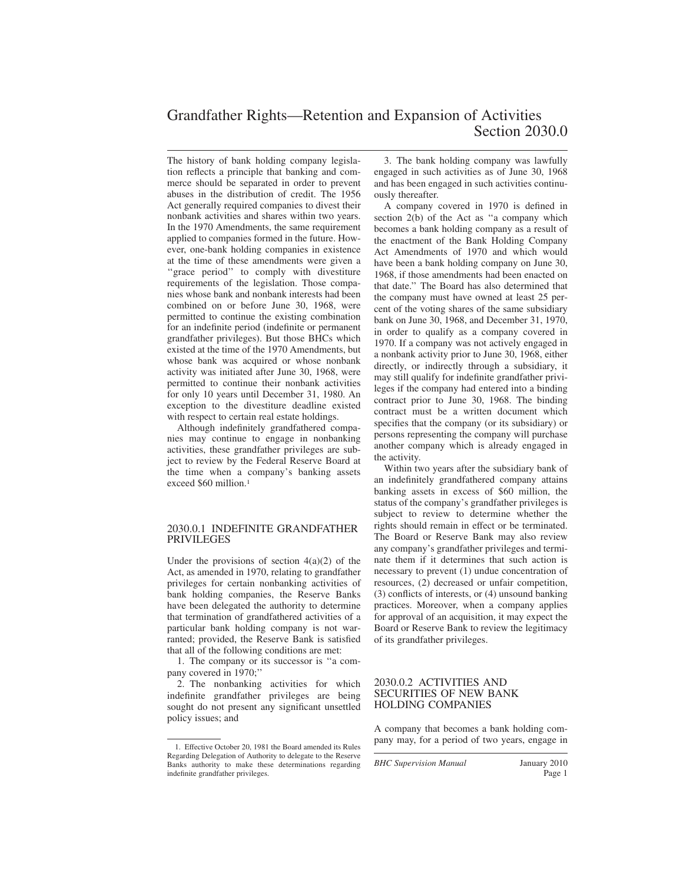# Grandfather Rights—Retention and Expansion of Activities Section 2030.0

The history of bank holding company legislation reflects a principle that banking and commerce should be separated in order to prevent abuses in the distribution of credit. The 1956 Act generally required companies to divest their nonbank activities and shares within two years. In the 1970 Amendments, the same requirement applied to companies formed in the future. However, one-bank holding companies in existence at the time of these amendments were given a ''grace period'' to comply with divestiture requirements of the legislation. Those companies whose bank and nonbank interests had been combined on or before June 30, 1968, were permitted to continue the existing combination for an indefinite period (indefinite or permanent grandfather privileges). But those BHCs which existed at the time of the 1970 Amendments, but whose bank was acquired or whose nonbank activity was initiated after June 30, 1968, were permitted to continue their nonbank activities for only 10 years until December 31, 1980. An exception to the divestiture deadline existed with respect to certain real estate holdings.

Although indefinitely grandfathered companies may continue to engage in nonbanking activities, these grandfather privileges are subject to review by the Federal Reserve Board at the time when a company's banking assets exceed \$60 million.[1]

## 2030.0.1 INDEFINITE GRANDFATHER PRIVILEGES

Under the provisions of section 4(a)(2) of the Act, as amended in 1970, relating to grandfather privileges for certain nonbanking activities of bank holding companies, the Reserve Banks have been delegated the authority to determine that termination of grandfathered activities of a particular bank holding company is not warranted; provided, the Reserve Bank is satisfied that all of the following conditions are met:

1. The company or its successor is ''a company covered in 1970;''
2. The nonbanking activities for which indefinite grandfather privileges are being sought do not present any significant unsettled policy issues; and
3. The bank holding company was lawfully engaged in such activities as of June 30, 1968 and has been engaged in such activities continuously thereafter.

A company covered in 1970 is defined in section 2(b) of the Act as ''a company which becomes a bank holding company as a result of the enactment of the Bank Holding Company Act Amendments of 1970 and which would have been a bank holding company on June 30, 1968, if those amendments had been enacted on that date.'' The Board has also determined that the company must have owned at least 25 percent of the voting shares of the same subsidiary bank on June 30, 1968, and December 31, 1970, in order to qualify as a company covered in 1970. If a company was not actively engaged in a nonbank activity prior to June 30, 1968, either directly, or indirectly through a subsidiary, it may still qualify for indefinite grandfather privileges if the company had entered into a binding contract prior to June 30, 1968. The binding contract must be a written document which specifies that the company (or its subsidiary) or persons representing the company will purchase another company which is already engaged in the activity.

Within two years after the subsidiary bank of an indefinitely grandfathered company attains banking assets in excess of \$60 million, the status of the company's grandfather privileges is subject to review to determine whether the rights should remain in effect or be terminated. The Board or Reserve Bank may also review any company's grandfather privileges and terminate them if it determines that such action is necessary to prevent (1) undue concentration of resources, (2) decreased or unfair competition, (3) conflicts of interests, or (4) unsound banking practices. Moreover, when a company applies for approval of an acquisition, it may expect the Board or Reserve Bank to review the legitimacy of its grandfather privileges.

## 2030.0.2 ACTIVITIES AND SECURITIES OF NEW BANK HOLDING COMPANIES

A company that becomes a bank holding company may, for a period of two years, engage in

---

1. Effective October 20, 1981 the Board amended its Rules Regarding Delegation of Authority to delegate to the Reserve Banks authority to make these determinations regarding indefinite grandfather privileges.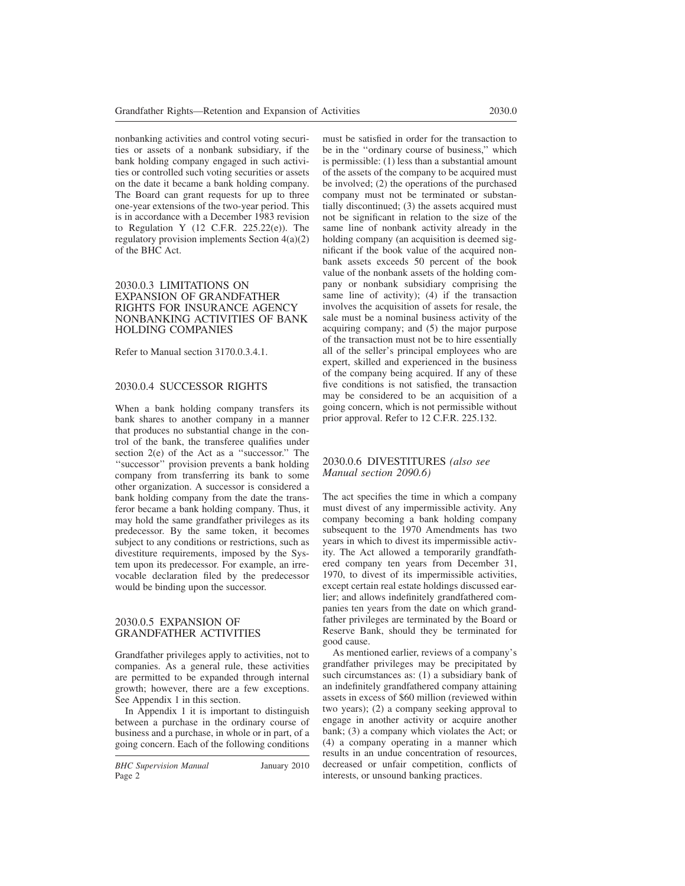nonbanking activities and control voting securities or assets of a nonbank subsidiary, if the bank holding company engaged in such activities or controlled such voting securities or assets on the date it became a bank holding company. The Board can grant requests for up to three one-year extensions of the two-year period. This is in accordance with a December 1983 revision to Regulation Y (12 C.F.R. 225.22(e)). The regulatory provision implements Section 4(a)(2) of the BHC Act.

## 2030.0.3 LIMITATIONS ON EXPANSION OF GRANDFATHER RIGHTS FOR INSURANCE AGENCY NONBANKING ACTIVITIES OF BANK HOLDING COMPANIES

Refer to Manual section 3170.0.3.4.1.

## 2030.0.4 SUCCESSOR RIGHTS

When a bank holding company transfers its bank shares to another company in a manner that produces no substantial change in the control of the bank, the transferee qualifies under section 2(e) of the Act as a "successor." The "successor" provision prevents a bank holding company from transferring its bank to some other organization. A successor is considered a bank holding company from the date the transferor became a bank holding company. Thus, it may hold the same grandfather privileges as its predecessor. By the same token, it becomes subject to any conditions or restrictions, such as divestiture requirements, imposed by the System upon its predecessor. For example, an irrevocable declaration filed by the predecessor would be binding upon the successor.

## 2030.0.5 EXPANSION OF GRANDFATHER ACTIVITIES

Grandfather privileges apply to activities, not to companies. As a general rule, these activities are permitted to be expanded through internal growth; however, there are a few exceptions. See Appendix 1 in this section.

In Appendix 1 it is important to distinguish between a purchase in the ordinary course of business and a purchase, in whole or in part, of a going concern. Each of the following conditions must be satisfied in order for the transaction to be in the "ordinary course of business," which is permissible: (1) less than a substantial amount of the assets of the company to be acquired must be involved; (2) the operations of the purchased company must not be terminated or substantially discontinued; (3) the assets acquired must not be significant in relation to the size of the same line of nonbank activity already in the holding company (an acquisition is deemed significant if the book value of the acquired nonbank assets exceeds 50 percent of the book value of the nonbank assets of the holding company or nonbank subsidiary comprising the same line of activity); (4) if the transaction involves the acquisition of assets for resale, the sale must be a nominal business activity of the acquiring company; and (5) the major purpose of the transaction must not be to hire essentially all of the seller's principal employees who are expert, skilled and experienced in the business of the company being acquired. If any of these five conditions is not satisfied, the transaction may be considered to be an acquisition of a going concern, which is not permissible without prior approval. Refer to 12 C.F.R. 225.132.

## 2030.0.6 DIVESTITURES *(also see Manual section 2090.6)*

The act specifies the time in which a company must divest of any impermissible activity. Any company becoming a bank holding company subsequent to the 1970 Amendments has two years in which to divest its impermissible activity. The Act allowed a temporarily grandfathered company ten years from December 31, 1970, to divest of its impermissible activities, except certain real estate holdings discussed earlier; and allows indefinitely grandfathered companies ten years from the date on which grandfather privileges are terminated by the Board or Reserve Bank, should they be terminated for good cause.

As mentioned earlier, reviews of a company's grandfather privileges may be precipitated by such circumstances as: (1) a subsidiary bank of an indefinitely grandfathered company attaining assets in excess of \$60 million (reviewed within two years); (2) a company seeking approval to engage in another activity or acquire another bank; (3) a company which violates the Act; or (4) a company operating in a manner which results in an undue concentration of resources, decreased or unfair competition, conflicts of interests, or unsound banking practices.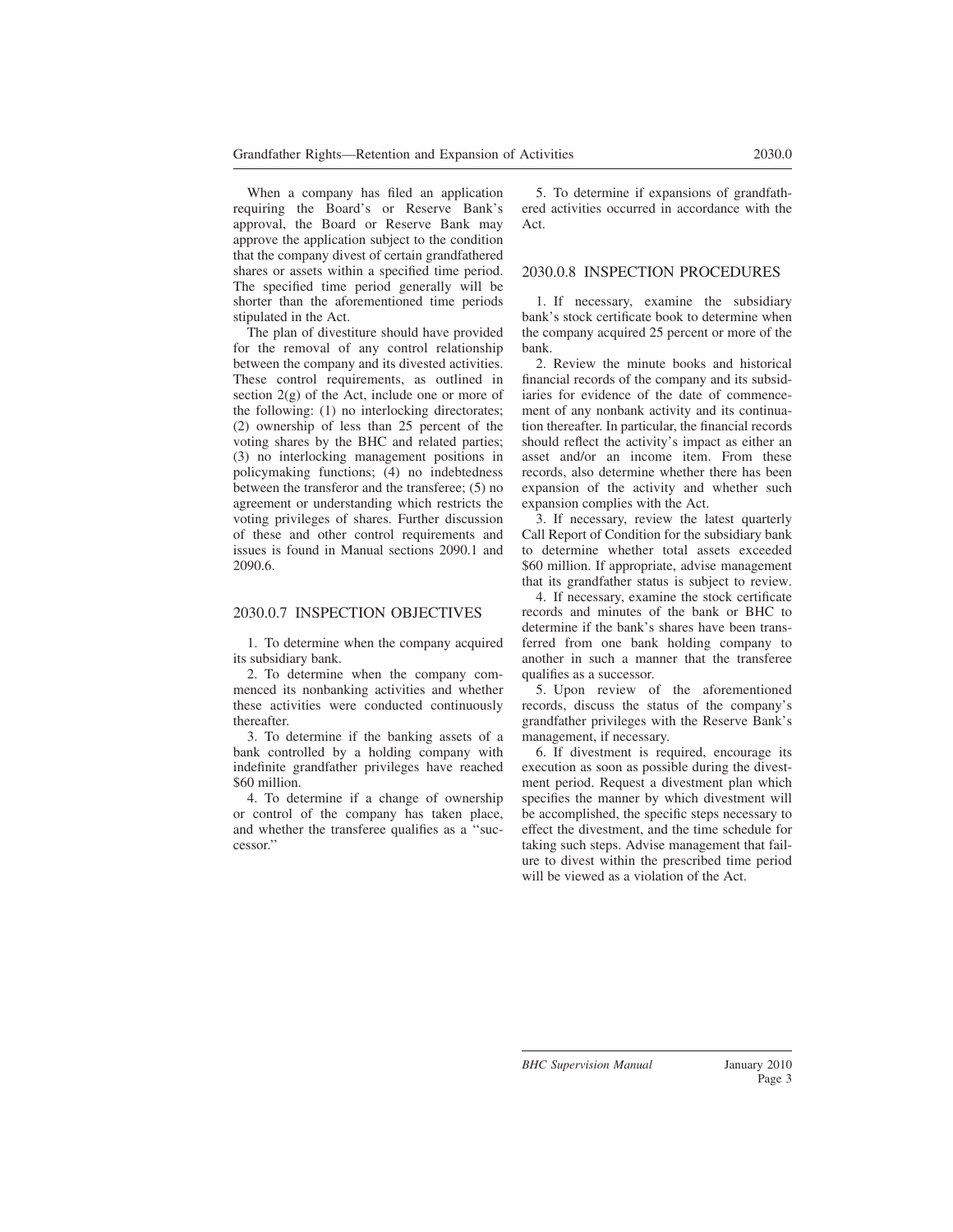When a company has filed an application requiring the Board's or Reserve Bank's approval, the Board or Reserve Bank may approve the application subject to the condition that the company divest of certain grandfathered shares or assets within a specified time period. The specified time period generally will be shorter than the aforementioned time periods stipulated in the Act.

The plan of divestiture should have provided for the removal of any control relationship between the company and its divested activities. These control requirements, as outlined in section 2(g) of the Act, include one or more of the following: (1) no interlocking directorates; (2) ownership of less than 25 percent of the voting shares by the BHC and related parties; (3) no interlocking management positions in policymaking functions; (4) no indebtedness between the transferor and the transferee; (5) no agreement or understanding which restricts the voting privileges of shares. Further discussion of these and other control requirements and issues is found in Manual sections 2090.1 and 2090.6.

## 2030.0.7 INSPECTION OBJECTIVES

1. To determine when the company acquired its subsidiary bank.
2. To determine when the company commenced its nonbanking activities and whether these activities were conducted continuously thereafter.
3. To determine if the banking assets of a bank controlled by a holding company with indefinite grandfather privileges have reached \$60 million.
4. To determine if a change of ownership or control of the company has taken place, and whether the transferee qualifies as a ''successor.''
5. To determine if expansions of grandfathered activities occurred in accordance with the Act.

## 2030.0.8 INSPECTION PROCEDURES

1. If necessary, examine the subsidiary bank's stock certificate book to determine when the company acquired 25 percent or more of the bank.
2. Review the minute books and historical financial records of the company and its subsidiaries for evidence of the date of commencement of any nonbank activity and its continuation thereafter. In particular, the financial records should reflect the activity's impact as either an asset and/or an income item. From these records, also determine whether there has been expansion of the activity and whether such expansion complies with the Act.
3. If necessary, review the latest quarterly Call Report of Condition for the subsidiary bank to determine whether total assets exceeded \$60 million. If appropriate, advise management that its grandfather status is subject to review.
4. If necessary, examine the stock certificate records and minutes of the bank or BHC to determine if the bank's shares have been transferred from one bank holding company to another in such a manner that the transferee qualifies as a successor.
5. Upon review of the aforementioned records, discuss the status of the company's grandfather privileges with the Reserve Bank's management, if necessary.
6. If divestment is required, encourage its execution as soon as possible during the divestment period. Request a divestment plan which specifies the manner by which divestment will be accomplished, the specific steps necessary to effect the divestment, and the time schedule for taking such steps. Advise management that failure to divest within the prescribed time period will be viewed as a violation of the Act.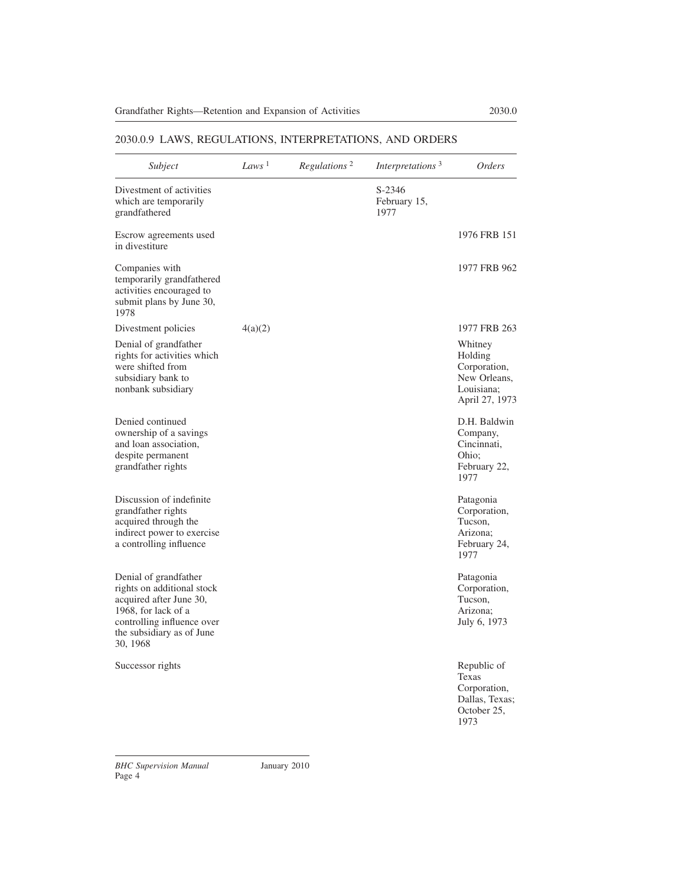## 2030.0.9 LAWS, REGULATIONS, INTERPRETATIONS, AND ORDERS

| *Subject* | *Laws* [1] | *Regulations* [2] | *Interpretations* [3] | *Orders* |
|---|---|---|---|---|
| Divestment of activities which are temporarily grandfathered | | | S-2346 February 15, 1977 | |
| Escrow agreements used in divestiture | | | | 1976 FRB 151 |
| Companies with temporarily grandfathered activities encouraged to submit plans by June 30, 1978 | | | | 1977 FRB 962 |
| Divestment policies | 4(a)(2) | | | 1977 FRB 263 |
| Denial of grandfather rights for activities which were shifted from subsidiary bank to nonbank subsidiary | | | | Whitney Holding Corporation, New Orleans, Louisiana; April 27, 1973 |
| Denied continued ownership of a savings and loan association, despite permanent grandfather rights | | | | D.H. Baldwin Company, Cincinnati, Ohio; February 22, 1977 |
| Discussion of indefinite grandfather rights acquired through the indirect power to exercise a controlling influence | | | | Patagonia Corporation, Tucson, Arizona; February 24, 1977 |
| Denial of grandfather rights on additional stock acquired after June 30, 1968, for lack of a controlling influence over the subsidiary as of June 30, 1968 | | | | Patagonia Corporation, Tucson, Arizona; July 6, 1973 |
| Successor rights | | | | Republic of Texas Corporation, Dallas, Texas; October 25, 1973 |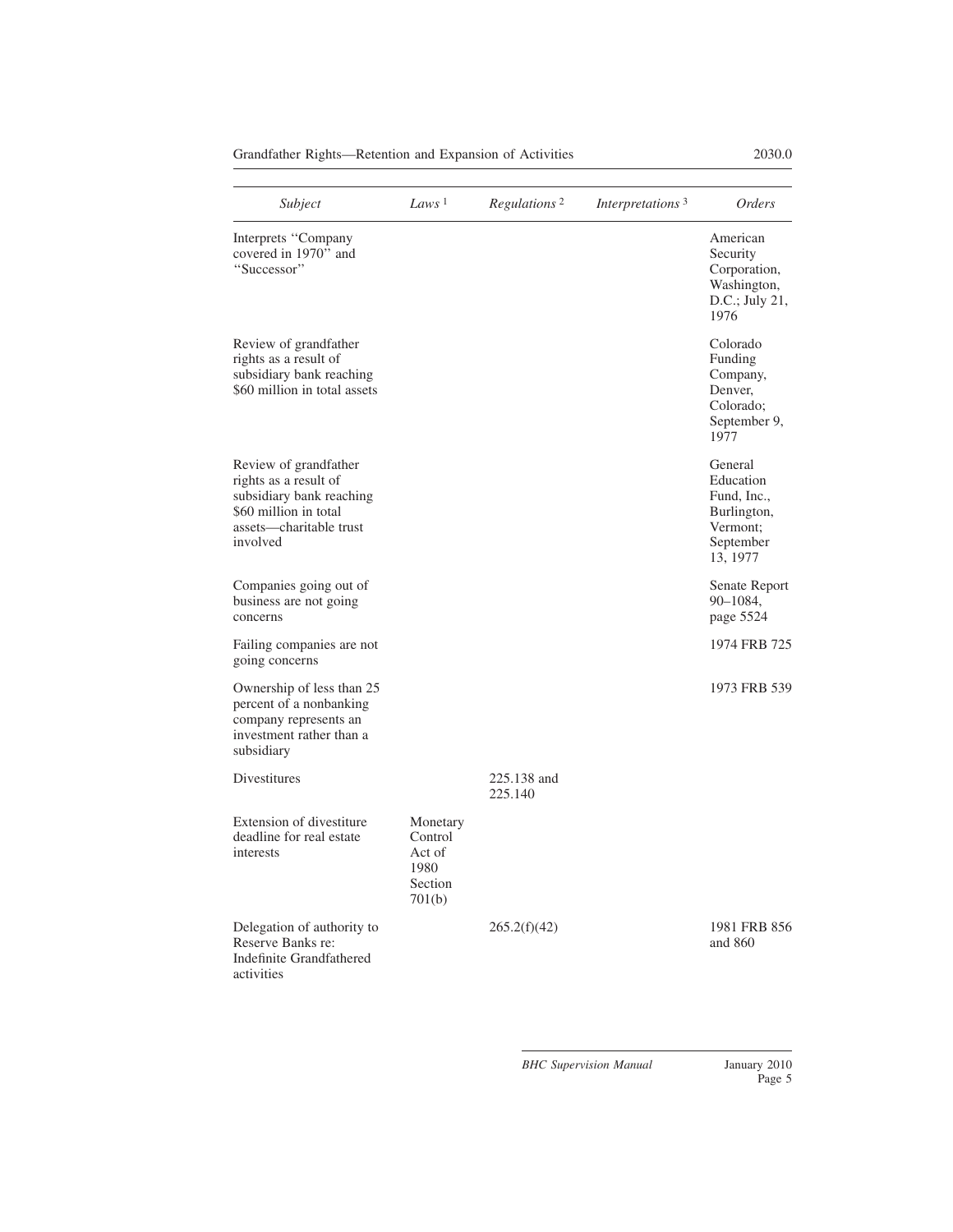| *Subject* | *Laws* [1] | *Regulations* [2] | *Interpretations* [3] | *Orders* |
|---|---|---|---|---|
| Interprets "Company covered in 1970" and "Successor" | | | | American Security Corporation, Washington, D.C.; July 21, 1976 |
| Review of grandfather rights as a result of subsidiary bank reaching $60 million in total assets | | | | Colorado Funding Company, Denver, Colorado; September 9, 1977 |
| Review of grandfather rights as a result of subsidiary bank reaching $60 million in total assets—charitable trust involved | | | | General Education Fund, Inc., Burlington, Vermont; September 13, 1977 |
| Companies going out of business are not going concerns | | | | Senate Report 90–1084, page 5524 |
| Failing companies are not going concerns | | | | 1974 FRB 725 |
| Ownership of less than 25 percent of a nonbanking company represents an investment rather than a subsidiary | | | | 1973 FRB 539 |
| Divestitures | | 225.138 and 225.140 | | |
| Extension of divestiture deadline for real estate interests | Monetary Control Act of 1980 Section 701(b) | | | |
| Delegation of authority to Reserve Banks re: Indefinite Grandfathered activities | | 265.2(f)(42) | | 1981 FRB 856 and 860 |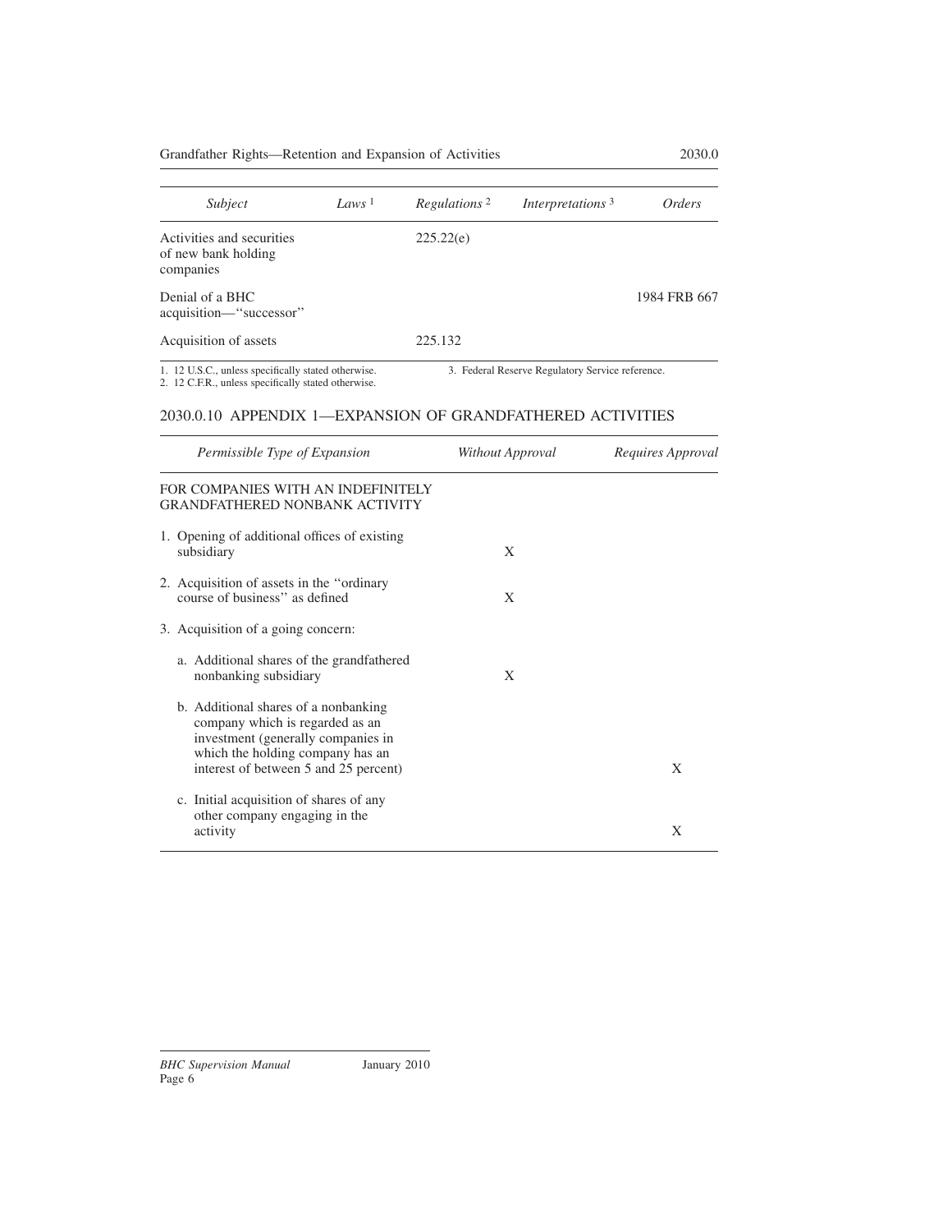| *Subject* | *Laws* [1] | *Regulations* [2] | *Interpretations* [3] | *Orders* |
|---|---|---|---|---|
| Activities and securities of new bank holding companies | | 225.22(e) | | |
| Denial of a BHC acquisition—"successor" | | | | 1984 FRB 667 |
| Acquisition of assets | | 225.132 | | |

1. 12 U.S.C., unless specifically stated otherwise.
2. 12 C.F.R., unless specifically stated otherwise.
3. Federal Reserve Regulatory Service reference.

## 2030.0.10 APPENDIX 1—EXPANSION OF GRANDFATHERED ACTIVITIES

| *Permissible Type of Expansion* | *Without Approval* | *Requires Approval* |
|---|---|---|
| FOR COMPANIES WITH AN INDEFINITELY GRANDFATHERED NONBANK ACTIVITY | | |
| 1. Opening of additional offices of existing subsidiary | X | |
| 2. Acquisition of assets in the "ordinary course of business" as defined | X | |
| 3. Acquisition of a going concern: | | |
| a. Additional shares of the grandfathered nonbanking subsidiary | X | |
| b. Additional shares of a nonbanking company which is regarded as an investment (generally companies in which the holding company has an interest of between 5 and 25 percent) | | X |
| c. Initial acquisition of shares of any other company engaging in the activity | | X |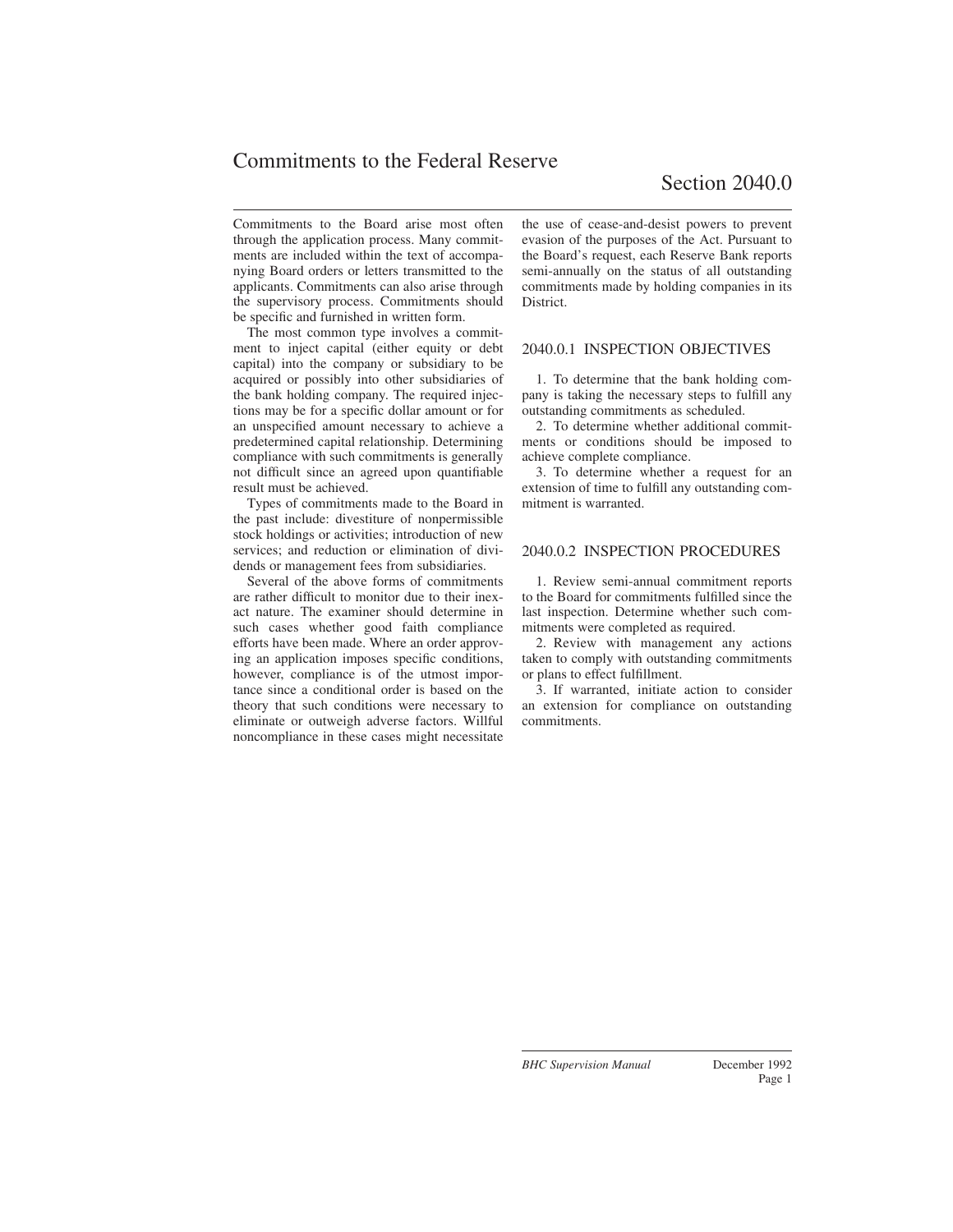# Commitments to the Federal Reserve

## Section 2040.0

Commitments to the Board arise most often through the application process. Many commitments are included within the text of accompanying Board orders or letters transmitted to the applicants. Commitments can also arise through the supervisory process. Commitments should be specific and furnished in written form.

The most common type involves a commitment to inject capital (either equity or debt capital) into the company or subsidiary to be acquired or possibly into other subsidiaries of the bank holding company. The required injections may be for a specific dollar amount or for an unspecified amount necessary to achieve a predetermined capital relationship. Determining compliance with such commitments is generally not difficult since an agreed upon quantifiable result must be achieved.

Types of commitments made to the Board in the past include: divestiture of nonpermissible stock holdings or activities; introduction of new services; and reduction or elimination of dividends or management fees from subsidiaries.

Several of the above forms of commitments are rather difficult to monitor due to their inexact nature. The examiner should determine in such cases whether good faith compliance efforts have been made. Where an order approving an application imposes specific conditions, however, compliance is of the utmost importance since a conditional order is based on the theory that such conditions were necessary to eliminate or outweigh adverse factors. Willful noncompliance in these cases might necessitate the use of cease-and-desist powers to prevent evasion of the purposes of the Act. Pursuant to the Board's request, each Reserve Bank reports semi-annually on the status of all outstanding commitments made by holding companies in its District.

### 2040.0.1 INSPECTION OBJECTIVES

1. To determine that the bank holding company is taking the necessary steps to fulfill any outstanding commitments as scheduled.
2. To determine whether additional commitments or conditions should be imposed to achieve complete compliance.
3. To determine whether a request for an extension of time to fulfill any outstanding commitment is warranted.

### 2040.0.2 INSPECTION PROCEDURES

1. Review semi-annual commitment reports to the Board for commitments fulfilled since the last inspection. Determine whether such commitments were completed as required.
2. Review with management any actions taken to comply with outstanding commitments or plans to effect fulfillment.
3. If warranted, initiate action to consider an extension for compliance on outstanding commitments.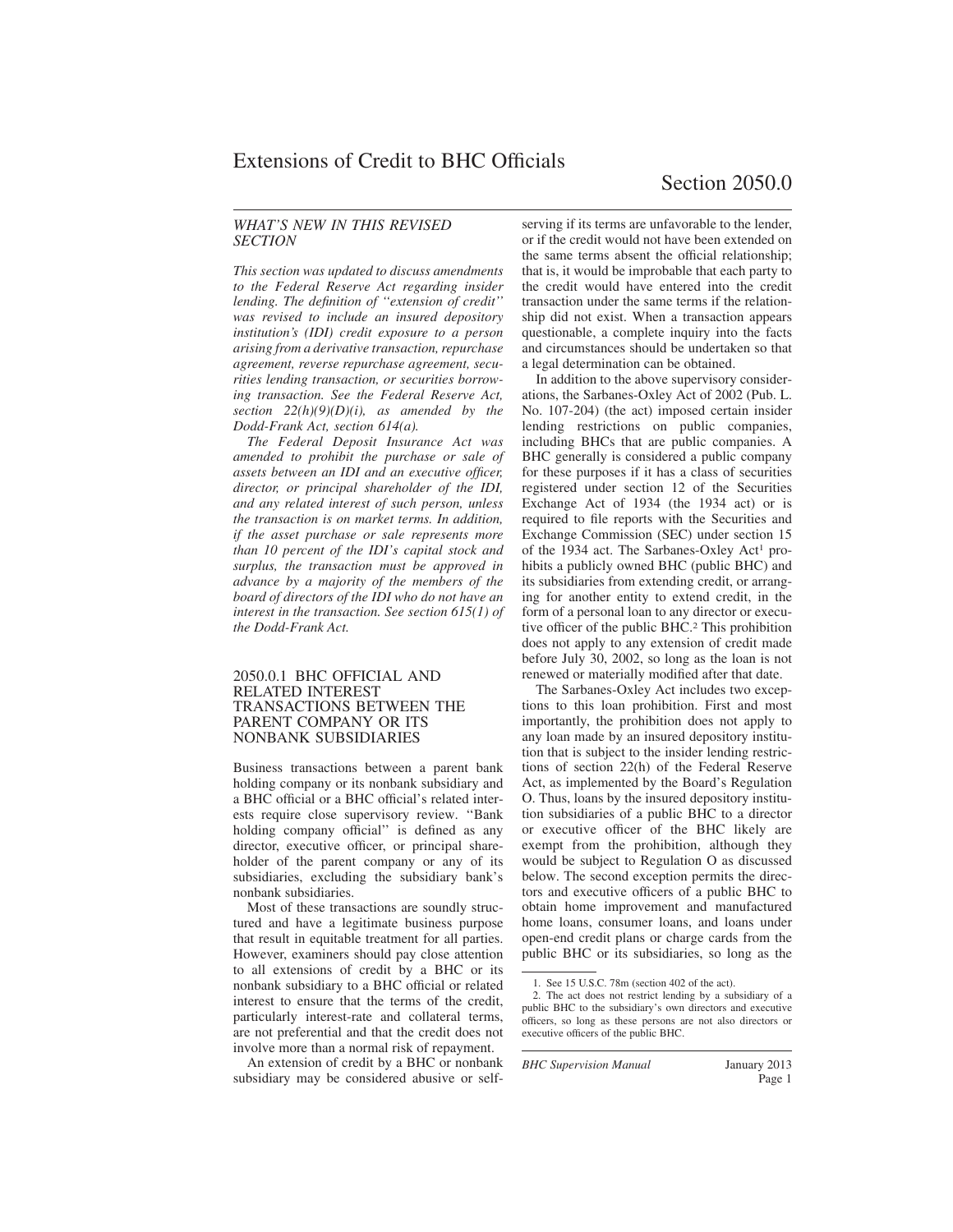# Extensions of Credit to BHC Officials

# Section 2050.0

*WHAT'S NEW IN THIS REVISED SECTION*

*This section was updated to discuss amendments to the Federal Reserve Act regarding insider lending. The definition of ''extension of credit'' was revised to include an insured depository institution's (IDI) credit exposure to a person arising from a derivative transaction, repurchase agreement, reverse repurchase agreement, securities lending transaction, or securities borrowing transaction. See the Federal Reserve Act, section 22(h)(9)(D)(i), as amended by the Dodd-Frank Act, section 614(a).*

*The Federal Deposit Insurance Act was amended to prohibit the purchase or sale of assets between an IDI and an executive officer, director, or principal shareholder of the IDI, and any related interest of such person, unless the transaction is on market terms. In addition, if the asset purchase or sale represents more than 10 percent of the IDI's capital stock and surplus, the transaction must be approved in advance by a majority of the members of the board of directors of the IDI who do not have an interest in the transaction. See section 615(1) of the Dodd-Frank Act.*

## 2050.0.1 BHC OFFICIAL AND RELATED INTEREST TRANSACTIONS BETWEEN THE PARENT COMPANY OR ITS NONBANK SUBSIDIARIES

Business transactions between a parent bank holding company or its nonbank subsidiary and a BHC official or a BHC official's related interests require close supervisory review. ''Bank holding company official'' is defined as any director, executive officer, or principal shareholder of the parent company or any of its subsidiaries, excluding the subsidiary bank's nonbank subsidiaries.

Most of these transactions are soundly structured and have a legitimate business purpose that result in equitable treatment for all parties. However, examiners should pay close attention to all extensions of credit by a BHC or its nonbank subsidiary to a BHC official or related interest to ensure that the terms of the credit, particularly interest-rate and collateral terms, are not preferential and that the credit does not involve more than a normal risk of repayment.

An extension of credit by a BHC or nonbank subsidiary may be considered abusive or self-serving if its terms are unfavorable to the lender, or if the credit would not have been extended on the same terms absent the official relationship; that is, it would be improbable that each party to the credit would have entered into the credit transaction under the same terms if the relationship did not exist. When a transaction appears questionable, a complete inquiry into the facts and circumstances should be undertaken so that a legal determination can be obtained.

In addition to the above supervisory considerations, the Sarbanes-Oxley Act of 2002 (Pub. L. No. 107-204) (the act) imposed certain insider lending restrictions on public companies, including BHCs that are public companies. A BHC generally is considered a public company for these purposes if it has a class of securities registered under section 12 of the Securities Exchange Act of 1934 (the 1934 act) or is required to file reports with the Securities and Exchange Commission (SEC) under section 15 of the 1934 act. The Sarbanes-Oxley Act[1] prohibits a publicly owned BHC (public BHC) and its subsidiaries from extending credit, or arranging for another entity to extend credit, in the form of a personal loan to any director or executive officer of the public BHC.[2] This prohibition does not apply to any extension of credit made before July 30, 2002, so long as the loan is not renewed or materially modified after that date.

The Sarbanes-Oxley Act includes two exceptions to this loan prohibition. First and most importantly, the prohibition does not apply to any loan made by an insured depository institution that is subject to the insider lending restrictions of section 22(h) of the Federal Reserve Act, as implemented by the Board's Regulation O. Thus, loans by the insured depository institution subsidiaries of a public BHC to a director or executive officer of the BHC likely are exempt from the prohibition, although they would be subject to Regulation O as discussed below. The second exception permits the directors and executive officers of a public BHC to obtain home improvement and manufactured home loans, consumer loans, and loans under open-end credit plans or charge cards from the public BHC or its subsidiaries, so long as the

1. See 15 U.S.C. 78m (section 402 of the act).

2. The act does not restrict lending by a subsidiary of a public BHC to the subsidiary's own directors and executive officers, so long as these persons are not also directors or executive officers of the public BHC.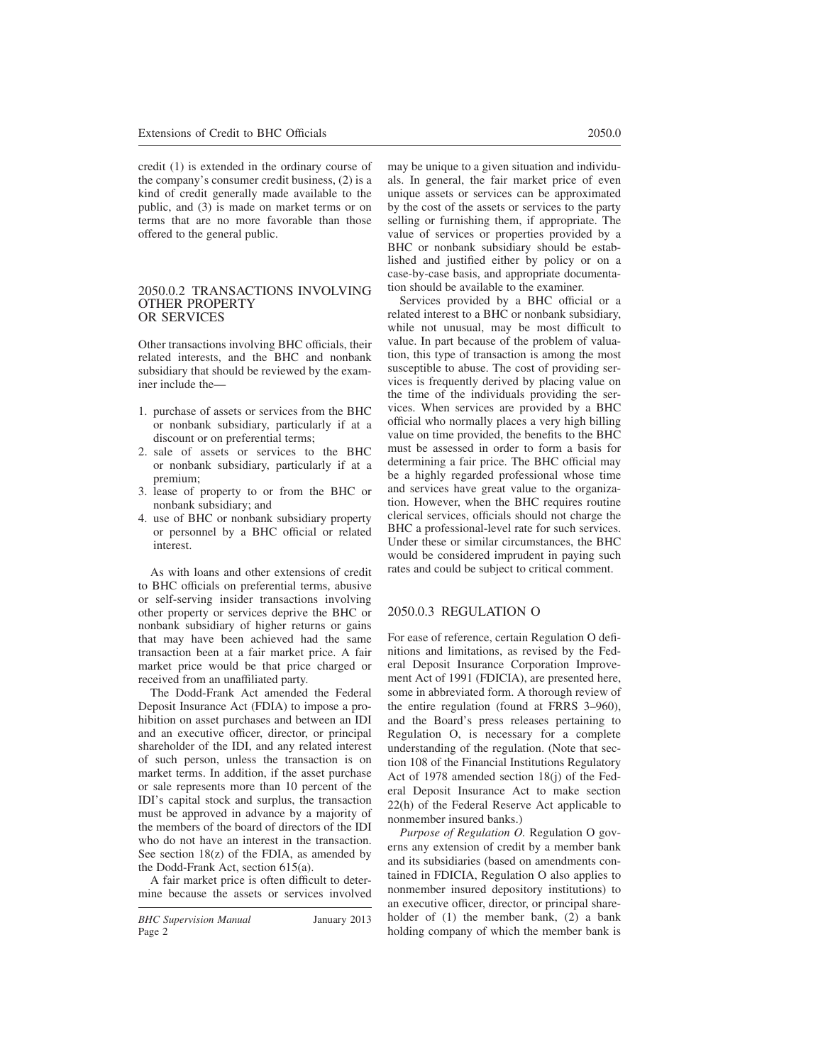credit (1) is extended in the ordinary course of the company's consumer credit business, (2) is a kind of credit generally made available to the public, and (3) is made on market terms or on terms that are no more favorable than those offered to the general public.

## 2050.0.2 TRANSACTIONS INVOLVING OTHER PROPERTY OR SERVICES

Other transactions involving BHC officials, their related interests, and the BHC and nonbank subsidiary that should be reviewed by the examiner include the—

1. purchase of assets or services from the BHC or nonbank subsidiary, particularly if at a discount or on preferential terms;
2. sale of assets or services to the BHC or nonbank subsidiary, particularly if at a premium;
3. lease of property to or from the BHC or nonbank subsidiary; and
4. use of BHC or nonbank subsidiary property or personnel by a BHC official or related interest.

As with loans and other extensions of credit to BHC officials on preferential terms, abusive or self-serving insider transactions involving other property or services deprive the BHC or nonbank subsidiary of higher returns or gains that may have been achieved had the same transaction been at a fair market price. A fair market price would be that price charged or received from an unaffiliated party.

The Dodd-Frank Act amended the Federal Deposit Insurance Act (FDIA) to impose a prohibition on asset purchases and between an IDI and an executive officer, director, or principal shareholder of the IDI, and any related interest of such person, unless the transaction is on market terms. In addition, if the asset purchase or sale represents more than 10 percent of the IDI's capital stock and surplus, the transaction must be approved in advance by a majority of the members of the board of directors of the IDI who do not have an interest in the transaction. See section 18(z) of the FDIA, as amended by the Dodd-Frank Act, section 615(a).

A fair market price is often difficult to determine because the assets or services involved may be unique to a given situation and individuals. In general, the fair market price of even unique assets or services can be approximated by the cost of the assets or services to the party selling or furnishing them, if appropriate. The value of services or properties provided by a BHC or nonbank subsidiary should be established and justified either by policy or on a case-by-case basis, and appropriate documentation should be available to the examiner.

Services provided by a BHC official or a related interest to a BHC or nonbank subsidiary, while not unusual, may be most difficult to value. In part because of the problem of valuation, this type of transaction is among the most susceptible to abuse. The cost of providing services is frequently derived by placing value on the time of the individuals providing the services. When services are provided by a BHC official who normally places a very high billing value on time provided, the benefits to the BHC must be assessed in order to form a basis for determining a fair price. The BHC official may be a highly regarded professional whose time and services have great value to the organization. However, when the BHC requires routine clerical services, officials should not charge the BHC a professional-level rate for such services. Under these or similar circumstances, the BHC would be considered imprudent in paying such rates and could be subject to critical comment.

## 2050.0.3 REGULATION O

For ease of reference, certain Regulation O definitions and limitations, as revised by the Federal Deposit Insurance Corporation Improvement Act of 1991 (FDICIA), are presented here, some in abbreviated form. A thorough review of the entire regulation (found at FRRS 3–960), and the Board's press releases pertaining to Regulation O, is necessary for a complete understanding of the regulation. (Note that section 108 of the Financial Institutions Regulatory Act of 1978 amended section 18(j) of the Federal Deposit Insurance Act to make section 22(h) of the Federal Reserve Act applicable to nonmember insured banks.)

*Purpose of Regulation O.* Regulation O governs any extension of credit by a member bank and its subsidiaries (based on amendments contained in FDICIA, Regulation O also applies to nonmember insured depository institutions) to an executive officer, director, or principal shareholder of (1) the member bank, (2) a bank holding company of which the member bank is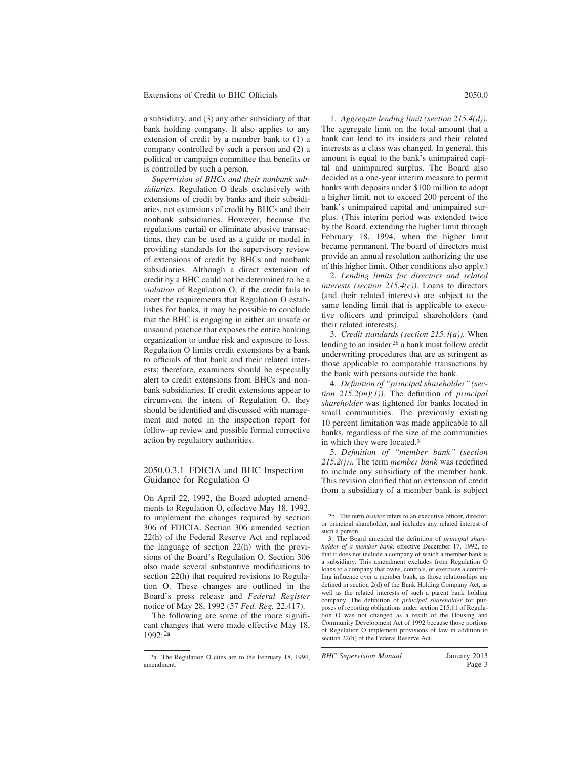a subsidiary, and (3) any other subsidiary of that bank holding company. It also applies to any extension of credit by a member bank to (1) a company controlled by such a person and (2) a political or campaign committee that benefits or is controlled by such a person.

*Supervision of BHCs and their nonbank subsidiaries.* Regulation O deals exclusively with extensions of credit by banks and their subsidiaries, not extensions of credit by BHCs and their nonbank subsidiaries. However, because the regulations curtail or eliminate abusive transactions, they can be used as a guide or model in providing standards for the supervisory review of extensions of credit by BHCs and nonbank subsidiaries. Although a direct extension of credit by a BHC could not be determined to be a *violation* of Regulation O, if the credit fails to meet the requirements that Regulation O establishes for banks, it may be possible to conclude that the BHC is engaging in either an unsafe or unsound practice that exposes the entire banking organization to undue risk and exposure to loss. Regulation O limits credit extensions by a bank to officials of that bank and their related interests; therefore, examiners should be especially alert to credit extensions from BHCs and nonbank subsidiaries. If credit extensions appear to circumvent the intent of Regulation O, they should be identified and discussed with management and noted in the inspection report for follow-up review and possible formal corrective action by regulatory authorities.

### 2050.0.3.1 FDICIA and BHC Inspection Guidance for Regulation O

On April 22, 1992, the Board adopted amendments to Regulation O, effective May 18, 1992, to implement the changes required by section 306 of FDICIA. Section 306 amended section 22(h) of the Federal Reserve Act and replaced the language of section 22(h) with the provisions of the Board's Regulation O. Section 306 also made several substantive modifications to section 22(h) that required revisions to Regulation O. These changes are outlined in the Board's press release and *Federal Register* notice of May 28, 1992 (57 *Fed. Reg.* 22,417).

The following are some of the more significant changes that were made effective May 18, 1992:[2a]

1. *Aggregate lending limit (section 215.4(d)).* The aggregate limit on the total amount that a bank can lend to its insiders and their related interests as a class was changed. In general, this amount is equal to the bank's unimpaired capital and unimpaired surplus. The Board also decided as a one-year interim measure to permit banks with deposits under $100 million to adopt a higher limit, not to exceed 200 percent of the bank's unimpaired capital and unimpaired surplus. (This interim period was extended twice by the Board, extending the higher limit through February 18, 1994, when the higher limit became permanent. The board of directors must provide an annual resolution authorizing the use of this higher limit. Other conditions also apply.)

2. *Lending limits for directors and related interests (section 215.4(c)).* Loans to directors (and their related interests) are subject to the same lending limit that is applicable to executive officers and principal shareholders (and their related interests).

3. *Credit standards (section 215.4(a)).* When lending to an insider[2b] a bank must follow credit underwriting procedures that are as stringent as those applicable to comparable transactions by the bank with persons outside the bank.

4. *Definition of "principal shareholder" (section 215.2(m)(1)).* The definition of *principal shareholder* was tightened for banks located in small communities. The previously existing 10 percent limitation was made applicable to all banks, regardless of the size of the communities in which they were located.[3]

5. *Definition of "member bank" (section 215.2(j)).* The term *member bank* was redefined to include any subsidiary of the member bank. This revision clarified that an extension of credit from a subsidiary of a member bank is subject

---

2a. The Regulation O cites are to the February 18, 1994, amendment.

2b. The term *insider* refers to an executive officer, director, or principal shareholder, and includes any related interest of such a person.

3. The Board amended the definition of *principal shareholder of a member bank,* effective December 17, 1992, so that it does not include a company of which a member bank is a subsidiary. This amendment excludes from Regulation O loans to a company that owns, controls, or exercises a controlling influence over a member bank, as those relationships are defined in section 2(d) of the Bank Holding Company Act, as well as the related interests of such a parent bank holding company. The definition of *principal shareholder* for purposes of reporting obligations under section 215.11 of Regulation O was not changed as a result of the Housing and Community Development Act of 1992 because those portions of Regulation O implement provisions of law in addition to section 22(h) of the Federal Reserve Act.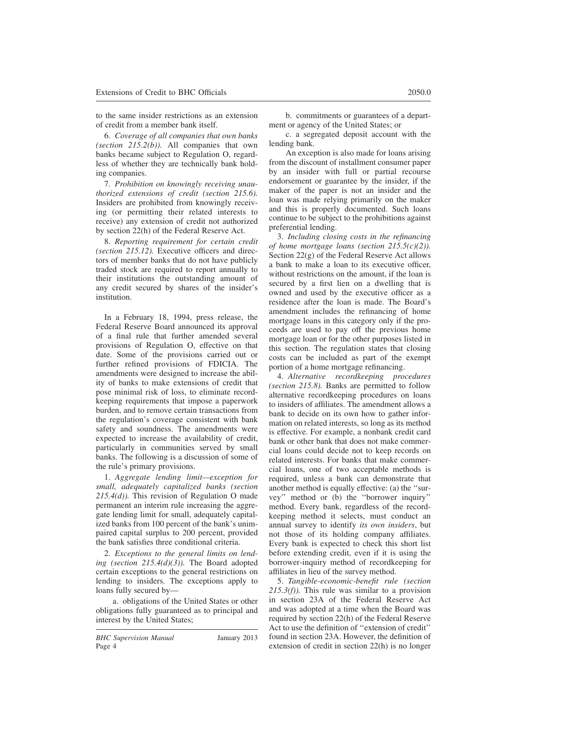to the same insider restrictions as an extension of credit from a member bank itself.

6. *Coverage of all companies that own banks (section 215.2(b)).* All companies that own banks became subject to Regulation O, regardless of whether they are technically bank holding companies.

7. *Prohibition on knowingly receiving unauthorized extensions of credit (section 215.6).* Insiders are prohibited from knowingly receiving (or permitting their related interests to receive) any extension of credit not authorized by section 22(h) of the Federal Reserve Act.

8. *Reporting requirement for certain credit (section 215.12).* Executive officers and directors of member banks that do not have publicly traded stock are required to report annually to their institutions the outstanding amount of any credit secured by shares of the insider's institution.

In a February 18, 1994, press release, the Federal Reserve Board announced its approval of a final rule that further amended several provisions of Regulation O, effective on that date. Some of the provisions carried out or further refined provisions of FDICIA. The amendments were designed to increase the ability of banks to make extensions of credit that pose minimal risk of loss, to eliminate recordkeeping requirements that impose a paperwork burden, and to remove certain transactions from the regulation's coverage consistent with bank safety and soundness. The amendments were expected to increase the availability of credit, particularly in communities served by small banks. The following is a discussion of some of the rule's primary provisions.

1. *Aggregate lending limit—exception for small, adequately capitalized banks (section 215.4(d)).* This revision of Regulation O made permanent an interim rule increasing the aggregate lending limit for small, adequately capitalized banks from 100 percent of the bank's unimpaired capital surplus to 200 percent, provided the bank satisfies three conditional criteria.

2. *Exceptions to the general limits on lending (section 215.4(d)(3)).* The Board adopted certain exceptions to the general restrictions on lending to insiders. The exceptions apply to loans fully secured by—

a. obligations of the United States or other obligations fully guaranteed as to principal and interest by the United States;

b. commitments or guarantees of a department or agency of the United States; or

c. a segregated deposit account with the lending bank.

An exception is also made for loans arising from the discount of installment consumer paper by an insider with full or partial recourse endorsement or guarantee by the insider, if the maker of the paper is not an insider and the loan was made relying primarily on the maker and this is properly documented. Such loans continue to be subject to the prohibitions against preferential lending.

3. *Including closing costs in the refinancing of home mortgage loans (section 215.5(c)(2)).* Section 22(g) of the Federal Reserve Act allows a bank to make a loan to its executive officer, without restrictions on the amount, if the loan is secured by a first lien on a dwelling that is owned and used by the executive officer as a residence after the loan is made. The Board's amendment includes the refinancing of home mortgage loans in this category only if the proceeds are used to pay off the previous home mortgage loan or for the other purposes listed in this section. The regulation states that closing costs can be included as part of the exempt portion of a home mortgage refinancing.

4. *Alternative recordkeeping procedures (section 215.8).* Banks are permitted to follow alternative recordkeeping procedures on loans to insiders of affiliates. The amendment allows a bank to decide on its own how to gather information on related interests, so long as its method is effective. For example, a nonbank credit card bank or other bank that does not make commercial loans could decide not to keep records on related interests. For banks that make commercial loans, one of two acceptable methods is required, unless a bank can demonstrate that another method is equally effective: (a) the "survey" method or (b) the "borrower inquiry" method. Every bank, regardless of the recordkeeping method it selects, must conduct an annual survey to identify *its own insiders*, but not those of its holding company affiliates. Every bank is expected to check this short list before extending credit, even if it is using the borrower-inquiry method of recordkeeping for affiliates in lieu of the survey method.

5. *Tangible-economic-benefit rule (section 215.3(f)).* This rule was similar to a provision in section 23A of the Federal Reserve Act and was adopted at a time when the Board was required by section 22(h) of the Federal Reserve Act to use the definition of "extension of credit" found in section 23A. However, the definition of extension of credit in section 22(h) is no longer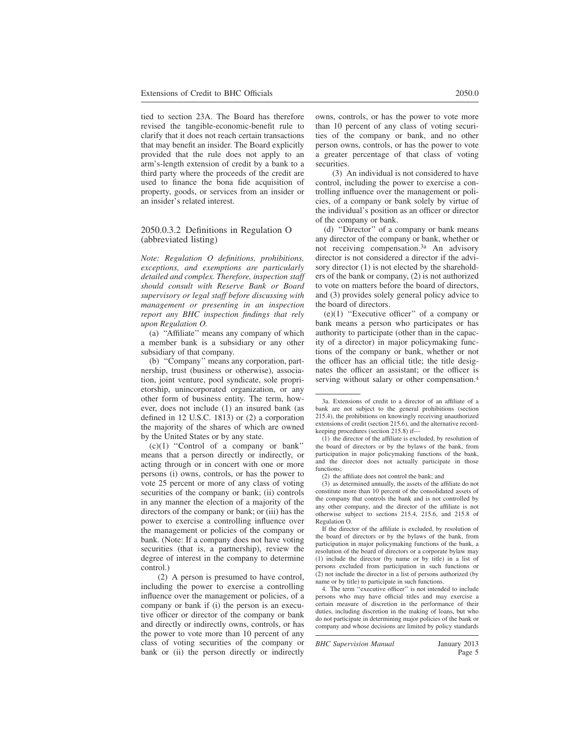tied to section 23A. The Board has therefore revised the tangible-economic-benefit rule to clarify that it does not reach certain transactions that may benefit an insider. The Board explicitly provided that the rule does not apply to an arm's-length extension of credit by a bank to a third party where the proceeds of the credit are used to finance the bona fide acquisition of property, goods, or services from an insider or an insider's related interest.

### 2050.0.3.2 Definitions in Regulation O (abbreviated listing)

*Note: Regulation O definitions, prohibitions, exceptions, and exemptions are particularly detailed and complex. Therefore, inspection staff should consult with Reserve Bank or Board supervisory or legal staff before discussing with management or presenting in an inspection report any BHC inspection findings that rely upon Regulation O.*

(a) "Affiliate" means any company of which a member bank is a subsidiary or any other subsidiary of that company.

(b) "Company" means any corporation, partnership, trust (business or otherwise), association, joint venture, pool syndicate, sole proprietorship, unincorporated organization, or any other form of business entity. The term, however, does not include (1) an insured bank (as defined in 12 U.S.C. 1813) or (2) a corporation the majority of the shares of which are owned by the United States or by any state.

(c)(1) "Control of a company or bank" means that a person directly or indirectly, or acting through or in concert with one or more persons (i) owns, controls, or has the power to vote 25 percent or more of any class of voting securities of the company or bank; (ii) controls in any manner the election of a majority of the directors of the company or bank; or (iii) has the power to exercise a controlling influence over the management or policies of the company or bank. (Note: If a company does not have voting securities (that is, a partnership), review the degree of interest in the company to determine control.)

(2) A person is presumed to have control, including the power to exercise a controlling influence over the management or policies, of a company or bank if (i) the person is an executive officer or director of the company or bank and directly or indirectly owns, controls, or has the power to vote more than 10 percent of any class of voting securities of the company or bank or (ii) the person directly or indirectly owns, controls, or has the power to vote more than 10 percent of any class of voting securities of the company or bank, and no other person owns, controls, or has the power to vote a greater percentage of that class of voting securities.

(3) An individual is not considered to have control, including the power to exercise a controlling influence over the management or policies, of a company or bank solely by virtue of the individual's position as an officer or director of the company or bank.

(d) "Director" of a company or bank means any director of the company or bank, whether or not receiving compensation.[3a] An advisory director is not considered a director if the advisory director (1) is not elected by the shareholders of the bank or company, (2) is not authorized to vote on matters before the board of directors, and (3) provides solely general policy advice to the board of directors.

(e)(1) "Executive officer" of a company or bank means a person who participates or has authority to participate (other than in the capacity of a director) in major policymaking functions of the company or bank, whether or not the officer has an official title; the title designates the officer an assistant; or the officer is serving without salary or other compensation.[4]

---

3a. Extensions of credit to a director of an affiliate of a bank are not subject to the general prohibitions (section 215.4), the prohibitions on knowingly receiving unauthorized extensions of credit (section 215.6), and the alternative recordkeeping procedures (section 215.8) if—

(1) the director of the affiliate is excluded, by resolution of the board of directors or by the bylaws of the bank, from participation in major policymaking functions of the bank, and the director does not actually participate in those functions;

(2) the affiliate does not control the bank; and

(3) as determined annually, the assets of the affiliate do not constitute more than 10 percent of the consolidated assets of the company that controls the bank and is not controlled by any other company, and the director of the affiliate is not otherwise subject to sections 215.4, 215.6, and 215.8 of Regulation O.

If the director of the affiliate is excluded, by resolution of the board of directors or by the bylaws of the bank, from participation in major policymaking functions of the bank, a resolution of the board of directors or a corporate bylaw may (1) include the director (by name or by title) in a list of persons excluded from participation in such functions or (2) not include the director in a list of persons authorized (by name or by title) to participate in such functions.

4. The term "executive officer" is not intended to include persons who may have official titles and may exercise a certain measure of discretion in the performance of their duties, including discretion in the making of loans, but who do not participate in determining major policies of the bank or company and whose decisions are limited by policy standards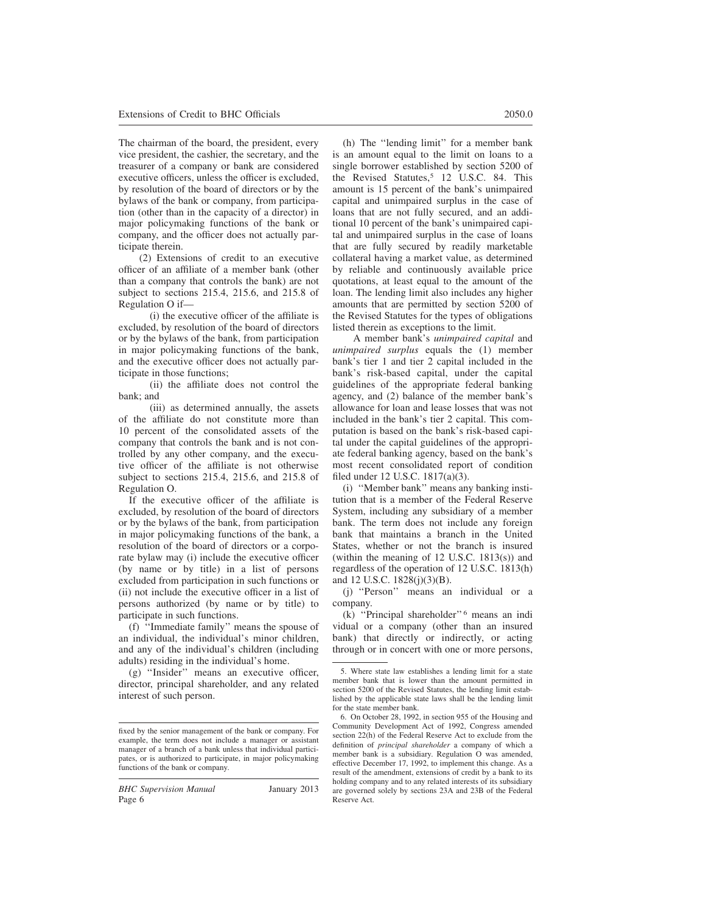The chairman of the board, the president, every vice president, the cashier, the secretary, and the treasurer of a company or bank are considered executive officers, unless the officer is excluded, by resolution of the board of directors or by the bylaws of the bank or company, from participation (other than in the capacity of a director) in major policymaking functions of the bank or company, and the officer does not actually participate therein.

(2) Extensions of credit to an executive officer of an affiliate of a member bank (other than a company that controls the bank) are not subject to sections 215.4, 215.6, and 215.8 of Regulation O if—

(i) the executive officer of the affiliate is excluded, by resolution of the board of directors or by the bylaws of the bank, from participation in major policymaking functions of the bank, and the executive officer does not actually participate in those functions;

(ii) the affiliate does not control the bank; and

(iii) as determined annually, the assets of the affiliate do not constitute more than 10 percent of the consolidated assets of the company that controls the bank and is not controlled by any other company, and the executive officer of the affiliate is not otherwise subject to sections 215.4, 215.6, and 215.8 of Regulation O.

If the executive officer of the affiliate is excluded, by resolution of the board of directors or by the bylaws of the bank, from participation in major policymaking functions of the bank, a resolution of the board of directors or a corporate bylaw may (i) include the executive officer (by name or by title) in a list of persons excluded from participation in such functions or (ii) not include the executive officer in a list of persons authorized (by name or by title) to participate in such functions.

(f) ''Immediate family'' means the spouse of an individual, the individual's minor children, and any of the individual's children (including adults) residing in the individual's home.

(g) ''Insider'' means an executive officer, director, principal shareholder, and any related interest of such person.

fixed by the senior management of the bank or company. For example, the term does not include a manager or assistant manager of a branch of a bank unless that individual participates, or is authorized to participate, in major policymaking functions of the bank or company.

(h) The ''lending limit'' for a member bank is an amount equal to the limit on loans to a single borrower established by section 5200 of the Revised Statutes,[5] 12 U.S.C. 84. This amount is 15 percent of the bank's unimpaired capital and unimpaired surplus in the case of loans that are not fully secured, and an additional 10 percent of the bank's unimpaired capital and unimpaired surplus in the case of loans that are fully secured by readily marketable collateral having a market value, as determined by reliable and continuously available price quotations, at least equal to the amount of the loan. The lending limit also includes any higher amounts that are permitted by section 5200 of the Revised Statutes for the types of obligations listed therein as exceptions to the limit.

A member bank's *unimpaired capital* and *unimpaired surplus* equals the (1) member bank's tier 1 and tier 2 capital included in the bank's risk-based capital, under the capital guidelines of the appropriate federal banking agency, and (2) balance of the member bank's allowance for loan and lease losses that was not included in the bank's tier 2 capital. This computation is based on the bank's risk-based capital under the capital guidelines of the appropriate federal banking agency, based on the bank's most recent consolidated report of condition filed under 12 U.S.C. 1817(a)(3).

(i) ''Member bank'' means any banking institution that is a member of the Federal Reserve System, including any subsidiary of a member bank. The term does not include any foreign bank that maintains a branch in the United States, whether or not the branch is insured (within the meaning of 12 U.S.C. 1813(s)) and regardless of the operation of 12 U.S.C. 1813(h) and 12 U.S.C. 1828(j)(3)(B).

(j) ''Person'' means an individual or a company.

(k) ''Principal shareholder''[6] means an individual or a company (other than an insured bank) that directly or indirectly, or acting through or in concert with one or more persons,

5. Where state law establishes a lending limit for a state member bank that is lower than the amount permitted in section 5200 of the Revised Statutes, the lending limit established by the applicable state laws shall be the lending limit for the state member bank.

6. On October 28, 1992, in section 955 of the Housing and Community Development Act of 1992, Congress amended section 22(h) of the Federal Reserve Act to exclude from the definition of *principal shareholder* a company of which a member bank is a subsidiary. Regulation O was amended, effective December 17, 1992, to implement this change. As a result of the amendment, extensions of credit by a bank to its holding company and to any related interests of its subsidiary are governed solely by sections 23A and 23B of the Federal Reserve Act.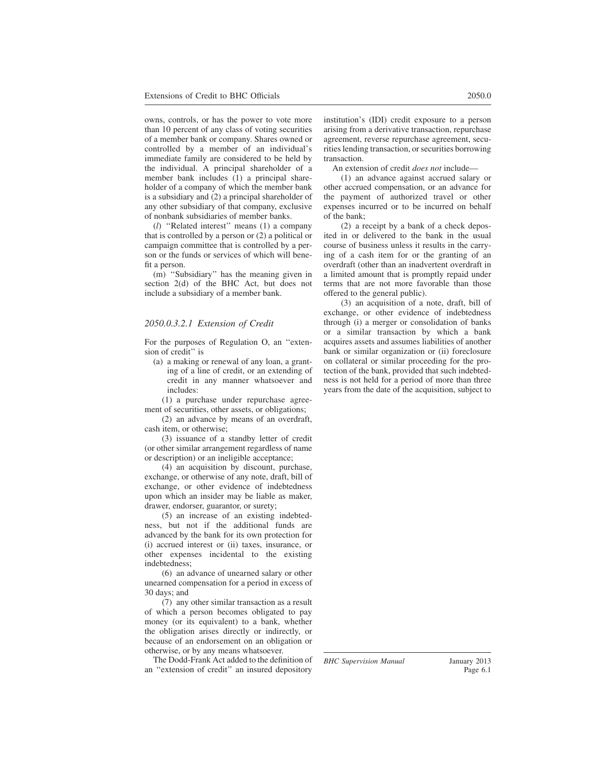owns, controls, or has the power to vote more than 10 percent of any class of voting securities of a member bank or company. Shares owned or controlled by a member of an individual's immediate family are considered to be held by the individual. A principal shareholder of a member bank includes (1) a principal shareholder of a company of which the member bank is a subsidiary and (2) a principal shareholder of any other subsidiary of that company, exclusive of nonbank subsidiaries of member banks.

(*l*) ''Related interest'' means (1) a company that is controlled by a person or (2) a political or campaign committee that is controlled by a person or the funds or services of which will benefit a person.

(m) ''Subsidiary'' has the meaning given in section 2(d) of the BHC Act, but does not include a subsidiary of a member bank.

### *2050.0.3.2.1 Extension of Credit*

For the purposes of Regulation O, an ''extension of credit'' is

(a) a making or renewal of any loan, a granting of a line of credit, or an extending of credit in any manner whatsoever and includes:

(1) a purchase under repurchase agreement of securities, other assets, or obligations;

(2) an advance by means of an overdraft, cash item, or otherwise;

(3) issuance of a standby letter of credit (or other similar arrangement regardless of name or description) or an ineligible acceptance;

(4) an acquisition by discount, purchase, exchange, or otherwise of any note, draft, bill of exchange, or other evidence of indebtedness upon which an insider may be liable as maker, drawer, endorser, guarantor, or surety;

(5) an increase of an existing indebtedness, but not if the additional funds are advanced by the bank for its own protection for (i) accrued interest or (ii) taxes, insurance, or other expenses incidental to the existing indebtedness;

(6) an advance of unearned salary or other unearned compensation for a period in excess of 30 days; and

(7) any other similar transaction as a result of which a person becomes obligated to pay money (or its equivalent) to a bank, whether the obligation arises directly or indirectly, or because of an endorsement on an obligation or otherwise, or by any means whatsoever.

The Dodd-Frank Act added to the definition of an ''extension of credit'' an insured depository institution's (IDI) credit exposure to a person arising from a derivative transaction, repurchase agreement, reverse repurchase agreement, securities lending transaction, or securities borrowing transaction.

An extension of credit *does not* include—

(1) an advance against accrued salary or other accrued compensation, or an advance for the payment of authorized travel or other expenses incurred or to be incurred on behalf of the bank;

(2) a receipt by a bank of a check deposited in or delivered to the bank in the usual course of business unless it results in the carrying of a cash item for or the granting of an overdraft (other than an inadvertent overdraft in a limited amount that is promptly repaid under terms that are not more favorable than those offered to the general public).

(3) an acquisition of a note, draft, bill of exchange, or other evidence of indebtedness through (i) a merger or consolidation of banks or a similar transaction by which a bank acquires assets and assumes liabilities of another bank or similar organization or (ii) foreclosure on collateral or similar proceeding for the protection of the bank, provided that such indebtedness is not held for a period of more than three years from the date of the acquisition, subject to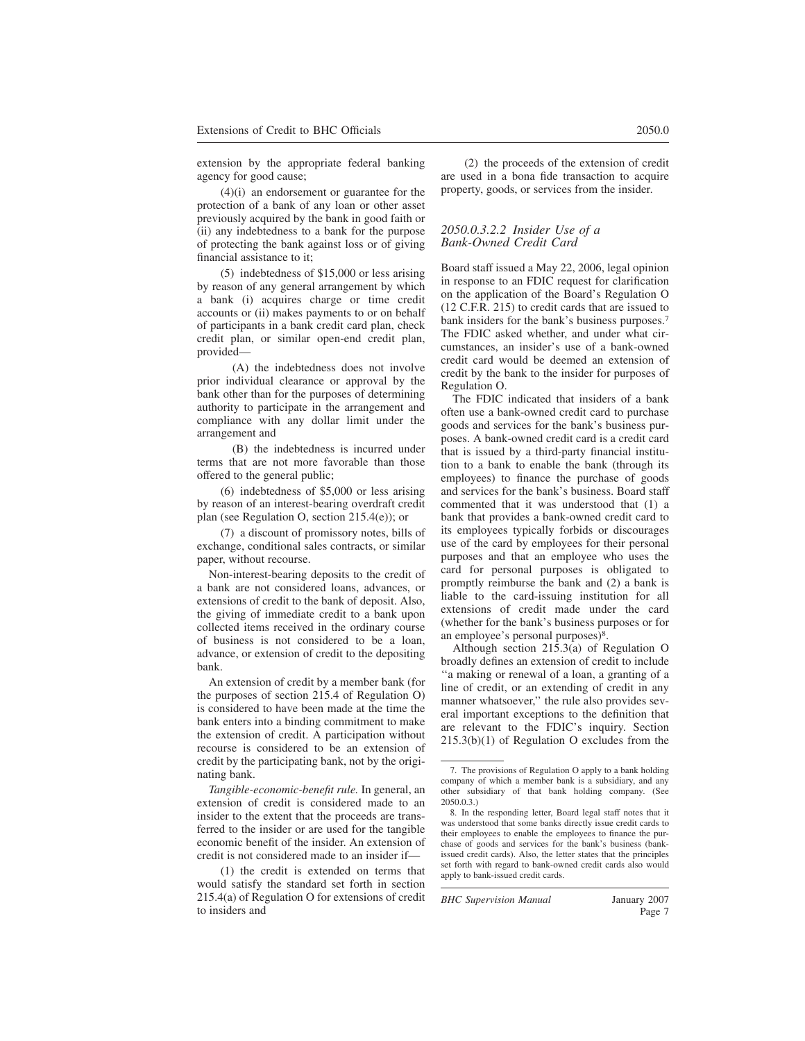extension by the appropriate federal banking agency for good cause;

(4)(i) an endorsement or guarantee for the protection of a bank of any loan or other asset previously acquired by the bank in good faith or (ii) any indebtedness to a bank for the purpose of protecting the bank against loss or of giving financial assistance to it;

(5) indebtedness of $15,000 or less arising by reason of any general arrangement by which a bank (i) acquires charge or time credit accounts or (ii) makes payments to or on behalf of participants in a bank credit card plan, check credit plan, or similar open-end credit plan, provided—

(A) the indebtedness does not involve prior individual clearance or approval by the bank other than for the purposes of determining authority to participate in the arrangement and compliance with any dollar limit under the arrangement and

(B) the indebtedness is incurred under terms that are not more favorable than those offered to the general public;

(6) indebtedness of $5,000 or less arising by reason of an interest-bearing overdraft credit plan (see Regulation O, section 215.4(e)); or

(7) a discount of promissory notes, bills of exchange, conditional sales contracts, or similar paper, without recourse.

Non-interest-bearing deposits to the credit of a bank are not considered loans, advances, or extensions of credit to the bank of deposit. Also, the giving of immediate credit to a bank upon collected items received in the ordinary course of business is not considered to be a loan, advance, or extension of credit to the depositing bank.

An extension of credit by a member bank (for the purposes of section 215.4 of Regulation O) is considered to have been made at the time the bank enters into a binding commitment to make the extension of credit. A participation without recourse is considered to be an extension of credit by the participating bank, not by the originating bank.

*Tangible-economic-benefit rule.* In general, an extension of credit is considered made to an insider to the extent that the proceeds are transferred to the insider or are used for the tangible economic benefit of the insider. An extension of credit is not considered made to an insider if—

(1) the credit is extended on terms that would satisfy the standard set forth in section 215.4(a) of Regulation O for extensions of credit to insiders and

(2) the proceeds of the extension of credit are used in a bona fide transaction to acquire property, goods, or services from the insider.

#### *2050.0.3.2.2 Insider Use of a Bank-Owned Credit Card*

Board staff issued a May 22, 2006, legal opinion in response to an FDIC request for clarification on the application of the Board's Regulation O (12 C.F.R. 215) to credit cards that are issued to bank insiders for the bank's business purposes.[7] The FDIC asked whether, and under what circumstances, an insider's use of a bank-owned credit card would be deemed an extension of credit by the bank to the insider for purposes of Regulation O.

The FDIC indicated that insiders of a bank often use a bank-owned credit card to purchase goods and services for the bank's business purposes. A bank-owned credit card is a credit card that is issued by a third-party financial institution to a bank to enable the bank (through its employees) to finance the purchase of goods and services for the bank's business. Board staff commented that it was understood that (1) a bank that provides a bank-owned credit card to its employees typically forbids or discourages use of the card by employees for their personal purposes and that an employee who uses the card for personal purposes is obligated to promptly reimburse the bank and (2) a bank is liable to the card-issuing institution for all extensions of credit made under the card (whether for the bank's business purposes or for an employee's personal purposes)[8].

Although section 215.3(a) of Regulation O broadly defines an extension of credit to include ''a making or renewal of a loan, a granting of a line of credit, or an extending of credit in any manner whatsoever,'' the rule also provides several important exceptions to the definition that are relevant to the FDIC's inquiry. Section 215.3(b)(1) of Regulation O excludes from the

7. The provisions of Regulation O apply to a bank holding company of which a member bank is a subsidiary, and any other subsidiary of that bank holding company. (See 2050.0.3.)

8. In the responding letter, Board legal staff notes that it was understood that some banks directly issue credit cards to their employees to enable the employees to finance the purchase of goods and services for the bank's business (bank-issued credit cards). Also, the letter states that the principles set forth with regard to bank-owned credit cards also would apply to bank-issued credit cards.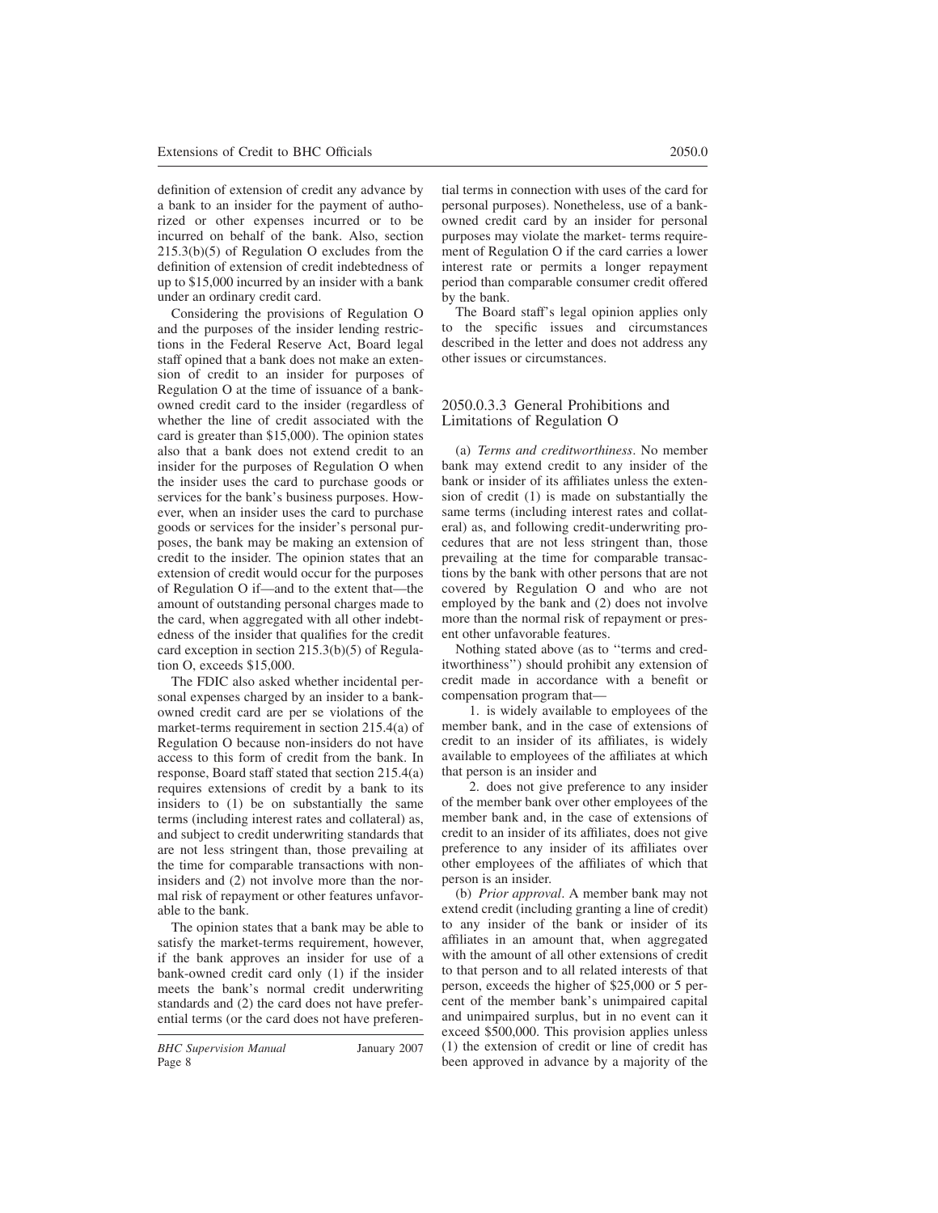definition of extension of credit any advance by a bank to an insider for the payment of authorized or other expenses incurred or to be incurred on behalf of the bank. Also, section 215.3(b)(5) of Regulation O excludes from the definition of extension of credit indebtedness of up to $15,000 incurred by an insider with a bank under an ordinary credit card.

Considering the provisions of Regulation O and the purposes of the insider lending restrictions in the Federal Reserve Act, Board legal staff opined that a bank does not make an extension of credit to an insider for purposes of Regulation O at the time of issuance of a bank-owned credit card to the insider (regardless of whether the line of credit associated with the card is greater than $15,000). The opinion states also that a bank does not extend credit to an insider for the purposes of Regulation O when the insider uses the card to purchase goods or services for the bank's business purposes. However, when an insider uses the card to purchase goods or services for the insider's personal purposes, the bank may be making an extension of credit to the insider. The opinion states that an extension of credit would occur for the purposes of Regulation O if—and to the extent that—the amount of outstanding personal charges made to the card, when aggregated with all other indebtedness of the insider that qualifies for the credit card exception in section 215.3(b)(5) of Regulation O, exceeds $15,000.

The FDIC also asked whether incidental personal expenses charged by an insider to a bank-owned credit card are per se violations of the market-terms requirement in section 215.4(a) of Regulation O because non-insiders do not have access to this form of credit from the bank. In response, Board staff stated that section 215.4(a) requires extensions of credit by a bank to its insiders to (1) be on substantially the same terms (including interest rates and collateral) as, and subject to credit underwriting standards that are not less stringent than, those prevailing at the time for comparable transactions with non-insiders and (2) not involve more than the normal risk of repayment or other features unfavorable to the bank.

The opinion states that a bank may be able to satisfy the market-terms requirement, however, if the bank approves an insider for use of a bank-owned credit card only (1) if the insider meets the bank's normal credit underwriting standards and (2) the card does not have preferential terms (or the card does not have preferential terms in connection with uses of the card for personal purposes). Nonetheless, use of a bank-owned credit card by an insider for personal purposes may violate the market- terms requirement of Regulation O if the card carries a lower interest rate or permits a longer repayment period than comparable consumer credit offered by the bank.

The Board staff's legal opinion applies only to the specific issues and circumstances described in the letter and does not address any other issues or circumstances.

### 2050.0.3.3 General Prohibitions and Limitations of Regulation O

(a) *Terms and creditworthiness*. No member bank may extend credit to any insider of the bank or insider of its affiliates unless the extension of credit (1) is made on substantially the same terms (including interest rates and collateral) as, and following credit-underwriting procedures that are not less stringent than, those prevailing at the time for comparable transactions by the bank with other persons that are not covered by Regulation O and who are not employed by the bank and (2) does not involve more than the normal risk of repayment or present other unfavorable features.

Nothing stated above (as to ''terms and creditworthiness'') should prohibit any extension of credit made in accordance with a benefit or compensation program that—

1. is widely available to employees of the member bank, and in the case of extensions of credit to an insider of its affiliates, is widely available to employees of the affiliates at which that person is an insider and
2. does not give preference to any insider of the member bank over other employees of the member bank and, in the case of extensions of credit to an insider of its affiliates, does not give preference to any insider of its affiliates over other employees of the affiliates of which that person is an insider.

(b) *Prior approval*. A member bank may not extend credit (including granting a line of credit) to any insider of the bank or insider of its affiliates in an amount that, when aggregated with the amount of all other extensions of credit to that person and to all related interests of that person, exceeds the higher of $25,000 or 5 percent of the member bank's unimpaired capital and unimpaired surplus, but in no event can it exceed $500,000. This provision applies unless (1) the extension of credit or line of credit has been approved in advance by a majority of the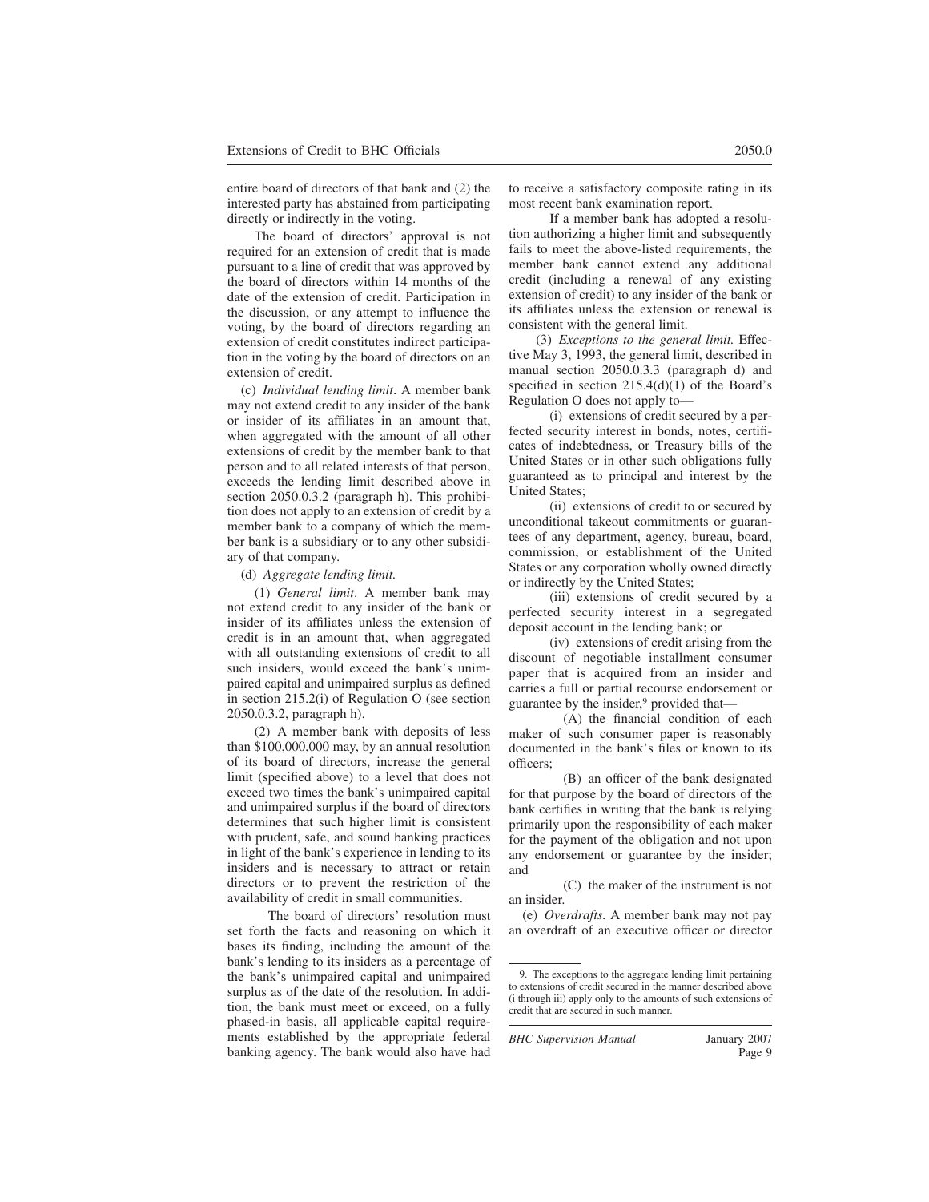entire board of directors of that bank and (2) the interested party has abstained from participating directly or indirectly in the voting.

The board of directors' approval is not required for an extension of credit that is made pursuant to a line of credit that was approved by the board of directors within 14 months of the date of the extension of credit. Participation in the discussion, or any attempt to influence the voting, by the board of directors regarding an extension of credit constitutes indirect participation in the voting by the board of directors on an extension of credit.

(c) *Individual lending limit*. A member bank may not extend credit to any insider of the bank or insider of its affiliates in an amount that, when aggregated with the amount of all other extensions of credit by the member bank to that person and to all related interests of that person, exceeds the lending limit described above in section 2050.0.3.2 (paragraph h). This prohibition does not apply to an extension of credit by a member bank to a company of which the member bank is a subsidiary or to any other subsidiary of that company.

(d) *Aggregate lending limit.*

(1) *General limit*. A member bank may not extend credit to any insider of the bank or insider of its affiliates unless the extension of credit is in an amount that, when aggregated with all outstanding extensions of credit to all such insiders, would exceed the bank's unimpaired capital and unimpaired surplus as defined in section 215.2(i) of Regulation O (see section 2050.0.3.2, paragraph h).

(2) A member bank with deposits of less than $100,000,000 may, by an annual resolution of its board of directors, increase the general limit (specified above) to a level that does not exceed two times the bank's unimpaired capital and unimpaired surplus if the board of directors determines that such higher limit is consistent with prudent, safe, and sound banking practices in light of the bank's experience in lending to its insiders and is necessary to attract or retain directors or to prevent the restriction of the availability of credit in small communities.

The board of directors' resolution must set forth the facts and reasoning on which it bases its finding, including the amount of the bank's lending to its insiders as a percentage of the bank's unimpaired capital and unimpaired surplus as of the date of the resolution. In addition, the bank must meet or exceed, on a fully phased-in basis, all applicable capital requirements established by the appropriate federal banking agency. The bank would also have had to receive a satisfactory composite rating in its most recent bank examination report.

If a member bank has adopted a resolution authorizing a higher limit and subsequently fails to meet the above-listed requirements, the member bank cannot extend any additional credit (including a renewal of any existing extension of credit) to any insider of the bank or its affiliates unless the extension or renewal is consistent with the general limit.

(3) *Exceptions to the general limit.* Effective May 3, 1993, the general limit, described in manual section 2050.0.3.3 (paragraph d) and specified in section 215.4(d)(1) of the Board's Regulation O does not apply to—

(i) extensions of credit secured by a perfected security interest in bonds, notes, certificates of indebtedness, or Treasury bills of the United States or in other such obligations fully guaranteed as to principal and interest by the United States;

(ii) extensions of credit to or secured by unconditional takeout commitments or guarantees of any department, agency, bureau, board, commission, or establishment of the United States or any corporation wholly owned directly or indirectly by the United States;

(iii) extensions of credit secured by a perfected security interest in a segregated deposit account in the lending bank; or

(iv) extensions of credit arising from the discount of negotiable installment consumer paper that is acquired from an insider and carries a full or partial recourse endorsement or guarantee by the insider,[9] provided that—

(A) the financial condition of each maker of such consumer paper is reasonably documented in the bank's files or known to its officers;

(B) an officer of the bank designated for that purpose by the board of directors of the bank certifies in writing that the bank is relying primarily upon the responsibility of each maker for the payment of the obligation and not upon any endorsement or guarantee by the insider; and

(C) the maker of the instrument is not an insider.

(e) *Overdrafts.* A member bank may not pay an overdraft of an executive officer or director

---

9. The exceptions to the aggregate lending limit pertaining to extensions of credit secured in the manner described above (i through iii) apply only to the amounts of such extensions of credit that are secured in such manner.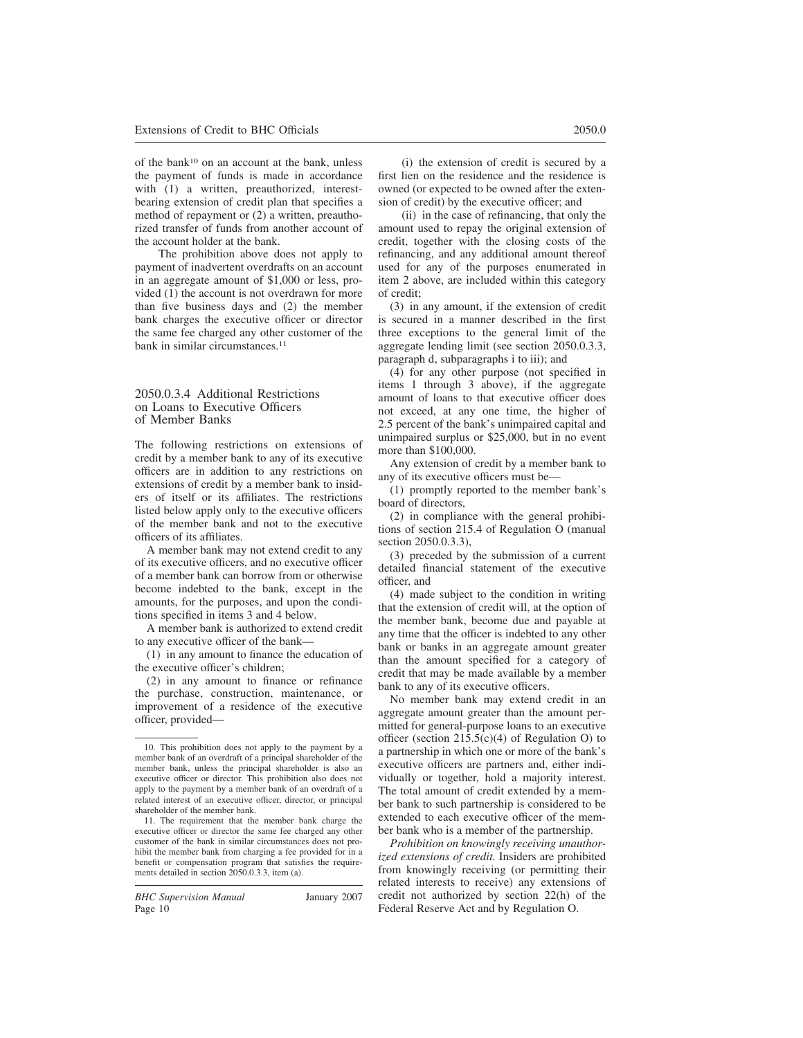of the bank[10] on an account at the bank, unless the payment of funds is made in accordance with (1) a written, preauthorized, interest-bearing extension of credit plan that specifies a method of repayment or (2) a written, preauthorized transfer of funds from another account of the account holder at the bank.

The prohibition above does not apply to payment of inadvertent overdrafts on an account in an aggregate amount of $1,000 or less, provided (1) the account is not overdrawn for more than five business days and (2) the member bank charges the executive officer or director the same fee charged any other customer of the bank in similar circumstances.[11]

### 2050.0.3.4 Additional Restrictions on Loans to Executive Officers of Member Banks

The following restrictions on extensions of credit by a member bank to any of its executive officers are in addition to any restrictions on extensions of credit by a member bank to insiders of itself or its affiliates. The restrictions listed below apply only to the executive officers of the member bank and not to the executive officers of its affiliates.

A member bank may not extend credit to any of its executive officers, and no executive officer of a member bank can borrow from or otherwise become indebted to the bank, except in the amounts, for the purposes, and upon the conditions specified in items 3 and 4 below.

A member bank is authorized to extend credit to any executive officer of the bank—

(1) in any amount to finance the education of the executive officer's children;

(2) in any amount to finance or refinance the purchase, construction, maintenance, or improvement of a residence of the executive officer, provided—

(i) the extension of credit is secured by a first lien on the residence and the residence is owned (or expected to be owned after the extension of credit) by the executive officer; and

(ii) in the case of refinancing, that only the amount used to repay the original extension of credit, together with the closing costs of the refinancing, and any additional amount thereof used for any of the purposes enumerated in item 2 above, are included within this category of credit;

(3) in any amount, if the extension of credit is secured in a manner described in the first three exceptions to the general limit of the aggregate lending limit (see section 2050.0.3.3, paragraph d, subparagraphs i to iii); and

(4) for any other purpose (not specified in items 1 through 3 above), if the aggregate amount of loans to that executive officer does not exceed, at any one time, the higher of 2.5 percent of the bank's unimpaired capital and unimpaired surplus or $25,000, but in no event more than $100,000.

Any extension of credit by a member bank to any of its executive officers must be—

(1) promptly reported to the member bank's board of directors,

(2) in compliance with the general prohibitions of section 215.4 of Regulation O (manual section 2050.0.3.3),

(3) preceded by the submission of a current detailed financial statement of the executive officer, and

(4) made subject to the condition in writing that the extension of credit will, at the option of the member bank, become due and payable at any time that the officer is indebted to any other bank or banks in an aggregate amount greater than the amount specified for a category of credit that may be made available by a member bank to any of its executive officers.

No member bank may extend credit in an aggregate amount greater than the amount permitted for general-purpose loans to an executive officer (section 215.5(c)(4) of Regulation O) to a partnership in which one or more of the bank's executive officers are partners and, either individually or together, hold a majority interest. The total amount of credit extended by a member bank to such partnership is considered to be extended to each executive officer of the member bank who is a member of the partnership.

*Prohibition on knowingly receiving unauthorized extensions of credit.* Insiders are prohibited from knowingly receiving (or permitting their related interests to receive) any extensions of credit not authorized by section 22(h) of the Federal Reserve Act and by Regulation O.

---

10. This prohibition does not apply to the payment by a member bank of an overdraft of a principal shareholder of the member bank, unless the principal shareholder is also an executive officer or director. This prohibition also does not apply to the payment by a member bank of an overdraft of a related interest of an executive officer, director, or principal shareholder of the member bank.

11. The requirement that the member bank charge the executive officer or director the same fee charged any other customer of the bank in similar circumstances does not prohibit the member bank from charging a fee provided for in a benefit or compensation program that satisfies the requirements detailed in section 2050.0.3.3, item (a).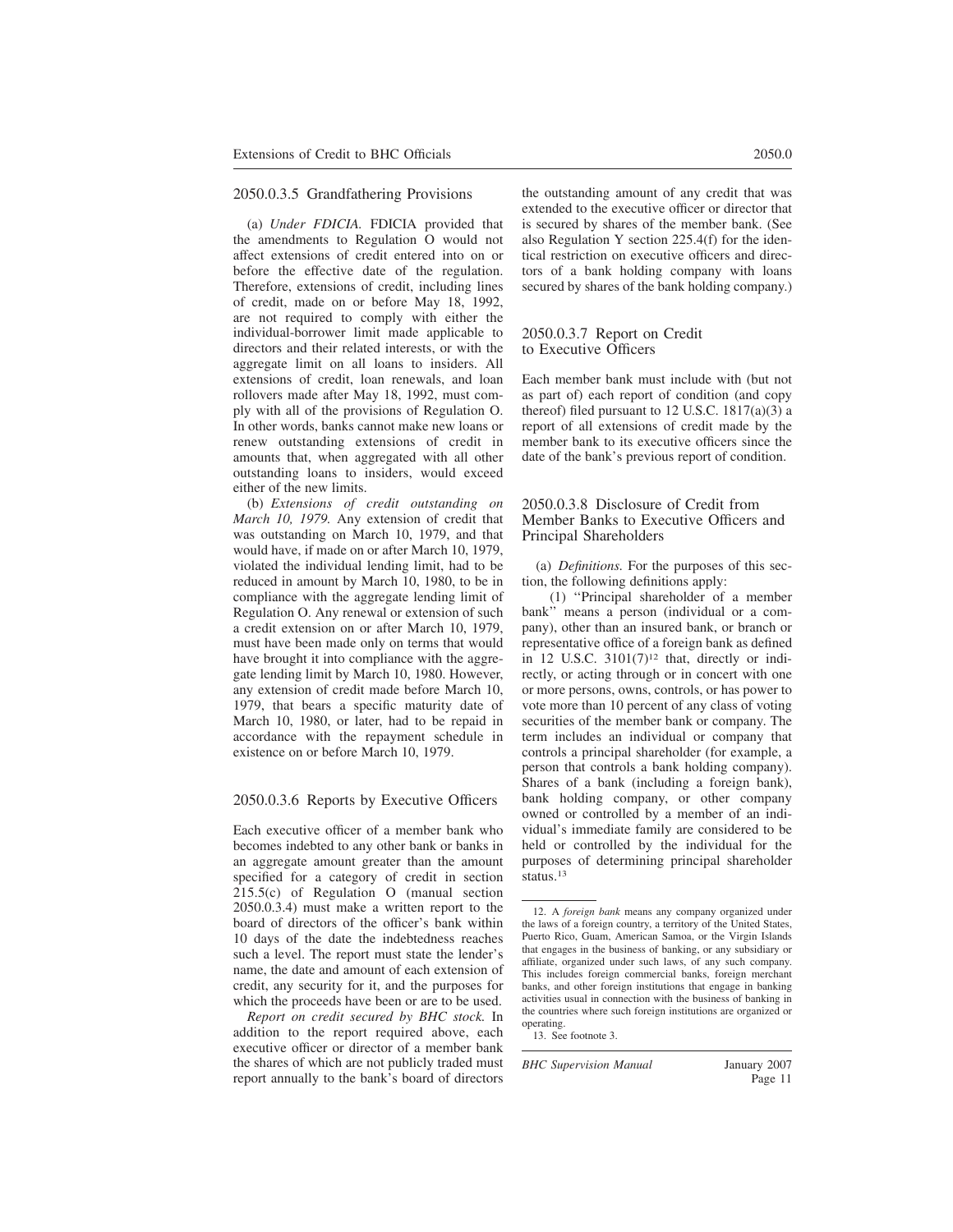### 2050.0.3.5 Grandfathering Provisions

(a) *Under FDICIA.* FDICIA provided that the amendments to Regulation O would not affect extensions of credit entered into on or before the effective date of the regulation. Therefore, extensions of credit, including lines of credit, made on or before May 18, 1992, are not required to comply with either the individual-borrower limit made applicable to directors and their related interests, or with the aggregate limit on all loans to insiders. All extensions of credit, loan renewals, and loan rollovers made after May 18, 1992, must comply with all of the provisions of Regulation O. In other words, banks cannot make new loans or renew outstanding extensions of credit in amounts that, when aggregated with all other outstanding loans to insiders, would exceed either of the new limits.

(b) *Extensions of credit outstanding on March 10, 1979.* Any extension of credit that was outstanding on March 10, 1979, and that would have, if made on or after March 10, 1979, violated the individual lending limit, had to be reduced in amount by March 10, 1980, to be in compliance with the aggregate lending limit of Regulation O. Any renewal or extension of such a credit extension on or after March 10, 1979, must have been made only on terms that would have brought it into compliance with the aggregate lending limit by March 10, 1980. However, any extension of credit made before March 10, 1979, that bears a specific maturity date of March 10, 1980, or later, had to be repaid in accordance with the repayment schedule in existence on or before March 10, 1979.

### 2050.0.3.6 Reports by Executive Officers

Each executive officer of a member bank who becomes indebted to any other bank or banks in an aggregate amount greater than the amount specified for a category of credit in section 215.5(c) of Regulation O (manual section 2050.0.3.4) must make a written report to the board of directors of the officer's bank within 10 days of the date the indebtedness reaches such a level. The report must state the lender's name, the date and amount of each extension of credit, any security for it, and the purposes for which the proceeds have been or are to be used.

*Report on credit secured by BHC stock.* In addition to the report required above, each executive officer or director of a member bank the shares of which are not publicly traded must report annually to the bank's board of directors the outstanding amount of any credit that was extended to the executive officer or director that is secured by shares of the member bank. (See also Regulation Y section 225.4(f) for the identical restriction on executive officers and directors of a bank holding company with loans secured by shares of the bank holding company.)

### 2050.0.3.7 Report on Credit to Executive Officers

Each member bank must include with (but not as part of) each report of condition (and copy thereof) filed pursuant to 12 U.S.C. 1817(a)(3) a report of all extensions of credit made by the member bank to its executive officers since the date of the bank's previous report of condition.

### 2050.0.3.8 Disclosure of Credit from Member Banks to Executive Officers and Principal Shareholders

(a) *Definitions.* For the purposes of this section, the following definitions apply:

(1) "Principal shareholder of a member bank" means a person (individual or a company), other than an insured bank, or branch or representative office of a foreign bank as defined in 12 U.S.C. 3101(7)[12] that, directly or indirectly, or acting through or in concert with one or more persons, owns, controls, or has power to vote more than 10 percent of any class of voting securities of the member bank or company. The term includes an individual or company that controls a principal shareholder (for example, a person that controls a bank holding company). Shares of a bank (including a foreign bank), bank holding company, or other company owned or controlled by a member of an individual's immediate family are considered to be held or controlled by the individual for the purposes of determining principal shareholder status.[13]

---

12. A *foreign bank* means any company organized under the laws of a foreign country, a territory of the United States, Puerto Rico, Guam, American Samoa, or the Virgin Islands that engages in the business of banking, or any subsidiary or affiliate, organized under such laws, of any such company. This includes foreign commercial banks, foreign merchant banks, and other foreign institutions that engage in banking activities usual in connection with the business of banking in the countries where such foreign institutions are organized or operating.

13. See footnote 3.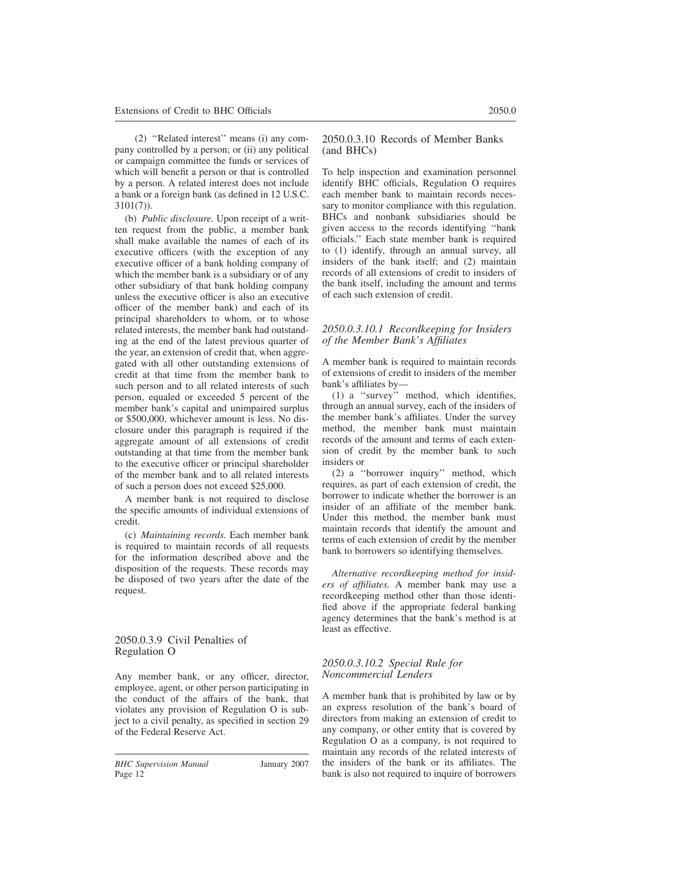(2) ''Related interest'' means (i) any company controlled by a person; or (ii) any political or campaign committee the funds or services of which will benefit a person or that is controlled by a person. A related interest does not include a bank or a foreign bank (as defined in 12 U.S.C. 3101(7)).

(b) *Public disclosure.* Upon receipt of a written request from the public, a member bank shall make available the names of each of its executive officers (with the exception of any executive officer of a bank holding company of which the member bank is a subsidiary or of any other subsidiary of that bank holding company unless the executive officer is also an executive officer of the member bank) and each of its principal shareholders to whom, or to whose related interests, the member bank had outstanding at the end of the latest previous quarter of the year, an extension of credit that, when aggregated with all other outstanding extensions of credit at that time from the member bank to such person and to all related interests of such person, equaled or exceeded 5 percent of the member bank's capital and unimpaired surplus or $500,000, whichever amount is less. No disclosure under this paragraph is required if the aggregate amount of all extensions of credit outstanding at that time from the member bank to the executive officer or principal shareholder of the member bank and to all related interests of such a person does not exceed $25,000.

A member bank is not required to disclose the specific amounts of individual extensions of credit.

(c) *Maintaining records.* Each member bank is required to maintain records of all requests for the information described above and the disposition of the requests. These records may be disposed of two years after the date of the request.

## 2050.0.3.9 Civil Penalties of Regulation O

Any member bank, or any officer, director, employee, agent, or other person participating in the conduct of the affairs of the bank, that violates any provision of Regulation O is subject to a civil penalty, as specified in section 29 of the Federal Reserve Act.

## 2050.0.3.10 Records of Member Banks (and BHCs)

To help inspection and examination personnel identify BHC officials, Regulation O requires each member bank to maintain records necessary to monitor compliance with this regulation. BHCs and nonbank subsidiaries should be given access to the records identifying ''bank officials.'' Each state member bank is required to (1) identify, through an annual survey, all insiders of the bank itself; and (2) maintain records of all extensions of credit to insiders of the bank itself, including the amount and terms of each such extension of credit.

### *2050.0.3.10.1 Recordkeeping for Insiders of the Member Bank's Affiliates*

A member bank is required to maintain records of extensions of credit to insiders of the member bank's affiliates by—

(1) a ''survey'' method, which identifies, through an annual survey, each of the insiders of the member bank's affiliates. Under the survey method, the member bank must maintain records of the amount and terms of each extension of credit by the member bank to such insiders or

(2) a ''borrower inquiry'' method, which requires, as part of each extension of credit, the borrower to indicate whether the borrower is an insider of an affiliate of the member bank. Under this method, the member bank must maintain records that identify the amount and terms of each extension of credit by the member bank to borrowers so identifying themselves.

*Alternative recordkeeping method for insiders of affiliates.* A member bank may use a recordkeeping method other than those identified above if the appropriate federal banking agency determines that the bank's method is at least as effective.

### *2050.0.3.10.2 Special Rule for Noncommercial Lenders*

A member bank that is prohibited by law or by an express resolution of the bank's board of directors from making an extension of credit to any company, or other entity that is covered by Regulation O as a company, is not required to maintain any records of the related interests of the insiders of the bank or its affiliates. The bank is also not required to inquire of borrowers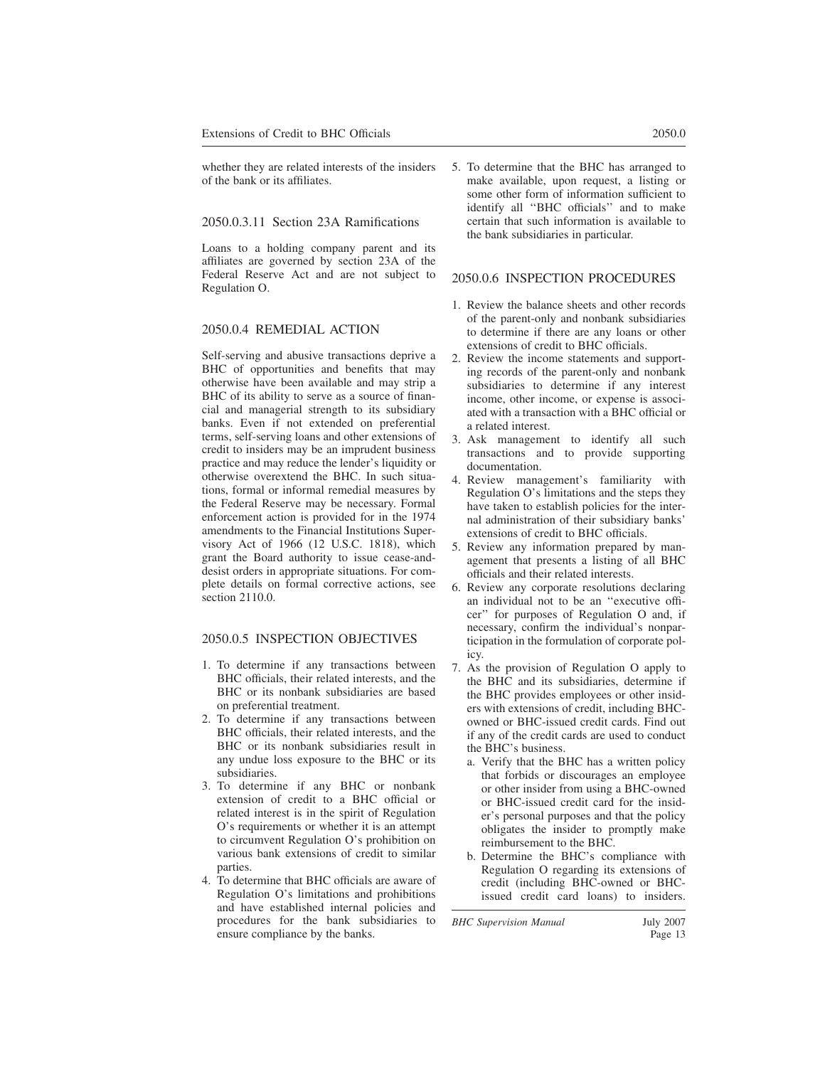whether they are related interests of the insiders of the bank or its affiliates.

### 2050.0.3.11 Section 23A Ramifications

Loans to a holding company parent and its affiliates are governed by section 23A of the Federal Reserve Act and are not subject to Regulation O.

## 2050.0.4 REMEDIAL ACTION

Self-serving and abusive transactions deprive a BHC of opportunities and benefits that may otherwise have been available and may strip a BHC of its ability to serve as a source of financial and managerial strength to its subsidiary banks. Even if not extended on preferential terms, self-serving loans and other extensions of credit to insiders may be an imprudent business practice and may reduce the lender's liquidity or otherwise overextend the BHC. In such situations, formal or informal remedial measures by the Federal Reserve may be necessary. Formal enforcement action is provided for in the 1974 amendments to the Financial Institutions Supervisory Act of 1966 (12 U.S.C. 1818), which grant the Board authority to issue cease-and-desist orders in appropriate situations. For complete details on formal corrective actions, see section 2110.0.

## 2050.0.5 INSPECTION OBJECTIVES

1. To determine if any transactions between BHC officials, their related interests, and the BHC or its nonbank subsidiaries are based on preferential treatment.
2. To determine if any transactions between BHC officials, their related interests, and the BHC or its nonbank subsidiaries result in any undue loss exposure to the BHC or its subsidiaries.
3. To determine if any BHC or nonbank extension of credit to a BHC official or related interest is in the spirit of Regulation O's requirements or whether it is an attempt to circumvent Regulation O's prohibition on various bank extensions of credit to similar parties.
4. To determine that BHC officials are aware of Regulation O's limitations and prohibitions and have established internal policies and procedures for the bank subsidiaries to ensure compliance by the banks.
5. To determine that the BHC has arranged to make available, upon request, a listing or some other form of information sufficient to identify all ''BHC officials'' and to make certain that such information is available to the bank subsidiaries in particular.

## 2050.0.6 INSPECTION PROCEDURES

1. Review the balance sheets and other records of the parent-only and nonbank subsidiaries to determine if there are any loans or other extensions of credit to BHC officials.
2. Review the income statements and supporting records of the parent-only and nonbank subsidiaries to determine if any interest income, other income, or expense is associated with a transaction with a BHC official or a related interest.
3. Ask management to identify all such transactions and to provide supporting documentation.
4. Review management's familiarity with Regulation O's limitations and the steps they have taken to establish policies for the internal administration of their subsidiary banks' extensions of credit to BHC officials.
5. Review any information prepared by management that presents a listing of all BHC officials and their related interests.
6. Review any corporate resolutions declaring an individual not to be an ''executive officer'' for purposes of Regulation O and, if necessary, confirm the individual's nonparticipation in the formulation of corporate policy.
7. As the provision of Regulation O apply to the BHC and its subsidiaries, determine if the BHC provides employees or other insiders with extensions of credit, including BHC-owned or BHC-issued credit cards. Find out if any of the credit cards are used to conduct the BHC's business.
   a. Verify that the BHC has a written policy that forbids or discourages an employee or other insider from using a BHC-owned or BHC-issued credit card for the insider's personal purposes and that the policy obligates the insider to promptly make reimbursement to the BHC.
   b. Determine the BHC's compliance with Regulation O regarding its extensions of credit (including BHC-owned or BHC-issued credit card loans) to insiders.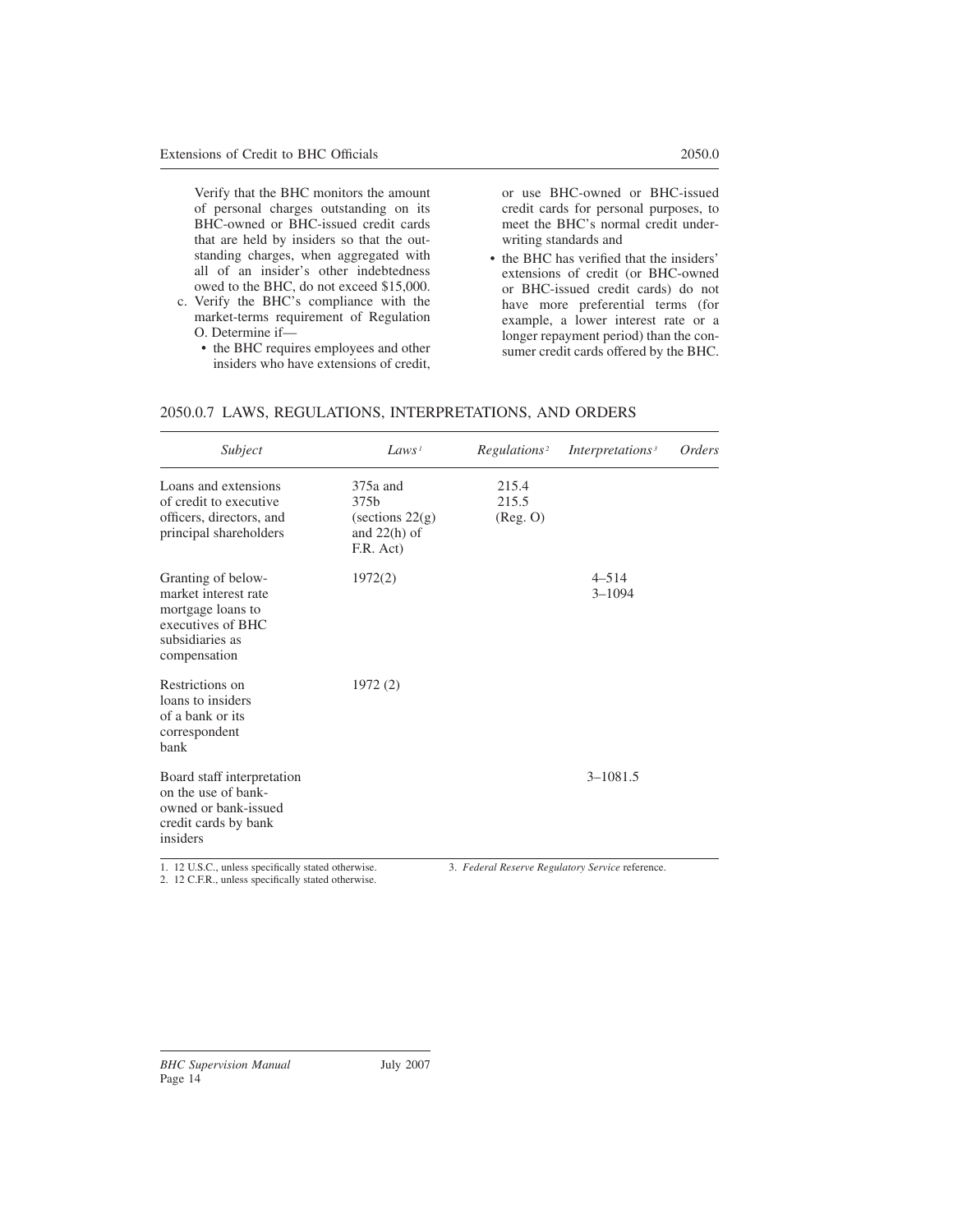Verify that the BHC monitors the amount of personal charges outstanding on its BHC-owned or BHC-issued credit cards that are held by insiders so that the outstanding charges, when aggregated with all of an insider's other indebtedness owed to the BHC, do not exceed $15,000.

c. Verify the BHC's compliance with the market-terms requirement of Regulation O. Determine if—
   - the BHC requires employees and other insiders who have extensions of credit, or use BHC-owned or BHC-issued credit cards for personal purposes, to meet the BHC's normal credit underwriting standards and
   - the BHC has verified that the insiders' extensions of credit (or BHC-owned or BHC-issued credit cards) do not have more preferential terms (for example, a lower interest rate or a longer repayment period) than the consumer credit cards offered by the BHC.

## 2050.0.7 LAWS, REGULATIONS, INTERPRETATIONS, AND ORDERS

| *Subject* | *Laws*[1] | *Regulations*[2] | *Interpretations*[3] | *Orders* |
|---|---|---|---|---|
| Loans and extensions of credit to executive officers, directors, and principal shareholders | 375a and 375b (sections 22(g) and 22(h) of F.R. Act) | 215.4 215.5 (Reg. O) | | |
| Granting of below-market interest rate mortgage loans to executives of BHC subsidiaries as compensation | 1972(2) | | 4–514 3–1094 | |
| Restrictions on loans to insiders of a bank or its correspondent bank | 1972 (2) | | | |
| Board staff interpretation on the use of bank-owned or bank-issued credit cards by bank insiders | | | 3–1081.5 | |

1. 12 U.S.C., unless specifically stated otherwise.
2. 12 C.F.R., unless specifically stated otherwise.
3. *Federal Reserve Regulatory Service* reference.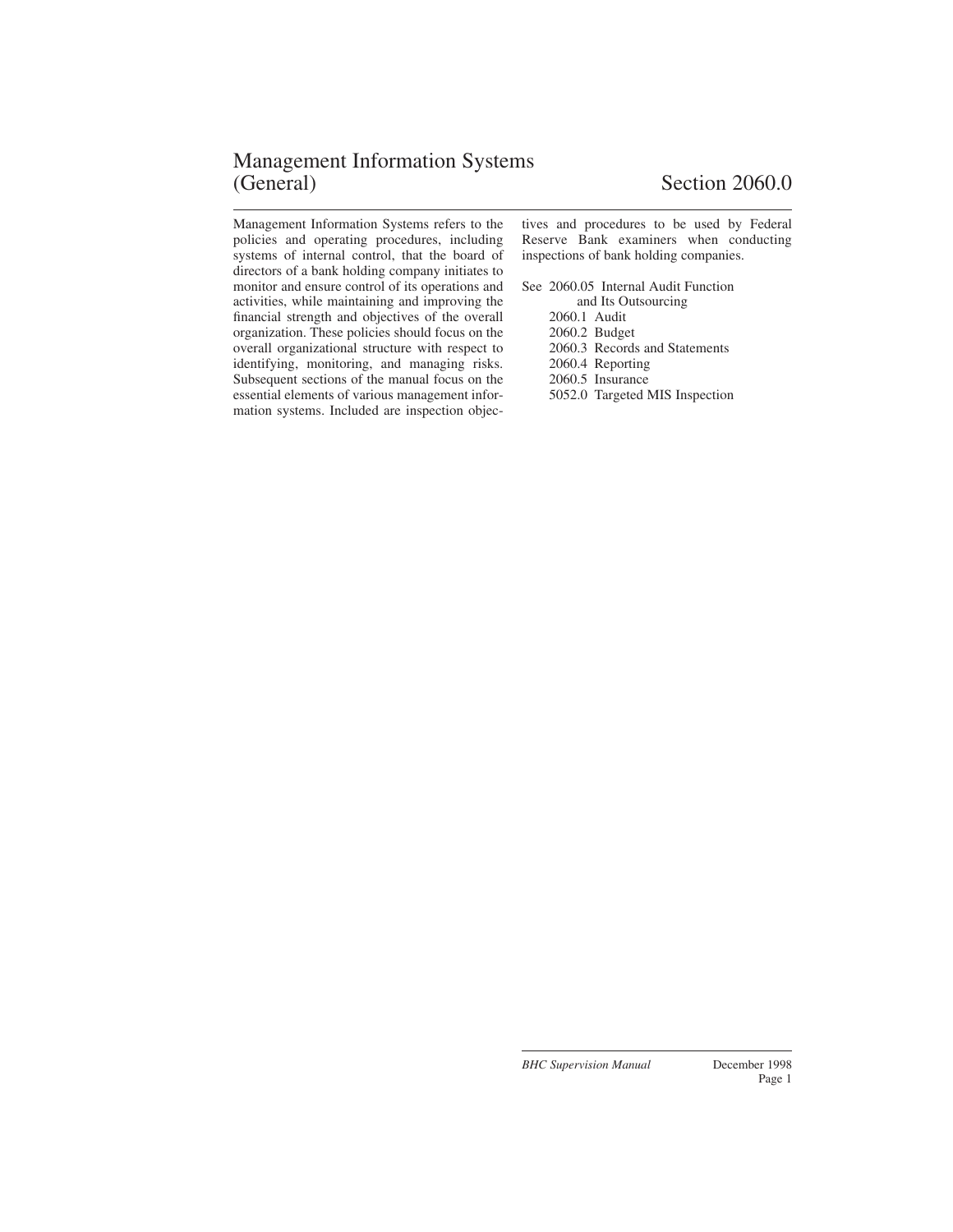# Management Information Systems (General) — Section 2060.0

Management Information Systems refers to the policies and operating procedures, including systems of internal control, that the board of directors of a bank holding company initiates to monitor and ensure control of its operations and activities, while maintaining and improving the financial strength and objectives of the overall organization. These policies should focus on the overall organizational structure with respect to identifying, monitoring, and managing risks. Subsequent sections of the manual focus on the essential elements of various management information systems. Included are inspection objectives and procedures to be used by Federal Reserve Bank examiners when conducting inspections of bank holding companies.

See 2060.05 Internal Audit Function and Its Outsourcing
- 2060.1 Audit
- 2060.2 Budget
- 2060.3 Records and Statements
- 2060.4 Reporting
- 2060.5 Insurance
- 5052.0 Targeted MIS Inspection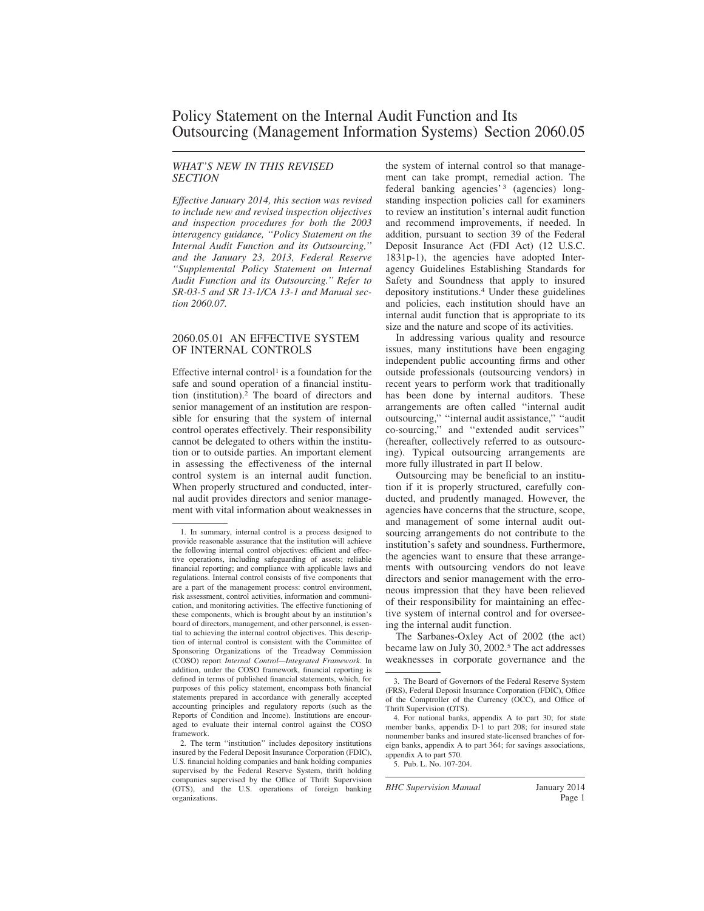# Policy Statement on the Internal Audit Function and Its Outsourcing (Management Information Systems) Section 2060.05

### *WHAT'S NEW IN THIS REVISED SECTION*

*Effective January 2014, this section was revised to include new and revised inspection objectives and inspection procedures for both the 2003 interagency guidance, ''Policy Statement on the Internal Audit Function and its Outsourcing,'' and the January 23, 2013, Federal Reserve ''Supplemental Policy Statement on Internal Audit Function and its Outsourcing.'' Refer to SR-03-5 and SR 13-1/CA 13-1 and Manual section 2060.07.*

## 2060.05.01 AN EFFECTIVE SYSTEM OF INTERNAL CONTROLS

Effective internal control[1] is a foundation for the safe and sound operation of a financial institution (institution).[2] The board of directors and senior management of an institution are responsible for ensuring that the system of internal control operates effectively. Their responsibility cannot be delegated to others within the institution or to outside parties. An important element in assessing the effectiveness of the internal control system is an internal audit function. When properly structured and conducted, internal audit provides directors and senior management with vital information about weaknesses in the system of internal control so that management can take prompt, remedial action. The federal banking agencies'[3] (agencies) long-standing inspection policies call for examiners to review an institution's internal audit function and recommend improvements, if needed. In addition, pursuant to section 39 of the Federal Deposit Insurance Act (FDI Act) (12 U.S.C. 1831p-1), the agencies have adopted Interagency Guidelines Establishing Standards for Safety and Soundness that apply to insured depository institutions.[4] Under these guidelines and policies, each institution should have an internal audit function that is appropriate to its size and the nature and scope of its activities.

In addressing various quality and resource issues, many institutions have been engaging independent public accounting firms and other outside professionals (outsourcing vendors) in recent years to perform work that traditionally has been done by internal auditors. These arrangements are often called ''internal audit outsourcing,'' ''internal audit assistance,'' ''audit co-sourcing,'' and ''extended audit services'' (hereafter, collectively referred to as outsourcing). Typical outsourcing arrangements are more fully illustrated in part II below.

Outsourcing may be beneficial to an institution if it is properly structured, carefully conducted, and prudently managed. However, the agencies have concerns that the structure, scope, and management of some internal audit outsourcing arrangements do not contribute to the institution's safety and soundness. Furthermore, the agencies want to ensure that these arrangements with outsourcing vendors do not leave directors and senior management with the erroneous impression that they have been relieved of their responsibility for maintaining an effective system of internal control and for overseeing the internal audit function.

The Sarbanes-Oxley Act of 2002 (the act) became law on July 30, 2002.[5] The act addresses weaknesses in corporate governance and the

---

1. In summary, internal control is a process designed to provide reasonable assurance that the institution will achieve the following internal control objectives: efficient and effective operations, including safeguarding of assets; reliable financial reporting; and compliance with applicable laws and regulations. Internal control consists of five components that are a part of the management process: control environment, risk assessment, control activities, information and communication, and monitoring activities. The effective functioning of these components, which is brought about by an institution's board of directors, management, and other personnel, is essential to achieving the internal control objectives. This description of internal control is consistent with the Committee of Sponsoring Organizations of the Treadway Commission (COSO) report *Internal Control—Integrated Framework.* In addition, under the COSO framework, financial reporting is defined in terms of published financial statements, which, for purposes of this policy statement, encompass both financial statements prepared in accordance with generally accepted accounting principles and regulatory reports (such as the Reports of Condition and Income). Institutions are encouraged to evaluate their internal control against the COSO framework.

2. The term ''institution'' includes depository institutions insured by the Federal Deposit Insurance Corporation (FDIC), U.S. financial holding companies and bank holding companies supervised by the Federal Reserve System, thrift holding companies supervised by the Office of Thrift Supervision (OTS), and the U.S. operations of foreign banking organizations.

3. The Board of Governors of the Federal Reserve System (FRS), Federal Deposit Insurance Corporation (FDIC), Office of the Comptroller of the Currency (OCC), and Office of Thrift Supervision (OTS).

4. For national banks, appendix A to part 30; for state member banks, appendix D-1 to part 208; for insured state nonmember banks and insured state-licensed branches of foreign banks, appendix A to part 364; for savings associations, appendix A to part 570.

5. Pub. L. No. 107-204.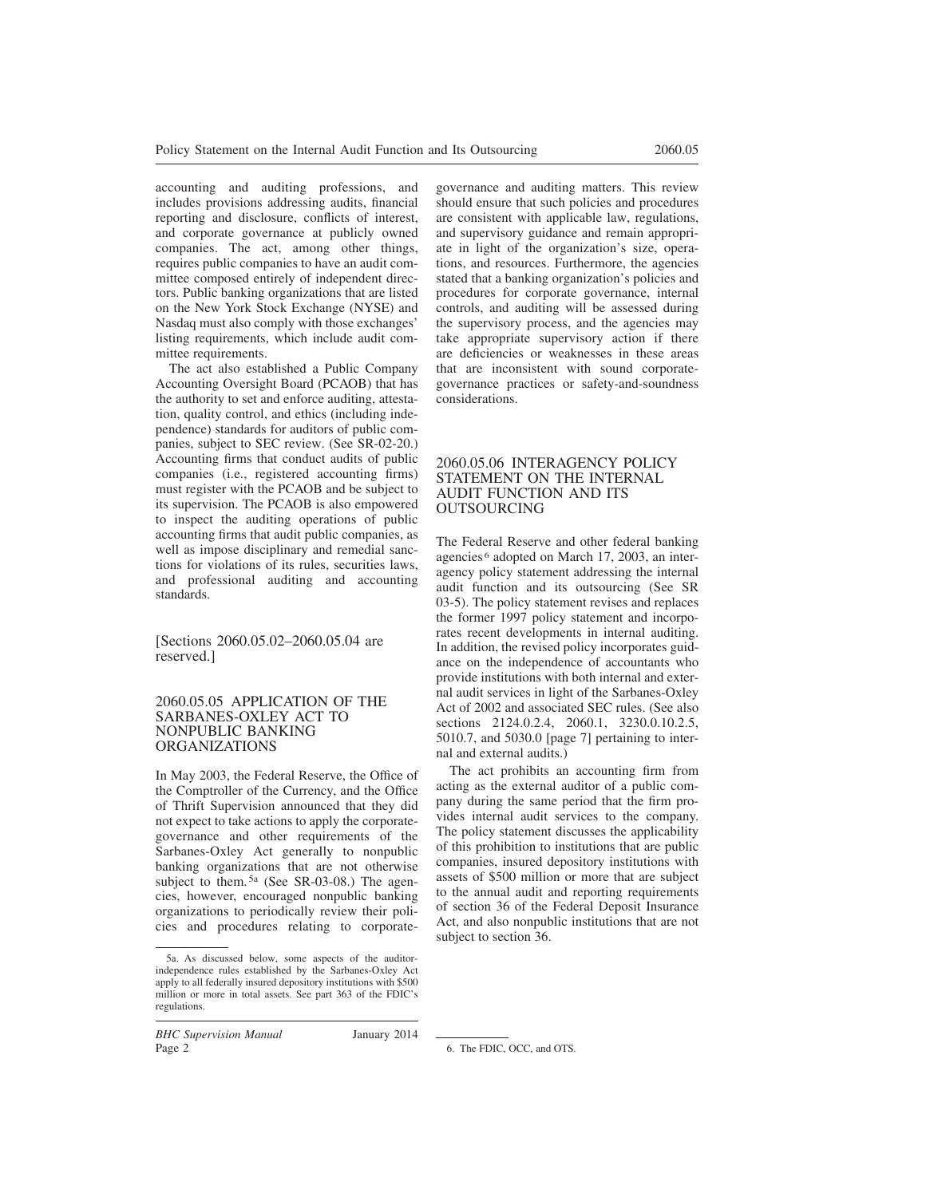accounting and auditing professions, and includes provisions addressing audits, financial reporting and disclosure, conflicts of interest, and corporate governance at publicly owned companies. The act, among other things, requires public companies to have an audit committee composed entirely of independent directors. Public banking organizations that are listed on the New York Stock Exchange (NYSE) and Nasdaq must also comply with those exchanges' listing requirements, which include audit committee requirements.

The act also established a Public Company Accounting Oversight Board (PCAOB) that has the authority to set and enforce auditing, attestation, quality control, and ethics (including independence) standards for auditors of public companies, subject to SEC review. (See SR-02-20.) Accounting firms that conduct audits of public companies (i.e., registered accounting firms) must register with the PCAOB and be subject to its supervision. The PCAOB is also empowered to inspect the auditing operations of public accounting firms that audit public companies, as well as impose disciplinary and remedial sanctions for violations of its rules, securities laws, and professional auditing and accounting standards.

[Sections 2060.05.02–2060.05.04 are reserved.]

## 2060.05.05 APPLICATION OF THE SARBANES-OXLEY ACT TO NONPUBLIC BANKING ORGANIZATIONS

In May 2003, the Federal Reserve, the Office of the Comptroller of the Currency, and the Office of Thrift Supervision announced that they did not expect to take actions to apply the corporate-governance and other requirements of the Sarbanes-Oxley Act generally to nonpublic banking organizations that are not otherwise subject to them.[5a] (See SR-03-08.) The agencies, however, encouraged nonpublic banking organizations to periodically review their policies and procedures relating to corporate-governance and auditing matters. This review should ensure that such policies and procedures are consistent with applicable law, regulations, and supervisory guidance and remain appropriate in light of the organization's size, operations, and resources. Furthermore, the agencies stated that a banking organization's policies and procedures for corporate governance, internal controls, and auditing will be assessed during the supervisory process, and the agencies may take appropriate supervisory action if there are deficiencies or weaknesses in these areas that are inconsistent with sound corporate-governance practices or safety-and-soundness considerations.

5a. As discussed below, some aspects of the auditor-independence rules established by the Sarbanes-Oxley Act apply to all federally insured depository institutions with $500 million or more in total assets. See part 363 of the FDIC's regulations.

## 2060.05.06 INTERAGENCY POLICY STATEMENT ON THE INTERNAL AUDIT FUNCTION AND ITS OUTSOURCING

The Federal Reserve and other federal banking agencies[6] adopted on March 17, 2003, an interagency policy statement addressing the internal audit function and its outsourcing (See SR 03-5). The policy statement revises and replaces the former 1997 policy statement and incorporates recent developments in internal auditing. In addition, the revised policy incorporates guidance on the independence of accountants who provide institutions with both internal and external audit services in light of the Sarbanes-Oxley Act of 2002 and associated SEC rules. (See also sections 2124.0.2.4, 2060.1, 3230.0.10.2.5, 5010.7, and 5030.0 [page 7] pertaining to internal and external audits.)

The act prohibits an accounting firm from acting as the external auditor of a public company during the same period that the firm provides internal audit services to the company. The policy statement discusses the applicability of this prohibition to institutions that are public companies, insured depository institutions with assets of $500 million or more that are subject to the annual audit and reporting requirements of section 36 of the Federal Deposit Insurance Act, and also nonpublic institutions that are not subject to section 36.

6. The FDIC, OCC, and OTS.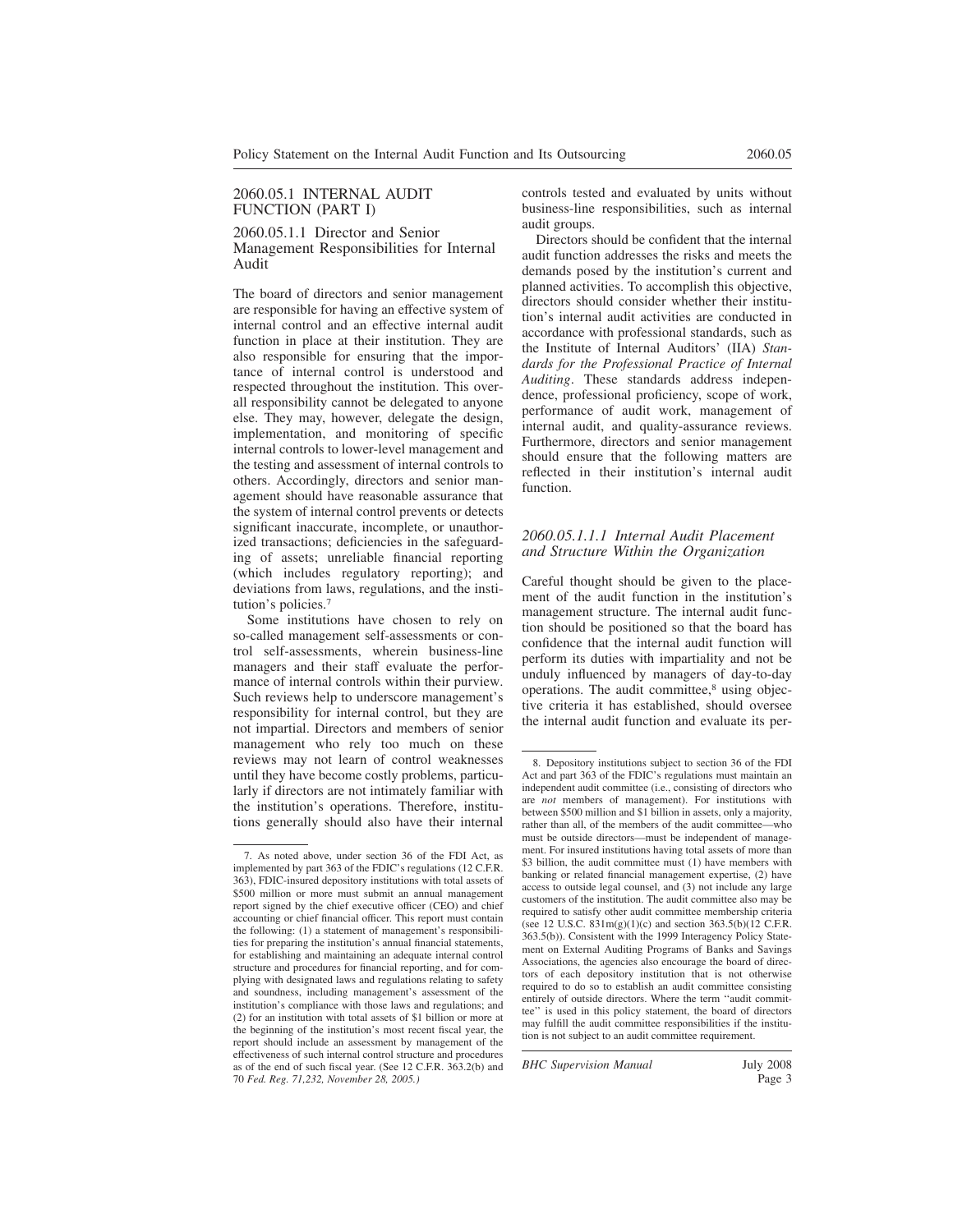## 2060.05.1 INTERNAL AUDIT FUNCTION (PART I)

### 2060.05.1.1 Director and Senior Management Responsibilities for Internal Audit

The board of directors and senior management are responsible for having an effective system of internal control and an effective internal audit function in place at their institution. They are also responsible for ensuring that the importance of internal control is understood and respected throughout the institution. This overall responsibility cannot be delegated to anyone else. They may, however, delegate the design, implementation, and monitoring of specific internal controls to lower-level management and the testing and assessment of internal controls to others. Accordingly, directors and senior management should have reasonable assurance that the system of internal control prevents or detects significant inaccurate, incomplete, or unauthorized transactions; deficiencies in the safeguarding of assets; unreliable financial reporting (which includes regulatory reporting); and deviations from laws, regulations, and the institution's policies.[7]

Some institutions have chosen to rely on so-called management self-assessments or control self-assessments, wherein business-line managers and their staff evaluate the performance of internal controls within their purview. Such reviews help to underscore management's responsibility for internal control, but they are not impartial. Directors and members of senior management who rely too much on these reviews may not learn of control weaknesses until they have become costly problems, particularly if directors are not intimately familiar with the institution's operations. Therefore, institutions generally should also have their internal controls tested and evaluated by units without business-line responsibilities, such as internal audit groups.

Directors should be confident that the internal audit function addresses the risks and meets the demands posed by the institution's current and planned activities. To accomplish this objective, directors should consider whether their institution's internal audit activities are conducted in accordance with professional standards, such as the Institute of Internal Auditors' (IIA) *Standards for the Professional Practice of Internal Auditing*. These standards address independence, professional proficiency, scope of work, performance of audit work, management of internal audit, and quality-assurance reviews. Furthermore, directors and senior management should ensure that the following matters are reflected in their institution's internal audit function.

#### *2060.05.1.1.1 Internal Audit Placement and Structure Within the Organization*

Careful thought should be given to the placement of the audit function in the institution's management structure. The internal audit function should be positioned so that the board has confidence that the internal audit function will perform its duties with impartiality and not be unduly influenced by managers of day-to-day operations. The audit committee,[8] using objective criteria it has established, should oversee the internal audit function and evaluate its per-

---

7. As noted above, under section 36 of the FDI Act, as implemented by part 363 of the FDIC's regulations (12 C.F.R. 363), FDIC-insured depository institutions with total assets of \$500 million or more must submit an annual management report signed by the chief executive officer (CEO) and chief accounting or chief financial officer. This report must contain the following: (1) a statement of management's responsibilities for preparing the institution's annual financial statements, for establishing and maintaining an adequate internal control structure and procedures for financial reporting, and for complying with designated laws and regulations relating to safety and soundness, including management's assessment of the institution's compliance with those laws and regulations; and (2) for an institution with total assets of \$1 billion or more at the beginning of the institution's most recent fiscal year, the report should include an assessment by management of the effectiveness of such internal control structure and procedures as of the end of such fiscal year. (See 12 C.F.R. 363.2(b) and 70 *Fed. Reg. 71,232, November 28, 2005.)*

8. Depository institutions subject to section 36 of the FDI Act and part 363 of the FDIC's regulations must maintain an independent audit committee (i.e., consisting of directors who are *not* members of management). For institutions with between \$500 million and \$1 billion in assets, only a majority, rather than all, of the members of the audit committee—who must be outside directors—must be independent of management. For insured institutions having total assets of more than \$3 billion, the audit committee must (1) have members with banking or related financial management expertise, (2) have access to outside legal counsel, and (3) not include any large customers of the institution. The audit committee also may be required to satisfy other audit committee membership criteria (see 12 U.S.C. 831m(g)(1)(c) and section 363.5(b)(12 C.F.R. 363.5(b)). Consistent with the 1999 Interagency Policy Statement on External Auditing Programs of Banks and Savings Associations, the agencies also encourage the board of directors of each depository institution that is not otherwise required to do so to establish an audit committee consisting entirely of outside directors. Where the term "audit committee" is used in this policy statement, the board of directors may fulfill the audit committee responsibilities if the institution is not subject to an audit committee requirement.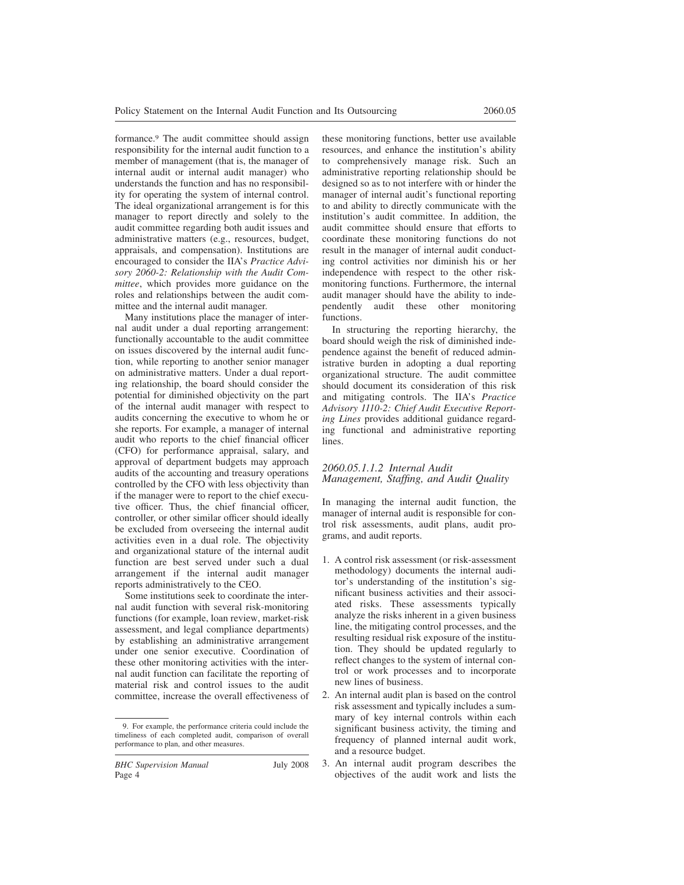formance.[9] The audit committee should assign responsibility for the internal audit function to a member of management (that is, the manager of internal audit or internal audit manager) who understands the function and has no responsibility for operating the system of internal control. The ideal organizational arrangement is for this manager to report directly and solely to the audit committee regarding both audit issues and administrative matters (e.g., resources, budget, appraisals, and compensation). Institutions are encouraged to consider the IIA's *Practice Advisory 2060-2: Relationship with the Audit Committee*, which provides more guidance on the roles and relationships between the audit committee and the internal audit manager.

Many institutions place the manager of internal audit under a dual reporting arrangement: functionally accountable to the audit committee on issues discovered by the internal audit function, while reporting to another senior manager on administrative matters. Under a dual reporting relationship, the board should consider the potential for diminished objectivity on the part of the internal audit manager with respect to audits concerning the executive to whom he or she reports. For example, a manager of internal audit who reports to the chief financial officer (CFO) for performance appraisal, salary, and approval of department budgets may approach audits of the accounting and treasury operations controlled by the CFO with less objectivity than if the manager were to report to the chief executive officer. Thus, the chief financial officer, controller, or other similar officer should ideally be excluded from overseeing the internal audit activities even in a dual role. The objectivity and organizational stature of the internal audit function are best served under such a dual arrangement if the internal audit manager reports administratively to the CEO.

Some institutions seek to coordinate the internal audit function with several risk-monitoring functions (for example, loan review, market-risk assessment, and legal compliance departments) by establishing an administrative arrangement under one senior executive. Coordination of these other monitoring activities with the internal audit function can facilitate the reporting of material risk and control issues to the audit committee, increase the overall effectiveness of these monitoring functions, better use available resources, and enhance the institution's ability to comprehensively manage risk. Such an administrative reporting relationship should be designed so as to not interfere with or hinder the manager of internal audit's functional reporting to and ability to directly communicate with the institution's audit committee. In addition, the audit committee should ensure that efforts to coordinate these monitoring functions do not result in the manager of internal audit conducting control activities nor diminish his or her independence with respect to the other risk-monitoring functions. Furthermore, the internal audit manager should have the ability to independently audit these other monitoring functions.

In structuring the reporting hierarchy, the board should weigh the risk of diminished independence against the benefit of reduced administrative burden in adopting a dual reporting organizational structure. The audit committee should document its consideration of this risk and mitigating controls. The IIA's *Practice Advisory 1110-2: Chief Audit Executive Reporting Lines* provides additional guidance regarding functional and administrative reporting lines.

#### *2060.05.1.1.2 Internal Audit Management, Staffing, and Audit Quality*

In managing the internal audit function, the manager of internal audit is responsible for control risk assessments, audit plans, audit programs, and audit reports.

1. A control risk assessment (or risk-assessment methodology) documents the internal auditor's understanding of the institution's significant business activities and their associated risks. These assessments typically analyze the risks inherent in a given business line, the mitigating control processes, and the resulting residual risk exposure of the institution. They should be updated regularly to reflect changes to the system of internal control or work processes and to incorporate new lines of business.
2. An internal audit plan is based on the control risk assessment and typically includes a summary of key internal controls within each significant business activity, the timing and frequency of planned internal audit work, and a resource budget.
3. An internal audit program describes the objectives of the audit work and lists the

9. For example, the performance criteria could include the timeliness of each completed audit, comparison of overall performance to plan, and other measures.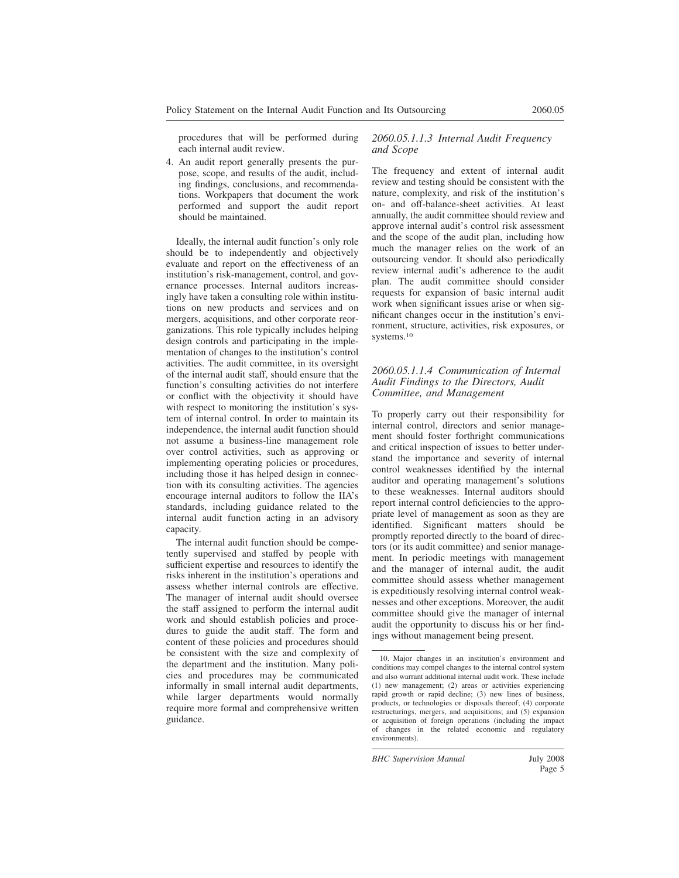procedures that will be performed during each internal audit review.

4. An audit report generally presents the purpose, scope, and results of the audit, including findings, conclusions, and recommendations. Workpapers that document the work performed and support the audit report should be maintained.

Ideally, the internal audit function's only role should be to independently and objectively evaluate and report on the effectiveness of an institution's risk-management, control, and governance processes. Internal auditors increasingly have taken a consulting role within institutions on new products and services and on mergers, acquisitions, and other corporate reorganizations. This role typically includes helping design controls and participating in the implementation of changes to the institution's control activities. The audit committee, in its oversight of the internal audit staff, should ensure that the function's consulting activities do not interfere or conflict with the objectivity it should have with respect to monitoring the institution's system of internal control. In order to maintain its independence, the internal audit function should not assume a business-line management role over control activities, such as approving or implementing operating policies or procedures, including those it has helped design in connection with its consulting activities. The agencies encourage internal auditors to follow the IIA's standards, including guidance related to the internal audit function acting in an advisory capacity.

The internal audit function should be competently supervised and staffed by people with sufficient expertise and resources to identify the risks inherent in the institution's operations and assess whether internal controls are effective. The manager of internal audit should oversee the staff assigned to perform the internal audit work and should establish policies and procedures to guide the audit staff. The form and content of these policies and procedures should be consistent with the size and complexity of the department and the institution. Many policies and procedures may be communicated informally in small internal audit departments, while larger departments would normally require more formal and comprehensive written guidance.

### *2060.05.1.1.3 Internal Audit Frequency and Scope*

The frequency and extent of internal audit review and testing should be consistent with the nature, complexity, and risk of the institution's on- and off-balance-sheet activities. At least annually, the audit committee should review and approve internal audit's control risk assessment and the scope of the audit plan, including how much the manager relies on the work of an outsourcing vendor. It should also periodically review internal audit's adherence to the audit plan. The audit committee should consider requests for expansion of basic internal audit work when significant issues arise or when significant changes occur in the institution's environment, structure, activities, risk exposures, or systems.[10]

### *2060.05.1.1.4 Communication of Internal Audit Findings to the Directors, Audit Committee, and Management*

To properly carry out their responsibility for internal control, directors and senior management should foster forthright communications and critical inspection of issues to better understand the importance and severity of internal control weaknesses identified by the internal auditor and operating management's solutions to these weaknesses. Internal auditors should report internal control deficiencies to the appropriate level of management as soon as they are identified. Significant matters should be promptly reported directly to the board of directors (or its audit committee) and senior management. In periodic meetings with management and the manager of internal audit, the audit committee should assess whether management is expeditiously resolving internal control weaknesses and other exceptions. Moreover, the audit committee should give the manager of internal audit the opportunity to discuss his or her findings without management being present.

10. Major changes in an institution's environment and conditions may compel changes to the internal control system and also warrant additional internal audit work. These include (1) new management; (2) areas or activities experiencing rapid growth or rapid decline; (3) new lines of business, products, or technologies or disposals thereof; (4) corporate restructurings, mergers, and acquisitions; and (5) expansion or acquisition of foreign operations (including the impact of changes in the related economic and regulatory environments).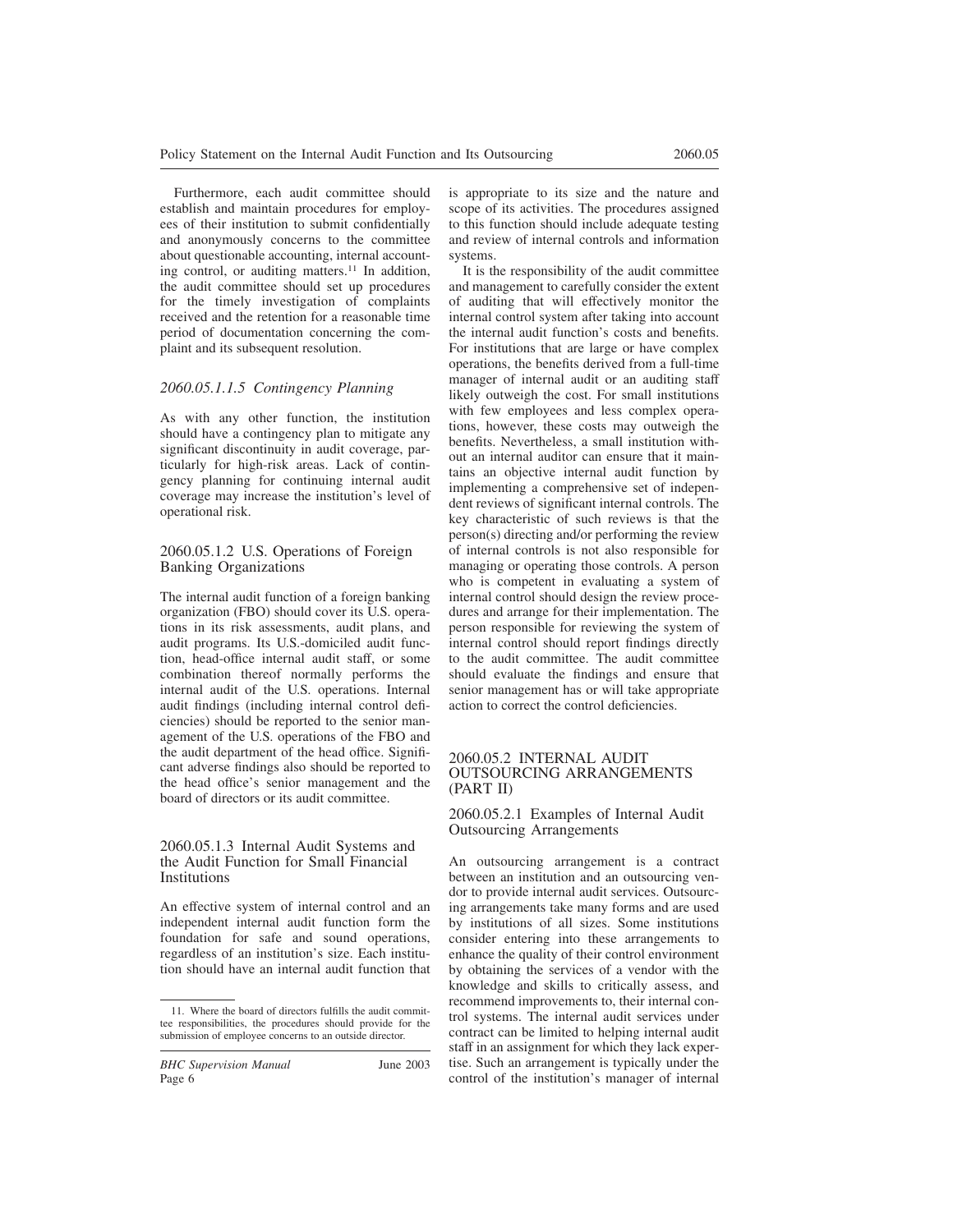Furthermore, each audit committee should establish and maintain procedures for employees of their institution to submit confidentially and anonymously concerns to the committee about questionable accounting, internal accounting control, or auditing matters.[11] In addition, the audit committee should set up procedures for the timely investigation of complaints received and the retention for a reasonable time period of documentation concerning the complaint and its subsequent resolution.

#### *2060.05.1.1.5 Contingency Planning*

As with any other function, the institution should have a contingency plan to mitigate any significant discontinuity in audit coverage, particularly for high-risk areas. Lack of contingency planning for continuing internal audit coverage may increase the institution's level of operational risk.

### 2060.05.1.2 U.S. Operations of Foreign Banking Organizations

The internal audit function of a foreign banking organization (FBO) should cover its U.S. operations in its risk assessments, audit plans, and audit programs. Its U.S.-domiciled audit function, head-office internal audit staff, or some combination thereof normally performs the internal audit of the U.S. operations. Internal audit findings (including internal control deficiencies) should be reported to the senior management of the U.S. operations of the FBO and the audit department of the head office. Significant adverse findings also should be reported to the head office's senior management and the board of directors or its audit committee.

### 2060.05.1.3 Internal Audit Systems and the Audit Function for Small Financial Institutions

An effective system of internal control and an independent internal audit function form the foundation for safe and sound operations, regardless of an institution's size. Each institution should have an internal audit function that is appropriate to its size and the nature and scope of its activities. The procedures assigned to this function should include adequate testing and review of internal controls and information systems.

It is the responsibility of the audit committee and management to carefully consider the extent of auditing that will effectively monitor the internal control system after taking into account the internal audit function's costs and benefits. For institutions that are large or have complex operations, the benefits derived from a full-time manager of internal audit or an auditing staff likely outweigh the cost. For small institutions with few employees and less complex operations, however, these costs may outweigh the benefits. Nevertheless, a small institution without an internal auditor can ensure that it maintains an objective internal audit function by implementing a comprehensive set of independent reviews of significant internal controls. The key characteristic of such reviews is that the person(s) directing and/or performing the review of internal controls is not also responsible for managing or operating those controls. A person who is competent in evaluating a system of internal control should design the review procedures and arrange for their implementation. The person responsible for reviewing the system of internal control should report findings directly to the audit committee. The audit committee should evaluate the findings and ensure that senior management has or will take appropriate action to correct the control deficiencies.

## 2060.05.2 INTERNAL AUDIT OUTSOURCING ARRANGEMENTS (PART II)

### 2060.05.2.1 Examples of Internal Audit Outsourcing Arrangements

An outsourcing arrangement is a contract between an institution and an outsourcing vendor to provide internal audit services. Outsourcing arrangements take many forms and are used by institutions of all sizes. Some institutions consider entering into these arrangements to enhance the quality of their control environment by obtaining the services of a vendor with the knowledge and skills to critically assess, and recommend improvements to, their internal control systems. The internal audit services under contract can be limited to helping internal audit staff in an assignment for which they lack expertise. Such an arrangement is typically under the control of the institution's manager of internal

---

11. Where the board of directors fulfills the audit committee responsibilities, the procedures should provide for the submission of employee concerns to an outside director.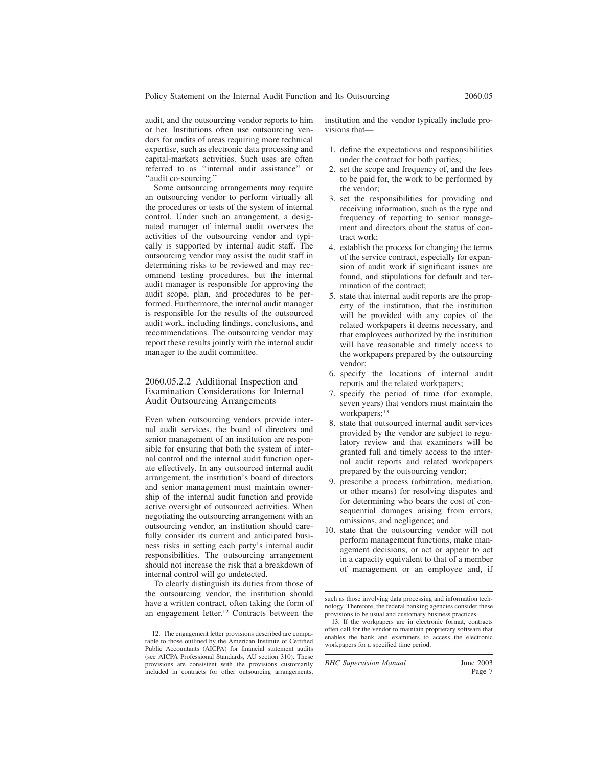audit, and the outsourcing vendor reports to him or her. Institutions often use outsourcing vendors for audits of areas requiring more technical expertise, such as electronic data processing and capital-markets activities. Such uses are often referred to as ''internal audit assistance'' or ''audit co-sourcing.''

Some outsourcing arrangements may require an outsourcing vendor to perform virtually all the procedures or tests of the system of internal control. Under such an arrangement, a designated manager of internal audit oversees the activities of the outsourcing vendor and typically is supported by internal audit staff. The outsourcing vendor may assist the audit staff in determining risks to be reviewed and may recommend testing procedures, but the internal audit manager is responsible for approving the audit scope, plan, and procedures to be performed. Furthermore, the internal audit manager is responsible for the results of the outsourced audit work, including findings, conclusions, and recommendations. The outsourcing vendor may report these results jointly with the internal audit manager to the audit committee.

### 2060.05.2.2 Additional Inspection and Examination Considerations for Internal Audit Outsourcing Arrangements

Even when outsourcing vendors provide internal audit services, the board of directors and senior management of an institution are responsible for ensuring that both the system of internal control and the internal audit function operate effectively. In any outsourced internal audit arrangement, the institution's board of directors and senior management must maintain ownership of the internal audit function and provide active oversight of outsourced activities. When negotiating the outsourcing arrangement with an outsourcing vendor, an institution should carefully consider its current and anticipated business risks in setting each party's internal audit responsibilities. The outsourcing arrangement should not increase the risk that a breakdown of internal control will go undetected.

To clearly distinguish its duties from those of the outsourcing vendor, the institution should have a written contract, often taking the form of an engagement letter.[12] Contracts between the institution and the vendor typically include provisions that—

1. define the expectations and responsibilities under the contract for both parties;
2. set the scope and frequency of, and the fees to be paid for, the work to be performed by the vendor;
3. set the responsibilities for providing and receiving information, such as the type and frequency of reporting to senior management and directors about the status of contract work;
4. establish the process for changing the terms of the service contract, especially for expansion of audit work if significant issues are found, and stipulations for default and termination of the contract;
5. state that internal audit reports are the property of the institution, that the institution will be provided with any copies of the related workpapers it deems necessary, and that employees authorized by the institution will have reasonable and timely access to the workpapers prepared by the outsourcing vendor;
6. specify the locations of internal audit reports and the related workpapers;
7. specify the period of time (for example, seven years) that vendors must maintain the workpapers;[13]
8. state that outsourced internal audit services provided by the vendor are subject to regulatory review and that examiners will be granted full and timely access to the internal audit reports and related workpapers prepared by the outsourcing vendor;
9. prescribe a process (arbitration, mediation, or other means) for resolving disputes and for determining who bears the cost of consequential damages arising from errors, omissions, and negligence; and
10. state that the outsourcing vendor will not perform management functions, make management decisions, or act or appear to act in a capacity equivalent to that of a member of management or an employee and, if

---

12. The engagement letter provisions described are comparable to those outlined by the American Institute of Certified Public Accountants (AICPA) for financial statement audits (see AICPA Professional Standards, AU section 310). These provisions are consistent with the provisions customarily included in contracts for other outsourcing arrangements, such as those involving data processing and information technology. Therefore, the federal banking agencies consider these provisions to be usual and customary business practices.

13. If the workpapers are in electronic format, contracts often call for the vendor to maintain proprietary software that enables the bank and examiners to access the electronic workpapers for a specified time period.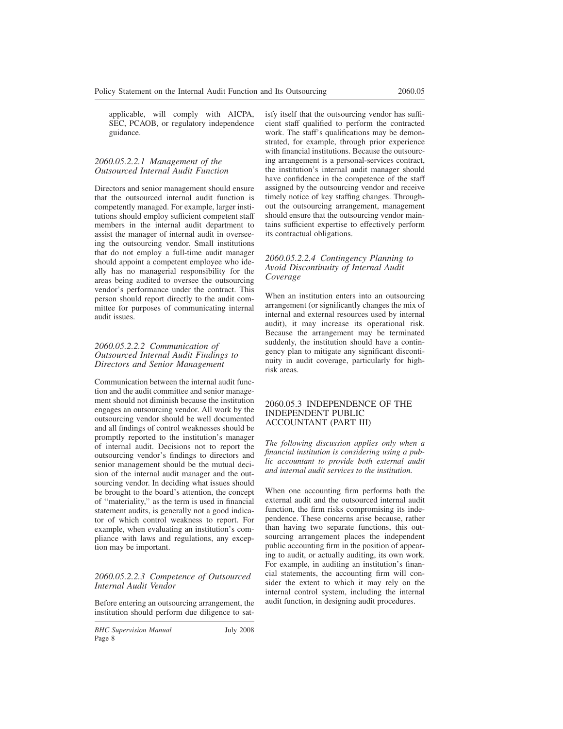applicable, will comply with AICPA, SEC, PCAOB, or regulatory independence guidance.

### *2060.05.2.2.1 Management of the Outsourced Internal Audit Function*

Directors and senior management should ensure that the outsourced internal audit function is competently managed. For example, larger institutions should employ sufficient competent staff members in the internal audit department to assist the manager of internal audit in overseeing the outsourcing vendor. Small institutions that do not employ a full-time audit manager should appoint a competent employee who ideally has no managerial responsibility for the areas being audited to oversee the outsourcing vendor's performance under the contract. This person should report directly to the audit committee for purposes of communicating internal audit issues.

### *2060.05.2.2.2 Communication of Outsourced Internal Audit Findings to Directors and Senior Management*

Communication between the internal audit function and the audit committee and senior management should not diminish because the institution engages an outsourcing vendor. All work by the outsourcing vendor should be well documented and all findings of control weaknesses should be promptly reported to the institution's manager of internal audit. Decisions not to report the outsourcing vendor's findings to directors and senior management should be the mutual decision of the internal audit manager and the outsourcing vendor. In deciding what issues should be brought to the board's attention, the concept of ''materiality,'' as the term is used in financial statement audits, is generally not a good indicator of which control weakness to report. For example, when evaluating an institution's compliance with laws and regulations, any exception may be important.

### *2060.05.2.2.3 Competence of Outsourced Internal Audit Vendor*

Before entering an outsourcing arrangement, the institution should perform due diligence to satisfy itself that the outsourcing vendor has sufficient staff qualified to perform the contracted work. The staff's qualifications may be demonstrated, for example, through prior experience with financial institutions. Because the outsourcing arrangement is a personal-services contract, the institution's internal audit manager should have confidence in the competence of the staff assigned by the outsourcing vendor and receive timely notice of key staffing changes. Throughout the outsourcing arrangement, management should ensure that the outsourcing vendor maintains sufficient expertise to effectively perform its contractual obligations.

### *2060.05.2.2.4 Contingency Planning to Avoid Discontinuity of Internal Audit Coverage*

When an institution enters into an outsourcing arrangement (or significantly changes the mix of internal and external resources used by internal audit), it may increase its operational risk. Because the arrangement may be terminated suddenly, the institution should have a contingency plan to mitigate any significant discontinuity in audit coverage, particularly for high-risk areas.

## 2060.05.3 INDEPENDENCE OF THE INDEPENDENT PUBLIC ACCOUNTANT (PART III)

*The following discussion applies only when a financial institution is considering using a public accountant to provide both external audit and internal audit services to the institution.*

When one accounting firm performs both the external audit and the outsourced internal audit function, the firm risks compromising its independence. These concerns arise because, rather than having two separate functions, this outsourcing arrangement places the independent public accounting firm in the position of appearing to audit, or actually auditing, its own work. For example, in auditing an institution's financial statements, the accounting firm will consider the extent to which it may rely on the internal control system, including the internal audit function, in designing audit procedures.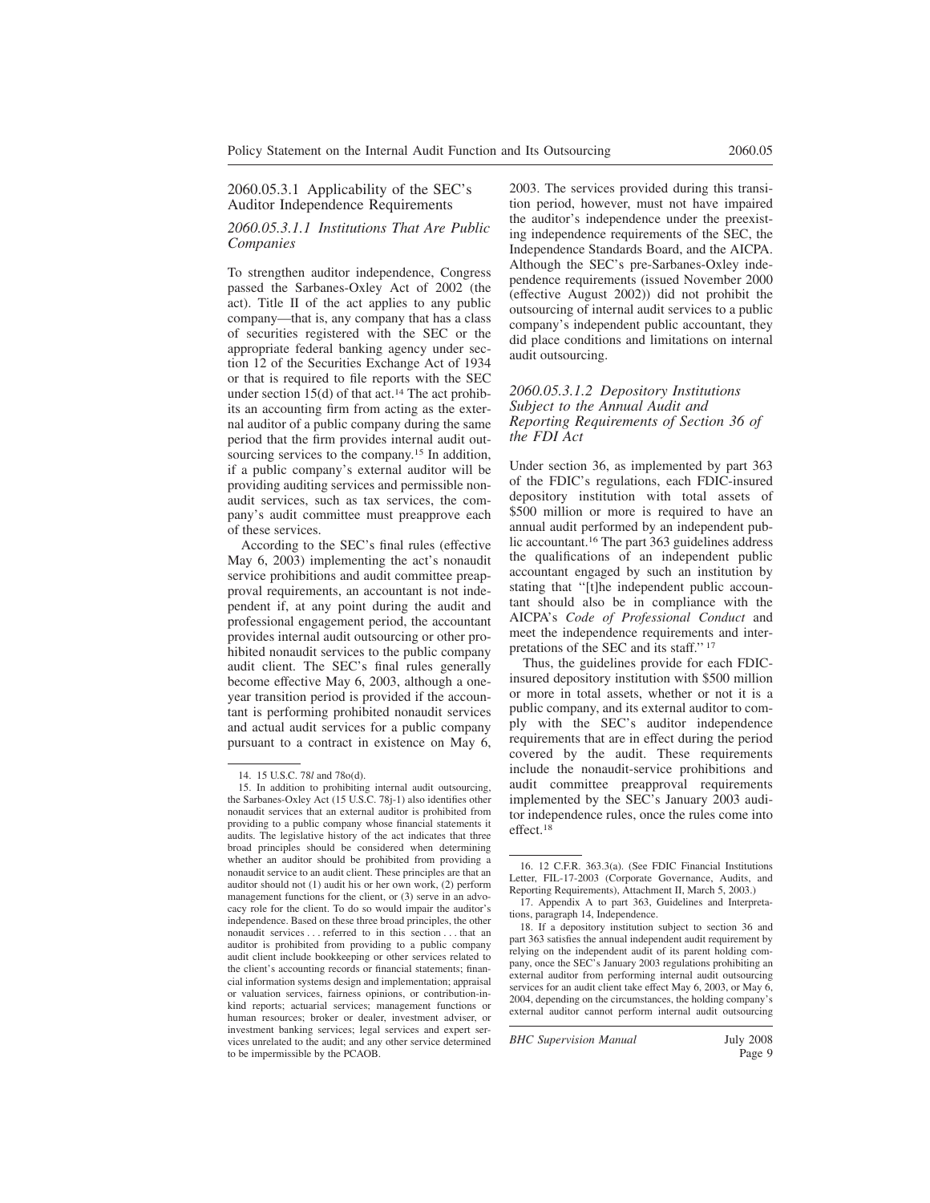### 2060.05.3.1 Applicability of the SEC's Auditor Independence Requirements

#### *2060.05.3.1.1 Institutions That Are Public Companies*

To strengthen auditor independence, Congress passed the Sarbanes-Oxley Act of 2002 (the act). Title II of the act applies to any public company—that is, any company that has a class of securities registered with the SEC or the appropriate federal banking agency under section 12 of the Securities Exchange Act of 1934 or that is required to file reports with the SEC under section 15(d) of that act.[14] The act prohibits an accounting firm from acting as the external auditor of a public company during the same period that the firm provides internal audit outsourcing services to the company.[15] In addition, if a public company's external auditor will be providing auditing services and permissible nonaudit services, such as tax services, the company's audit committee must preapprove each of these services.

According to the SEC's final rules (effective May 6, 2003) implementing the act's nonaudit service prohibitions and audit committee preapproval requirements, an accountant is not independent if, at any point during the audit and professional engagement period, the accountant provides internal audit outsourcing or other prohibited nonaudit services to the public company audit client. The SEC's final rules generally become effective May 6, 2003, although a one-year transition period is provided if the accountant is performing prohibited nonaudit services and actual audit services for a public company pursuant to a contract in existence on May 6, 2003. The services provided during this transition period, however, must not have impaired the auditor's independence under the preexisting independence requirements of the SEC, the Independence Standards Board, and the AICPA. Although the SEC's pre-Sarbanes-Oxley independence requirements (issued November 2000 (effective August 2002)) did not prohibit the outsourcing of internal audit services to a public company's independent public accountant, they did place conditions and limitations on internal audit outsourcing.

#### *2060.05.3.1.2 Depository Institutions Subject to the Annual Audit and Reporting Requirements of Section 36 of the FDI Act*

Under section 36, as implemented by part 363 of the FDIC's regulations, each FDIC-insured depository institution with total assets of $500 million or more is required to have an annual audit performed by an independent public accountant.[16] The part 363 guidelines address the qualifications of an independent public accountant engaged by such an institution by stating that "[t]he independent public accountant should also be in compliance with the AICPA's *Code of Professional Conduct* and meet the independence requirements and interpretations of the SEC and its staff."[17]

Thus, the guidelines provide for each FDIC-insured depository institution with $500 million or more in total assets, whether or not it is a public company, and its external auditor to comply with the SEC's auditor independence requirements that are in effect during the period covered by the audit. These requirements include the nonaudit-service prohibitions and audit committee preapproval requirements implemented by the SEC's January 2003 auditor independence rules, once the rules come into effect.[18]

---

14. 15 U.S.C. 78*l* and 78o(d).

15. In addition to prohibiting internal audit outsourcing, the Sarbanes-Oxley Act (15 U.S.C. 78j-1) also identifies other nonaudit services that an external auditor is prohibited from providing to a public company whose financial statements it audits. The legislative history of the act indicates that three broad principles should be considered when determining whether an auditor should be prohibited from providing a nonaudit service to an audit client. These principles are that an auditor should not (1) audit his or her own work, (2) perform management functions for the client, or (3) serve in an advocacy role for the client. To do so would impair the auditor's independence. Based on these three broad principles, the other nonaudit services . . . referred to in this section . . . that an auditor is prohibited from providing to a public company audit client include bookkeeping or other services related to the client's accounting records or financial statements; financial information systems design and implementation; appraisal or valuation services, fairness opinions, or contribution-in-kind reports; actuarial services; management functions or human resources; broker or dealer, investment adviser, or investment banking services; legal services and expert services unrelated to the audit; and any other service determined to be impermissible by the PCAOB.

16. 12 C.F.R. 363.3(a). (See FDIC Financial Institutions Letter, FIL-17-2003 (Corporate Governance, Audits, and Reporting Requirements), Attachment II, March 5, 2003.)

17. Appendix A to part 363, Guidelines and Interpretations, paragraph 14, Independence.

18. If a depository institution subject to section 36 and part 363 satisfies the annual independent audit requirement by relying on the independent audit of its parent holding company, once the SEC's January 2003 regulations prohibiting an external auditor from performing internal audit outsourcing services for an audit client take effect May 6, 2003, or May 6, 2004, depending on the circumstances, the holding company's external auditor cannot perform internal audit outsourcing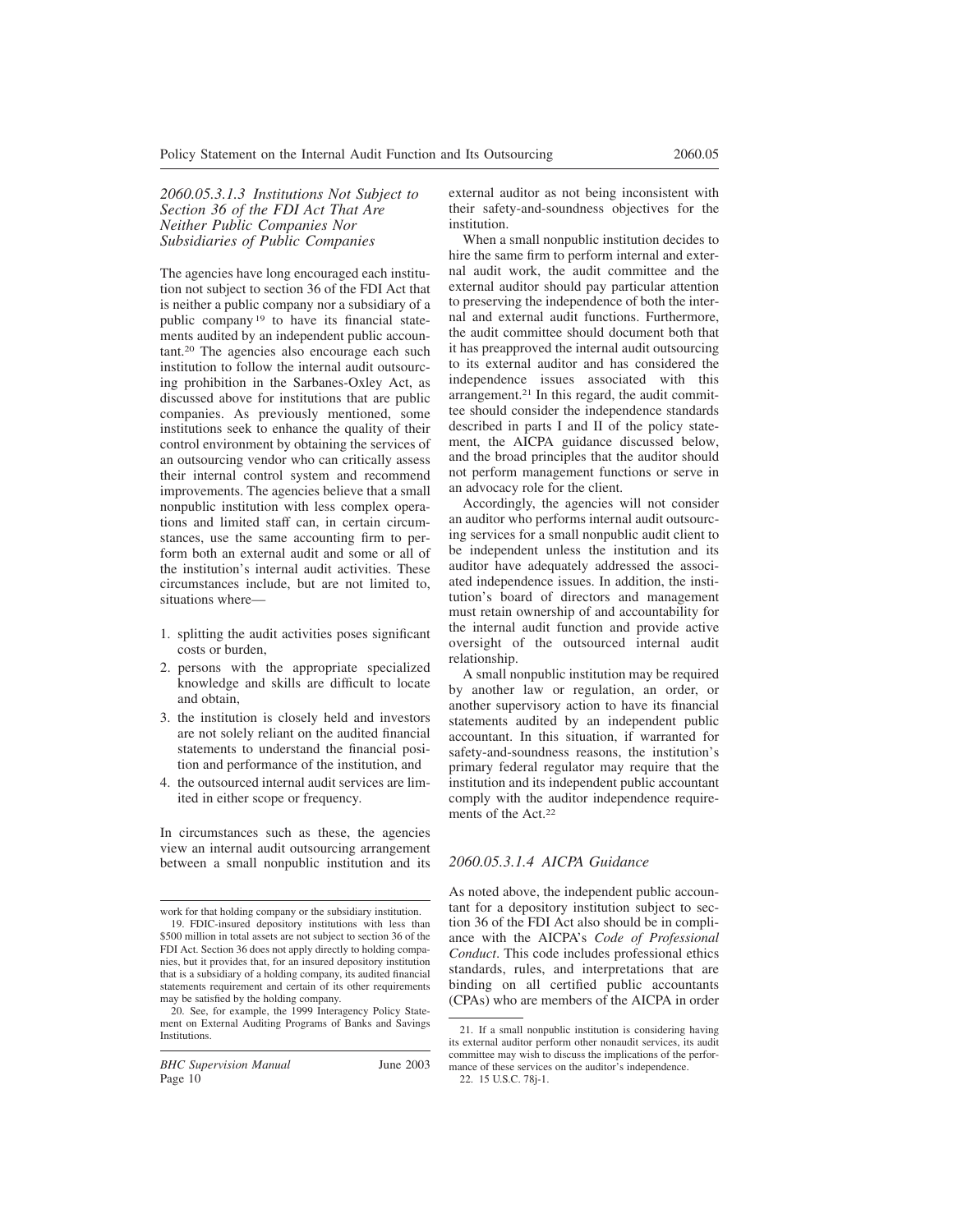### *2060.05.3.1.3 Institutions Not Subject to Section 36 of the FDI Act That Are Neither Public Companies Nor Subsidiaries of Public Companies*

The agencies have long encouraged each institution not subject to section 36 of the FDI Act that is neither a public company nor a subsidiary of a public company[19] to have its financial statements audited by an independent public accountant.[20] The agencies also encourage each such institution to follow the internal audit outsourcing prohibition in the Sarbanes-Oxley Act, as discussed above for institutions that are public companies. As previously mentioned, some institutions seek to enhance the quality of their control environment by obtaining the services of an outsourcing vendor who can critically assess their internal control system and recommend improvements. The agencies believe that a small nonpublic institution with less complex operations and limited staff can, in certain circumstances, use the same accounting firm to perform both an external audit and some or all of the institution's internal audit activities. These circumstances include, but are not limited to, situations where—

1. splitting the audit activities poses significant costs or burden,
2. persons with the appropriate specialized knowledge and skills are difficult to locate and obtain,
3. the institution is closely held and investors are not solely reliant on the audited financial statements to understand the financial position and performance of the institution, and
4. the outsourced internal audit services are limited in either scope or frequency.

In circumstances such as these, the agencies view an internal audit outsourcing arrangement between a small nonpublic institution and its external auditor as not being inconsistent with their safety-and-soundness objectives for the institution.

When a small nonpublic institution decides to hire the same firm to perform internal and external audit work, the audit committee and the external auditor should pay particular attention to preserving the independence of both the internal and external audit functions. Furthermore, the audit committee should document both that it has preapproved the internal audit outsourcing to its external auditor and has considered the independence issues associated with this arrangement.[21] In this regard, the audit committee should consider the independence standards described in parts I and II of the policy statement, the AICPA guidance discussed below, and the broad principles that the auditor should not perform management functions or serve in an advocacy role for the client.

Accordingly, the agencies will not consider an auditor who performs internal audit outsourcing services for a small nonpublic audit client to be independent unless the institution and its auditor have adequately addressed the associated independence issues. In addition, the institution's board of directors and management must retain ownership of and accountability for the internal audit function and provide active oversight of the outsourced internal audit relationship.

A small nonpublic institution may be required by another law or regulation, an order, or another supervisory action to have its financial statements audited by an independent public accountant. In this situation, if warranted for safety-and-soundness reasons, the institution's primary federal regulator may require that the institution and its independent public accountant comply with the auditor independence requirements of the Act.[22]

### *2060.05.3.1.4 AICPA Guidance*

As noted above, the independent public accountant for a depository institution subject to section 36 of the FDI Act also should be in compliance with the AICPA's *Code of Professional Conduct*. This code includes professional ethics standards, rules, and interpretations that are binding on all certified public accountants (CPAs) who are members of the AICPA in order

---

work for that holding company or the subsidiary institution.

19. FDIC-insured depository institutions with less than $500 million in total assets are not subject to section 36 of the FDI Act. Section 36 does not apply directly to holding companies, but it provides that, for an insured depository institution that is a subsidiary of a holding company, its audited financial statements requirement and certain of its other requirements may be satisfied by the holding company.

20. See, for example, the 1999 Interagency Policy Statement on External Auditing Programs of Banks and Savings Institutions.

21. If a small nonpublic institution is considering having its external auditor perform other nonaudit services, its audit committee may wish to discuss the implications of the performance of these services on the auditor's independence.

22. 15 U.S.C. 78j-1.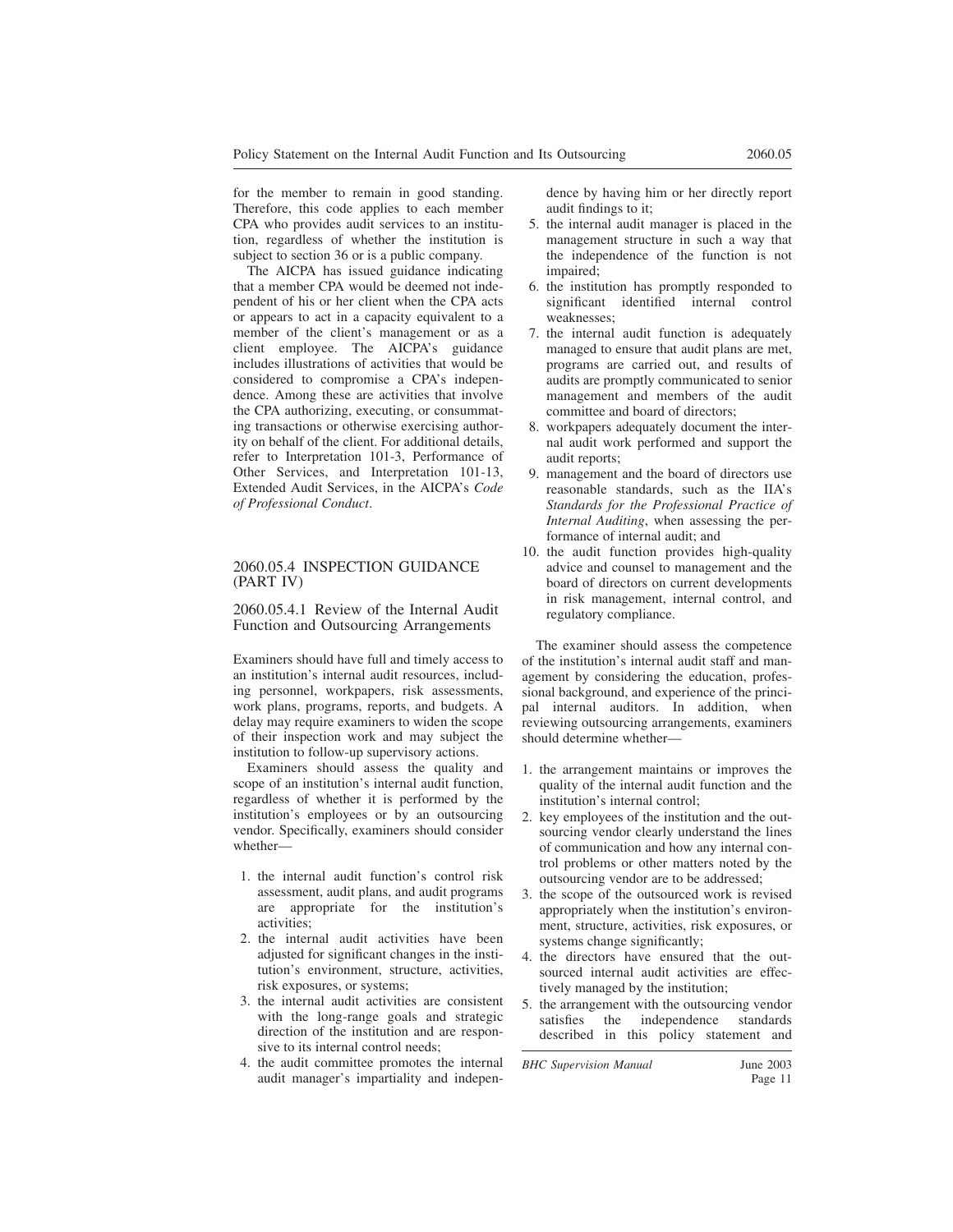for the member to remain in good standing. Therefore, this code applies to each member CPA who provides audit services to an institution, regardless of whether the institution is subject to section 36 or is a public company.

The AICPA has issued guidance indicating that a member CPA would be deemed not independent of his or her client when the CPA acts or appears to act in a capacity equivalent to a member of the client's management or as a client employee. The AICPA's guidance includes illustrations of activities that would be considered to compromise a CPA's independence. Among these are activities that involve the CPA authorizing, executing, or consummating transactions or otherwise exercising authority on behalf of the client. For additional details, refer to Interpretation 101-3, Performance of Other Services, and Interpretation 101-13, Extended Audit Services, in the AICPA's *Code of Professional Conduct*.

## 2060.05.4 INSPECTION GUIDANCE (PART IV)

### 2060.05.4.1 Review of the Internal Audit Function and Outsourcing Arrangements

Examiners should have full and timely access to an institution's internal audit resources, including personnel, workpapers, risk assessments, work plans, programs, reports, and budgets. A delay may require examiners to widen the scope of their inspection work and may subject the institution to follow-up supervisory actions.

Examiners should assess the quality and scope of an institution's internal audit function, regardless of whether it is performed by the institution's employees or by an outsourcing vendor. Specifically, examiners should consider whether—

1. the internal audit function's control risk assessment, audit plans, and audit programs are appropriate for the institution's activities;
2. the internal audit activities have been adjusted for significant changes in the institution's environment, structure, activities, risk exposures, or systems;
3. the internal audit activities are consistent with the long-range goals and strategic direction of the institution and are responsive to its internal control needs;
4. the audit committee promotes the internal audit manager's impartiality and independence by having him or her directly report audit findings to it;
5. the internal audit manager is placed in the management structure in such a way that the independence of the function is not impaired;
6. the institution has promptly responded to significant identified internal control weaknesses;
7. the internal audit function is adequately managed to ensure that audit plans are met, programs are carried out, and results of audits are promptly communicated to senior management and members of the audit committee and board of directors;
8. workpapers adequately document the internal audit work performed and support the audit reports;
9. management and the board of directors use reasonable standards, such as the IIA's *Standards for the Professional Practice of Internal Auditing*, when assessing the performance of internal audit; and
10. the audit function provides high-quality advice and counsel to management and the board of directors on current developments in risk management, internal control, and regulatory compliance.

The examiner should assess the competence of the institution's internal audit staff and management by considering the education, professional background, and experience of the principal internal auditors. In addition, when reviewing outsourcing arrangements, examiners should determine whether—

1. the arrangement maintains or improves the quality of the internal audit function and the institution's internal control;
2. key employees of the institution and the outsourcing vendor clearly understand the lines of communication and how any internal control problems or other matters noted by the outsourcing vendor are to be addressed;
3. the scope of the outsourced work is revised appropriately when the institution's environment, structure, activities, risk exposures, or systems change significantly;
4. the directors have ensured that the outsourced internal audit activities are effectively managed by the institution;
5. the arrangement with the outsourcing vendor satisfies the independence standards described in this policy statement and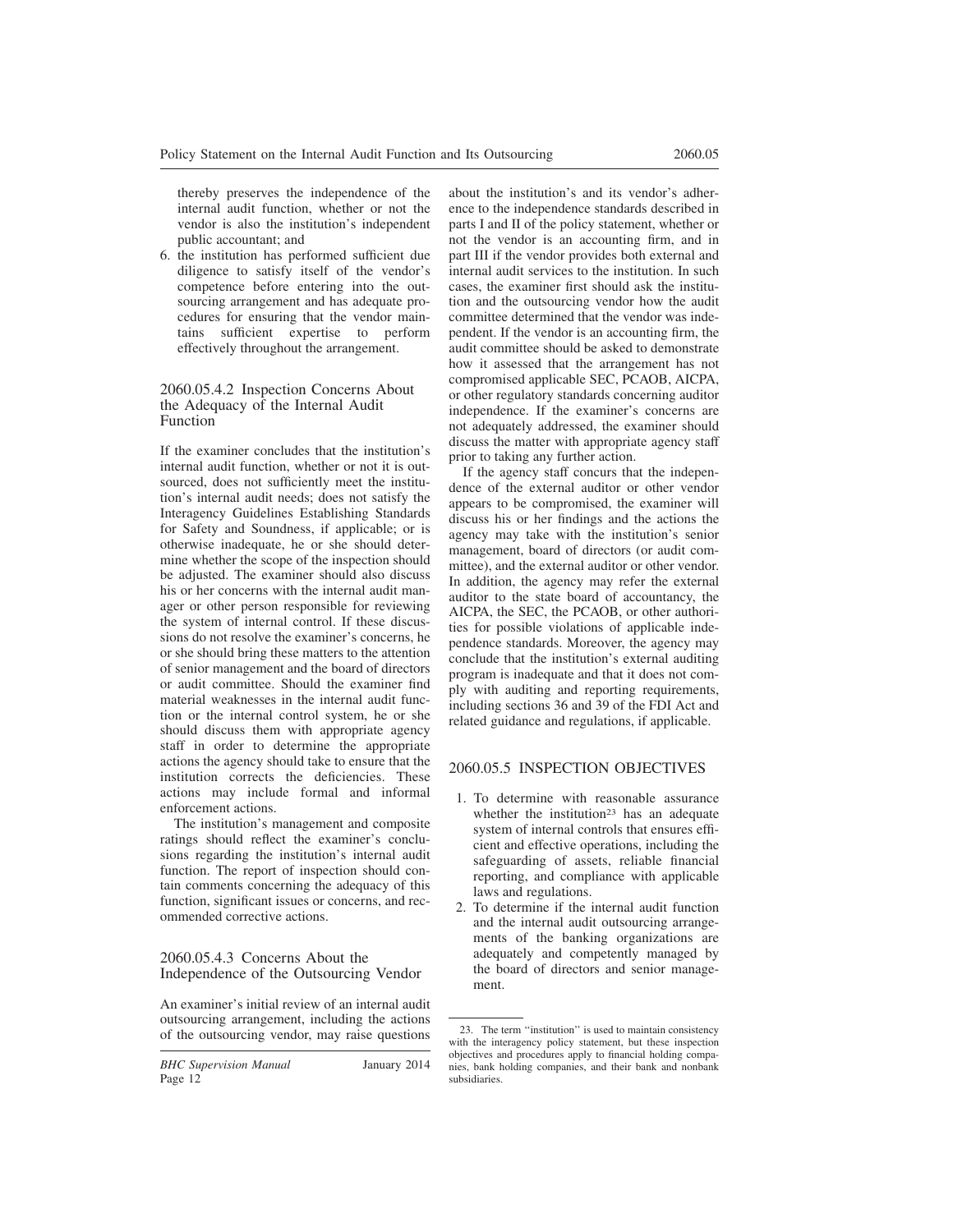thereby preserves the independence of the internal audit function, whether or not the vendor is also the institution's independent public accountant; and

6. the institution has performed sufficient due diligence to satisfy itself of the vendor's competence before entering into the outsourcing arrangement and has adequate procedures for ensuring that the vendor maintains sufficient expertise to perform effectively throughout the arrangement.

### 2060.05.4.2 Inspection Concerns About the Adequacy of the Internal Audit Function

If the examiner concludes that the institution's internal audit function, whether or not it is outsourced, does not sufficiently meet the institution's internal audit needs; does not satisfy the Interagency Guidelines Establishing Standards for Safety and Soundness, if applicable; or is otherwise inadequate, he or she should determine whether the scope of the inspection should be adjusted. The examiner should also discuss his or her concerns with the internal audit manager or other person responsible for reviewing the system of internal control. If these discussions do not resolve the examiner's concerns, he or she should bring these matters to the attention of senior management and the board of directors or audit committee. Should the examiner find material weaknesses in the internal audit function or the internal control system, he or she should discuss them with appropriate agency staff in order to determine the appropriate actions the agency should take to ensure that the institution corrects the deficiencies. These actions may include formal and informal enforcement actions.

The institution's management and composite ratings should reflect the examiner's conclusions regarding the institution's internal audit function. The report of inspection should contain comments concerning the adequacy of this function, significant issues or concerns, and recommended corrective actions.

### 2060.05.4.3 Concerns About the Independence of the Outsourcing Vendor

An examiner's initial review of an internal audit outsourcing arrangement, including the actions of the outsourcing vendor, may raise questions about the institution's and its vendor's adherence to the independence standards described in parts I and II of the policy statement, whether or not the vendor is an accounting firm, and in part III if the vendor provides both external and internal audit services to the institution. In such cases, the examiner first should ask the institution and the outsourcing vendor how the audit committee determined that the vendor was independent. If the vendor is an accounting firm, the audit committee should be asked to demonstrate how it assessed that the arrangement has not compromised applicable SEC, PCAOB, AICPA, or other regulatory standards concerning auditor independence. If the examiner's concerns are not adequately addressed, the examiner should discuss the matter with appropriate agency staff prior to taking any further action.

If the agency staff concurs that the independence of the external auditor or other vendor appears to be compromised, the examiner will discuss his or her findings and the actions the agency may take with the institution's senior management, board of directors (or audit committee), and the external auditor or other vendor. In addition, the agency may refer the external auditor to the state board of accountancy, the AICPA, the SEC, the PCAOB, or other authorities for possible violations of applicable independence standards. Moreover, the agency may conclude that the institution's external auditing program is inadequate and that it does not comply with auditing and reporting requirements, including sections 36 and 39 of the FDI Act and related guidance and regulations, if applicable.

## 2060.05.5 INSPECTION OBJECTIVES

1. To determine with reasonable assurance whether the institution[23] has an adequate system of internal controls that ensures efficient and effective operations, including the safeguarding of assets, reliable financial reporting, and compliance with applicable laws and regulations.
2. To determine if the internal audit function and the internal audit outsourcing arrangements of the banking organizations are adequately and competently managed by the board of directors and senior management.

---

23. The term "institution" is used to maintain consistency with the interagency policy statement, but these inspection objectives and procedures apply to financial holding companies, bank holding companies, and their bank and nonbank subsidiaries.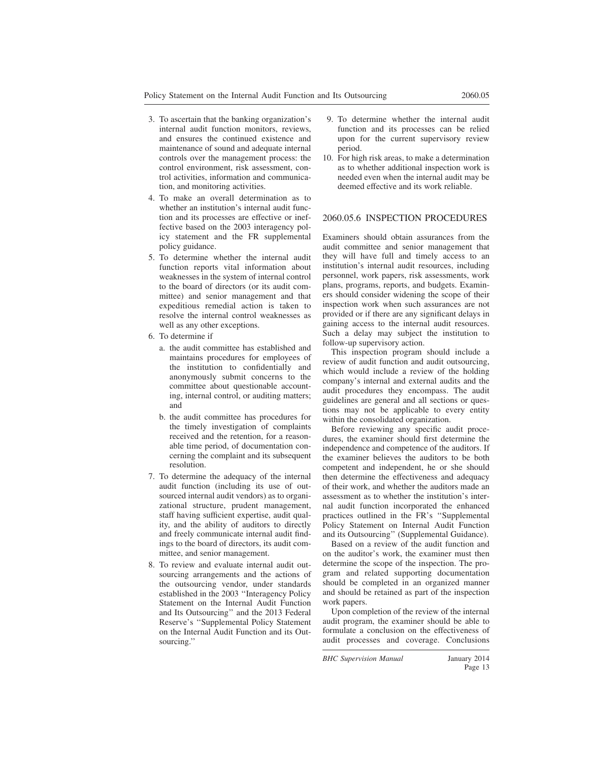3. To ascertain that the banking organization's internal audit function monitors, reviews, and ensures the continued existence and maintenance of sound and adequate internal controls over the management process: the control environment, risk assessment, control activities, information and communication, and monitoring activities.
4. To make an overall determination as to whether an institution's internal audit function and its processes are effective or ineffective based on the 2003 interagency policy statement and the FR supplemental policy guidance.
5. To determine whether the internal audit function reports vital information about weaknesses in the system of internal control to the board of directors (or its audit committee) and senior management and that expeditious remedial action is taken to resolve the internal control weaknesses as well as any other exceptions.
6. To determine if
   a. the audit committee has established and maintains procedures for employees of the institution to confidentially and anonymously submit concerns to the committee about questionable accounting, internal control, or auditing matters; and
   b. the audit committee has procedures for the timely investigation of complaints received and the retention, for a reasonable time period, of documentation concerning the complaint and its subsequent resolution.
7. To determine the adequacy of the internal audit function (including its use of outsourced internal audit vendors) as to organizational structure, prudent management, staff having sufficient expertise, audit quality, and the ability of auditors to directly and freely communicate internal audit findings to the board of directors, its audit committee, and senior management.
8. To review and evaluate internal audit outsourcing arrangements and the actions of the outsourcing vendor, under standards established in the 2003 "Interagency Policy Statement on the Internal Audit Function and Its Outsourcing" and the 2013 Federal Reserve's "Supplemental Policy Statement on the Internal Audit Function and its Outsourcing."
9. To determine whether the internal audit function and its processes can be relied upon for the current supervisory review period.
10. For high risk areas, to make a determination as to whether additional inspection work is needed even when the internal audit may be deemed effective and its work reliable.

## 2060.05.6 INSPECTION PROCEDURES

Examiners should obtain assurances from the audit committee and senior management that they will have full and timely access to an institution's internal audit resources, including personnel, work papers, risk assessments, work plans, programs, reports, and budgets. Examiners should consider widening the scope of their inspection work when such assurances are not provided or if there are any significant delays in gaining access to the internal audit resources. Such a delay may subject the institution to follow-up supervisory action.

This inspection program should include a review of audit function and audit outsourcing, which would include a review of the holding company's internal and external audits and the audit procedures they encompass. The audit guidelines are general and all sections or questions may not be applicable to every entity within the consolidated organization.

Before reviewing any specific audit procedures, the examiner should first determine the independence and competence of the auditors. If the examiner believes the auditors to be both competent and independent, he or she should then determine the effectiveness and adequacy of their work, and whether the auditors made an assessment as to whether the institution's internal audit function incorporated the enhanced practices outlined in the FR's "Supplemental Policy Statement on Internal Audit Function and its Outsourcing" (Supplemental Guidance).

Based on a review of the audit function and on the auditor's work, the examiner must then determine the scope of the inspection. The program and related supporting documentation should be completed in an organized manner and should be retained as part of the inspection work papers.

Upon completion of the review of the internal audit program, the examiner should be able to formulate a conclusion on the effectiveness of audit processes and coverage. Conclusions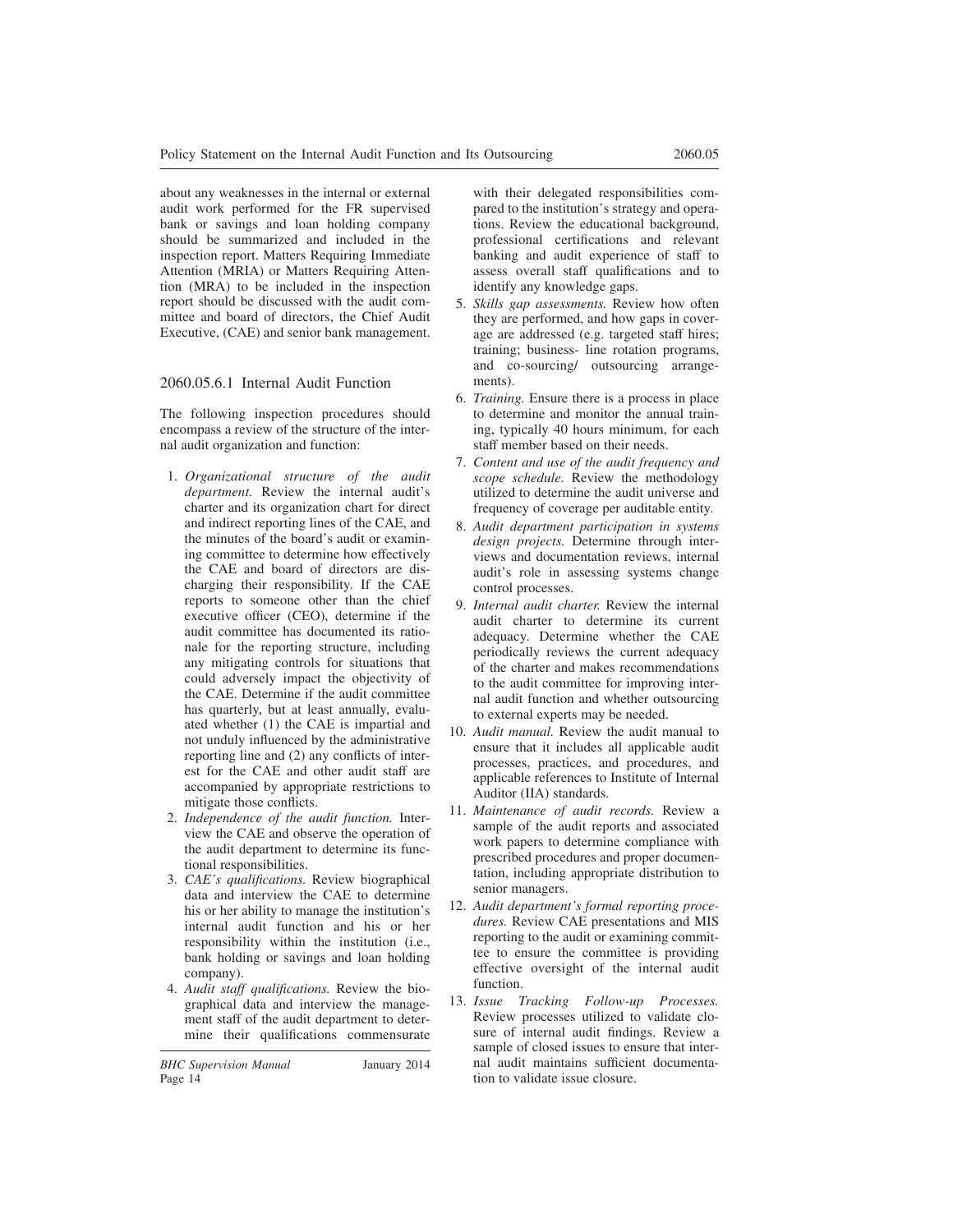about any weaknesses in the internal or external audit work performed for the FR supervised bank or savings and loan holding company should be summarized and included in the inspection report. Matters Requiring Immediate Attention (MRIA) or Matters Requiring Attention (MRA) to be included in the inspection report should be discussed with the audit committee and board of directors, the Chief Audit Executive, (CAE) and senior bank management.

### 2060.05.6.1 Internal Audit Function

The following inspection procedures should encompass a review of the structure of the internal audit organization and function:

1. *Organizational structure of the audit department.* Review the internal audit's charter and its organization chart for direct and indirect reporting lines of the CAE, and the minutes of the board's audit or examining committee to determine how effectively the CAE and board of directors are discharging their responsibility. If the CAE reports to someone other than the chief executive officer (CEO), determine if the audit committee has documented its rationale for the reporting structure, including any mitigating controls for situations that could adversely impact the objectivity of the CAE. Determine if the audit committee has quarterly, but at least annually, evaluated whether (1) the CAE is impartial and not unduly influenced by the administrative reporting line and (2) any conflicts of interest for the CAE and other audit staff are accompanied by appropriate restrictions to mitigate those conflicts.
2. *Independence of the audit function.* Interview the CAE and observe the operation of the audit department to determine its functional responsibilities.
3. *CAE's qualifications.* Review biographical data and interview the CAE to determine his or her ability to manage the institution's internal audit function and his or her responsibility within the institution (i.e., bank holding or savings and loan holding company).
4. *Audit staff qualifications.* Review the biographical data and interview the management staff of the audit department to determine their qualifications commensurate with their delegated responsibilities compared to the institution's strategy and operations. Review the educational background, professional certifications and relevant banking and audit experience of staff to assess overall staff qualifications and to identify any knowledge gaps.
5. *Skills gap assessments.* Review how often they are performed, and how gaps in coverage are addressed (e.g. targeted staff hires; training; business- line rotation programs, and co-sourcing/ outsourcing arrangements).
6. *Training.* Ensure there is a process in place to determine and monitor the annual training, typically 40 hours minimum, for each staff member based on their needs.
7. *Content and use of the audit frequency and scope schedule.* Review the methodology utilized to determine the audit universe and frequency of coverage per auditable entity.
8. *Audit department participation in systems design projects.* Determine through interviews and documentation reviews, internal audit's role in assessing systems change control processes.
9. *Internal audit charter.* Review the internal audit charter to determine its current adequacy. Determine whether the CAE periodically reviews the current adequacy of the charter and makes recommendations to the audit committee for improving internal audit function and whether outsourcing to external experts may be needed.
10. *Audit manual.* Review the audit manual to ensure that it includes all applicable audit processes, practices, and procedures, and applicable references to Institute of Internal Auditor (IIA) standards.
11. *Maintenance of audit records.* Review a sample of the audit reports and associated work papers to determine compliance with prescribed procedures and proper documentation, including appropriate distribution to senior managers.
12. *Audit department's formal reporting procedures.* Review CAE presentations and MIS reporting to the audit or examining committee to ensure the committee is providing effective oversight of the internal audit function.
13. *Issue Tracking Follow-up Processes.* Review processes utilized to validate closure of internal audit findings. Review a sample of closed issues to ensure that internal audit maintains sufficient documentation to validate issue closure.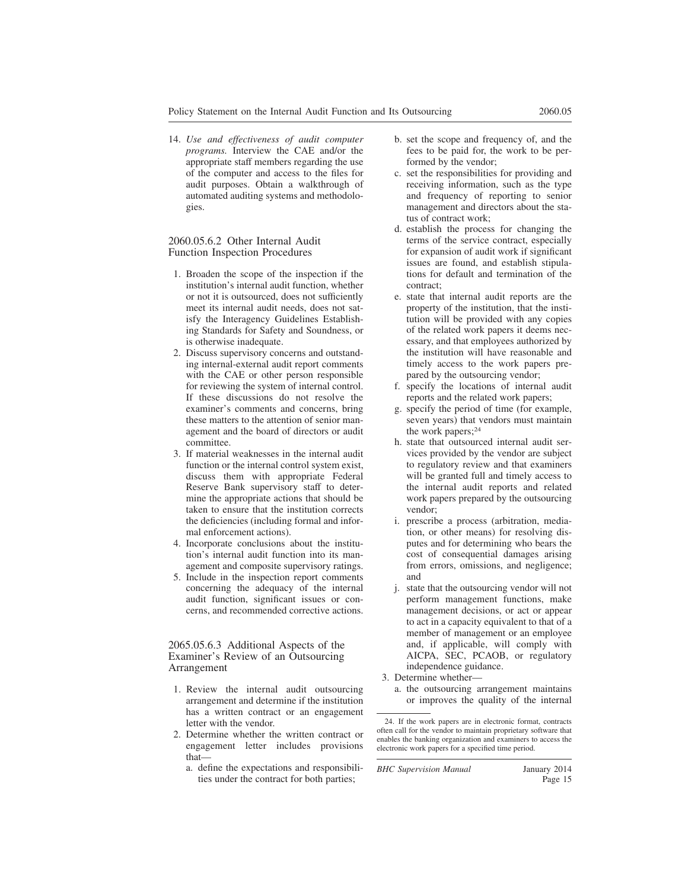14. *Use and effectiveness of audit computer programs.* Interview the CAE and/or the appropriate staff members regarding the use of the computer and access to the files for audit purposes. Obtain a walkthrough of automated auditing systems and methodologies.

### 2060.05.6.2 Other Internal Audit Function Inspection Procedures

1. Broaden the scope of the inspection if the institution's internal audit function, whether or not it is outsourced, does not sufficiently meet its internal audit needs, does not satisfy the Interagency Guidelines Establishing Standards for Safety and Soundness, or is otherwise inadequate.
2. Discuss supervisory concerns and outstanding internal-external audit report comments with the CAE or other person responsible for reviewing the system of internal control. If these discussions do not resolve the examiner's comments and concerns, bring these matters to the attention of senior management and the board of directors or audit committee.
3. If material weaknesses in the internal audit function or the internal control system exist, discuss them with appropriate Federal Reserve Bank supervisory staff to determine the appropriate actions that should be taken to ensure that the institution corrects the deficiencies (including formal and informal enforcement actions).
4. Incorporate conclusions about the institution's internal audit function into its management and composite supervisory ratings.
5. Include in the inspection report comments concerning the adequacy of the internal audit function, significant issues or concerns, and recommended corrective actions.

### 2065.05.6.3 Additional Aspects of the Examiner's Review of an Outsourcing Arrangement

1. Review the internal audit outsourcing arrangement and determine if the institution has a written contract or an engagement letter with the vendor.
2. Determine whether the written contract or engagement letter includes provisions that—
   a. define the expectations and responsibilities under the contract for both parties;
   b. set the scope and frequency of, and the fees to be paid for, the work to be performed by the vendor;
   c. set the responsibilities for providing and receiving information, such as the type and frequency of reporting to senior management and directors about the status of contract work;
   d. establish the process for changing the terms of the service contract, especially for expansion of audit work if significant issues are found, and establish stipulations for default and termination of the contract;
   e. state that internal audit reports are the property of the institution, that the institution will be provided with any copies of the related work papers it deems necessary, and that employees authorized by the institution will have reasonable and timely access to the work papers prepared by the outsourcing vendor;
   f. specify the locations of internal audit reports and the related work papers;
   g. specify the period of time (for example, seven years) that vendors must maintain the work papers;[24]
   h. state that outsourced internal audit services provided by the vendor are subject to regulatory review and that examiners will be granted full and timely access to the internal audit reports and related work papers prepared by the outsourcing vendor;
   i. prescribe a process (arbitration, mediation, or other means) for resolving disputes and for determining who bears the cost of consequential damages arising from errors, omissions, and negligence; and
   j. state that the outsourcing vendor will not perform management functions, make management decisions, or act or appear to act in a capacity equivalent to that of a member of management or an employee and, if applicable, will comply with AICPA, SEC, PCAOB, or regulatory independence guidance.
3. Determine whether—
   a. the outsourcing arrangement maintains or improves the quality of the internal

24. If the work papers are in electronic format, contracts often call for the vendor to maintain proprietary software that enables the banking organization and examiners to access the electronic work papers for a specified time period.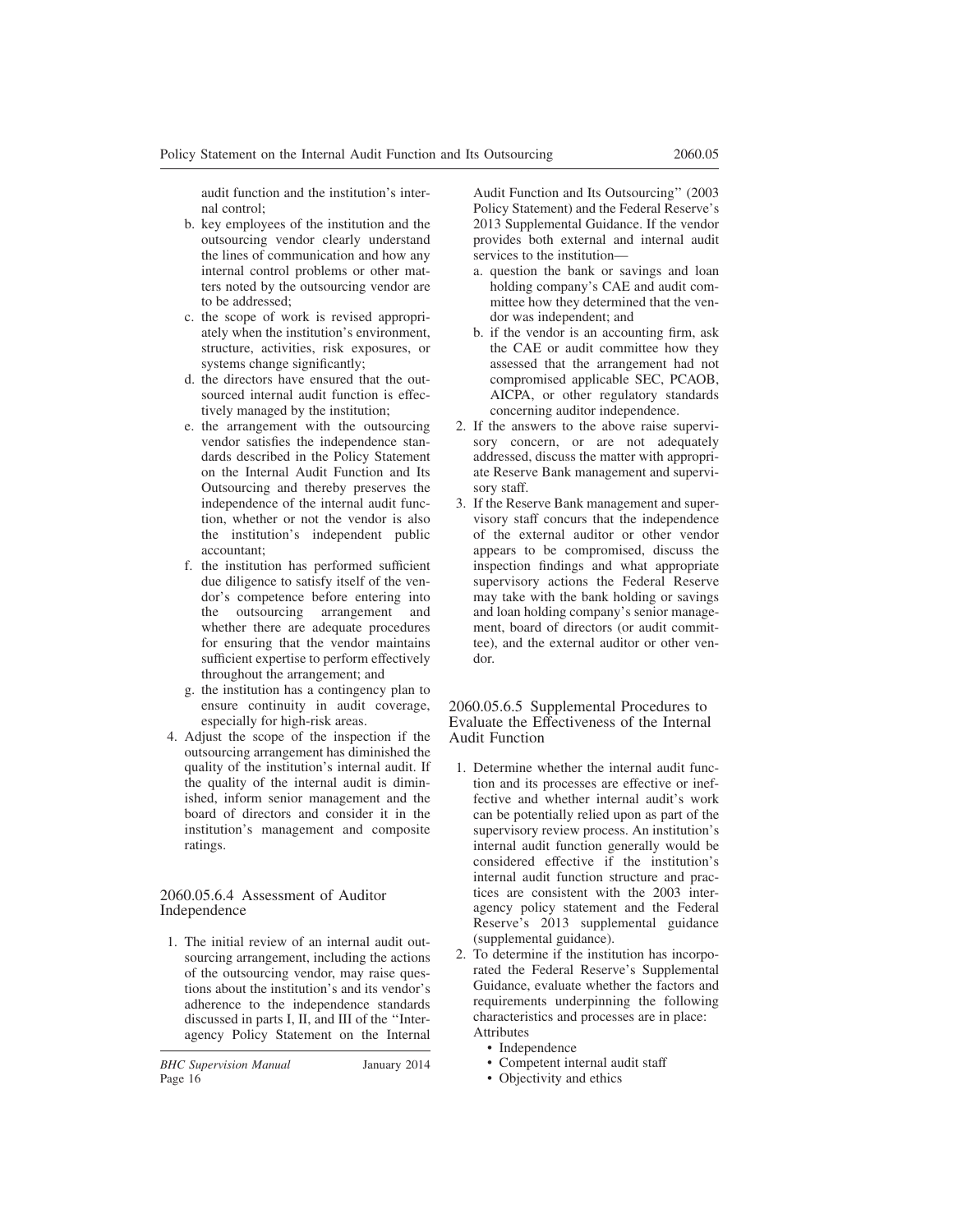audit function and the institution's internal control;

b. key employees of the institution and the outsourcing vendor clearly understand the lines of communication and how any internal control problems or other matters noted by the outsourcing vendor are to be addressed;
c. the scope of work is revised appropriately when the institution's environment, structure, activities, risk exposures, or systems change significantly;
d. the directors have ensured that the outsourced internal audit function is effectively managed by the institution;
e. the arrangement with the outsourcing vendor satisfies the independence standards described in the Policy Statement on the Internal Audit Function and Its Outsourcing and thereby preserves the independence of the internal audit function, whether or not the vendor is also the institution's independent public accountant;
f. the institution has performed sufficient due diligence to satisfy itself of the vendor's competence before entering into the outsourcing arrangement and whether there are adequate procedures for ensuring that the vendor maintains sufficient expertise to perform effectively throughout the arrangement; and
g. the institution has a contingency plan to ensure continuity in audit coverage, especially for high-risk areas.

4. Adjust the scope of the inspection if the outsourcing arrangement has diminished the quality of the institution's internal audit. If the quality of the internal audit is diminished, inform senior management and the board of directors and consider it in the institution's management and composite ratings.

### 2060.05.6.4 Assessment of Auditor Independence

1. The initial review of an internal audit outsourcing arrangement, including the actions of the outsourcing vendor, may raise questions about the institution's and its vendor's adherence to the independence standards discussed in parts I, II, and III of the "Interagency Policy Statement on the Internal Audit Function and Its Outsourcing" (2003 Policy Statement) and the Federal Reserve's 2013 Supplemental Guidance. If the vendor provides both external and internal audit services to the institution—
   a. question the bank or savings and loan holding company's CAE and audit committee how they determined that the vendor was independent; and
   b. if the vendor is an accounting firm, ask the CAE or audit committee how they assessed that the arrangement had not compromised applicable SEC, PCAOB, AICPA, or other regulatory standards concerning auditor independence.
2. If the answers to the above raise supervisory concern, or are not adequately addressed, discuss the matter with appropriate Reserve Bank management and supervisory staff.
3. If the Reserve Bank management and supervisory staff concurs that the independence of the external auditor or other vendor appears to be compromised, discuss the inspection findings and what appropriate supervisory actions the Federal Reserve may take with the bank holding or savings and loan holding company's senior management, board of directors (or audit committee), and the external auditor or other vendor.

### 2060.05.6.5 Supplemental Procedures to Evaluate the Effectiveness of the Internal Audit Function

1. Determine whether the internal audit function and its processes are effective or ineffective and whether internal audit's work can be potentially relied upon as part of the supervisory review process. An institution's internal audit function generally would be considered effective if the institution's internal audit function structure and practices are consistent with the 2003 interagency policy statement and the Federal Reserve's 2013 supplemental guidance (supplemental guidance).
2. To determine if the institution has incorporated the Federal Reserve's Supplemental Guidance, evaluate whether the factors and requirements underpinning the following characteristics and processes are in place:
   Attributes
   - Independence
   - Competent internal audit staff
   - Objectivity and ethics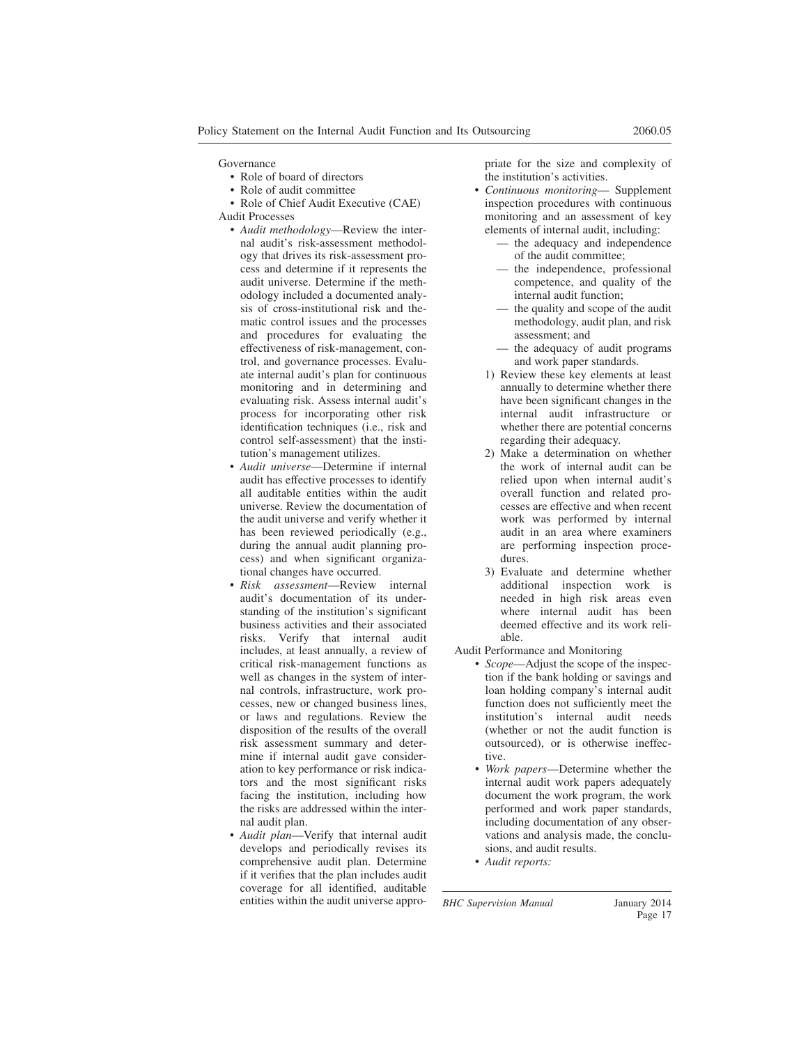Governance

- Role of board of directors
- Role of audit committee
- Role of Chief Audit Executive (CAE)

Audit Processes

- *Audit methodology*—Review the internal audit's risk-assessment methodology that drives its risk-assessment process and determine if it represents the audit universe. Determine if the methodology included a documented analysis of cross-institutional risk and thematic control issues and the processes and procedures for evaluating the effectiveness of risk-management, control, and governance processes. Evaluate internal audit's plan for continuous monitoring and in determining and evaluating risk. Assess internal audit's process for incorporating other risk identification techniques (i.e., risk and control self-assessment) that the institution's management utilizes.
- *Audit universe*—Determine if internal audit has effective processes to identify all auditable entities within the audit universe. Review the documentation of the audit universe and verify whether it has been reviewed periodically (e.g., during the annual audit planning process) and when significant organizational changes have occurred.
- *Risk assessment*—Review internal audit's documentation of its understanding of the institution's significant business activities and their associated risks. Verify that internal audit includes, at least annually, a review of critical risk-management functions as well as changes in the system of internal controls, infrastructure, work processes, new or changed business lines, or laws and regulations. Review the disposition of the results of the overall risk assessment summary and determine if internal audit gave consideration to key performance or risk indicators and the most significant risks facing the institution, including how the risks are addressed within the internal audit plan.
- *Audit plan*—Verify that internal audit develops and periodically revises its comprehensive audit plan. Determine if it verifies that the plan includes audit coverage for all identified, auditable entities within the audit universe appropriate for the size and complexity of the institution's activities.
- *Continuous monitoring*— Supplement inspection procedures with continuous monitoring and an assessment of key elements of internal audit, including:
  - — the adequacy and independence of the audit committee;
  - — the independence, professional competence, and quality of the internal audit function;
  - — the quality and scope of the audit methodology, audit plan, and risk assessment; and
  - — the adequacy of audit programs and work paper standards.

  1) Review these key elements at least annually to determine whether there have been significant changes in the internal audit infrastructure or whether there are potential concerns regarding their adequacy.
  2) Make a determination on whether the work of internal audit can be relied upon when internal audit's overall function and related processes are effective and when recent work was performed by internal audit in an area where examiners are performing inspection procedures.
  3) Evaluate and determine whether additional inspection work is needed in high risk areas even where internal audit has been deemed effective and its work reliable.

Audit Performance and Monitoring

- *Scope*—Adjust the scope of the inspection if the bank holding or savings and loan holding company's internal audit function does not sufficiently meet the institution's internal audit needs (whether or not the audit function is outsourced), or is otherwise ineffective.
- *Work papers*—Determine whether the internal audit work papers adequately document the work program, the work performed and work paper standards, including documentation of any observations and analysis made, the conclusions, and audit results.
- *Audit reports:*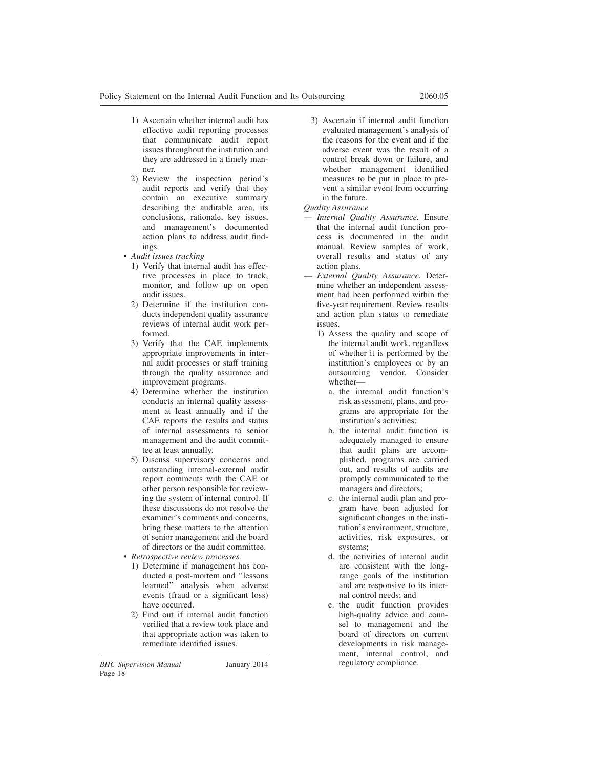1) Ascertain whether internal audit has effective audit reporting processes that communicate audit report issues throughout the institution and they are addressed in a timely manner.
2) Review the inspection period's audit reports and verify that they contain an executive summary describing the auditable area, its conclusions, rationale, key issues, and management's documented action plans to address audit findings.

- *Audit issues tracking*
  1) Verify that internal audit has effective processes in place to track, monitor, and follow up on open audit issues.
  2) Determine if the institution conducts independent quality assurance reviews of internal audit work performed.
  3) Verify that the CAE implements appropriate improvements in internal audit processes or staff training through the quality assurance and improvement programs.
  4) Determine whether the institution conducts an internal quality assessment at least annually and if the CAE reports the results and status of internal assessments to senior management and the audit committee at least annually.
  5) Discuss supervisory concerns and outstanding internal-external audit report comments with the CAE or other person responsible for reviewing the system of internal control. If these discussions do not resolve the examiner's comments and concerns, bring these matters to the attention of senior management and the board of directors or the audit committee.
- *Retrospective review processes.*
  1) Determine if management has conducted a post-mortem and ''lessons learned'' analysis when adverse events (fraud or a significant loss) have occurred.
  2) Find out if internal audit function verified that a review took place and that appropriate action was taken to remediate identified issues.
  3) Ascertain if internal audit function evaluated management's analysis of the reasons for the event and if the adverse event was the result of a control break down or failure, and whether management identified measures to be put in place to prevent a similar event from occurring in the future.

*Quality Assurance*

— *Internal Quality Assurance.* Ensure that the internal audit function process is documented in the audit manual. Review samples of work, overall results and status of any action plans.

— *External Quality Assurance.* Determine whether an independent assessment had been performed within the five-year requirement. Review results and action plan status to remediate issues.

1) Assess the quality and scope of the internal audit work, regardless of whether it is performed by the institution's employees or by an outsourcing vendor. Consider whether—
   a. the internal audit function's risk assessment, plans, and programs are appropriate for the institution's activities;
   b. the internal audit function is adequately managed to ensure that audit plans are accomplished, programs are carried out, and results of audits are promptly communicated to the managers and directors;
   c. the internal audit plan and program have been adjusted for significant changes in the institution's environment, structure, activities, risk exposures, or systems;
   d. the activities of internal audit are consistent with the long-range goals of the institution and are responsive to its internal control needs; and
   e. the audit function provides high-quality advice and counsel to management and the board of directors on current developments in risk management, internal control, and regulatory compliance.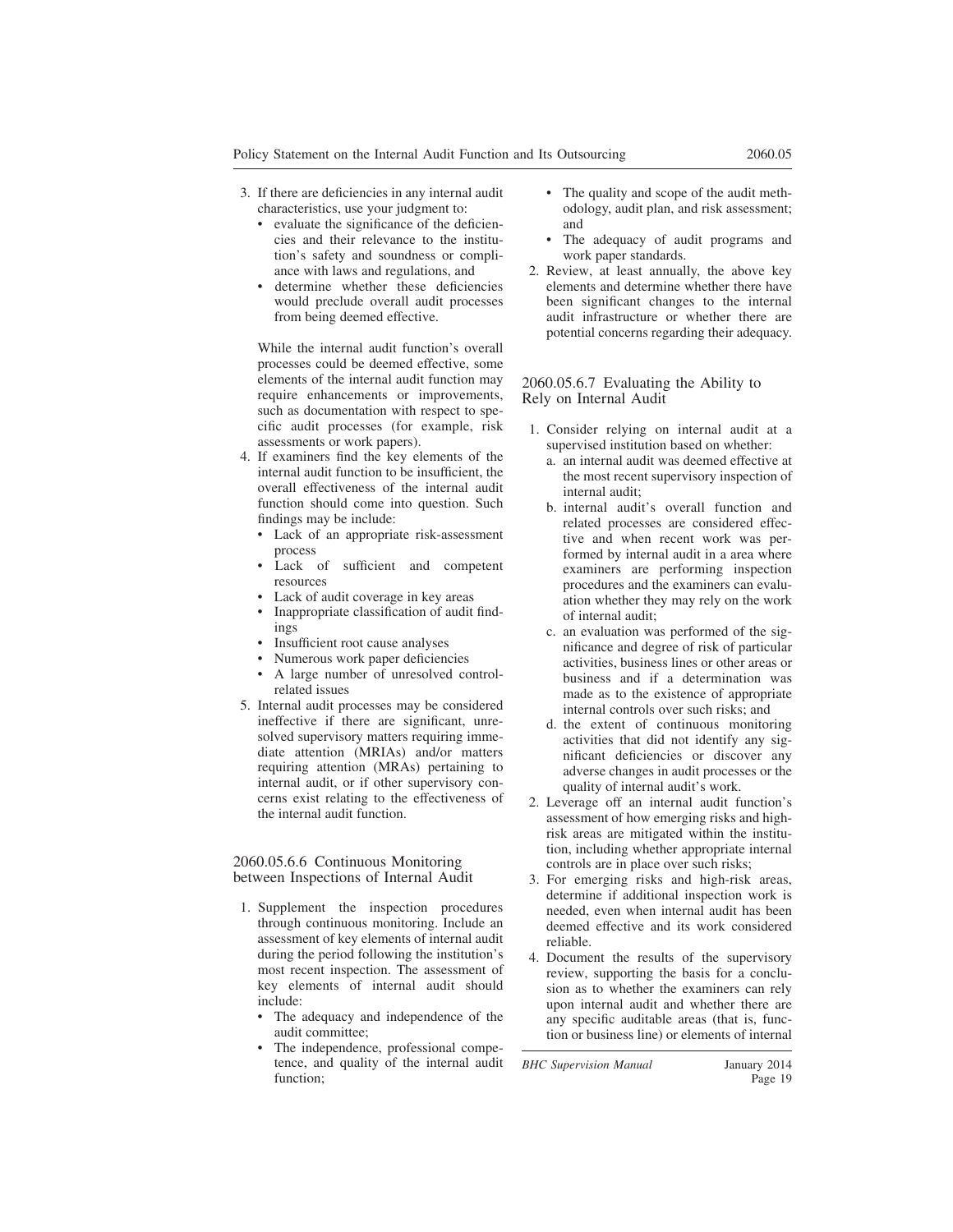3. If there are deficiencies in any internal audit characteristics, use your judgment to:
   - evaluate the significance of the deficiencies and their relevance to the institution's safety and soundness or compliance with laws and regulations, and
   - determine whether these deficiencies would preclude overall audit processes from being deemed effective.

   While the internal audit function's overall processes could be deemed effective, some elements of the internal audit function may require enhancements or improvements, such as documentation with respect to specific audit processes (for example, risk assessments or work papers).
4. If examiners find the key elements of the internal audit function to be insufficient, the overall effectiveness of the internal audit function should come into question. Such findings may be include:
   - Lack of an appropriate risk-assessment process
   - Lack of sufficient and competent resources
   - Lack of audit coverage in key areas
   - Inappropriate classification of audit findings
   - Insufficient root cause analyses
   - Numerous work paper deficiencies
   - A large number of unresolved control-related issues
5. Internal audit processes may be considered ineffective if there are significant, unresolved supervisory matters requiring immediate attention (MRIAs) and/or matters requiring attention (MRAs) pertaining to internal audit, or if other supervisory concerns exist relating to the effectiveness of the internal audit function.

### 2060.05.6.6 Continuous Monitoring between Inspections of Internal Audit

1. Supplement the inspection procedures through continuous monitoring. Include an assessment of key elements of internal audit during the period following the institution's most recent inspection. The assessment of key elements of internal audit should include:
   - The adequacy and independence of the audit committee;
   - The independence, professional competence, and quality of the internal audit function;
   - The quality and scope of the audit methodology, audit plan, and risk assessment; and
   - The adequacy of audit programs and work paper standards.
2. Review, at least annually, the above key elements and determine whether there have been significant changes to the internal audit infrastructure or whether there are potential concerns regarding their adequacy.

### 2060.05.6.7 Evaluating the Ability to Rely on Internal Audit

1. Consider relying on internal audit at a supervised institution based on whether:
   a. an internal audit was deemed effective at the most recent supervisory inspection of internal audit;
   b. internal audit's overall function and related processes are considered effective and when recent work was performed by internal audit in a area where examiners are performing inspection procedures and the examiners can evaluation whether they may rely on the work of internal audit;
   c. an evaluation was performed of the significance and degree of risk of particular activities, business lines or other areas or business and if a determination was made as to the existence of appropriate internal controls over such risks; and
   d. the extent of continuous monitoring activities that did not identify any significant deficiencies or discover any adverse changes in audit processes or the quality of internal audit's work.
2. Leverage off an internal audit function's assessment of how emerging risks and high-risk areas are mitigated within the institution, including whether appropriate internal controls are in place over such risks;
3. For emerging risks and high-risk areas, determine if additional inspection work is needed, even when internal audit has been deemed effective and its work considered reliable.
4. Document the results of the supervisory review, supporting the basis for a conclusion as to whether the examiners can rely upon internal audit and whether there are any specific auditable areas (that is, function or business line) or elements of internal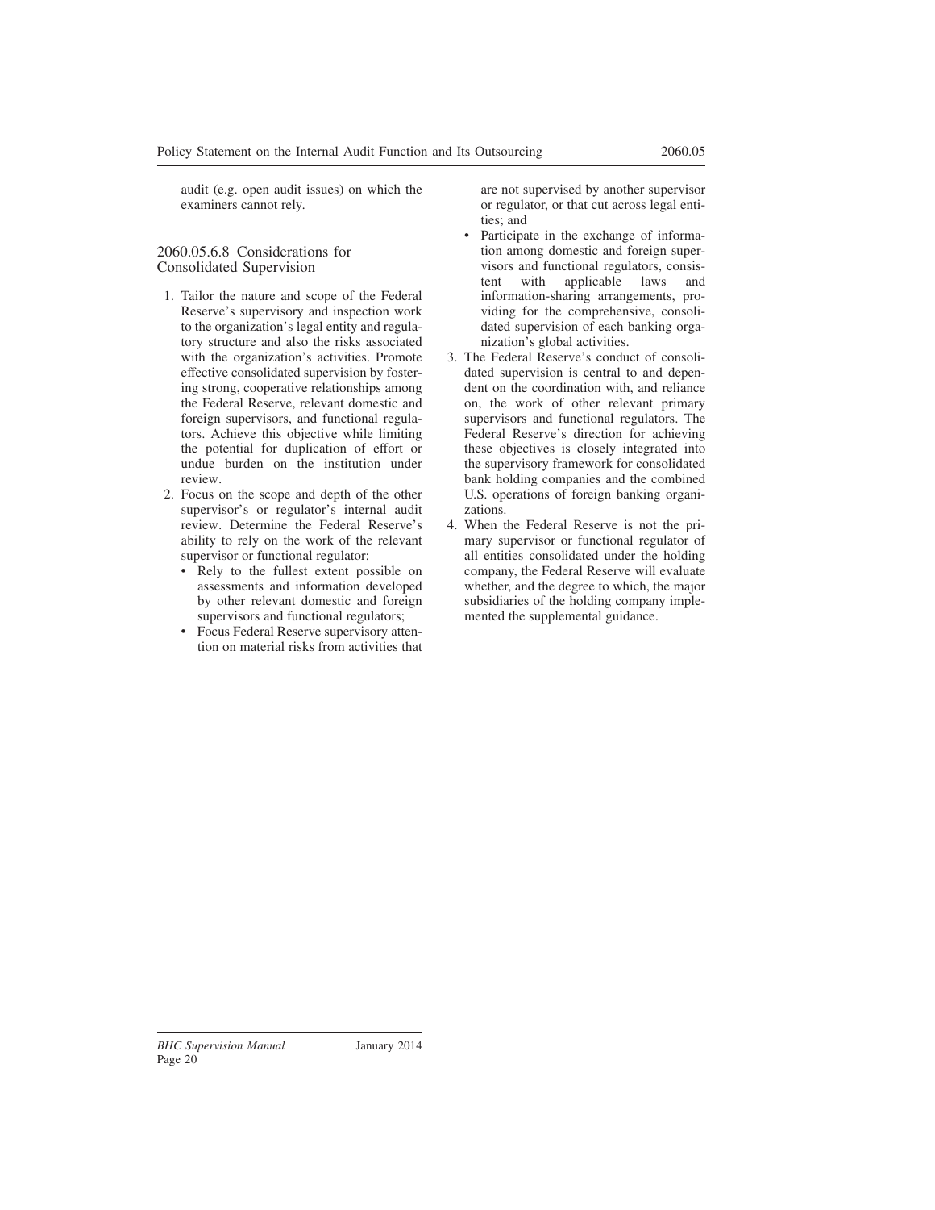audit (e.g. open audit issues) on which the examiners cannot rely.

### 2060.05.6.8 Considerations for Consolidated Supervision

1. Tailor the nature and scope of the Federal Reserve's supervisory and inspection work to the organization's legal entity and regulatory structure and also the risks associated with the organization's activities. Promote effective consolidated supervision by fostering strong, cooperative relationships among the Federal Reserve, relevant domestic and foreign supervisors, and functional regulators. Achieve this objective while limiting the potential for duplication of effort or undue burden on the institution under review.
2. Focus on the scope and depth of the other supervisor's or regulator's internal audit review. Determine the Federal Reserve's ability to rely on the work of the relevant supervisor or functional regulator:
   - Rely to the fullest extent possible on assessments and information developed by other relevant domestic and foreign supervisors and functional regulators;
   - Focus Federal Reserve supervisory attention on material risks from activities that are not supervised by another supervisor or regulator, or that cut across legal entities; and
   - Participate in the exchange of information among domestic and foreign supervisors and functional regulators, consistent with applicable laws and information-sharing arrangements, providing for the comprehensive, consolidated supervision of each banking organization's global activities.
3. The Federal Reserve's conduct of consolidated supervision is central to and dependent on the coordination with, and reliance on, the work of other relevant primary supervisors and functional regulators. The Federal Reserve's direction for achieving these objectives is closely integrated into the supervisory framework for consolidated bank holding companies and the combined U.S. operations of foreign banking organizations.
4. When the Federal Reserve is not the primary supervisor or functional regulator of all entities consolidated under the holding company, the Federal Reserve will evaluate whether, and the degree to which, the major subsidiaries of the holding company implemented the supplemental guidance.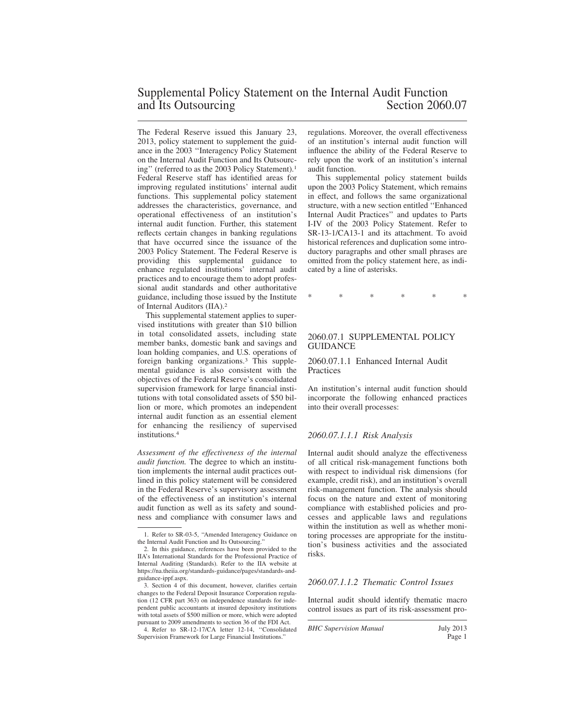# Supplemental Policy Statement on the Internal Audit Function and Its Outsourcing — Section 2060.07

The Federal Reserve issued this January 23, 2013, policy statement to supplement the guidance in the 2003 ''Interagency Policy Statement on the Internal Audit Function and Its Outsourcing'' (referred to as the 2003 Policy Statement).[1] Federal Reserve staff has identified areas for improving regulated institutions' internal audit functions. This supplemental policy statement addresses the characteristics, governance, and operational effectiveness of an institution's internal audit function. Further, this statement reflects certain changes in banking regulations that have occurred since the issuance of the 2003 Policy Statement. The Federal Reserve is providing this supplemental guidance to enhance regulated institutions' internal audit practices and to encourage them to adopt professional audit standards and other authoritative guidance, including those issued by the Institute of Internal Auditors (IIA).[2]

This supplemental statement applies to supervised institutions with greater than $10 billion in total consolidated assets, including state member banks, domestic bank and savings and loan holding companies, and U.S. operations of foreign banking organizations.[3] This supplemental guidance is also consistent with the objectives of the Federal Reserve's consolidated supervision framework for large financial institutions with total consolidated assets of $50 billion or more, which promotes an independent internal audit function as an essential element for enhancing the resiliency of supervised institutions.[4]

*Assessment of the effectiveness of the internal audit function.* The degree to which an institution implements the internal audit practices outlined in this policy statement will be considered in the Federal Reserve's supervisory assessment of the effectiveness of an institution's internal audit function as well as its safety and soundness and compliance with consumer laws and regulations. Moreover, the overall effectiveness of an institution's internal audit function will influence the ability of the Federal Reserve to rely upon the work of an institution's internal audit function.

This supplemental policy statement builds upon the 2003 Policy Statement, which remains in effect, and follows the same organizational structure, with a new section entitled ''Enhanced Internal Audit Practices'' and updates to Parts I-IV of the 2003 Policy Statement. Refer to SR-13-1/CA13-1 and its attachment. To avoid historical references and duplication some introductory paragraphs and other small phrases are omitted from the policy statement here, as indicated by a line of asterisks.

\* \* \* \* \* \*

## 2060.07.1 SUPPLEMENTAL POLICY GUIDANCE

### 2060.07.1.1 Enhanced Internal Audit Practices

An institution's internal audit function should incorporate the following enhanced practices into their overall processes:

#### *2060.07.1.1.1 Risk Analysis*

Internal audit should analyze the effectiveness of all critical risk-management functions both with respect to individual risk dimensions (for example, credit risk), and an institution's overall risk-management function. The analysis should focus on the nature and extent of monitoring compliance with established policies and processes and applicable laws and regulations within the institution as well as whether monitoring processes are appropriate for the institution's business activities and the associated risks.

#### *2060.07.1.1.2 Thematic Control Issues*

Internal audit should identify thematic macro control issues as part of its risk-assessment pro-

---

1. Refer to SR-03-5, ''Amended Interagency Guidance on the Internal Audit Function and Its Outsourcing.''

2. In this guidance, references have been provided to the IIA's International Standards for the Professional Practice of Internal Auditing (Standards). Refer to the IIA website at https://na.theiia.org/standards-guidance/pages/standards-and-guidance-ippf.aspx.

3. Section 4 of this document, however, clarifies certain changes to the Federal Deposit Insurance Corporation regulation (12 CFR part 363) on independence standards for independent public accountants at insured depository institutions with total assets of $500 million or more, which were adopted pursuant to 2009 amendments to section 36 of the FDI Act.

4. Refer to SR-12-17/CA letter 12-14, ''Consolidated Supervision Framework for Large Financial Institutions.''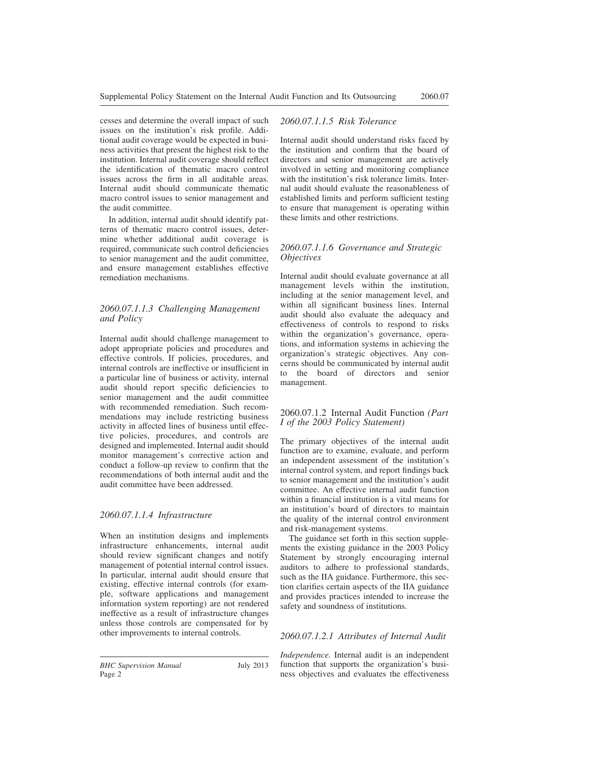cesses and determine the overall impact of such issues on the institution's risk profile. Additional audit coverage would be expected in business activities that present the highest risk to the institution. Internal audit coverage should reflect the identification of thematic macro control issues across the firm in all auditable areas. Internal audit should communicate thematic macro control issues to senior management and the audit committee.

In addition, internal audit should identify patterns of thematic macro control issues, determine whether additional audit coverage is required, communicate such control deficiencies to senior management and the audit committee, and ensure management establishes effective remediation mechanisms.

#### *2060.07.1.1.3 Challenging Management and Policy*

Internal audit should challenge management to adopt appropriate policies and procedures and effective controls. If policies, procedures, and internal controls are ineffective or insufficient in a particular line of business or activity, internal audit should report specific deficiencies to senior management and the audit committee with recommended remediation. Such recommendations may include restricting business activity in affected lines of business until effective policies, procedures, and controls are designed and implemented. Internal audit should monitor management's corrective action and conduct a follow-up review to confirm that the recommendations of both internal audit and the audit committee have been addressed.

#### *2060.07.1.1.4 Infrastructure*

When an institution designs and implements infrastructure enhancements, internal audit should review significant changes and notify management of potential internal control issues. In particular, internal audit should ensure that existing, effective internal controls (for example, software applications and management information system reporting) are not rendered ineffective as a result of infrastructure changes unless those controls are compensated for by other improvements to internal controls.

#### *2060.07.1.1.5 Risk Tolerance*

Internal audit should understand risks faced by the institution and confirm that the board of directors and senior management are actively involved in setting and monitoring compliance with the institution's risk tolerance limits. Internal audit should evaluate the reasonableness of established limits and perform sufficient testing to ensure that management is operating within these limits and other restrictions.

#### *2060.07.1.1.6 Governance and Strategic Objectives*

Internal audit should evaluate governance at all management levels within the institution, including at the senior management level, and within all significant business lines. Internal audit should also evaluate the adequacy and effectiveness of controls to respond to risks within the organization's governance, operations, and information systems in achieving the organization's strategic objectives. Any concerns should be communicated by internal audit to the board of directors and senior management.

### 2060.07.1.2 Internal Audit Function *(Part I of the 2003 Policy Statement)*

The primary objectives of the internal audit function are to examine, evaluate, and perform an independent assessment of the institution's internal control system, and report findings back to senior management and the institution's audit committee. An effective internal audit function within a financial institution is a vital means for an institution's board of directors to maintain the quality of the internal control environment and risk-management systems.

The guidance set forth in this section supplements the existing guidance in the 2003 Policy Statement by strongly encouraging internal auditors to adhere to professional standards, such as the IIA guidance. Furthermore, this section clarifies certain aspects of the IIA guidance and provides practices intended to increase the safety and soundness of institutions.

#### *2060.07.1.2.1 Attributes of Internal Audit*

*Independence.* Internal audit is an independent function that supports the organization's business objectives and evaluates the effectiveness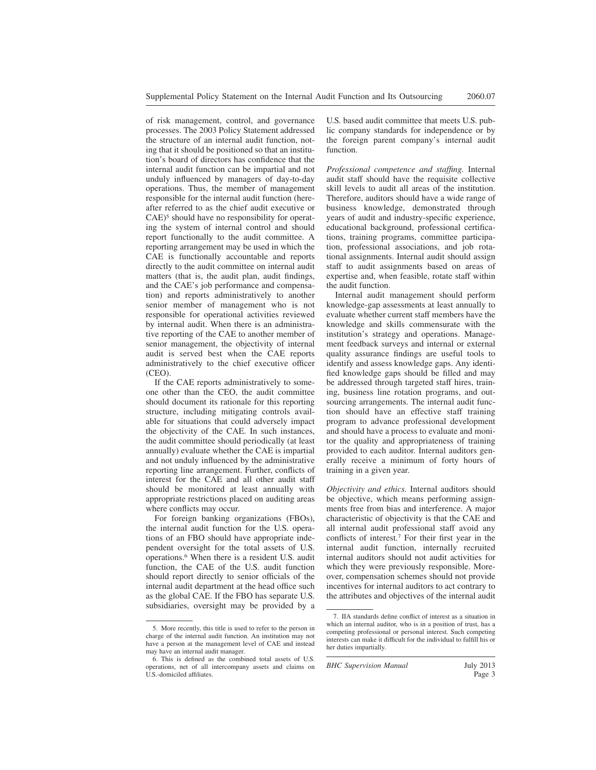of risk management, control, and governance processes. The 2003 Policy Statement addressed the structure of an internal audit function, noting that it should be positioned so that an institution's board of directors has confidence that the internal audit function can be impartial and not unduly influenced by managers of day-to-day operations. Thus, the member of management responsible for the internal audit function (hereafter referred to as the chief audit executive or CAE)[5] should have no responsibility for operating the system of internal control and should report functionally to the audit committee. A reporting arrangement may be used in which the CAE is functionally accountable and reports directly to the audit committee on internal audit matters (that is, the audit plan, audit findings, and the CAE's job performance and compensation) and reports administratively to another senior member of management who is not responsible for operational activities reviewed by internal audit. When there is an administrative reporting of the CAE to another member of senior management, the objectivity of internal audit is served best when the CAE reports administratively to the chief executive officer (CEO).

If the CAE reports administratively to someone other than the CEO, the audit committee should document its rationale for this reporting structure, including mitigating controls available for situations that could adversely impact the objectivity of the CAE. In such instances, the audit committee should periodically (at least annually) evaluate whether the CAE is impartial and not unduly influenced by the administrative reporting line arrangement. Further, conflicts of interest for the CAE and all other audit staff should be monitored at least annually with appropriate restrictions placed on auditing areas where conflicts may occur.

For foreign banking organizations (FBOs), the internal audit function for the U.S. operations of an FBO should have appropriate independent oversight for the total assets of U.S. operations.[6] When there is a resident U.S. audit function, the CAE of the U.S. audit function should report directly to senior officials of the internal audit department at the head office such as the global CAE. If the FBO has separate U.S. subsidiaries, oversight may be provided by a U.S. based audit committee that meets U.S. public company standards for independence or by the foreign parent company's internal audit function.

*Professional competence and staffing.* Internal audit staff should have the requisite collective skill levels to audit all areas of the institution. Therefore, auditors should have a wide range of business knowledge, demonstrated through years of audit and industry-specific experience, educational background, professional certifications, training programs, committee participation, professional associations, and job rotational assignments. Internal audit should assign staff to audit assignments based on areas of expertise and, when feasible, rotate staff within the audit function.

Internal audit management should perform knowledge-gap assessments at least annually to evaluate whether current staff members have the knowledge and skills commensurate with the institution's strategy and operations. Management feedback surveys and internal or external quality assurance findings are useful tools to identify and assess knowledge gaps. Any identified knowledge gaps should be filled and may be addressed through targeted staff hires, training, business line rotation programs, and outsourcing arrangements. The internal audit function should have an effective staff training program to advance professional development and should have a process to evaluate and monitor the quality and appropriateness of training provided to each auditor. Internal auditors generally receive a minimum of forty hours of training in a given year.

*Objectivity and ethics.* Internal auditors should be objective, which means performing assignments free from bias and interference. A major characteristic of objectivity is that the CAE and all internal audit professional staff avoid any conflicts of interest.[7] For their first year in the internal audit function, internally recruited internal auditors should not audit activities for which they were previously responsible. Moreover, compensation schemes should not provide incentives for internal auditors to act contrary to the attributes and objectives of the internal audit

---

5. More recently, this title is used to refer to the person in charge of the internal audit function. An institution may not have a person at the management level of CAE and instead may have an internal audit manager.

6. This is defined as the combined total assets of U.S. operations, net of all intercompany assets and claims on U.S.-domiciled affiliates.

7. IIA standards define conflict of interest as a situation in which an internal auditor, who is in a position of trust, has a competing professional or personal interest. Such competing interests can make it difficult for the individual to fulfill his or her duties impartially.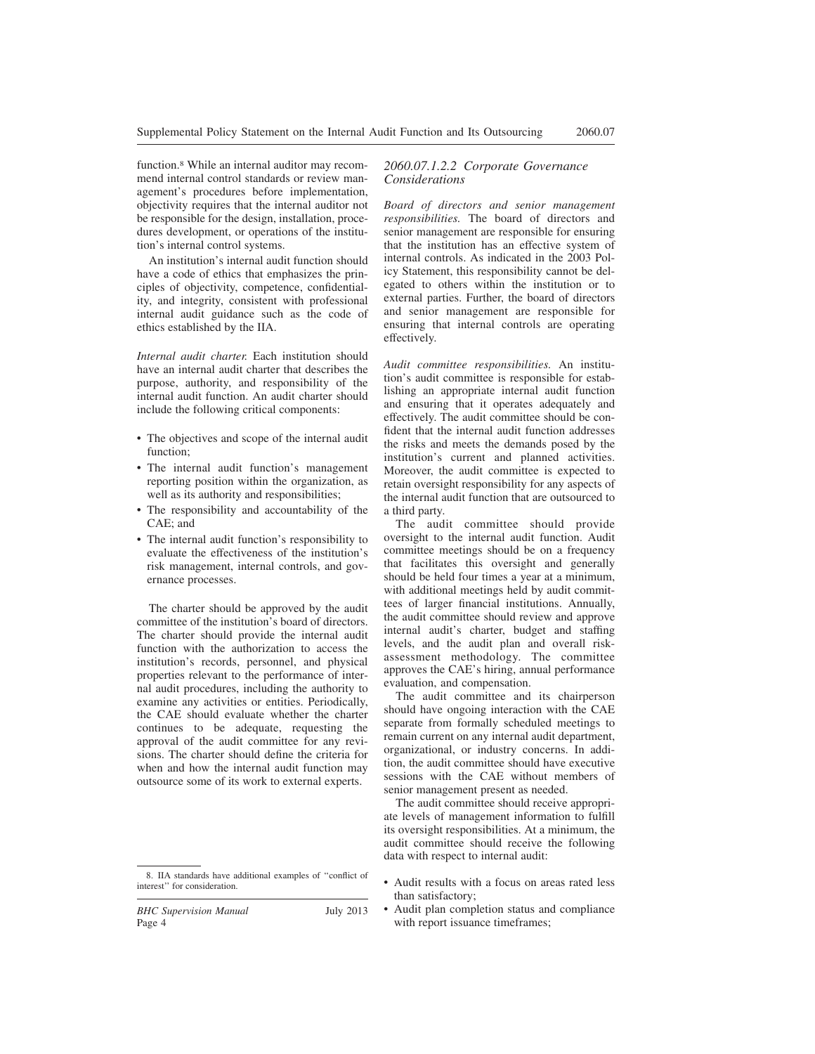function.[8] While an internal auditor may recommend internal control standards or review management's procedures before implementation, objectivity requires that the internal auditor not be responsible for the design, installation, procedures development, or operations of the institution's internal control systems.

An institution's internal audit function should have a code of ethics that emphasizes the principles of objectivity, competence, confidentiality, and integrity, consistent with professional internal audit guidance such as the code of ethics established by the IIA.

*Internal audit charter.* Each institution should have an internal audit charter that describes the purpose, authority, and responsibility of the internal audit function. An audit charter should include the following critical components:

- The objectives and scope of the internal audit function;
- The internal audit function's management reporting position within the organization, as well as its authority and responsibilities;
- The responsibility and accountability of the CAE; and
- The internal audit function's responsibility to evaluate the effectiveness of the institution's risk management, internal controls, and governance processes.

The charter should be approved by the audit committee of the institution's board of directors. The charter should provide the internal audit function with the authorization to access the institution's records, personnel, and physical properties relevant to the performance of internal audit procedures, including the authority to examine any activities or entities. Periodically, the CAE should evaluate whether the charter continues to be adequate, requesting the approval of the audit committee for any revisions. The charter should define the criteria for when and how the internal audit function may outsource some of its work to external experts.

8. IIA standards have additional examples of "conflict of interest" for consideration.

### *2060.07.1.2.2 Corporate Governance Considerations*

*Board of directors and senior management responsibilities.* The board of directors and senior management are responsible for ensuring that the institution has an effective system of internal controls. As indicated in the 2003 Policy Statement, this responsibility cannot be delegated to others within the institution or to external parties. Further, the board of directors and senior management are responsible for ensuring that internal controls are operating effectively.

*Audit committee responsibilities.* An institution's audit committee is responsible for establishing an appropriate internal audit function and ensuring that it operates adequately and effectively. The audit committee should be confident that the internal audit function addresses the risks and meets the demands posed by the institution's current and planned activities. Moreover, the audit committee is expected to retain oversight responsibility for any aspects of the internal audit function that are outsourced to a third party.

The audit committee should provide oversight to the internal audit function. Audit committee meetings should be on a frequency that facilitates this oversight and generally should be held four times a year at a minimum, with additional meetings held by audit committees of larger financial institutions. Annually, the audit committee should review and approve internal audit's charter, budget and staffing levels, and the audit plan and overall risk-assessment methodology. The committee approves the CAE's hiring, annual performance evaluation, and compensation.

The audit committee and its chairperson should have ongoing interaction with the CAE separate from formally scheduled meetings to remain current on any internal audit department, organizational, or industry concerns. In addition, the audit committee should have executive sessions with the CAE without members of senior management present as needed.

The audit committee should receive appropriate levels of management information to fulfill its oversight responsibilities. At a minimum, the audit committee should receive the following data with respect to internal audit:

- Audit results with a focus on areas rated less than satisfactory;
- Audit plan completion status and compliance with report issuance timeframes;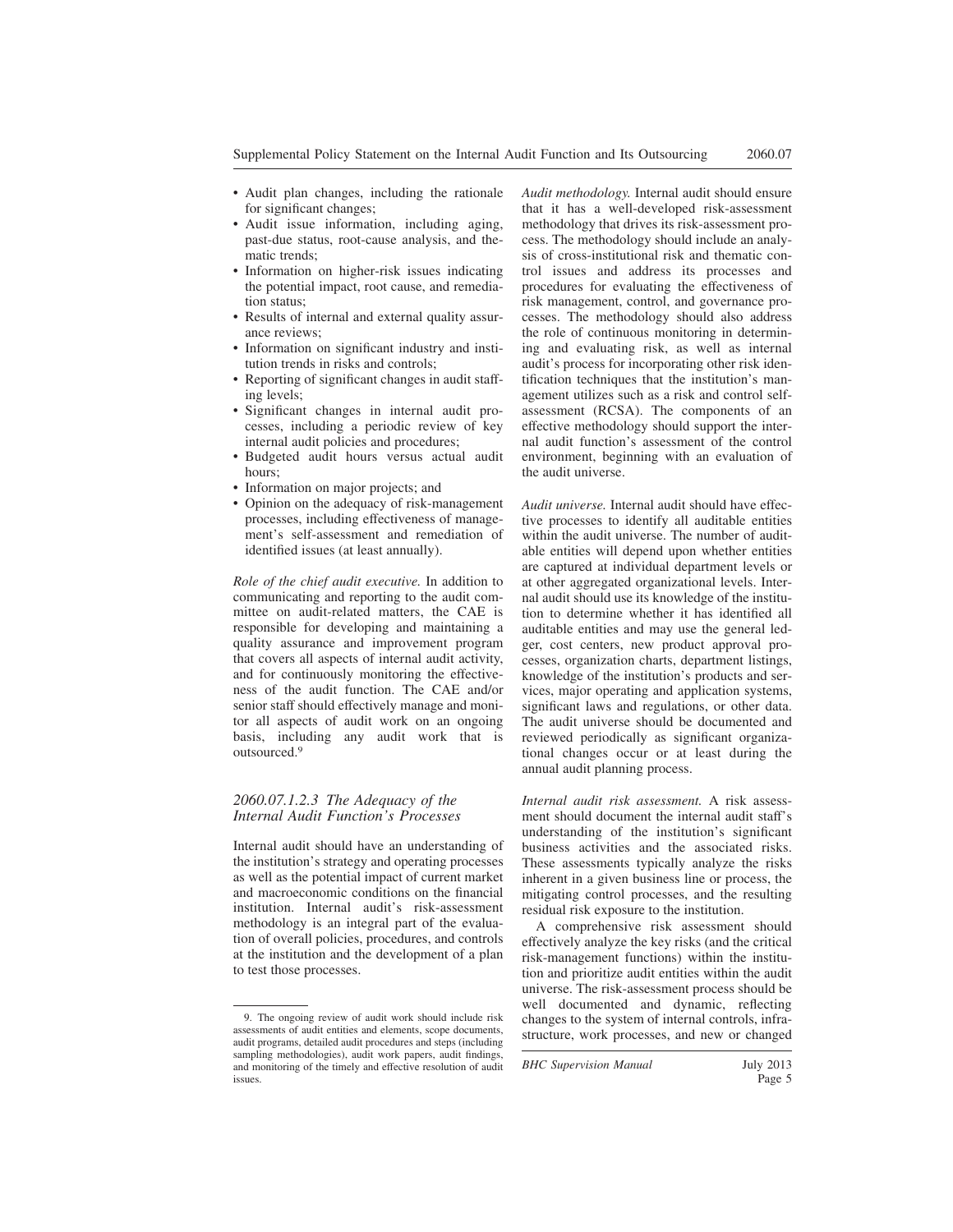- Audit plan changes, including the rationale for significant changes;
- Audit issue information, including aging, past-due status, root-cause analysis, and thematic trends;
- Information on higher-risk issues indicating the potential impact, root cause, and remediation status;
- Results of internal and external quality assurance reviews;
- Information on significant industry and institution trends in risks and controls;
- Reporting of significant changes in audit staffing levels;
- Significant changes in internal audit processes, including a periodic review of key internal audit policies and procedures;
- Budgeted audit hours versus actual audit hours;
- Information on major projects; and
- Opinion on the adequacy of risk-management processes, including effectiveness of management's self-assessment and remediation of identified issues (at least annually).

*Role of the chief audit executive.* In addition to communicating and reporting to the audit committee on audit-related matters, the CAE is responsible for developing and maintaining a quality assurance and improvement program that covers all aspects of internal audit activity, and for continuously monitoring the effectiveness of the audit function. The CAE and/or senior staff should effectively manage and monitor all aspects of audit work on an ongoing basis, including any audit work that is outsourced.[9]

### *2060.07.1.2.3 The Adequacy of the Internal Audit Function's Processes*

Internal audit should have an understanding of the institution's strategy and operating processes as well as the potential impact of current market and macroeconomic conditions on the financial institution. Internal audit's risk-assessment methodology is an integral part of the evaluation of overall policies, procedures, and controls at the institution and the development of a plan to test those processes.

*Audit methodology.* Internal audit should ensure that it has a well-developed risk-assessment methodology that drives its risk-assessment process. The methodology should include an analysis of cross-institutional risk and thematic control issues and address its processes and procedures for evaluating the effectiveness of risk management, control, and governance processes. The methodology should also address the role of continuous monitoring in determining and evaluating risk, as well as internal audit's process for incorporating other risk identification techniques that the institution's management utilizes such as a risk and control self-assessment (RCSA). The components of an effective methodology should support the internal audit function's assessment of the control environment, beginning with an evaluation of the audit universe.

*Audit universe.* Internal audit should have effective processes to identify all auditable entities within the audit universe. The number of auditable entities will depend upon whether entities are captured at individual department levels or at other aggregated organizational levels. Internal audit should use its knowledge of the institution to determine whether it has identified all auditable entities and may use the general ledger, cost centers, new product approval processes, organization charts, department listings, knowledge of the institution's products and services, major operating and application systems, significant laws and regulations, or other data. The audit universe should be documented and reviewed periodically as significant organizational changes occur or at least during the annual audit planning process.

*Internal audit risk assessment.* A risk assessment should document the internal audit staff's understanding of the institution's significant business activities and the associated risks. These assessments typically analyze the risks inherent in a given business line or process, the mitigating control processes, and the resulting residual risk exposure to the institution.

A comprehensive risk assessment should effectively analyze the key risks (and the critical risk-management functions) within the institution and prioritize audit entities within the audit universe. The risk-assessment process should be well documented and dynamic, reflecting changes to the system of internal controls, infrastructure, work processes, and new or changed

9. The ongoing review of audit work should include risk assessments of audit entities and elements, scope documents, audit programs, detailed audit procedures and steps (including sampling methodologies), audit work papers, audit findings, and monitoring of the timely and effective resolution of audit issues.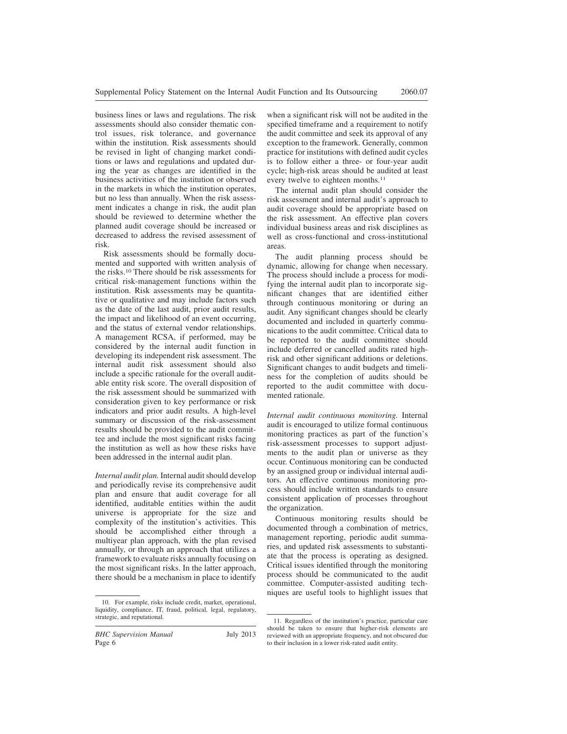business lines or laws and regulations. The risk assessments should also consider thematic control issues, risk tolerance, and governance within the institution. Risk assessments should be revised in light of changing market conditions or laws and regulations and updated during the year as changes are identified in the business activities of the institution or observed in the markets in which the institution operates, but no less than annually. When the risk assessment indicates a change in risk, the audit plan should be reviewed to determine whether the planned audit coverage should be increased or decreased to address the revised assessment of risk.

Risk assessments should be formally documented and supported with written analysis of the risks.[10] There should be risk assessments for critical risk-management functions within the institution. Risk assessments may be quantitative or qualitative and may include factors such as the date of the last audit, prior audit results, the impact and likelihood of an event occurring, and the status of external vendor relationships. A management RCSA, if performed, may be considered by the internal audit function in developing its independent risk assessment. The internal audit risk assessment should also include a specific rationale for the overall auditable entity risk score. The overall disposition of the risk assessment should be summarized with consideration given to key performance or risk indicators and prior audit results. A high-level summary or discussion of the risk-assessment results should be provided to the audit committee and include the most significant risks facing the institution as well as how these risks have been addressed in the internal audit plan.

*Internal audit plan.* Internal audit should develop and periodically revise its comprehensive audit plan and ensure that audit coverage for all identified, auditable entities within the audit universe is appropriate for the size and complexity of the institution's activities. This should be accomplished either through a multiyear plan approach, with the plan revised annually, or through an approach that utilizes a framework to evaluate risks annually focusing on the most significant risks. In the latter approach, there should be a mechanism in place to identify when a significant risk will not be audited in the specified timeframe and a requirement to notify the audit committee and seek its approval of any exception to the framework. Generally, common practice for institutions with defined audit cycles is to follow either a three- or four-year audit cycle; high-risk areas should be audited at least every twelve to eighteen months.[11]

The internal audit plan should consider the risk assessment and internal audit's approach to audit coverage should be appropriate based on the risk assessment. An effective plan covers individual business areas and risk disciplines as well as cross-functional and cross-institutional areas.

The audit planning process should be dynamic, allowing for change when necessary. The process should include a process for modifying the internal audit plan to incorporate significant changes that are identified either through continuous monitoring or during an audit. Any significant changes should be clearly documented and included in quarterly communications to the audit committee. Critical data to be reported to the audit committee should include deferred or cancelled audits rated high-risk and other significant additions or deletions. Significant changes to audit budgets and timeliness for the completion of audits should be reported to the audit committee with documented rationale.

*Internal audit continuous monitoring.* Internal audit is encouraged to utilize formal continuous monitoring practices as part of the function's risk-assessment processes to support adjustments to the audit plan or universe as they occur. Continuous monitoring can be conducted by an assigned group or individual internal auditors. An effective continuous monitoring process should include written standards to ensure consistent application of processes throughout the organization.

Continuous monitoring results should be documented through a combination of metrics, management reporting, periodic audit summaries, and updated risk assessments to substantiate that the process is operating as designed. Critical issues identified through the monitoring process should be communicated to the audit committee. Computer-assisted auditing techniques are useful tools to highlight issues that

---

10. For example, risks include credit, market, operational, liquidity, compliance, IT, fraud, political, legal, regulatory, strategic, and reputational.

11. Regardless of the institution's practice, particular care should be taken to ensure that higher-risk elements are reviewed with an appropriate frequency, and not obscured due to their inclusion in a lower risk-rated audit entity.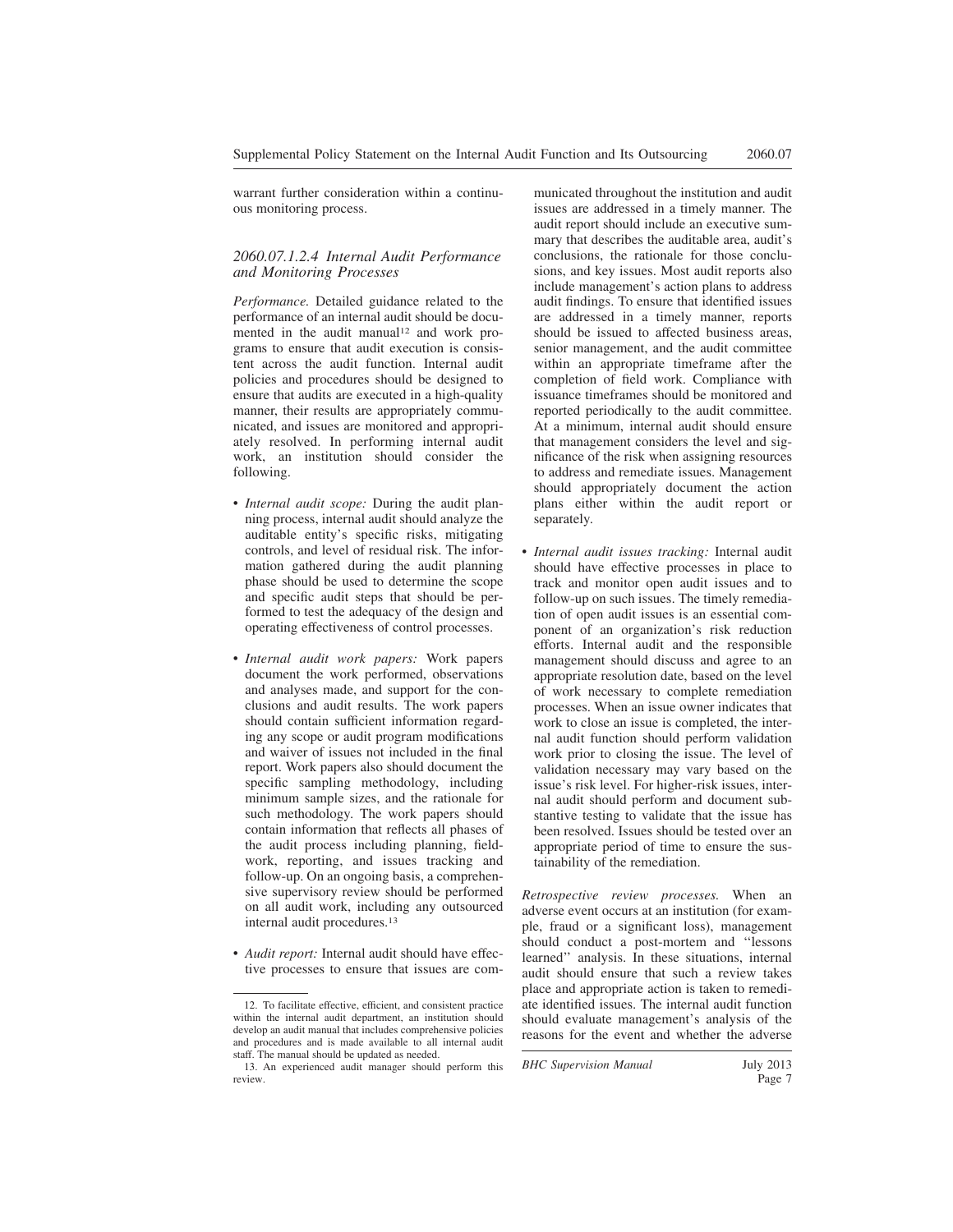warrant further consideration within a continuous monitoring process.

#### 2060.07.1.2.4 Internal Audit Performance and Monitoring Processes

*Performance.* Detailed guidance related to the performance of an internal audit should be documented in the audit manual[12] and work programs to ensure that audit execution is consistent across the audit function. Internal audit policies and procedures should be designed to ensure that audits are executed in a high-quality manner, their results are appropriately communicated, and issues are monitored and appropriately resolved. In performing internal audit work, an institution should consider the following.

- *Internal audit scope:* During the audit planning process, internal audit should analyze the auditable entity's specific risks, mitigating controls, and level of residual risk. The information gathered during the audit planning phase should be used to determine the scope and specific audit steps that should be performed to test the adequacy of the design and operating effectiveness of control processes.
- *Internal audit work papers:* Work papers document the work performed, observations and analyses made, and support for the conclusions and audit results. The work papers should contain sufficient information regarding any scope or audit program modifications and waiver of issues not included in the final report. Work papers also should document the specific sampling methodology, including minimum sample sizes, and the rationale for such methodology. The work papers should contain information that reflects all phases of the audit process including planning, fieldwork, reporting, and issues tracking and follow-up. On an ongoing basis, a comprehensive supervisory review should be performed on all audit work, including any outsourced internal audit procedures.[13]
- *Audit report:* Internal audit should have effective processes to ensure that issues are communicated throughout the institution and audit issues are addressed in a timely manner. The audit report should include an executive summary that describes the auditable area, audit's conclusions, the rationale for those conclusions, and key issues. Most audit reports also include management's action plans to address audit findings. To ensure that identified issues are addressed in a timely manner, reports should be issued to affected business areas, senior management, and the audit committee within an appropriate timeframe after the completion of field work. Compliance with issuance timeframes should be monitored and reported periodically to the audit committee. At a minimum, internal audit should ensure that management considers the level and significance of the risk when assigning resources to address and remediate issues. Management should appropriately document the action plans either within the audit report or separately.
- *Internal audit issues tracking:* Internal audit should have effective processes in place to track and monitor open audit issues and to follow-up on such issues. The timely remediation of open audit issues is an essential component of an organization's risk reduction efforts. Internal audit and the responsible management should discuss and agree to an appropriate resolution date, based on the level of work necessary to complete remediation processes. When an issue owner indicates that work to close an issue is completed, the internal audit function should perform validation work prior to closing the issue. The level of validation necessary may vary based on the issue's risk level. For higher-risk issues, internal audit should perform and document substantive testing to validate that the issue has been resolved. Issues should be tested over an appropriate period of time to ensure the sustainability of the remediation.

*Retrospective review processes.* When an adverse event occurs at an institution (for example, fraud or a significant loss), management should conduct a post-mortem and "lessons learned" analysis. In these situations, internal audit should ensure that such a review takes place and appropriate action is taken to remediate identified issues. The internal audit function should evaluate management's analysis of the reasons for the event and whether the adverse

---

12. To facilitate effective, efficient, and consistent practice within the internal audit department, an institution should develop an audit manual that includes comprehensive policies and procedures and is made available to all internal audit staff. The manual should be updated as needed.

13. An experienced audit manager should perform this review.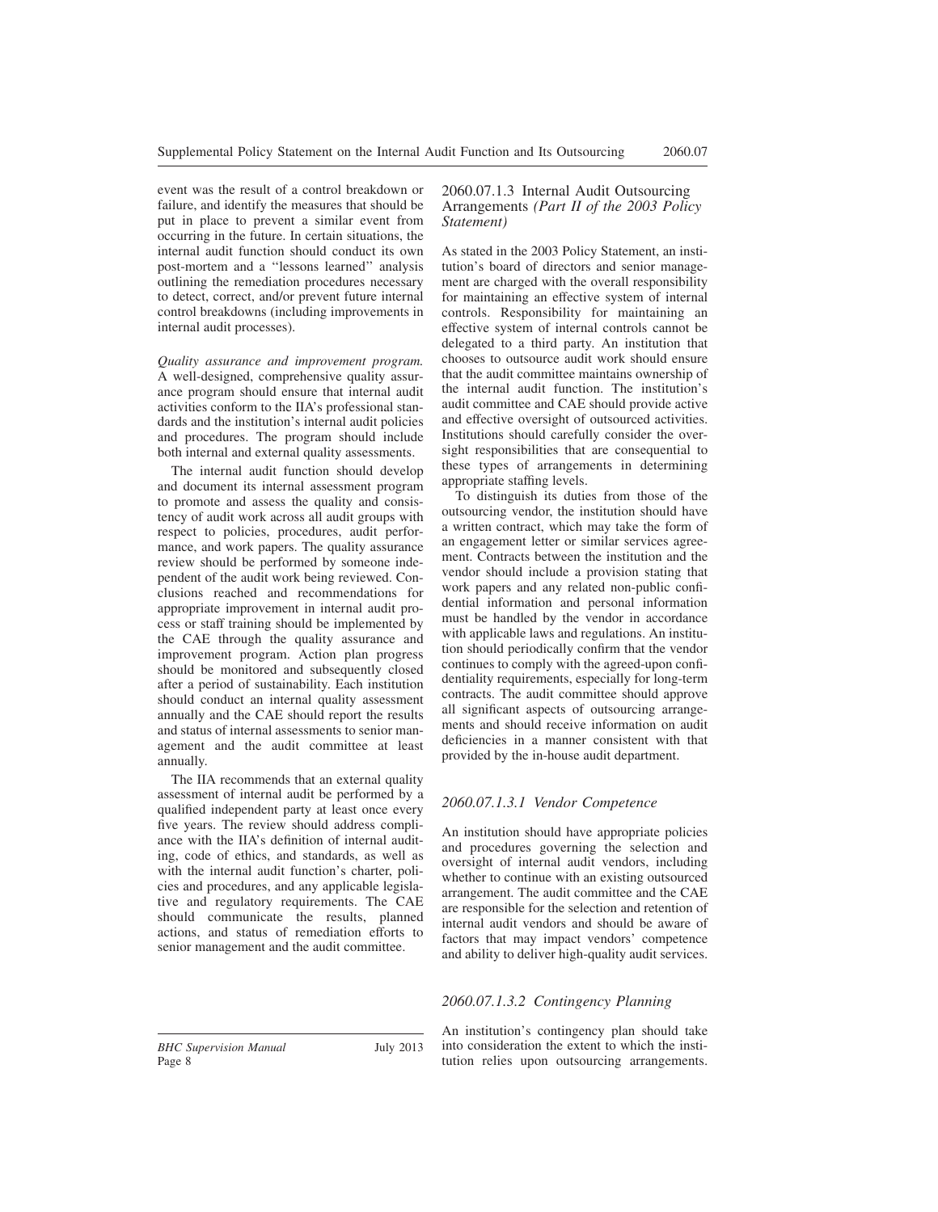event was the result of a control breakdown or failure, and identify the measures that should be put in place to prevent a similar event from occurring in the future. In certain situations, the internal audit function should conduct its own post-mortem and a ''lessons learned'' analysis outlining the remediation procedures necessary to detect, correct, and/or prevent future internal control breakdowns (including improvements in internal audit processes).

*Quality assurance and improvement program.* A well-designed, comprehensive quality assurance program should ensure that internal audit activities conform to the IIA's professional standards and the institution's internal audit policies and procedures. The program should include both internal and external quality assessments.

The internal audit function should develop and document its internal assessment program to promote and assess the quality and consistency of audit work across all audit groups with respect to policies, procedures, audit performance, and work papers. The quality assurance review should be performed by someone independent of the audit work being reviewed. Conclusions reached and recommendations for appropriate improvement in internal audit process or staff training should be implemented by the CAE through the quality assurance and improvement program. Action plan progress should be monitored and subsequently closed after a period of sustainability. Each institution should conduct an internal quality assessment annually and the CAE should report the results and status of internal assessments to senior management and the audit committee at least annually.

The IIA recommends that an external quality assessment of internal audit be performed by a qualified independent party at least once every five years. The review should address compliance with the IIA's definition of internal auditing, code of ethics, and standards, as well as with the internal audit function's charter, policies and procedures, and any applicable legislative and regulatory requirements. The CAE should communicate the results, planned actions, and status of remediation efforts to senior management and the audit committee.

## 2060.07.1.3 Internal Audit Outsourcing Arrangements *(Part II of the 2003 Policy Statement)*

As stated in the 2003 Policy Statement, an institution's board of directors and senior management are charged with the overall responsibility for maintaining an effective system of internal controls. Responsibility for maintaining an effective system of internal controls cannot be delegated to a third party. An institution that chooses to outsource audit work should ensure that the audit committee maintains ownership of the internal audit function. The institution's audit committee and CAE should provide active and effective oversight of outsourced activities. Institutions should carefully consider the oversight responsibilities that are consequential to these types of arrangements in determining appropriate staffing levels.

To distinguish its duties from those of the outsourcing vendor, the institution should have a written contract, which may take the form of an engagement letter or similar services agreement. Contracts between the institution and the vendor should include a provision stating that work papers and any related non-public confidential information and personal information must be handled by the vendor in accordance with applicable laws and regulations. An institution should periodically confirm that the vendor continues to comply with the agreed-upon confidentiality requirements, especially for long-term contracts. The audit committee should approve all significant aspects of outsourcing arrangements and should receive information on audit deficiencies in a manner consistent with that provided by the in-house audit department.

### *2060.07.1.3.1 Vendor Competence*

An institution should have appropriate policies and procedures governing the selection and oversight of internal audit vendors, including whether to continue with an existing outsourced arrangement. The audit committee and the CAE are responsible for the selection and retention of internal audit vendors and should be aware of factors that may impact vendors' competence and ability to deliver high-quality audit services.

### *2060.07.1.3.2 Contingency Planning*

An institution's contingency plan should take into consideration the extent to which the institution relies upon outsourcing arrangements.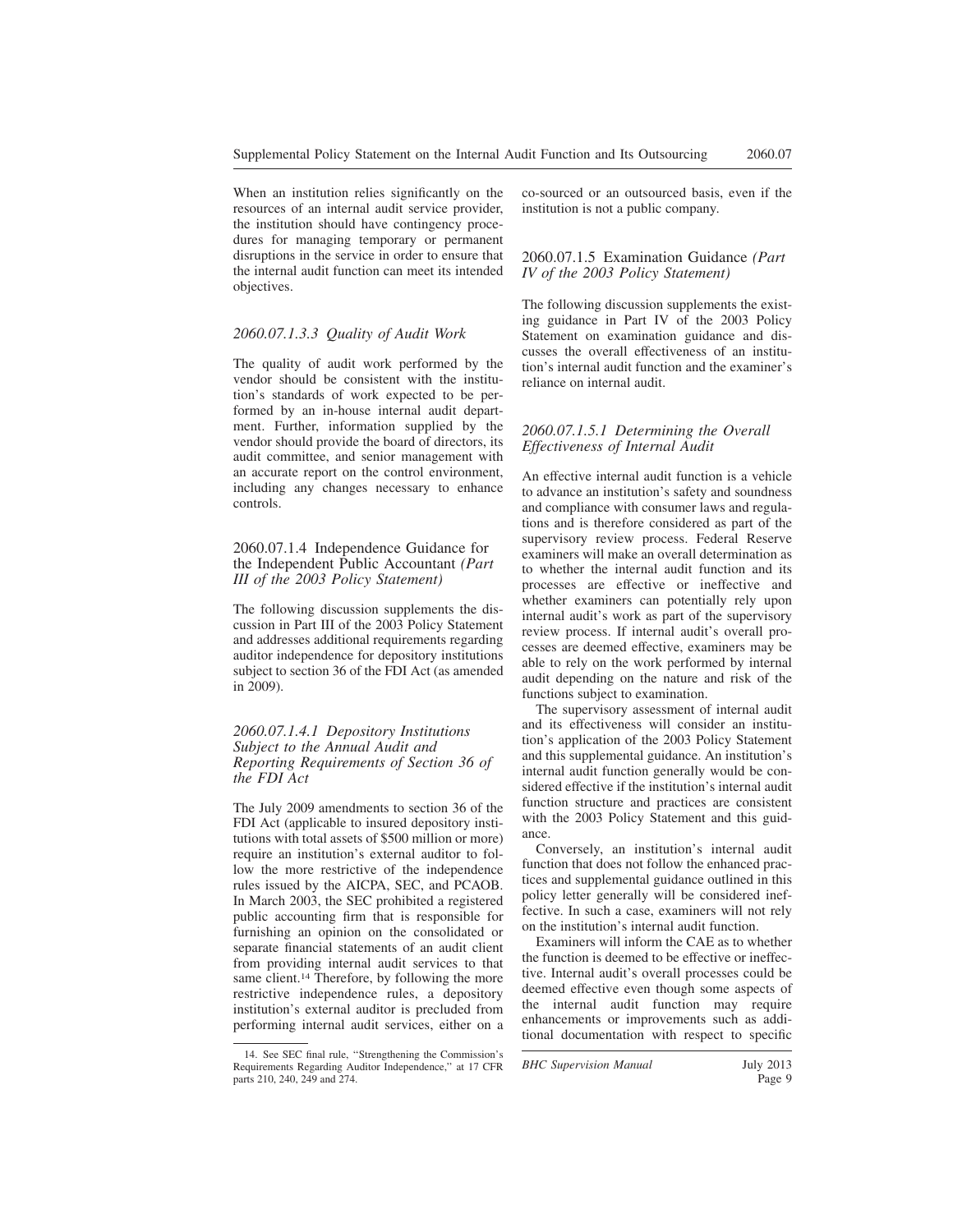When an institution relies significantly on the resources of an internal audit service provider, the institution should have contingency procedures for managing temporary or permanent disruptions in the service in order to ensure that the internal audit function can meet its intended objectives.

#### *2060.07.1.3.3 Quality of Audit Work*

The quality of audit work performed by the vendor should be consistent with the institution's standards of work expected to be performed by an in-house internal audit department. Further, information supplied by the vendor should provide the board of directors, its audit committee, and senior management with an accurate report on the control environment, including any changes necessary to enhance controls.

### 2060.07.1.4 Independence Guidance for the Independent Public Accountant *(Part III of the 2003 Policy Statement)*

The following discussion supplements the discussion in Part III of the 2003 Policy Statement and addresses additional requirements regarding auditor independence for depository institutions subject to section 36 of the FDI Act (as amended in 2009).

#### *2060.07.1.4.1 Depository Institutions Subject to the Annual Audit and Reporting Requirements of Section 36 of the FDI Act*

The July 2009 amendments to section 36 of the FDI Act (applicable to insured depository institutions with total assets of $500 million or more) require an institution's external auditor to follow the more restrictive of the independence rules issued by the AICPA, SEC, and PCAOB. In March 2003, the SEC prohibited a registered public accounting firm that is responsible for furnishing an opinion on the consolidated or separate financial statements of an audit client from providing internal audit services to that same client.[14] Therefore, by following the more restrictive independence rules, a depository institution's external auditor is precluded from performing internal audit services, either on a co-sourced or an outsourced basis, even if the institution is not a public company.

### 2060.07.1.5 Examination Guidance *(Part IV of the 2003 Policy Statement)*

The following discussion supplements the existing guidance in Part IV of the 2003 Policy Statement on examination guidance and discusses the overall effectiveness of an institution's internal audit function and the examiner's reliance on internal audit.

#### *2060.07.1.5.1 Determining the Overall Effectiveness of Internal Audit*

An effective internal audit function is a vehicle to advance an institution's safety and soundness and compliance with consumer laws and regulations and is therefore considered as part of the supervisory review process. Federal Reserve examiners will make an overall determination as to whether the internal audit function and its processes are effective or ineffective and whether examiners can potentially rely upon internal audit's work as part of the supervisory review process. If internal audit's overall processes are deemed effective, examiners may be able to rely on the work performed by internal audit depending on the nature and risk of the functions subject to examination.

The supervisory assessment of internal audit and its effectiveness will consider an institution's application of the 2003 Policy Statement and this supplemental guidance. An institution's internal audit function generally would be considered effective if the institution's internal audit function structure and practices are consistent with the 2003 Policy Statement and this guidance.

Conversely, an institution's internal audit function that does not follow the enhanced practices and supplemental guidance outlined in this policy letter generally will be considered ineffective. In such a case, examiners will not rely on the institution's internal audit function.

Examiners will inform the CAE as to whether the function is deemed to be effective or ineffective. Internal audit's overall processes could be deemed effective even though some aspects of the internal audit function may require enhancements or improvements such as additional documentation with respect to specific

---

14. See SEC final rule, "Strengthening the Commission's Requirements Regarding Auditor Independence," at 17 CFR parts 210, 240, 249 and 274.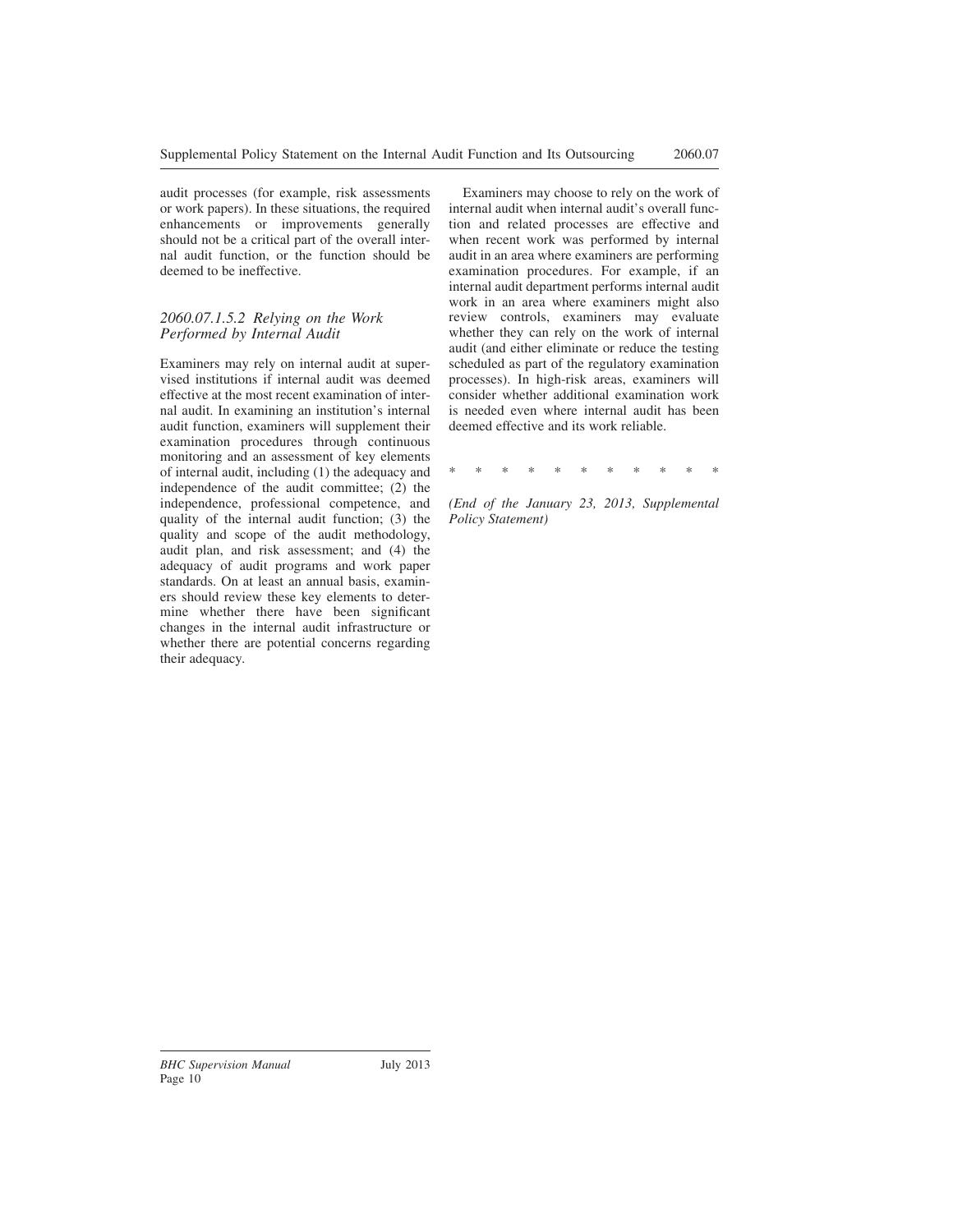audit processes (for example, risk assessments or work papers). In these situations, the required enhancements or improvements generally should not be a critical part of the overall internal audit function, or the function should be deemed to be ineffective.

### *2060.07.1.5.2 Relying on the Work Performed by Internal Audit*

Examiners may rely on internal audit at supervised institutions if internal audit was deemed effective at the most recent examination of internal audit. In examining an institution's internal audit function, examiners will supplement their examination procedures through continuous monitoring and an assessment of key elements of internal audit, including (1) the adequacy and independence of the audit committee; (2) the independence, professional competence, and quality of the internal audit function; (3) the quality and scope of the audit methodology, audit plan, and risk assessment; and (4) the adequacy of audit programs and work paper standards. On at least an annual basis, examiners should review these key elements to determine whether there have been significant changes in the internal audit infrastructure or whether there are potential concerns regarding their adequacy.

Examiners may choose to rely on the work of internal audit when internal audit's overall function and related processes are effective and when recent work was performed by internal audit in an area where examiners are performing examination procedures. For example, if an internal audit department performs internal audit work in an area where examiners might also review controls, examiners may evaluate whether they can rely on the work of internal audit (and either eliminate or reduce the testing scheduled as part of the regulatory examination processes). In high-risk areas, examiners will consider whether additional examination work is needed even where internal audit has been deemed effective and its work reliable.

\* \* \* \* \* \* \* \* \* \* \*

*(End of the January 23, 2013, Supplemental Policy Statement)*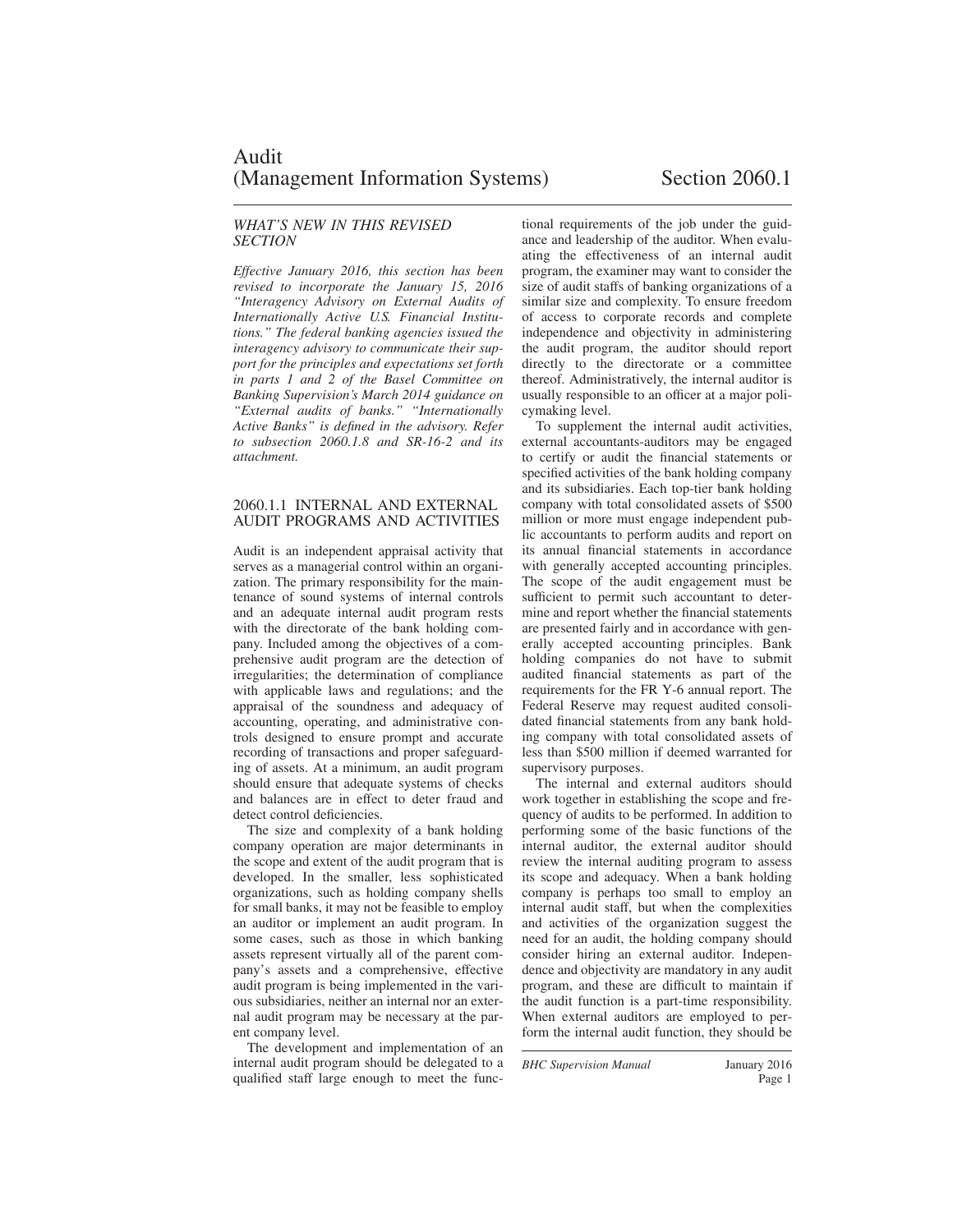# Audit (Management Information Systems) Section 2060.1

*WHAT'S NEW IN THIS REVISED SECTION*

*Effective January 2016, this section has been revised to incorporate the January 15, 2016 "Interagency Advisory on External Audits of Internationally Active U.S. Financial Institutions." The federal banking agencies issued the interagency advisory to communicate their support for the principles and expectations set forth in parts 1 and 2 of the Basel Committee on Banking Supervision's March 2014 guidance on "External audits of banks." "Internationally Active Banks" is defined in the advisory. Refer to subsection 2060.1.8 and SR-16-2 and its attachment.*

## 2060.1.1 INTERNAL AND EXTERNAL AUDIT PROGRAMS AND ACTIVITIES

Audit is an independent appraisal activity that serves as a managerial control within an organization. The primary responsibility for the maintenance of sound systems of internal controls and an adequate internal audit program rests with the directorate of the bank holding company. Included among the objectives of a comprehensive audit program are the detection of irregularities; the determination of compliance with applicable laws and regulations; and the appraisal of the soundness and adequacy of accounting, operating, and administrative controls designed to ensure prompt and accurate recording of transactions and proper safeguarding of assets. At a minimum, an audit program should ensure that adequate systems of checks and balances are in effect to deter fraud and detect control deficiencies.

The size and complexity of a bank holding company operation are major determinants in the scope and extent of the audit program that is developed. In the smaller, less sophisticated organizations, such as holding company shells for small banks, it may not be feasible to employ an auditor or implement an audit program. In some cases, such as those in which banking assets represent virtually all of the parent company's assets and a comprehensive, effective audit program is being implemented in the various subsidiaries, neither an internal nor an external audit program may be necessary at the parent company level.

The development and implementation of an internal audit program should be delegated to a qualified staff large enough to meet the functional requirements of the job under the guidance and leadership of the auditor. When evaluating the effectiveness of an internal audit program, the examiner may want to consider the size of audit staffs of banking organizations of a similar size and complexity. To ensure freedom of access to corporate records and complete independence and objectivity in administering the audit program, the auditor should report directly to the directorate or a committee thereof. Administratively, the internal auditor is usually responsible to an officer at a major policymaking level.

To supplement the internal audit activities, external accountants-auditors may be engaged to certify or audit the financial statements or specified activities of the bank holding company and its subsidiaries. Each top-tier bank holding company with total consolidated assets of $500 million or more must engage independent public accountants to perform audits and report on its annual financial statements in accordance with generally accepted accounting principles. The scope of the audit engagement must be sufficient to permit such accountant to determine and report whether the financial statements are presented fairly and in accordance with generally accepted accounting principles. Bank holding companies do not have to submit audited financial statements as part of the requirements for the FR Y-6 annual report. The Federal Reserve may request audited consolidated financial statements from any bank holding company with total consolidated assets of less than $500 million if deemed warranted for supervisory purposes.

The internal and external auditors should work together in establishing the scope and frequency of audits to be performed. In addition to performing some of the basic functions of the internal auditor, the external auditor should review the internal auditing program to assess its scope and adequacy. When a bank holding company is perhaps too small to employ an internal audit staff, but when the complexities and activities of the organization suggest the need for an audit, the holding company should consider hiring an external auditor. Independence and objectivity are mandatory in any audit program, and these are difficult to maintain if the audit function is a part-time responsibility. When external auditors are employed to perform the internal audit function, they should be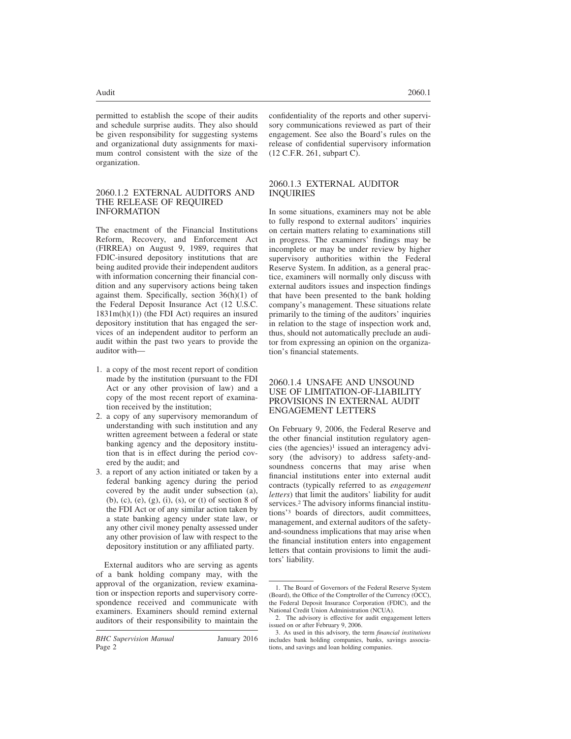permitted to establish the scope of their audits and schedule surprise audits. They also should be given responsibility for suggesting systems and organizational duty assignments for maximum control consistent with the size of the organization.

## 2060.1.2 EXTERNAL AUDITORS AND THE RELEASE OF REQUIRED INFORMATION

The enactment of the Financial Institutions Reform, Recovery, and Enforcement Act (FIRREA) on August 9, 1989, requires that FDIC-insured depository institutions that are being audited provide their independent auditors with information concerning their financial condition and any supervisory actions being taken against them. Specifically, section 36(h)(1) of the Federal Deposit Insurance Act (12 U.S.C. 1831m(h)(1)) (the FDI Act) requires an insured depository institution that has engaged the services of an independent auditor to perform an audit within the past two years to provide the auditor with—

1. a copy of the most recent report of condition made by the institution (pursuant to the FDI Act or any other provision of law) and a copy of the most recent report of examination received by the institution;
2. a copy of any supervisory memorandum of understanding with such institution and any written agreement between a federal or state banking agency and the depository institution that is in effect during the period covered by the audit; and
3. a report of any action initiated or taken by a federal banking agency during the period covered by the audit under subsection (a), (b), (c), (e), (g), (i), (s), or (t) of section 8 of the FDI Act or of any similar action taken by a state banking agency under state law, or any other civil money penalty assessed under any other provision of law with respect to the depository institution or any affiliated party.

External auditors who are serving as agents of a bank holding company may, with the approval of the organization, review examination or inspection reports and supervisory correspondence received and communicate with examiners. Examiners should remind external auditors of their responsibility to maintain the confidentiality of the reports and other supervisory communications reviewed as part of their engagement. See also the Board's rules on the release of confidential supervisory information (12 C.F.R. 261, subpart C).

## 2060.1.3 EXTERNAL AUDITOR INQUIRIES

In some situations, examiners may not be able to fully respond to external auditors' inquiries on certain matters relating to examinations still in progress. The examiners' findings may be incomplete or may be under review by higher supervisory authorities within the Federal Reserve System. In addition, as a general practice, examiners will normally only discuss with external auditors issues and inspection findings that have been presented to the bank holding company's management. These situations relate primarily to the timing of the auditors' inquiries in relation to the stage of inspection work and, thus, should not automatically preclude an auditor from expressing an opinion on the organization's financial statements.

## 2060.1.4 UNSAFE AND UNSOUND USE OF LIMITATION-OF-LIABILITY PROVISIONS IN EXTERNAL AUDIT ENGAGEMENT LETTERS

On February 9, 2006, the Federal Reserve and the other financial institution regulatory agencies (the agencies)[1] issued an interagency advisory (the advisory) to address safety-and-soundness concerns that may arise when financial institutions enter into external audit contracts (typically referred to as *engagement letters*) that limit the auditors' liability for audit services.[2] The advisory informs financial institutions'[3] boards of directors, audit committees, management, and external auditors of the safety-and-soundness implications that may arise when the financial institution enters into engagement letters that contain provisions to limit the auditors' liability.

1. The Board of Governors of the Federal Reserve System (Board), the Office of the Comptroller of the Currency (OCC), the Federal Deposit Insurance Corporation (FDIC), and the National Credit Union Administration (NCUA).

2. The advisory is effective for audit engagement letters issued on or after February 9, 2006.

3. As used in this advisory, the term *financial institutions* includes bank holding companies, banks, savings associations, and savings and loan holding companies.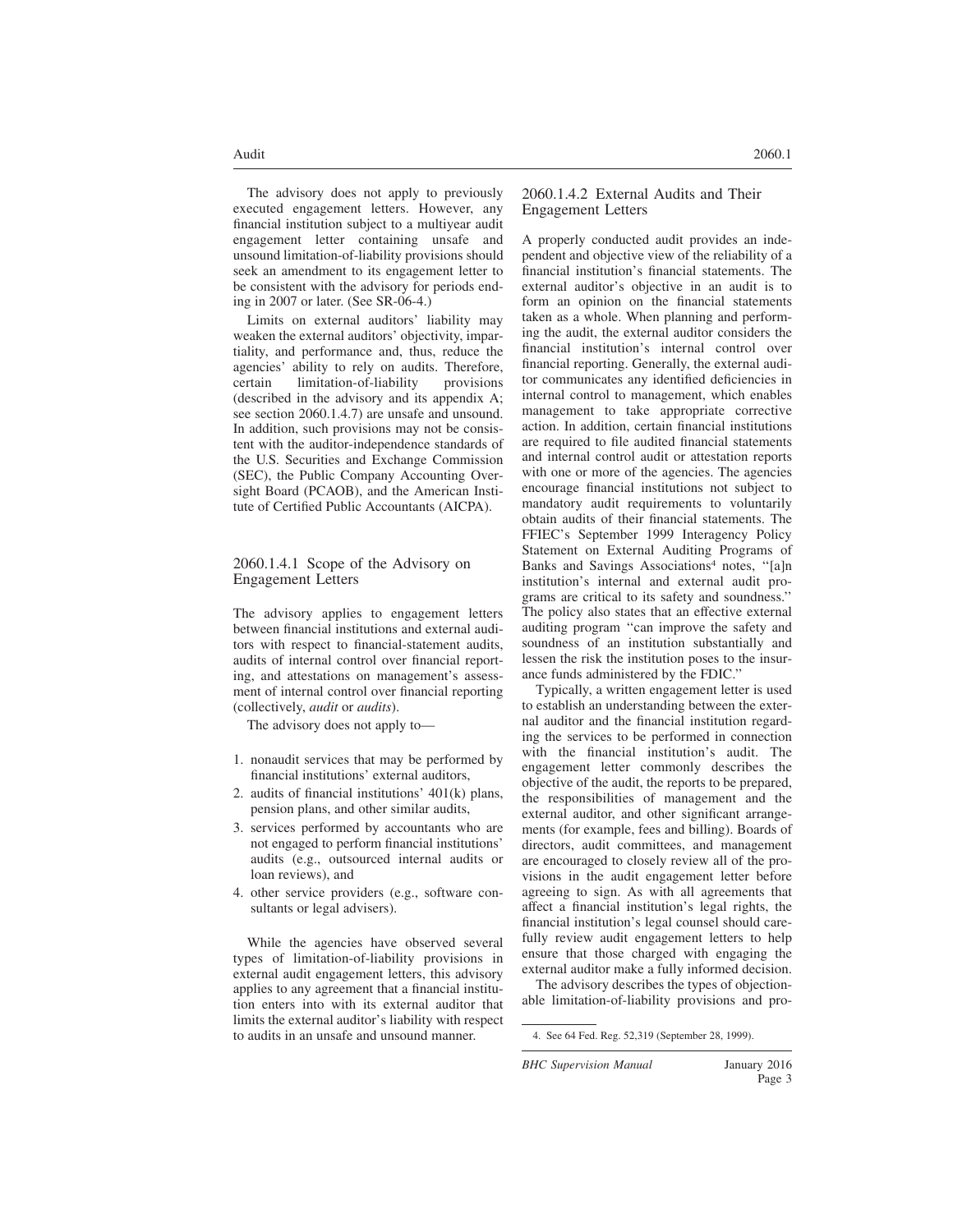The advisory does not apply to previously executed engagement letters. However, any financial institution subject to a multiyear audit engagement letter containing unsafe and unsound limitation-of-liability provisions should seek an amendment to its engagement letter to be consistent with the advisory for periods ending in 2007 or later. (See SR-06-4.)

Limits on external auditors' liability may weaken the external auditors' objectivity, impartiality, and performance and, thus, reduce the agencies' ability to rely on audits. Therefore, certain limitation-of-liability provisions (described in the advisory and its appendix A; see section 2060.1.4.7) are unsafe and unsound. In addition, such provisions may not be consistent with the auditor-independence standards of the U.S. Securities and Exchange Commission (SEC), the Public Company Accounting Oversight Board (PCAOB), and the American Institute of Certified Public Accountants (AICPA).

### 2060.1.4.1 Scope of the Advisory on Engagement Letters

The advisory applies to engagement letters between financial institutions and external auditors with respect to financial-statement audits, audits of internal control over financial reporting, and attestations on management's assessment of internal control over financial reporting (collectively, *audit* or *audits*).

The advisory does not apply to—

1. nonaudit services that may be performed by financial institutions' external auditors,
2. audits of financial institutions' 401(k) plans, pension plans, and other similar audits,
3. services performed by accountants who are not engaged to perform financial institutions' audits (e.g., outsourced internal audits or loan reviews), and
4. other service providers (e.g., software consultants or legal advisers).

While the agencies have observed several types of limitation-of-liability provisions in external audit engagement letters, this advisory applies to any agreement that a financial institution enters into with its external auditor that limits the external auditor's liability with respect to audits in an unsafe and unsound manner.

### 2060.1.4.2 External Audits and Their Engagement Letters

A properly conducted audit provides an independent and objective view of the reliability of a financial institution's financial statements. The external auditor's objective in an audit is to form an opinion on the financial statements taken as a whole. When planning and performing the audit, the external auditor considers the financial institution's internal control over financial reporting. Generally, the external auditor communicates any identified deficiencies in internal control to management, which enables management to take appropriate corrective action. In addition, certain financial institutions are required to file audited financial statements and internal control audit or attestation reports with one or more of the agencies. The agencies encourage financial institutions not subject to mandatory audit requirements to voluntarily obtain audits of their financial statements. The FFIEC's September 1999 Interagency Policy Statement on External Auditing Programs of Banks and Savings Associations[4] notes, "[a]n institution's internal and external audit programs are critical to its safety and soundness." The policy also states that an effective external auditing program "can improve the safety and soundness of an institution substantially and lessen the risk the institution poses to the insurance funds administered by the FDIC."

Typically, a written engagement letter is used to establish an understanding between the external auditor and the financial institution regarding the services to be performed in connection with the financial institution's audit. The engagement letter commonly describes the objective of the audit, the reports to be prepared, the responsibilities of management and the external auditor, and other significant arrangements (for example, fees and billing). Boards of directors, audit committees, and management are encouraged to closely review all of the provisions in the audit engagement letter before agreeing to sign. As with all agreements that affect a financial institution's legal rights, the financial institution's legal counsel should carefully review audit engagement letters to help ensure that those charged with engaging the external auditor make a fully informed decision.

The advisory describes the types of objectionable limitation-of-liability provisions and pro-

4. See 64 Fed. Reg. 52,319 (September 28, 1999).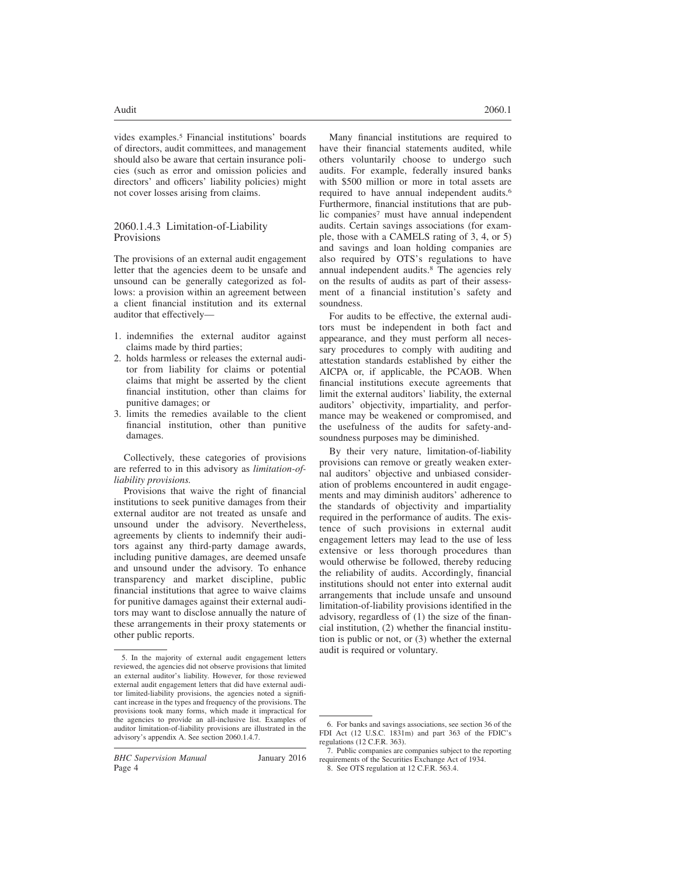vides examples.[5] Financial institutions' boards of directors, audit committees, and management should also be aware that certain insurance policies (such as error and omission policies and directors' and officers' liability policies) might not cover losses arising from claims.

### 2060.1.4.3 Limitation-of-Liability Provisions

The provisions of an external audit engagement letter that the agencies deem to be unsafe and unsound can be generally categorized as follows: a provision within an agreement between a client financial institution and its external auditor that effectively—

1. indemnifies the external auditor against claims made by third parties;
2. holds harmless or releases the external auditor from liability for claims or potential claims that might be asserted by the client financial institution, other than claims for punitive damages; or
3. limits the remedies available to the client financial institution, other than punitive damages.

Collectively, these categories of provisions are referred to in this advisory as *limitation-of-liability provisions.*

Provisions that waive the right of financial institutions to seek punitive damages from their external auditor are not treated as unsafe and unsound under the advisory. Nevertheless, agreements by clients to indemnify their auditors against any third-party damage awards, including punitive damages, are deemed unsafe and unsound under the advisory. To enhance transparency and market discipline, public financial institutions that agree to waive claims for punitive damages against their external auditors may want to disclose annually the nature of these arrangements in their proxy statements or other public reports.

Many financial institutions are required to have their financial statements audited, while others voluntarily choose to undergo such audits. For example, federally insured banks with $500 million or more in total assets are required to have annual independent audits.[6] Furthermore, financial institutions that are public companies[7] must have annual independent audits. Certain savings associations (for example, those with a CAMELS rating of 3, 4, or 5) and savings and loan holding companies are also required by OTS's regulations to have annual independent audits.[8] The agencies rely on the results of audits as part of their assessment of a financial institution's safety and soundness.

For audits to be effective, the external auditors must be independent in both fact and appearance, and they must perform all necessary procedures to comply with auditing and attestation standards established by either the AICPA or, if applicable, the PCAOB. When financial institutions execute agreements that limit the external auditors' liability, the external auditors' objectivity, impartiality, and performance may be weakened or compromised, and the usefulness of the audits for safety-and-soundness purposes may be diminished.

By their very nature, limitation-of-liability provisions can remove or greatly weaken external auditors' objective and unbiased consideration of problems encountered in audit engagements and may diminish auditors' adherence to the standards of objectivity and impartiality required in the performance of audits. The existence of such provisions in external audit engagement letters may lead to the use of less extensive or less thorough procedures than would otherwise be followed, thereby reducing the reliability of audits. Accordingly, financial institutions should not enter into external audit arrangements that include unsafe and unsound limitation-of-liability provisions identified in the advisory, regardless of (1) the size of the financial institution, (2) whether the financial institution is public or not, or (3) whether the external audit is required or voluntary.

---

5. In the majority of external audit engagement letters reviewed, the agencies did not observe provisions that limited an external auditor's liability. However, for those reviewed external audit engagement letters that did have external auditor limited-liability provisions, the agencies noted a significant increase in the types and frequency of the provisions. The provisions took many forms, which made it impractical for the agencies to provide an all-inclusive list. Examples of auditor limitation-of-liability provisions are illustrated in the advisory's appendix A. See section 2060.1.4.7.

6. For banks and savings associations, see section 36 of the FDI Act (12 U.S.C. 1831m) and part 363 of the FDIC's regulations (12 C.F.R. 363).

7. Public companies are companies subject to the reporting requirements of the Securities Exchange Act of 1934.

8. See OTS regulation at 12 C.F.R. 563.4.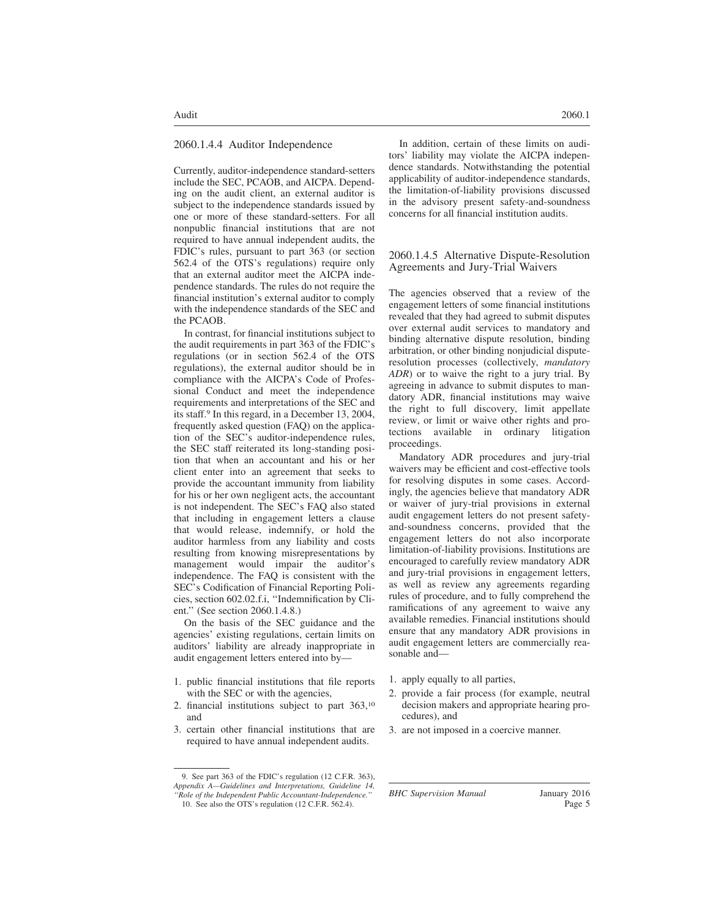### 2060.1.4.4 Auditor Independence

Currently, auditor-independence standard-setters include the SEC, PCAOB, and AICPA. Depending on the audit client, an external auditor is subject to the independence standards issued by one or more of these standard-setters. For all nonpublic financial institutions that are not required to have annual independent audits, the FDIC's rules, pursuant to part 363 (or section 562.4 of the OTS's regulations) require only that an external auditor meet the AICPA independence standards. The rules do not require the financial institution's external auditor to comply with the independence standards of the SEC and the PCAOB.

In contrast, for financial institutions subject to the audit requirements in part 363 of the FDIC's regulations (or in section 562.4 of the OTS regulations), the external auditor should be in compliance with the AICPA's Code of Professional Conduct and meet the independence requirements and interpretations of the SEC and its staff.[9] In this regard, in a December 13, 2004, frequently asked question (FAQ) on the application of the SEC's auditor-independence rules, the SEC staff reiterated its long-standing position that when an accountant and his or her client enter into an agreement that seeks to provide the accountant immunity from liability for his or her own negligent acts, the accountant is not independent. The SEC's FAQ also stated that including in engagement letters a clause that would release, indemnify, or hold the auditor harmless from any liability and costs resulting from knowing misrepresentations by management would impair the auditor's independence. The FAQ is consistent with the SEC's Codification of Financial Reporting Policies, section 602.02.f.i, "Indemnification by Client." (See section 2060.1.4.8.)

On the basis of the SEC guidance and the agencies' existing regulations, certain limits on auditors' liability are already inappropriate in audit engagement letters entered into by—

1. public financial institutions that file reports with the SEC or with the agencies,
2. financial institutions subject to part 363,[10] and
3. certain other financial institutions that are required to have annual independent audits.

In addition, certain of these limits on auditors' liability may violate the AICPA independence standards. Notwithstanding the potential applicability of auditor-independence standards, the limitation-of-liability provisions discussed in the advisory present safety-and-soundness concerns for all financial institution audits.

### 2060.1.4.5 Alternative Dispute-Resolution Agreements and Jury-Trial Waivers

The agencies observed that a review of the engagement letters of some financial institutions revealed that they had agreed to submit disputes over external audit services to mandatory and binding alternative dispute resolution, binding arbitration, or other binding nonjudicial dispute-resolution processes (collectively, *mandatory ADR*) or to waive the right to a jury trial. By agreeing in advance to submit disputes to mandatory ADR, financial institutions may waive the right to full discovery, limit appellate review, or limit or waive other rights and protections available in ordinary litigation proceedings.

Mandatory ADR procedures and jury-trial waivers may be efficient and cost-effective tools for resolving disputes in some cases. Accordingly, the agencies believe that mandatory ADR or waiver of jury-trial provisions in external audit engagement letters do not present safety-and-soundness concerns, provided that the engagement letters do not also incorporate limitation-of-liability provisions. Institutions are encouraged to carefully review mandatory ADR and jury-trial provisions in engagement letters, as well as review any agreements regarding rules of procedure, and to fully comprehend the ramifications of any agreement to waive any available remedies. Financial institutions should ensure that any mandatory ADR provisions in audit engagement letters are commercially reasonable and—

1. apply equally to all parties,
2. provide a fair process (for example, neutral decision makers and appropriate hearing procedures), and
3. are not imposed in a coercive manner.

---

9. See part 363 of the FDIC's regulation (12 C.F.R. 363), *Appendix A—Guidelines and Interpretations, Guideline 14, "Role of the Independent Public Accountant-Independence."*

10. See also the OTS's regulation (12 C.F.R. 562.4).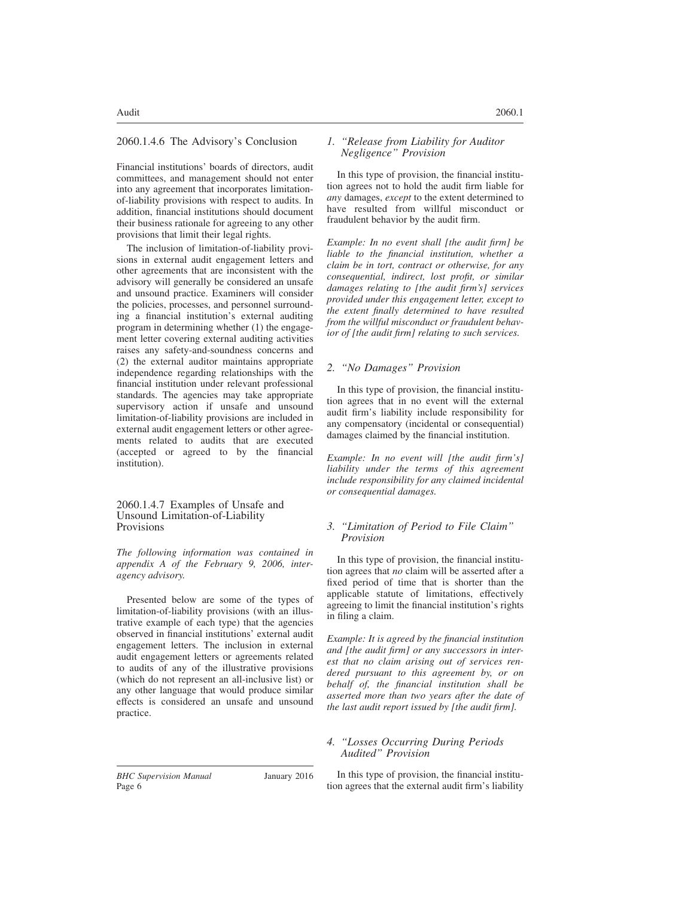### 2060.1.4.6 The Advisory's Conclusion

Financial institutions' boards of directors, audit committees, and management should not enter into any agreement that incorporates limitation-of-liability provisions with respect to audits. In addition, financial institutions should document their business rationale for agreeing to any other provisions that limit their legal rights.

The inclusion of limitation-of-liability provisions in external audit engagement letters and other agreements that are inconsistent with the advisory will generally be considered an unsafe and unsound practice. Examiners will consider the policies, processes, and personnel surrounding a financial institution's external auditing program in determining whether (1) the engagement letter covering external auditing activities raises any safety-and-soundness concerns and (2) the external auditor maintains appropriate independence regarding relationships with the financial institution under relevant professional standards. The agencies may take appropriate supervisory action if unsafe and unsound limitation-of-liability provisions are included in external audit engagement letters or other agreements related to audits that are executed (accepted or agreed to by the financial institution).

### 2060.1.4.7 Examples of Unsafe and Unsound Limitation-of-Liability Provisions

*The following information was contained in appendix A of the February 9, 2006, interagency advisory.*

Presented below are some of the types of limitation-of-liability provisions (with an illustrative example of each type) that the agencies observed in financial institutions' external audit engagement letters. The inclusion in external audit engagement letters or agreements related to audits of any of the illustrative provisions (which do not represent an all-inclusive list) or any other language that would produce similar effects is considered an unsafe and unsound practice.

#### 1. *"Release from Liability for Auditor Negligence" Provision*

In this type of provision, the financial institution agrees not to hold the audit firm liable for *any* damages, *except* to the extent determined to have resulted from willful misconduct or fraudulent behavior by the audit firm.

*Example: In no event shall [the audit firm] be liable to the financial institution, whether a claim be in tort, contract or otherwise, for any consequential, indirect, lost profit, or similar damages relating to [the audit firm's] services provided under this engagement letter, except to the extent finally determined to have resulted from the willful misconduct or fraudulent behavior of [the audit firm] relating to such services.*

#### 2. *"No Damages" Provision*

In this type of provision, the financial institution agrees that in no event will the external audit firm's liability include responsibility for any compensatory (incidental or consequential) damages claimed by the financial institution.

*Example: In no event will [the audit firm's] liability under the terms of this agreement include responsibility for any claimed incidental or consequential damages.*

#### 3. *"Limitation of Period to File Claim" Provision*

In this type of provision, the financial institution agrees that *no* claim will be asserted after a fixed period of time that is shorter than the applicable statute of limitations, effectively agreeing to limit the financial institution's rights in filing a claim.

*Example: It is agreed by the financial institution and [the audit firm] or any successors in interest that no claim arising out of services rendered pursuant to this agreement by, or on behalf of, the financial institution shall be asserted more than two years after the date of the last audit report issued by [the audit firm].*

#### 4. *"Losses Occurring During Periods Audited" Provision*

In this type of provision, the financial institution agrees that the external audit firm's liability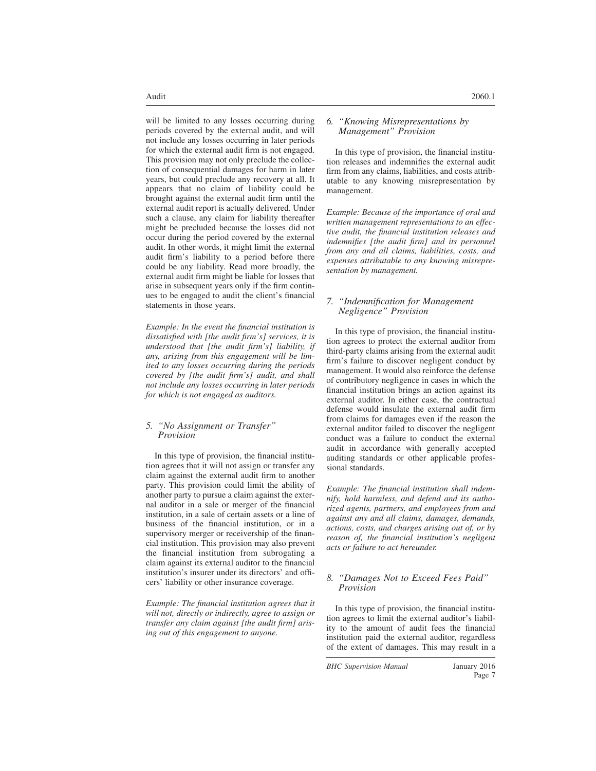will be limited to any losses occurring during periods covered by the external audit, and will not include any losses occurring in later periods for which the external audit firm is not engaged. This provision may not only preclude the collection of consequential damages for harm in later years, but could preclude any recovery at all. It appears that no claim of liability could be brought against the external audit firm until the external audit report is actually delivered. Under such a clause, any claim for liability thereafter might be precluded because the losses did not occur during the period covered by the external audit. In other words, it might limit the external audit firm's liability to a period before there could be any liability. Read more broadly, the external audit firm might be liable for losses that arise in subsequent years only if the firm continues to be engaged to audit the client's financial statements in those years.

*Example: In the event the financial institution is dissatisfied with [the audit firm's] services, it is understood that [the audit firm's] liability, if any, arising from this engagement will be limited to any losses occurring during the periods covered by [the audit firm's] audit, and shall not include any losses occurring in later periods for which is not engaged as auditors.*

### 5. *"No Assignment or Transfer" Provision*

In this type of provision, the financial institution agrees that it will not assign or transfer any claim against the external audit firm to another party. This provision could limit the ability of another party to pursue a claim against the external auditor in a sale or merger of the financial institution, in a sale of certain assets or a line of business of the financial institution, or in a supervisory merger or receivership of the financial institution. This provision may also prevent the financial institution from subrogating a claim against its external auditor to the financial institution's insurer under its directors' and officers' liability or other insurance coverage.

*Example: The financial institution agrees that it will not, directly or indirectly, agree to assign or transfer any claim against [the audit firm] arising out of this engagement to anyone.*

### 6. *"Knowing Misrepresentations by Management" Provision*

In this type of provision, the financial institution releases and indemnifies the external audit firm from any claims, liabilities, and costs attributable to any knowing misrepresentation by management.

*Example: Because of the importance of oral and written management representations to an effective audit, the financial institution releases and indemnifies [the audit firm] and its personnel from any and all claims, liabilities, costs, and expenses attributable to any knowing misrepresentation by management.*

### 7. *"Indemnification for Management Negligence" Provision*

In this type of provision, the financial institution agrees to protect the external auditor from third-party claims arising from the external audit firm's failure to discover negligent conduct by management. It would also reinforce the defense of contributory negligence in cases in which the financial institution brings an action against its external auditor. In either case, the contractual defense would insulate the external audit firm from claims for damages even if the reason the external auditor failed to discover the negligent conduct was a failure to conduct the external audit in accordance with generally accepted auditing standards or other applicable professional standards.

*Example: The financial institution shall indemnify, hold harmless, and defend and its authorized agents, partners, and employees from and against any and all claims, damages, demands, actions, costs, and charges arising out of, or by reason of, the financial institution's negligent acts or failure to act hereunder.*

### 8. *"Damages Not to Exceed Fees Paid" Provision*

In this type of provision, the financial institution agrees to limit the external auditor's liability to the amount of audit fees the financial institution paid the external auditor, regardless of the extent of damages. This may result in a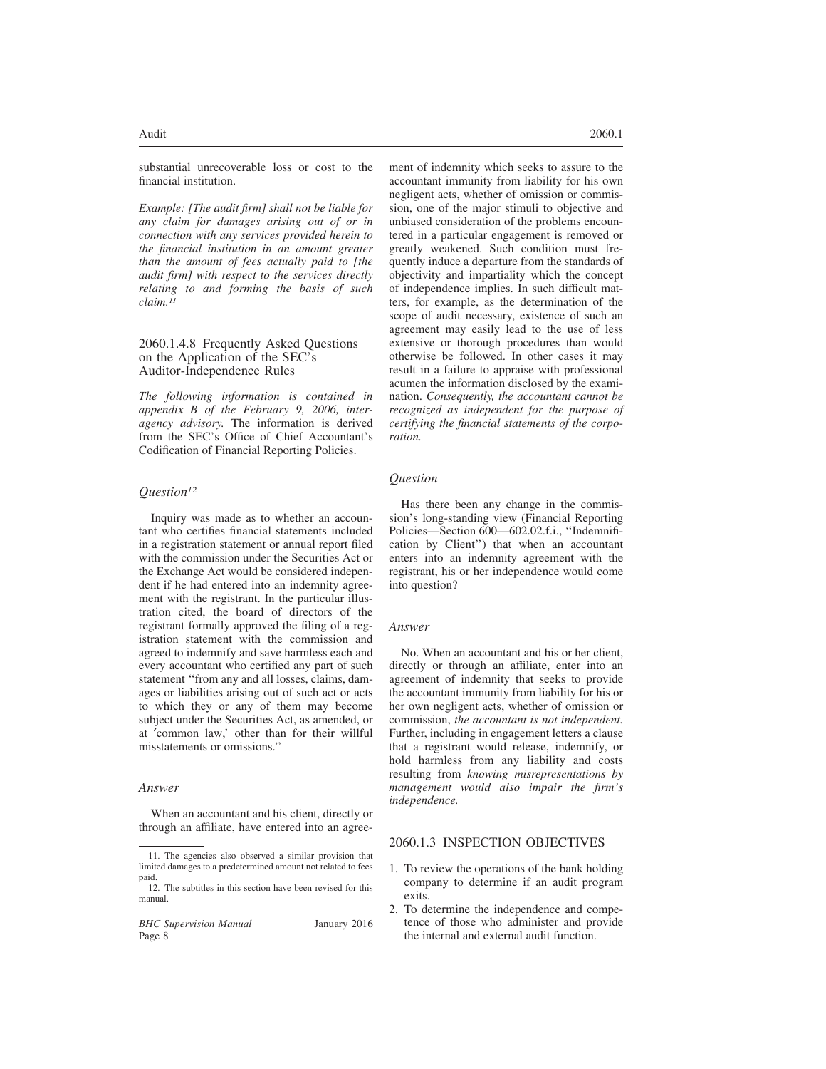substantial unrecoverable loss or cost to the financial institution.

*Example: [The audit firm] shall not be liable for any claim for damages arising out of or in connection with any services provided herein to the financial institution in an amount greater than the amount of fees actually paid to [the audit firm] with respect to the services directly relating to and forming the basis of such claim.*[11]

### 2060.1.4.8 Frequently Asked Questions on the Application of the SEC's Auditor-Independence Rules

*The following information is contained in appendix B of the February 9, 2006, interagency advisory.* The information is derived from the SEC's Office of Chief Accountant's Codification of Financial Reporting Policies.

#### *Question*[12]

Inquiry was made as to whether an accountant who certifies financial statements included in a registration statement or annual report filed with the commission under the Securities Act or the Exchange Act would be considered independent if he had entered into an indemnity agreement with the registrant. In the particular illustration cited, the board of directors of the registrant formally approved the filing of a registration statement with the commission and agreed to indemnify and save harmless each and every accountant who certified any part of such statement "from any and all losses, claims, damages or liabilities arising out of such act or acts to which they or any of them may become subject under the Securities Act, as amended, or at 'common law,' other than for their willful misstatements or omissions."

#### *Answer*

When an accountant and his client, directly or through an affiliate, have entered into an agreement of indemnity which seeks to assure to the accountant immunity from liability for his own negligent acts, whether of omission or commission, one of the major stimuli to objective and unbiased consideration of the problems encountered in a particular engagement is removed or greatly weakened. Such condition must frequently induce a departure from the standards of objectivity and impartiality which the concept of independence implies. In such difficult matters, for example, as the determination of the scope of audit necessary, existence of such an agreement may easily lead to the use of less extensive or thorough procedures than would otherwise be followed. In other cases it may result in a failure to appraise with professional acumen the information disclosed by the examination. *Consequently, the accountant cannot be recognized as independent for the purpose of certifying the financial statements of the corporation.*

#### *Question*

Has there been any change in the commission's long-standing view (Financial Reporting Policies—Section 600—602.02.f.i., "Indemnification by Client") that when an accountant enters into an indemnity agreement with the registrant, his or her independence would come into question?

#### *Answer*

No. When an accountant and his or her client, directly or through an affiliate, enter into an agreement of indemnity that seeks to provide the accountant immunity from liability for his or her own negligent acts, whether of omission or commission, *the accountant is not independent.* Further, including in engagement letters a clause that a registrant would release, indemnify, or hold harmless from any liability and costs resulting from *knowing misrepresentations by management would also impair the firm's independence.*

## 2060.1.3 INSPECTION OBJECTIVES

1. To review the operations of the bank holding company to determine if an audit program exits.
2. To determine the independence and competence of those who administer and provide the internal and external audit function.

---

11. The agencies also observed a similar provision that limited damages to a predetermined amount not related to fees paid.

12. The subtitles in this section have been revised for this manual.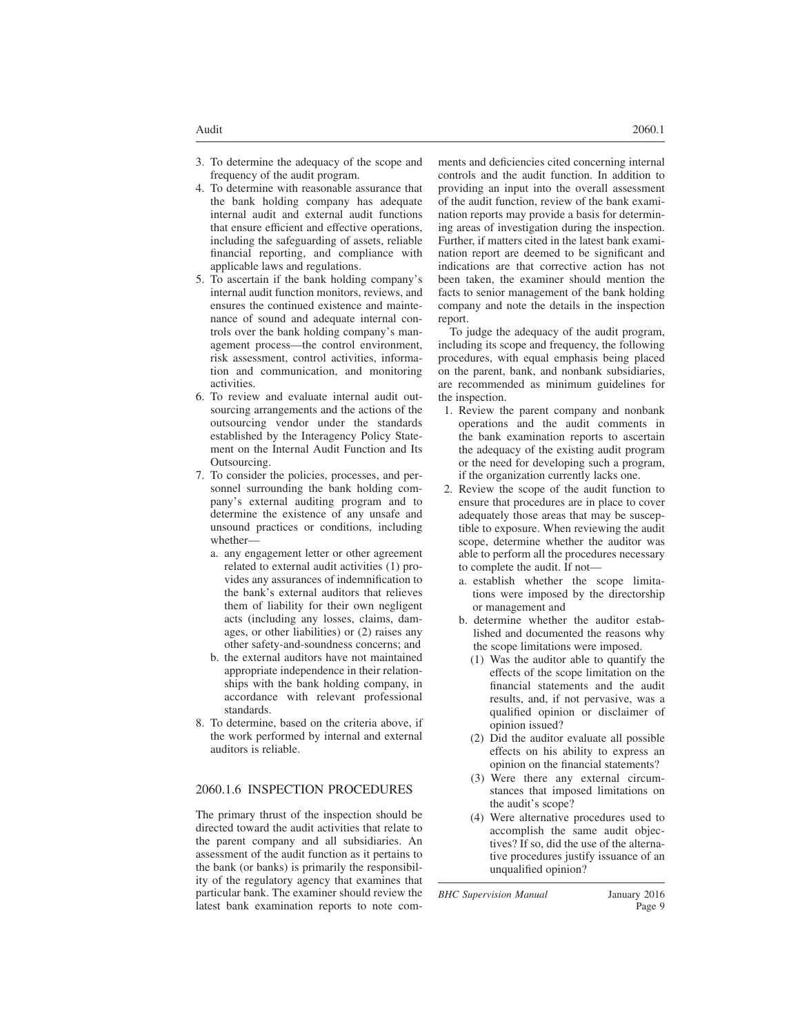3. To determine the adequacy of the scope and frequency of the audit program.
4. To determine with reasonable assurance that the bank holding company has adequate internal audit and external audit functions that ensure efficient and effective operations, including the safeguarding of assets, reliable financial reporting, and compliance with applicable laws and regulations.
5. To ascertain if the bank holding company's internal audit function monitors, reviews, and ensures the continued existence and maintenance of sound and adequate internal controls over the bank holding company's management process—the control environment, risk assessment, control activities, information and communication, and monitoring activities.
6. To review and evaluate internal audit outsourcing arrangements and the actions of the outsourcing vendor under the standards established by the Interagency Policy Statement on the Internal Audit Function and Its Outsourcing.
7. To consider the policies, processes, and personnel surrounding the bank holding company's external auditing program and to determine the existence of any unsafe and unsound practices or conditions, including whether—
   a. any engagement letter or other agreement related to external audit activities (1) provides any assurances of indemnification to the bank's external auditors that relieves them of liability for their own negligent acts (including any losses, claims, damages, or other liabilities) or (2) raises any other safety-and-soundness concerns; and
   b. the external auditors have not maintained appropriate independence in their relationships with the bank holding company, in accordance with relevant professional standards.
8. To determine, based on the criteria above, if the work performed by internal and external auditors is reliable.

## 2060.1.6 INSPECTION PROCEDURES

The primary thrust of the inspection should be directed toward the audit activities that relate to the parent company and all subsidiaries. An assessment of the audit function as it pertains to the bank (or banks) is primarily the responsibility of the regulatory agency that examines that particular bank. The examiner should review the latest bank examination reports to note comments and deficiencies cited concerning internal controls and the audit function. In addition to providing an input into the overall assessment of the audit function, review of the bank examination reports may provide a basis for determining areas of investigation during the inspection. Further, if matters cited in the latest bank examination report are deemed to be significant and indications are that corrective action has not been taken, the examiner should mention the facts to senior management of the bank holding company and note the details in the inspection report.

To judge the adequacy of the audit program, including its scope and frequency, the following procedures, with equal emphasis being placed on the parent, bank, and nonbank subsidiaries, are recommended as minimum guidelines for the inspection.

1. Review the parent company and nonbank operations and the audit comments in the bank examination reports to ascertain the adequacy of the existing audit program or the need for developing such a program, if the organization currently lacks one.
2. Review the scope of the audit function to ensure that procedures are in place to cover adequately those areas that may be susceptible to exposure. When reviewing the audit scope, determine whether the auditor was able to perform all the procedures necessary to complete the audit. If not—
   a. establish whether the scope limitations were imposed by the directorship or management and
   b. determine whether the auditor established and documented the reasons why the scope limitations were imposed.
      (1) Was the auditor able to quantify the effects of the scope limitation on the financial statements and the audit results, and, if not pervasive, was a qualified opinion or disclaimer of opinion issued?
      (2) Did the auditor evaluate all possible effects on his ability to express an opinion on the financial statements?
      (3) Were there any external circumstances that imposed limitations on the audit's scope?
      (4) Were alternative procedures used to accomplish the same audit objectives? If so, did the use of the alternative procedures justify issuance of an unqualified opinion?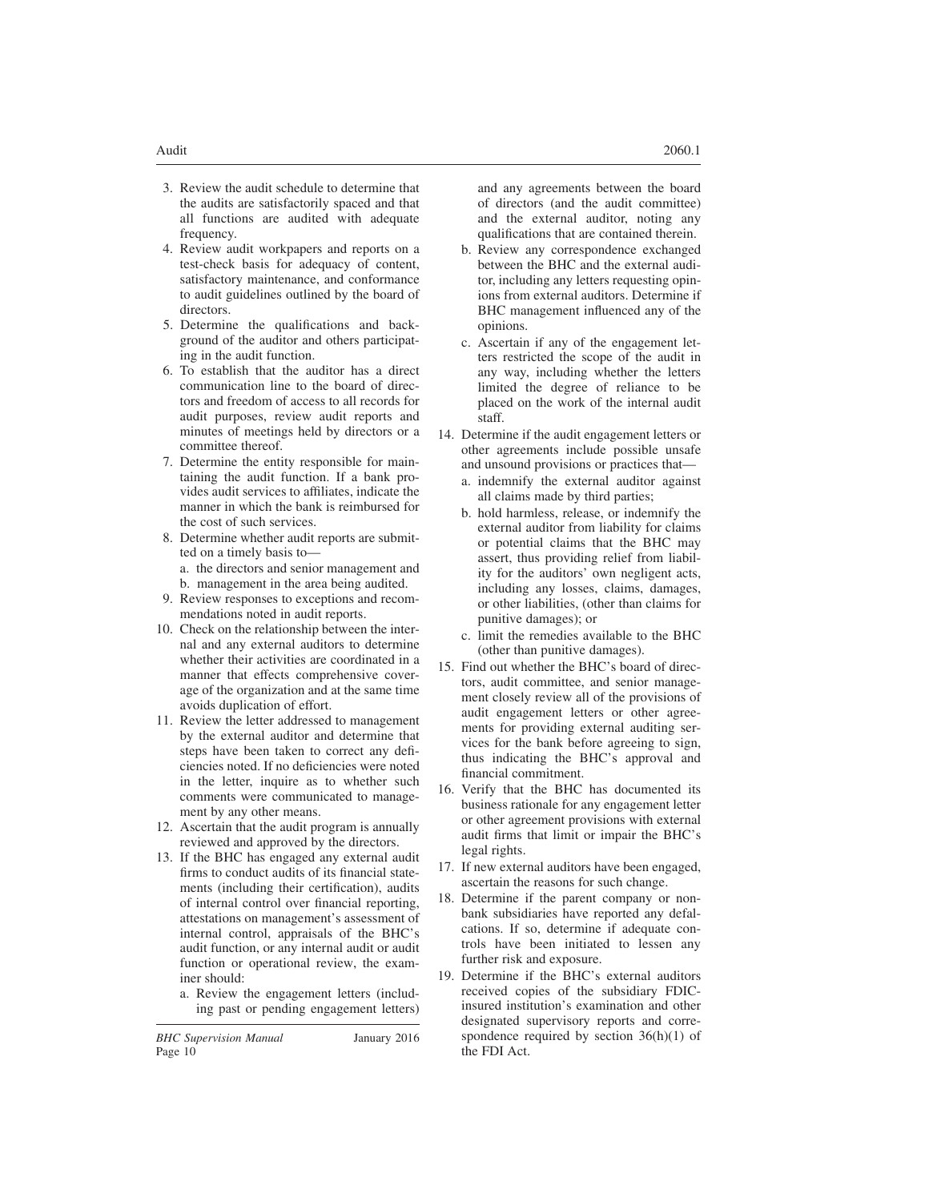3. Review the audit schedule to determine that the audits are satisfactorily spaced and that all functions are audited with adequate frequency.
4. Review audit workpapers and reports on a test-check basis for adequacy of content, satisfactory maintenance, and conformance to audit guidelines outlined by the board of directors.
5. Determine the qualifications and background of the auditor and others participating in the audit function.
6. To establish that the auditor has a direct communication line to the board of directors and freedom of access to all records for audit purposes, review audit reports and minutes of meetings held by directors or a committee thereof.
7. Determine the entity responsible for maintaining the audit function. If a bank provides audit services to affiliates, indicate the manner in which the bank is reimbursed for the cost of such services.
8. Determine whether audit reports are submitted on a timely basis to—
   a. the directors and senior management and
   b. management in the area being audited.
9. Review responses to exceptions and recommendations noted in audit reports.
10. Check on the relationship between the internal and any external auditors to determine whether their activities are coordinated in a manner that effects comprehensive coverage of the organization and at the same time avoids duplication of effort.
11. Review the letter addressed to management by the external auditor and determine that steps have been taken to correct any deficiencies noted. If no deficiencies were noted in the letter, inquire as to whether such comments were communicated to management by any other means.
12. Ascertain that the audit program is annually reviewed and approved by the directors.
13. If the BHC has engaged any external audit firms to conduct audits of its financial statements (including their certification), audits of internal control over financial reporting, attestations on management's assessment of internal control, appraisals of the BHC's audit function, or any internal audit or audit function or operational review, the examiner should:
    a. Review the engagement letters (including past or pending engagement letters) and any agreements between the board of directors (and the audit committee) and the external auditor, noting any qualifications that are contained therein.
    b. Review any correspondence exchanged between the BHC and the external auditor, including any letters requesting opinions from external auditors. Determine if BHC management influenced any of the opinions.
    c. Ascertain if any of the engagement letters restricted the scope of the audit in any way, including whether the letters limited the degree of reliance to be placed on the work of the internal audit staff.
14. Determine if the audit engagement letters or other agreements include possible unsafe and unsound provisions or practices that—
    a. indemnify the external auditor against all claims made by third parties;
    b. hold harmless, release, or indemnify the external auditor from liability for claims or potential claims that the BHC may assert, thus providing relief from liability for the auditors' own negligent acts, including any losses, claims, damages, or other liabilities, (other than claims for punitive damages); or
    c. limit the remedies available to the BHC (other than punitive damages).
15. Find out whether the BHC's board of directors, audit committee, and senior management closely review all of the provisions of audit engagement letters or other agreements for providing external auditing services for the bank before agreeing to sign, thus indicating the BHC's approval and financial commitment.
16. Verify that the BHC has documented its business rationale for any engagement letter or other agreement provisions with external audit firms that limit or impair the BHC's legal rights.
17. If new external auditors have been engaged, ascertain the reasons for such change.
18. Determine if the parent company or nonbank subsidiaries have reported any defalcations. If so, determine if adequate controls have been initiated to lessen any further risk and exposure.
19. Determine if the BHC's external auditors received copies of the subsidiary FDIC-insured institution's examination and other designated supervisory reports and correspondence required by section 36(h)(1) of the FDI Act.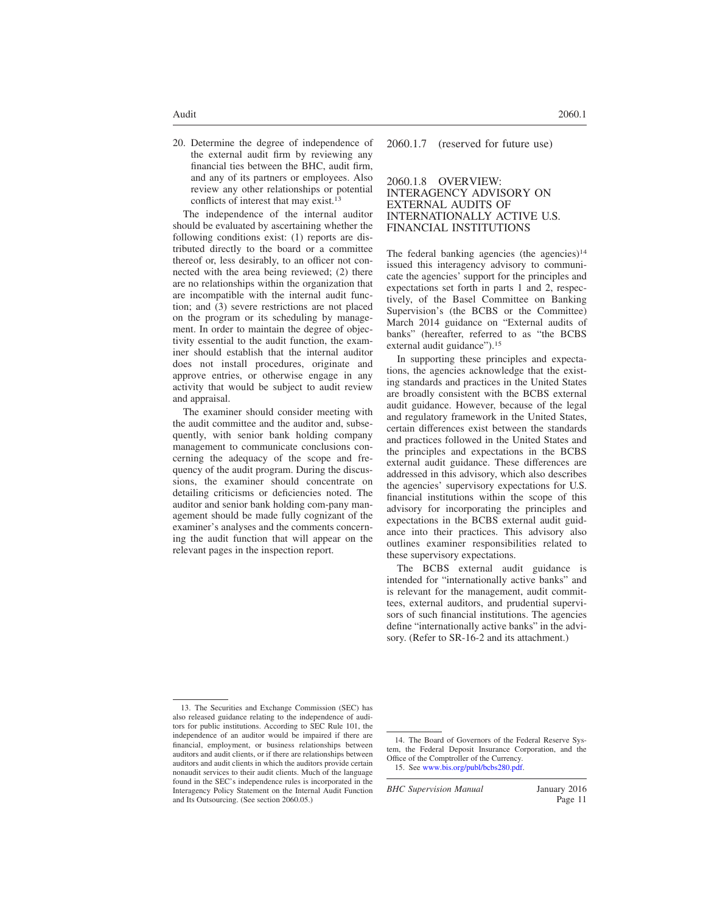20. Determine the degree of independence of the external audit firm by reviewing any financial ties between the BHC, audit firm, and any of its partners or employees. Also review any other relationships or potential conflicts of interest that may exist.[13]

The independence of the internal auditor should be evaluated by ascertaining whether the following conditions exist: (1) reports are distributed directly to the board or a committee thereof or, less desirably, to an officer not connected with the area being reviewed; (2) there are no relationships within the organization that are incompatible with the internal audit function; and (3) severe restrictions are not placed on the program or its scheduling by management. In order to maintain the degree of objectivity essential to the audit function, the examiner should establish that the internal auditor does not install procedures, originate and approve entries, or otherwise engage in any activity that would be subject to audit review and appraisal.

The examiner should consider meeting with the audit committee and the auditor and, subsequently, with senior bank holding company management to communicate conclusions concerning the adequacy of the scope and frequency of the audit program. During the discussions, the examiner should concentrate on detailing criticisms or deficiencies noted. The auditor and senior bank holding com-pany management should be made fully cognizant of the examiner's analyses and the comments concerning the audit function that will appear on the relevant pages in the inspection report.

## 2060.1.7 (reserved for future use)

## 2060.1.8 OVERVIEW: INTERAGENCY ADVISORY ON EXTERNAL AUDITS OF INTERNATIONALLY ACTIVE U.S. FINANCIAL INSTITUTIONS

The federal banking agencies (the agencies)[14] issued this interagency advisory to communicate the agencies' support for the principles and expectations set forth in parts 1 and 2, respectively, of the Basel Committee on Banking Supervision's (the BCBS or the Committee) March 2014 guidance on "External audits of banks" (hereafter, referred to as "the BCBS external audit guidance").[15]

In supporting these principles and expectations, the agencies acknowledge that the existing standards and practices in the United States are broadly consistent with the BCBS external audit guidance. However, because of the legal and regulatory framework in the United States, certain differences exist between the standards and practices followed in the United States and the principles and expectations in the BCBS external audit guidance. These differences are addressed in this advisory, which also describes the agencies' supervisory expectations for U.S. financial institutions within the scope of this advisory for incorporating the principles and expectations in the BCBS external audit guidance into their practices. This advisory also outlines examiner responsibilities related to these supervisory expectations.

The BCBS external audit guidance is intended for "internationally active banks" and is relevant for the management, audit committees, external auditors, and prudential supervisors of such financial institutions. The agencies define "internationally active banks" in the advisory. (Refer to SR-16-2 and its attachment.)

---

13. The Securities and Exchange Commission (SEC) has also released guidance relating to the independence of auditors for public institutions. According to SEC Rule 101, the independence of an auditor would be impaired if there are financial, employment, or business relationships between auditors and audit clients, or if there are relationships between auditors and audit clients in which the auditors provide certain nonaudit services to their audit clients. Much of the language found in the SEC's independence rules is incorporated in the Interagency Policy Statement on the Internal Audit Function and Its Outsourcing. (See section 2060.05.)

14. The Board of Governors of the Federal Reserve System, the Federal Deposit Insurance Corporation, and the Office of the Comptroller of the Currency.

15. See www.bis.org/publ/bcbs280.pdf.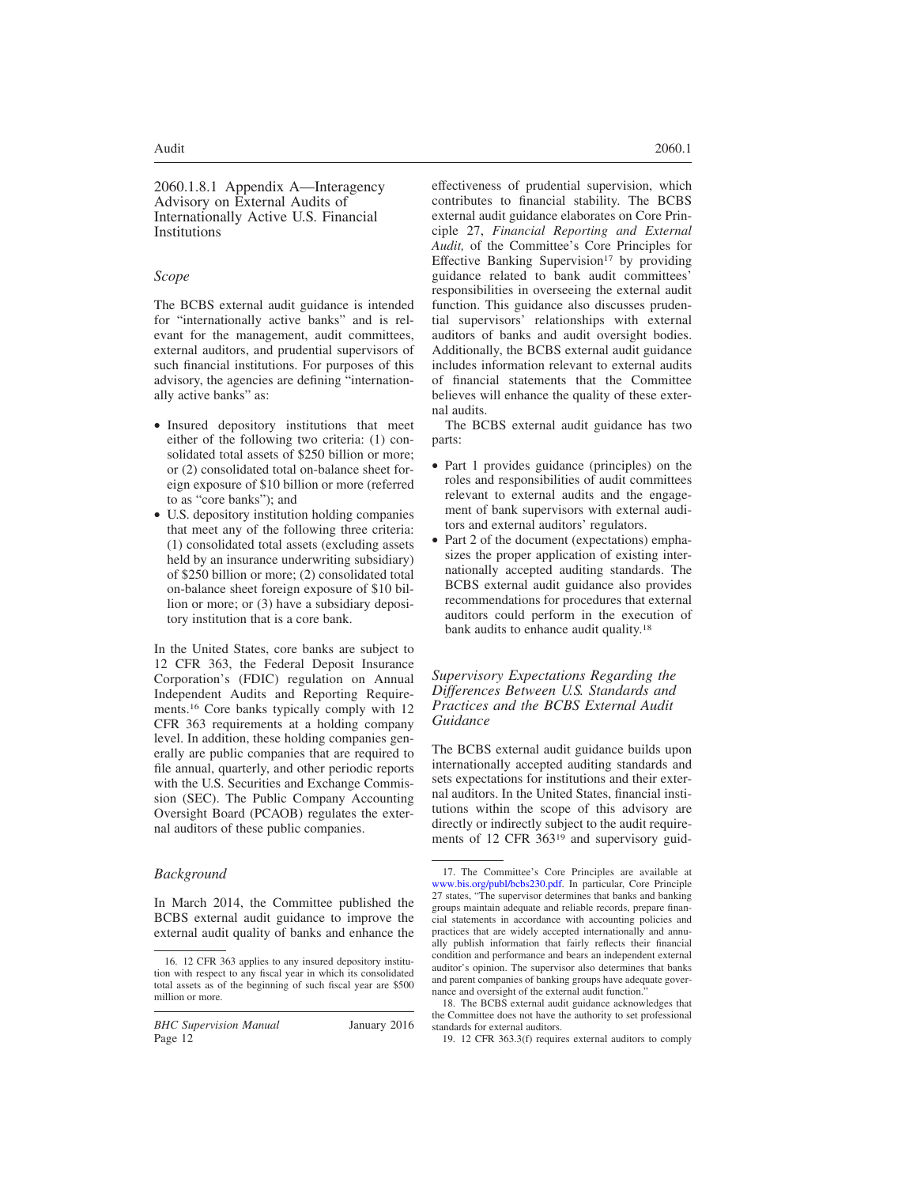### 2060.1.8.1 Appendix A—Interagency Advisory on External Audits of Internationally Active U.S. Financial Institutions

*Scope*

The BCBS external audit guidance is intended for "internationally active banks" and is relevant for the management, audit committees, external auditors, and prudential supervisors of such financial institutions. For purposes of this advisory, the agencies are defining "internationally active banks" as:

- Insured depository institutions that meet either of the following two criteria: (1) consolidated total assets of $250 billion or more; or (2) consolidated total on-balance sheet foreign exposure of $10 billion or more (referred to as "core banks"); and
- U.S. depository institution holding companies that meet any of the following three criteria: (1) consolidated total assets (excluding assets held by an insurance underwriting subsidiary) of $250 billion or more; (2) consolidated total on-balance sheet foreign exposure of $10 billion or more; or (3) have a subsidiary depository institution that is a core bank.

In the United States, core banks are subject to 12 CFR 363, the Federal Deposit Insurance Corporation's (FDIC) regulation on Annual Independent Audits and Reporting Requirements.[16] Core banks typically comply with 12 CFR 363 requirements at a holding company level. In addition, these holding companies generally are public companies that are required to file annual, quarterly, and other periodic reports with the U.S. Securities and Exchange Commission (SEC). The Public Company Accounting Oversight Board (PCAOB) regulates the external auditors of these public companies.

*Background*

In March 2014, the Committee published the BCBS external audit guidance to improve the external audit quality of banks and enhance the effectiveness of prudential supervision, which contributes to financial stability. The BCBS external audit guidance elaborates on Core Principle 27, *Financial Reporting and External Audit,* of the Committee's Core Principles for Effective Banking Supervision[17] by providing guidance related to bank audit committees' responsibilities in overseeing the external audit function. This guidance also discusses prudential supervisors' relationships with external auditors of banks and audit oversight bodies. Additionally, the BCBS external audit guidance includes information relevant to external audits of financial statements that the Committee believes will enhance the quality of these external audits.

The BCBS external audit guidance has two parts:

- Part 1 provides guidance (principles) on the roles and responsibilities of audit committees relevant to external audits and the engagement of bank supervisors with external auditors and external auditors' regulators.
- Part 2 of the document (expectations) emphasizes the proper application of existing internationally accepted auditing standards. The BCBS external audit guidance also provides recommendations for procedures that external auditors could perform in the execution of bank audits to enhance audit quality.[18]

*Supervisory Expectations Regarding the Differences Between U.S. Standards and Practices and the BCBS External Audit Guidance*

The BCBS external audit guidance builds upon internationally accepted auditing standards and sets expectations for institutions and their external auditors. In the United States, financial institutions within the scope of this advisory are directly or indirectly subject to the audit requirements of 12 CFR 363[19] and supervisory guid-

---

16. 12 CFR 363 applies to any insured depository institution with respect to any fiscal year in which its consolidated total assets as of the beginning of such fiscal year are $500 million or more.

17. The Committee's Core Principles are available at www.bis.org/publ/bcbs230.pdf. In particular, Core Principle 27 states, "The supervisor determines that banks and banking groups maintain adequate and reliable records, prepare financial statements in accordance with accounting policies and practices that are widely accepted internationally and annually publish information that fairly reflects their financial condition and performance and bears an independent external auditor's opinion. The supervisor also determines that banks and parent companies of banking groups have adequate governance and oversight of the external audit function."

18. The BCBS external audit guidance acknowledges that the Committee does not have the authority to set professional standards for external auditors.

19. 12 CFR 363.3(f) requires external auditors to comply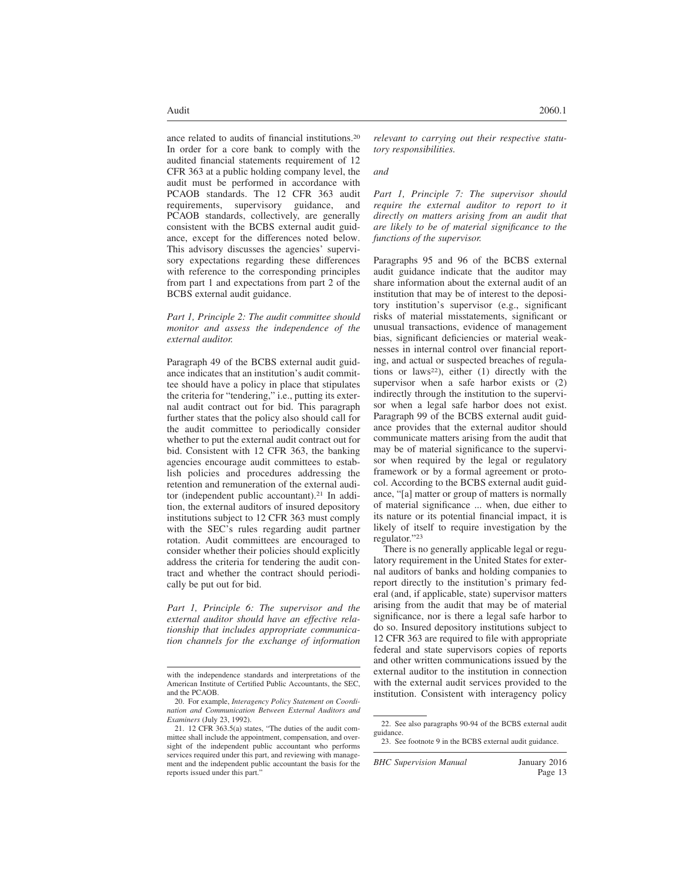ance related to audits of financial institutions.[20] In order for a core bank to comply with the audited financial statements requirement of 12 CFR 363 at a public holding company level, the audit must be performed in accordance with PCAOB standards. The 12 CFR 363 audit requirements, supervisory guidance, and PCAOB standards, collectively, are generally consistent with the BCBS external audit guidance, except for the differences noted below. This advisory discusses the agencies' supervisory expectations regarding these differences with reference to the corresponding principles from part 1 and expectations from part 2 of the BCBS external audit guidance.

*Part 1, Principle 2: The audit committee should monitor and assess the independence of the external auditor.*

Paragraph 49 of the BCBS external audit guidance indicates that an institution's audit committee should have a policy in place that stipulates the criteria for "tendering," i.e., putting its external audit contract out for bid. This paragraph further states that the policy also should call for the audit committee to periodically consider whether to put the external audit contract out for bid. Consistent with 12 CFR 363, the banking agencies encourage audit committees to establish policies and procedures addressing the retention and remuneration of the external auditor (independent public accountant).[21] In addition, the external auditors of insured depository institutions subject to 12 CFR 363 must comply with the SEC's rules regarding audit partner rotation. Audit committees are encouraged to consider whether their policies should explicitly address the criteria for tendering the audit contract and whether the contract should periodically be put out for bid.

*Part 1, Principle 6: The supervisor and the external auditor should have an effective relationship that includes appropriate communication channels for the exchange of information relevant to carrying out their respective statutory responsibilities.*

*and*

*Part 1, Principle 7: The supervisor should require the external auditor to report to it directly on matters arising from an audit that are likely to be of material significance to the functions of the supervisor.*

Paragraphs 95 and 96 of the BCBS external audit guidance indicate that the auditor may share information about the external audit of an institution that may be of interest to the depository institution's supervisor (e.g., significant risks of material misstatements, significant or unusual transactions, evidence of management bias, significant deficiencies or material weaknesses in internal control over financial reporting, and actual or suspected breaches of regulations or laws[22]), either (1) directly with the supervisor when a safe harbor exists or (2) indirectly through the institution to the supervisor when a legal safe harbor does not exist. Paragraph 99 of the BCBS external audit guidance provides that the external auditor should communicate matters arising from the audit that may be of material significance to the supervisor when required by the legal or regulatory framework or by a formal agreement or protocol. According to the BCBS external audit guidance, "[a] matter or group of matters is normally of material significance ... when, due either to its nature or its potential financial impact, it is likely of itself to require investigation by the regulator."[23]

There is no generally applicable legal or regulatory requirement in the United States for external auditors of banks and holding companies to report directly to the institution's primary federal (and, if applicable, state) supervisor matters arising from the audit that may be of material significance, nor is there a legal safe harbor to do so. Insured depository institutions subject to 12 CFR 363 are required to file with appropriate federal and state supervisors copies of reports and other written communications issued by the external auditor to the institution in connection with the external audit services provided to the institution. Consistent with interagency policy

---

with the independence standards and interpretations of the American Institute of Certified Public Accountants, the SEC, and the PCAOB.

20. For example, *Interagency Policy Statement on Coordination and Communication Between External Auditors and Examiners* (July 23, 1992).

21. 12 CFR 363.5(a) states, "The duties of the audit committee shall include the appointment, compensation, and oversight of the independent public accountant who performs services required under this part, and reviewing with management and the independent public accountant the basis for the reports issued under this part."

22. See also paragraphs 90-94 of the BCBS external audit guidance.

23. See footnote 9 in the BCBS external audit guidance.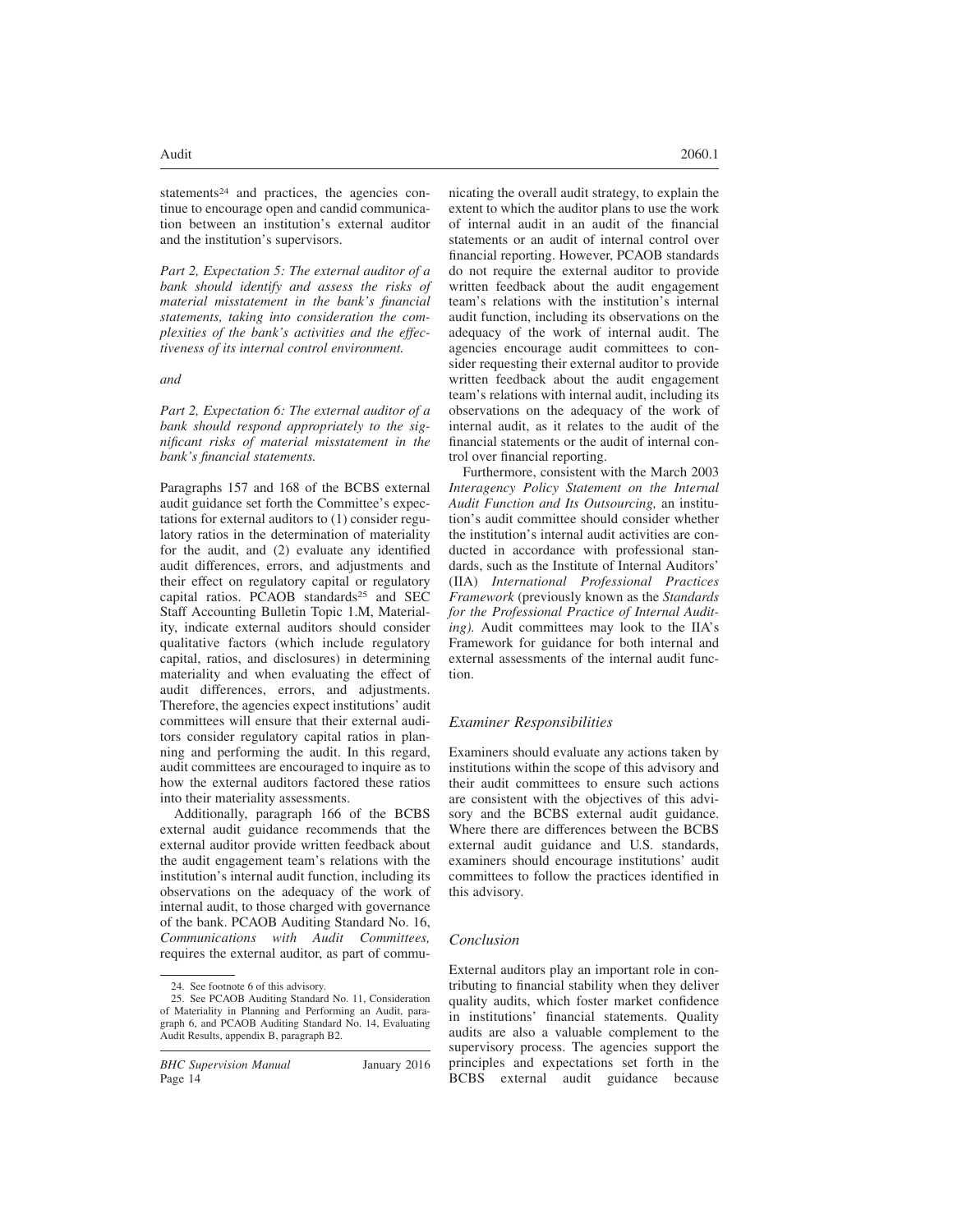statements[24] and practices, the agencies continue to encourage open and candid communication between an institution's external auditor and the institution's supervisors.

*Part 2, Expectation 5: The external auditor of a bank should identify and assess the risks of material misstatement in the bank's financial statements, taking into consideration the complexities of the bank's activities and the effectiveness of its internal control environment.*

*and*

*Part 2, Expectation 6: The external auditor of a bank should respond appropriately to the significant risks of material misstatement in the bank's financial statements.*

Paragraphs 157 and 168 of the BCBS external audit guidance set forth the Committee's expectations for external auditors to (1) consider regulatory ratios in the determination of materiality for the audit, and (2) evaluate any identified audit differences, errors, and adjustments and their effect on regulatory capital or regulatory capital ratios. PCAOB standards[25] and SEC Staff Accounting Bulletin Topic 1.M, Materiality, indicate external auditors should consider qualitative factors (which include regulatory capital, ratios, and disclosures) in determining materiality and when evaluating the effect of audit differences, errors, and adjustments. Therefore, the agencies expect institutions' audit committees will ensure that their external auditors consider regulatory capital ratios in planning and performing the audit. In this regard, audit committees are encouraged to inquire as to how the external auditors factored these ratios into their materiality assessments.

Additionally, paragraph 166 of the BCBS external audit guidance recommends that the external auditor provide written feedback about the audit engagement team's relations with the institution's internal audit function, including its observations on the adequacy of the work of internal audit, to those charged with governance of the bank. PCAOB Auditing Standard No. 16, *Communications with Audit Committees,* requires the external auditor, as part of communicating the overall audit strategy, to explain the extent to which the auditor plans to use the work of internal audit in an audit of the financial statements or an audit of internal control over financial reporting. However, PCAOB standards do not require the external auditor to provide written feedback about the audit engagement team's relations with the institution's internal audit function, including its observations on the adequacy of the work of internal audit. The agencies encourage audit committees to consider requesting their external auditor to provide written feedback about the audit engagement team's relations with internal audit, including its observations on the adequacy of the work of internal audit, as it relates to the audit of the financial statements or the audit of internal control over financial reporting.

Furthermore, consistent with the March 2003 *Interagency Policy Statement on the Internal Audit Function and Its Outsourcing,* an institution's audit committee should consider whether the institution's internal audit activities are conducted in accordance with professional standards, such as the Institute of Internal Auditors' (IIA) *International Professional Practices Framework* (previously known as the *Standards for the Professional Practice of Internal Auditing).* Audit committees may look to the IIA's Framework for guidance for both internal and external assessments of the internal audit function.

### *Examiner Responsibilities*

Examiners should evaluate any actions taken by institutions within the scope of this advisory and their audit committees to ensure such actions are consistent with the objectives of this advisory and the BCBS external audit guidance. Where there are differences between the BCBS external audit guidance and U.S. standards, examiners should encourage institutions' audit committees to follow the practices identified in this advisory.

### *Conclusion*

External auditors play an important role in contributing to financial stability when they deliver quality audits, which foster market confidence in institutions' financial statements. Quality audits are also a valuable complement to the supervisory process. The agencies support the principles and expectations set forth in the BCBS external audit guidance because

---

24. See footnote 6 of this advisory.

25. See PCAOB Auditing Standard No. 11, Consideration of Materiality in Planning and Performing an Audit, paragraph 6, and PCAOB Auditing Standard No. 14, Evaluating Audit Results, appendix B, paragraph B2.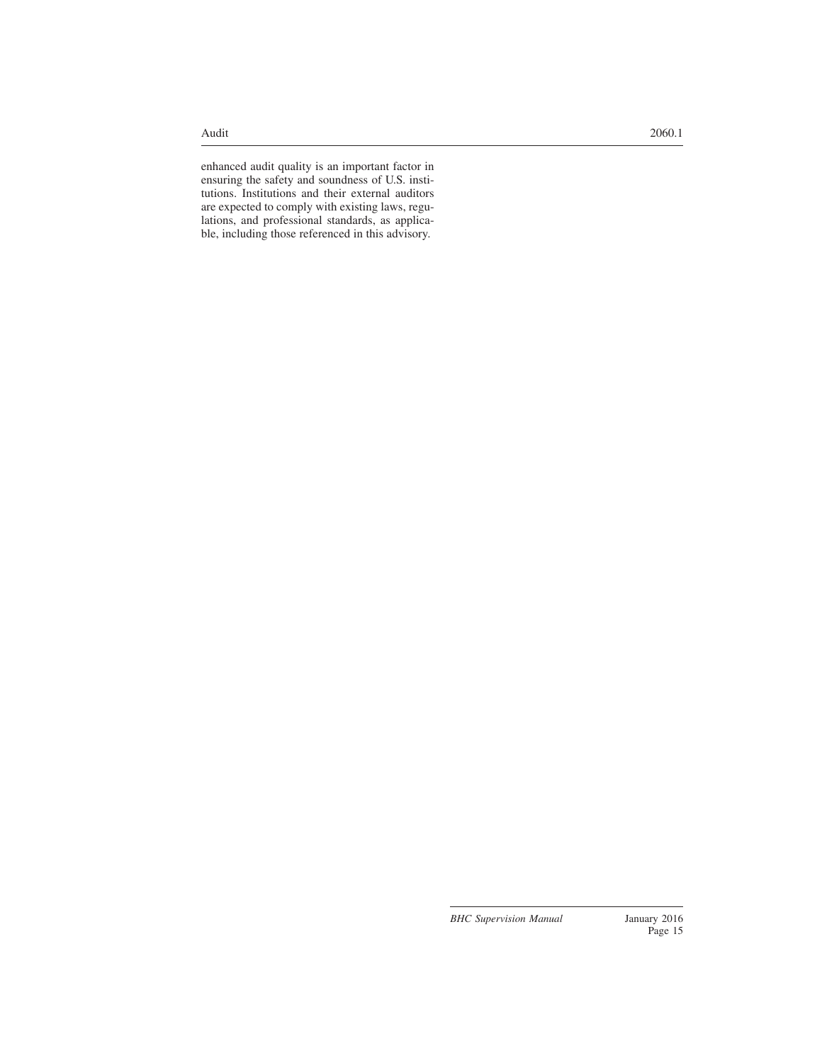enhanced audit quality is an important factor in ensuring the safety and soundness of U.S. institutions. Institutions and their external auditors are expected to comply with existing laws, regulations, and professional standards, as applicable, including those referenced in this advisory.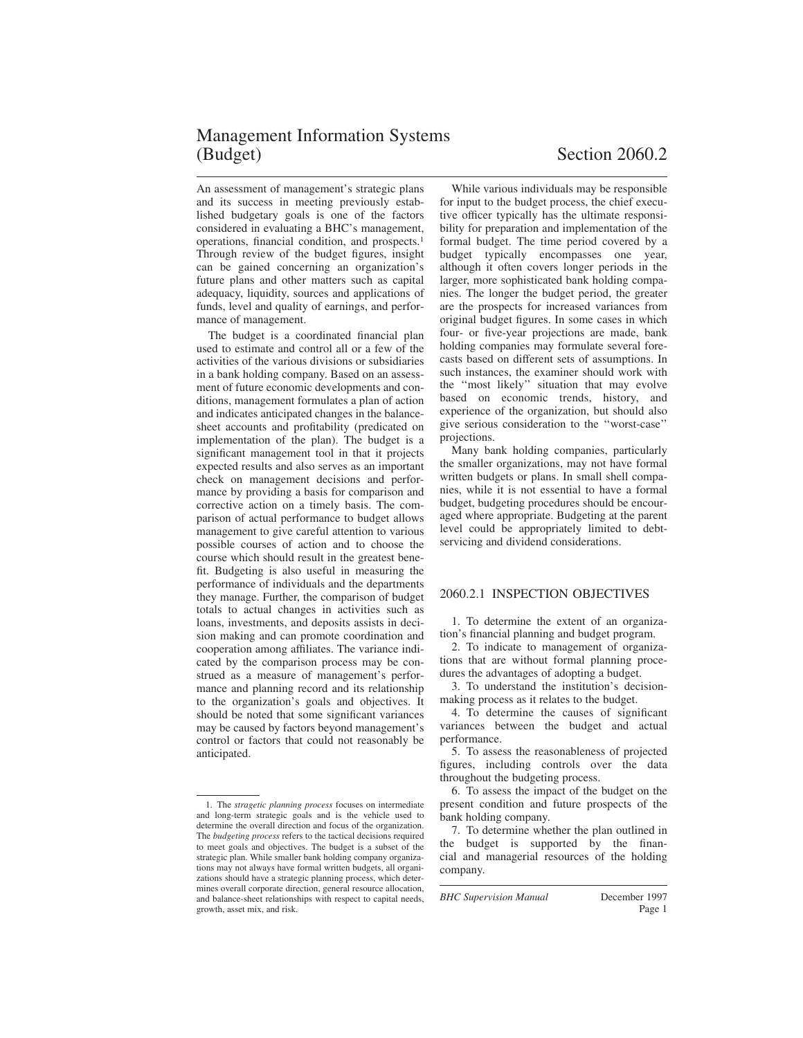# Management Information Systems (Budget) Section 2060.2

An assessment of management's strategic plans and its success in meeting previously established budgetary goals is one of the factors considered in evaluating a BHC's management, operations, financial condition, and prospects.[1] Through review of the budget figures, insight can be gained concerning an organization's future plans and other matters such as capital adequacy, liquidity, sources and applications of funds, level and quality of earnings, and performance of management.

The budget is a coordinated financial plan used to estimate and control all or a few of the activities of the various divisions or subsidiaries in a bank holding company. Based on an assessment of future economic developments and conditions, management formulates a plan of action and indicates anticipated changes in the balance-sheet accounts and profitability (predicated on implementation of the plan). The budget is a significant management tool in that it projects expected results and also serves as an important check on management decisions and performance by providing a basis for comparison and corrective action on a timely basis. The comparison of actual performance to budget allows management to give careful attention to various possible courses of action and to choose the course which should result in the greatest benefit. Budgeting is also useful in measuring the performance of individuals and the departments they manage. Further, the comparison of budget totals to actual changes in activities such as loans, investments, and deposits assists in decision making and can promote coordination and cooperation among affiliates. The variance indicated by the comparison process may be construed as a measure of management's performance and planning record and its relationship to the organization's goals and objectives. It should be noted that some significant variances may be caused by factors beyond management's control or factors that could not reasonably be anticipated.

While various individuals may be responsible for input to the budget process, the chief executive officer typically has the ultimate responsibility for preparation and implementation of the formal budget. The time period covered by a budget typically encompasses one year, although it often covers longer periods in the larger, more sophisticated bank holding companies. The longer the budget period, the greater are the prospects for increased variances from original budget figures. In some cases in which four- or five-year projections are made, bank holding companies may formulate several forecasts based on different sets of assumptions. In such instances, the examiner should work with the "most likely" situation that may evolve based on economic trends, history, and experience of the organization, but should also give serious consideration to the "worst-case" projections.

Many bank holding companies, particularly the smaller organizations, may not have formal written budgets or plans. In small shell companies, while it is not essential to have a formal budget, budgeting procedures should be encouraged where appropriate. Budgeting at the parent level could be appropriately limited to debt-servicing and dividend considerations.

## 2060.2.1 INSPECTION OBJECTIVES

1. To determine the extent of an organization's financial planning and budget program.
2. To indicate to management of organizations that are without formal planning procedures the advantages of adopting a budget.
3. To understand the institution's decision-making process as it relates to the budget.
4. To determine the causes of significant variances between the budget and actual performance.
5. To assess the reasonableness of projected figures, including controls over the data throughout the budgeting process.
6. To assess the impact of the budget on the present condition and future prospects of the bank holding company.
7. To determine whether the plan outlined in the budget is supported by the financial and managerial resources of the holding company.

---

1. The *stragetic planning process* focuses on intermediate and long-term strategic goals and is the vehicle used to determine the overall direction and focus of the organization. The *budgeting process* refers to the tactical decisions required to meet goals and objectives. The budget is a subset of the strategic plan. While smaller bank holding company organizations may not always have formal written budgets, all organizations should have a strategic planning process, which determines overall corporate direction, general resource allocation, and balance-sheet relationships with respect to capital needs, growth, asset mix, and risk.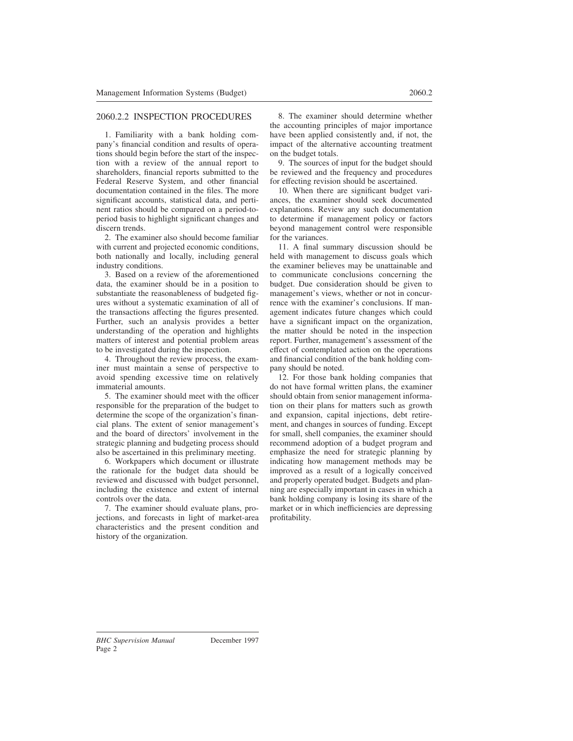## 2060.2.2 INSPECTION PROCEDURES

1. Familiarity with a bank holding company's financial condition and results of operations should begin before the start of the inspection with a review of the annual report to shareholders, financial reports submitted to the Federal Reserve System, and other financial documentation contained in the files. The more significant accounts, statistical data, and pertinent ratios should be compared on a period-to-period basis to highlight significant changes and discern trends.

2. The examiner also should become familiar with current and projected economic conditions, both nationally and locally, including general industry conditions.

3. Based on a review of the aforementioned data, the examiner should be in a position to substantiate the reasonableness of budgeted figures without a systematic examination of all of the transactions affecting the figures presented. Further, such an analysis provides a better understanding of the operation and highlights matters of interest and potential problem areas to be investigated during the inspection.

4. Throughout the review process, the examiner must maintain a sense of perspective to avoid spending excessive time on relatively immaterial amounts.

5. The examiner should meet with the officer responsible for the preparation of the budget to determine the scope of the organization's financial plans. The extent of senior management's and the board of directors' involvement in the strategic planning and budgeting process should also be ascertained in this preliminary meeting.

6. Workpapers which document or illustrate the rationale for the budget data should be reviewed and discussed with budget personnel, including the existence and extent of internal controls over the data.

7. The examiner should evaluate plans, projections, and forecasts in light of market-area characteristics and the present condition and history of the organization.

8. The examiner should determine whether the accounting principles of major importance have been applied consistently and, if not, the impact of the alternative accounting treatment on the budget totals.

9. The sources of input for the budget should be reviewed and the frequency and procedures for effecting revision should be ascertained.

10. When there are significant budget variances, the examiner should seek documented explanations. Review any such documentation to determine if management policy or factors beyond management control were responsible for the variances.

11. A final summary discussion should be held with management to discuss goals which the examiner believes may be unattainable and to communicate conclusions concerning the budget. Due consideration should be given to management's views, whether or not in concurrence with the examiner's conclusions. If management indicates future changes which could have a significant impact on the organization, the matter should be noted in the inspection report. Further, management's assessment of the effect of contemplated action on the operations and financial condition of the bank holding company should be noted.

12. For those bank holding companies that do not have formal written plans, the examiner should obtain from senior management information on their plans for matters such as growth and expansion, capital injections, debt retirement, and changes in sources of funding. Except for small, shell companies, the examiner should recommend adoption of a budget program and emphasize the need for strategic planning by indicating how management methods may be improved as a result of a logically conceived and properly operated budget. Budgets and planning are especially important in cases in which a bank holding company is losing its share of the market or in which inefficiencies are depressing profitability.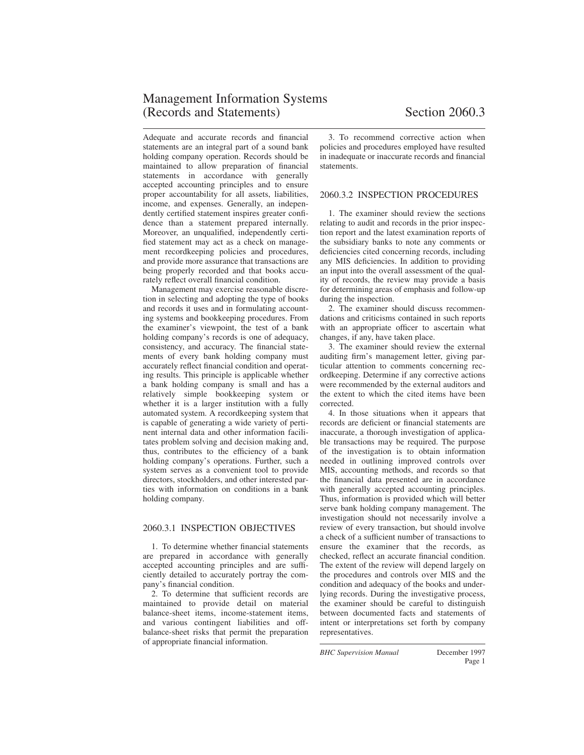# Management Information Systems (Records and Statements) Section 2060.3

Adequate and accurate records and financial statements are an integral part of a sound bank holding company operation. Records should be maintained to allow preparation of financial statements in accordance with generally accepted accounting principles and to ensure proper accountability for all assets, liabilities, income, and expenses. Generally, an independently certified statement inspires greater confidence than a statement prepared internally. Moreover, an unqualified, independently certified statement may act as a check on management recordkeeping policies and procedures, and provide more assurance that transactions are being properly recorded and that books accurately reflect overall financial condition.

Management may exercise reasonable discretion in selecting and adopting the type of books and records it uses and in formulating accounting systems and bookkeeping procedures. From the examiner's viewpoint, the test of a bank holding company's records is one of adequacy, consistency, and accuracy. The financial statements of every bank holding company must accurately reflect financial condition and operating results. This principle is applicable whether a bank holding company is small and has a relatively simple bookkeeping system or whether it is a larger institution with a fully automated system. A recordkeeping system that is capable of generating a wide variety of pertinent internal data and other information facilitates problem solving and decision making and, thus, contributes to the efficiency of a bank holding company's operations. Further, such a system serves as a convenient tool to provide directors, stockholders, and other interested parties with information on conditions in a bank holding company.

## 2060.3.1 INSPECTION OBJECTIVES

1. To determine whether financial statements are prepared in accordance with generally accepted accounting principles and are sufficiently detailed to accurately portray the company's financial condition.

2. To determine that sufficient records are maintained to provide detail on material balance-sheet items, income-statement items, and various contingent liabilities and off-balance-sheet risks that permit the preparation of appropriate financial information.

3. To recommend corrective action when policies and procedures employed have resulted in inadequate or inaccurate records and financial statements.

## 2060.3.2 INSPECTION PROCEDURES

1. The examiner should review the sections relating to audit and records in the prior inspection report and the latest examination reports of the subsidiary banks to note any comments or deficiencies cited concerning records, including any MIS deficiencies. In addition to providing an input into the overall assessment of the quality of records, the review may provide a basis for determining areas of emphasis and follow-up during the inspection.

2. The examiner should discuss recommendations and criticisms contained in such reports with an appropriate officer to ascertain what changes, if any, have taken place.

3. The examiner should review the external auditing firm's management letter, giving particular attention to comments concerning recordkeeping. Determine if any corrective actions were recommended by the external auditors and the extent to which the cited items have been corrected.

4. In those situations when it appears that records are deficient or financial statements are inaccurate, a thorough investigation of applicable transactions may be required. The purpose of the investigation is to obtain information needed in outlining improved controls over MIS, accounting methods, and records so that the financial data presented are in accordance with generally accepted accounting principles. Thus, information is provided which will better serve bank holding company management. The investigation should not necessarily involve a review of every transaction, but should involve a check of a sufficient number of transactions to ensure the examiner that the records, as checked, reflect an accurate financial condition. The extent of the review will depend largely on the procedures and controls over MIS and the condition and adequacy of the books and underlying records. During the investigative process, the examiner should be careful to distinguish between documented facts and statements of intent or interpretations set forth by company representatives.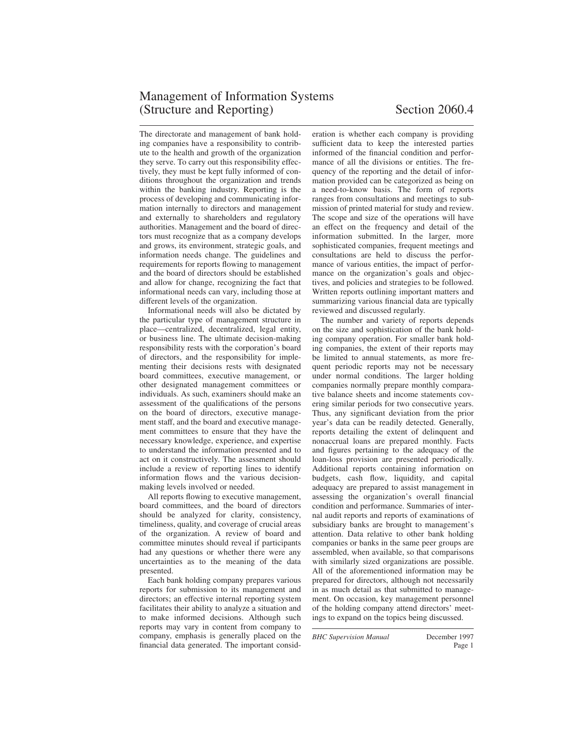# Management of Information Systems (Structure and Reporting) Section 2060.4

The directorate and management of bank holding companies have a responsibility to contribute to the health and growth of the organization they serve. To carry out this responsibility effectively, they must be kept fully informed of conditions throughout the organization and trends within the banking industry. Reporting is the process of developing and communicating information internally to directors and management and externally to shareholders and regulatory authorities. Management and the board of directors must recognize that as a company develops and grows, its environment, strategic goals, and information needs change. The guidelines and requirements for reports flowing to management and the board of directors should be established and allow for change, recognizing the fact that informational needs can vary, including those at different levels of the organization.

Informational needs will also be dictated by the particular type of management structure in place—centralized, decentralized, legal entity, or business line. The ultimate decision-making responsibility rests with the corporation's board of directors, and the responsibility for implementing their decisions rests with designated board committees, executive management, or other designated management committees or individuals. As such, examiners should make an assessment of the qualifications of the persons on the board of directors, executive management staff, and the board and executive management committees to ensure that they have the necessary knowledge, experience, and expertise to understand the information presented and to act on it constructively. The assessment should include a review of reporting lines to identify information flows and the various decision-making levels involved or needed.

All reports flowing to executive management, board committees, and the board of directors should be analyzed for clarity, consistency, timeliness, quality, and coverage of crucial areas of the organization. A review of board and committee minutes should reveal if participants had any questions or whether there were any uncertainties as to the meaning of the data presented.

Each bank holding company prepares various reports for submission to its management and directors; an effective internal reporting system facilitates their ability to analyze a situation and to make informed decisions. Although such reports may vary in content from company to company, emphasis is generally placed on the financial data generated. The important consideration is whether each company is providing sufficient data to keep the interested parties informed of the financial condition and performance of all the divisions or entities. The frequency of the reporting and the detail of information provided can be categorized as being on a need-to-know basis. The form of reports ranges from consultations and meetings to submission of printed material for study and review. The scope and size of the operations will have an effect on the frequency and detail of the information submitted. In the larger, more sophisticated companies, frequent meetings and consultations are held to discuss the performance of various entities, the impact of performance on the organization's goals and objectives, and policies and strategies to be followed. Written reports outlining important matters and summarizing various financial data are typically reviewed and discussed regularly.

The number and variety of reports depends on the size and sophistication of the bank holding company operation. For smaller bank holding companies, the extent of their reports may be limited to annual statements, as more frequent periodic reports may not be necessary under normal conditions. The larger holding companies normally prepare monthly comparative balance sheets and income statements covering similar periods for two consecutive years. Thus, any significant deviation from the prior year's data can be readily detected. Generally, reports detailing the extent of delinquent and nonaccrual loans are prepared monthly. Facts and figures pertaining to the adequacy of the loan-loss provision are presented periodically. Additional reports containing information on budgets, cash flow, liquidity, and capital adequacy are prepared to assist management in assessing the organization's overall financial condition and performance. Summaries of internal audit reports and reports of examinations of subsidiary banks are brought to management's attention. Data relative to other bank holding companies or banks in the same peer groups are assembled, when available, so that comparisons with similarly sized organizations are possible. All of the aforementioned information may be prepared for directors, although not necessarily in as much detail as that submitted to management. On occasion, key management personnel of the holding company attend directors' meetings to expand on the topics being discussed.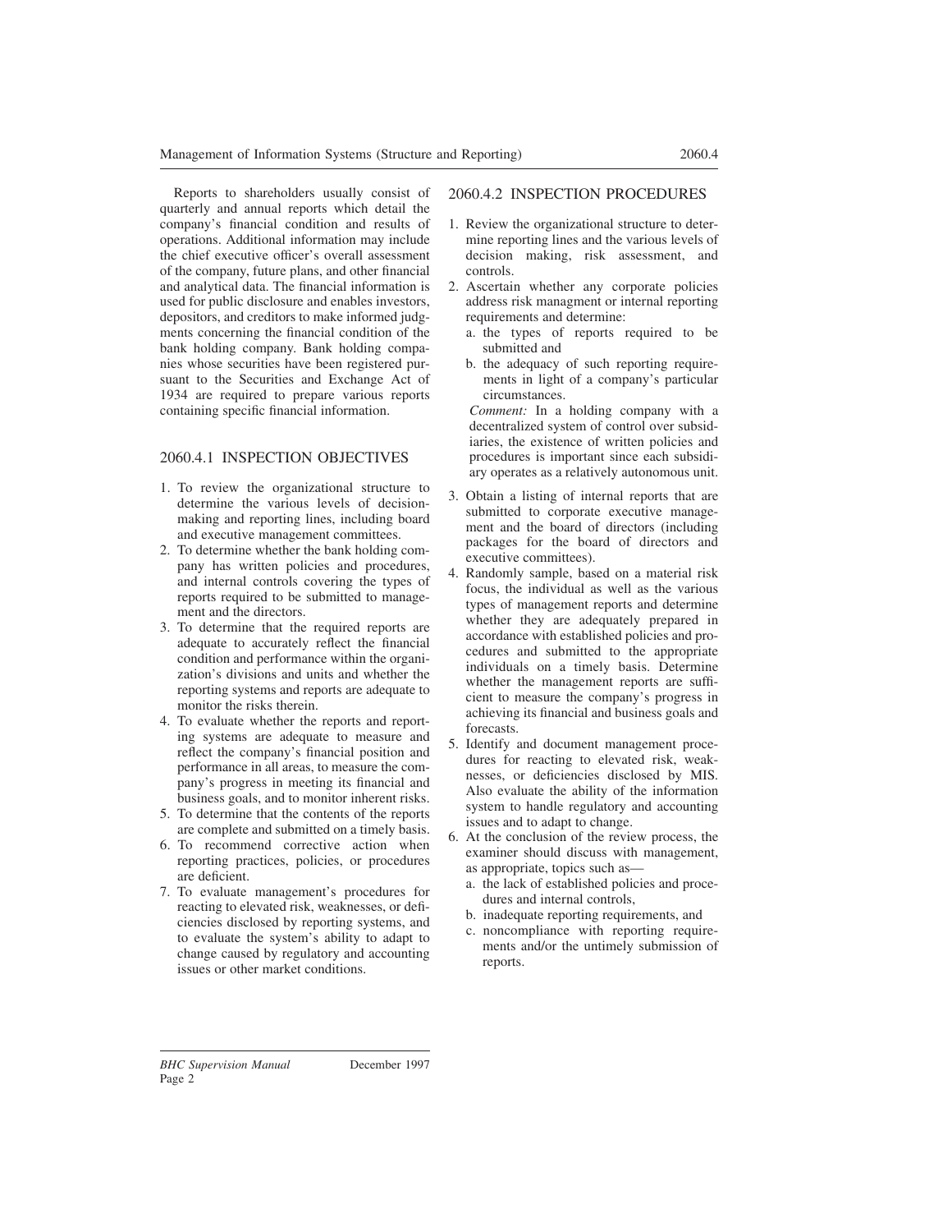Reports to shareholders usually consist of quarterly and annual reports which detail the company's financial condition and results of operations. Additional information may include the chief executive officer's overall assessment of the company, future plans, and other financial and analytical data. The financial information is used for public disclosure and enables investors, depositors, and creditors to make informed judgments concerning the financial condition of the bank holding company. Bank holding companies whose securities have been registered pursuant to the Securities and Exchange Act of 1934 are required to prepare various reports containing specific financial information.

## 2060.4.1 INSPECTION OBJECTIVES

1. To review the organizational structure to determine the various levels of decision-making and reporting lines, including board and executive management committees.
2. To determine whether the bank holding company has written policies and procedures, and internal controls covering the types of reports required to be submitted to management and the directors.
3. To determine that the required reports are adequate to accurately reflect the financial condition and performance within the organization's divisions and units and whether the reporting systems and reports are adequate to monitor the risks therein.
4. To evaluate whether the reports and reporting systems are adequate to measure and reflect the company's financial position and performance in all areas, to measure the company's progress in meeting its financial and business goals, and to monitor inherent risks.
5. To determine that the contents of the reports are complete and submitted on a timely basis.
6. To recommend corrective action when reporting practices, policies, or procedures are deficient.
7. To evaluate management's procedures for reacting to elevated risk, weaknesses, or deficiencies disclosed by reporting systems, and to evaluate the system's ability to adapt to change caused by regulatory and accounting issues or other market conditions.

## 2060.4.2 INSPECTION PROCEDURES

1. Review the organizational structure to determine reporting lines and the various levels of decision making, risk assessment, and controls.
2. Ascertain whether any corporate policies address risk managment or internal reporting requirements and determine:
   a. the types of reports required to be submitted and
   b. the adequacy of such reporting requirements in light of a company's particular circumstances.

   *Comment:* In a holding company with a decentralized system of control over subsidiaries, the existence of written policies and procedures is important since each subsidiary operates as a relatively autonomous unit.
3. Obtain a listing of internal reports that are submitted to corporate executive management and the board of directors (including packages for the board of directors and executive committees).
4. Randomly sample, based on a material risk focus, the individual as well as the various types of management reports and determine whether they are adequately prepared in accordance with established policies and procedures and submitted to the appropriate individuals on a timely basis. Determine whether the management reports are sufficient to measure the company's progress in achieving its financial and business goals and forecasts.
5. Identify and document management procedures for reacting to elevated risk, weaknesses, or deficiencies disclosed by MIS. Also evaluate the ability of the information system to handle regulatory and accounting issues and to adapt to change.
6. At the conclusion of the review process, the examiner should discuss with management, as appropriate, topics such as—
   a. the lack of established policies and procedures and internal controls,
   b. inadequate reporting requirements, and
   c. noncompliance with reporting requirements and/or the untimely submission of reports.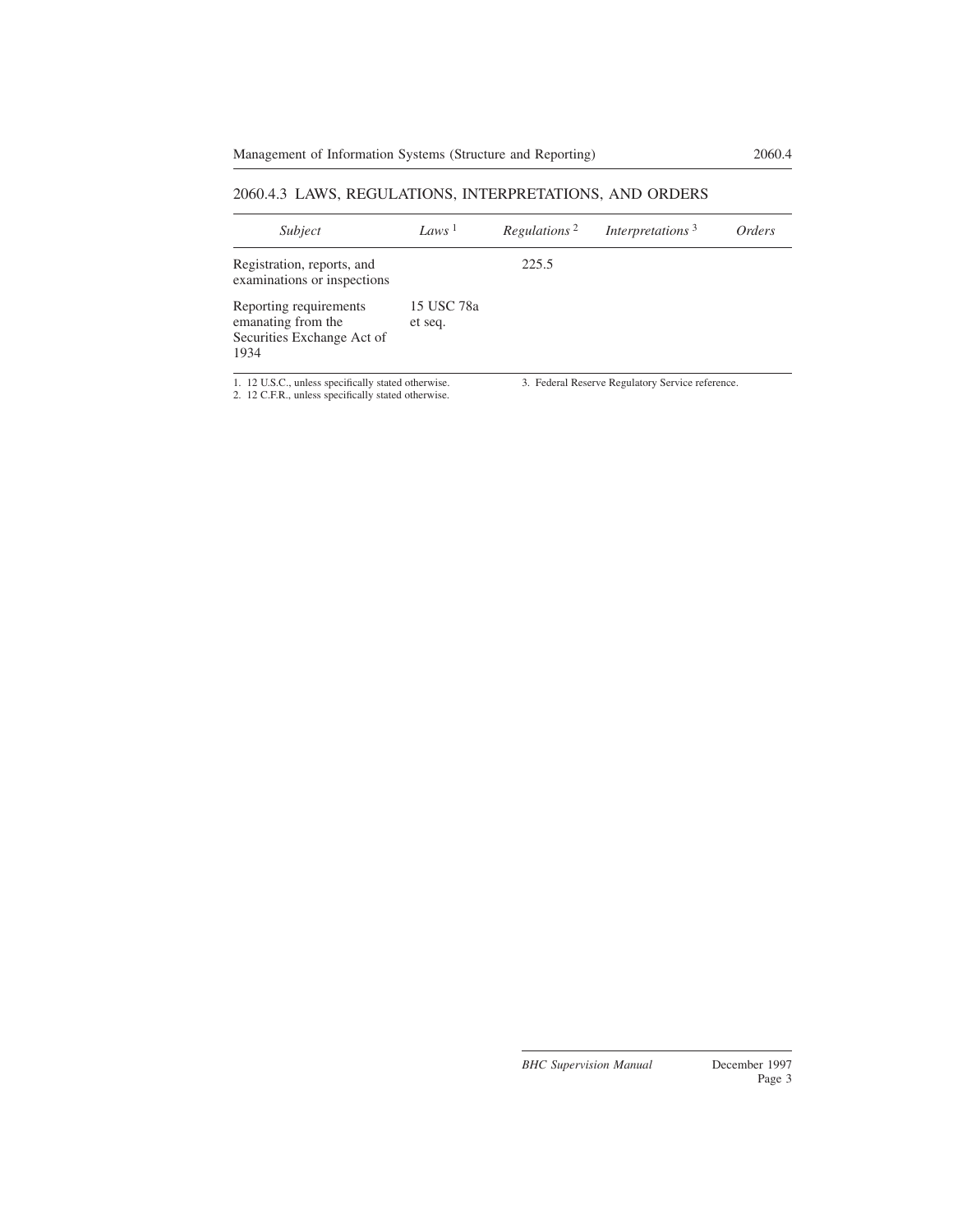## 2060.4.3 LAWS, REGULATIONS, INTERPRETATIONS, AND ORDERS

| *Subject* | *Laws* [1] | *Regulations* [2] | *Interpretations* [3] | *Orders* |
|---|---|---|---|---|
| Registration, reports, and examinations or inspections | | 225.5 | | |
| Reporting requirements emanating from the Securities Exchange Act of 1934 | 15 USC 78a et seq. | | | |

1. 12 U.S.C., unless specifically stated otherwise.
2. 12 C.F.R., unless specifically stated otherwise.
3. Federal Reserve Regulatory Service reference.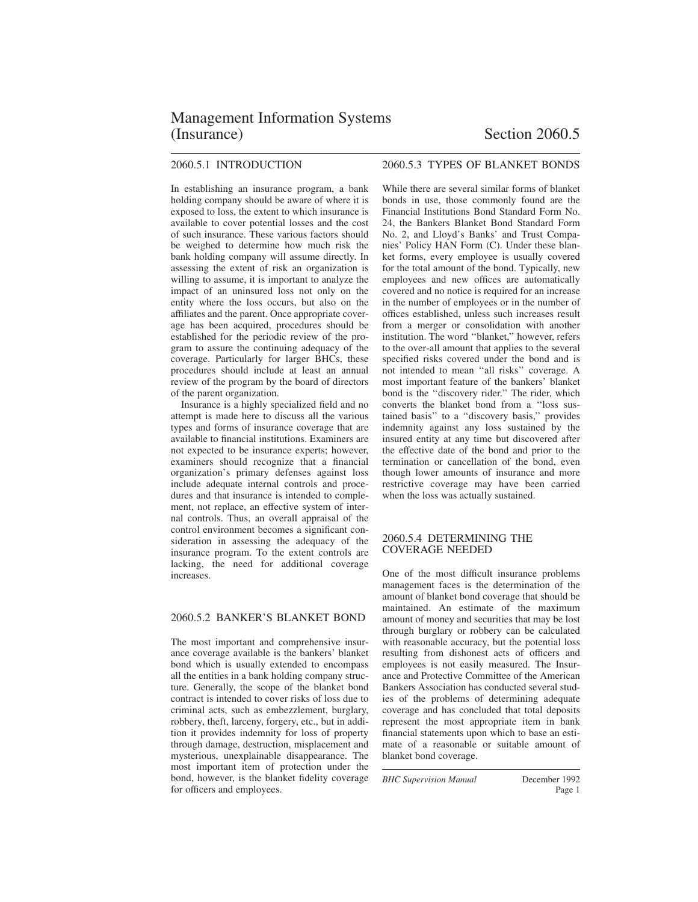# Management Information Systems (Insurance) Section 2060.5

## 2060.5.1 INTRODUCTION

In establishing an insurance program, a bank holding company should be aware of where it is exposed to loss, the extent to which insurance is available to cover potential losses and the cost of such insurance. These various factors should be weighed to determine how much risk the bank holding company will assume directly. In assessing the extent of risk an organization is willing to assume, it is important to analyze the impact of an uninsured loss not only on the entity where the loss occurs, but also on the affiliates and the parent. Once appropriate coverage has been acquired, procedures should be established for the periodic review of the program to assure the continuing adequacy of the coverage. Particularly for larger BHCs, these procedures should include at least an annual review of the program by the board of directors of the parent organization.

Insurance is a highly specialized field and no attempt is made here to discuss all the various types and forms of insurance coverage that are available to financial institutions. Examiners are not expected to be insurance experts; however, examiners should recognize that a financial organization's primary defenses against loss include adequate internal controls and procedures and that insurance is intended to complement, not replace, an effective system of internal controls. Thus, an overall appraisal of the control environment becomes a significant consideration in assessing the adequacy of the insurance program. To the extent controls are lacking, the need for additional coverage increases.

## 2060.5.2 BANKER'S BLANKET BOND

The most important and comprehensive insurance coverage available is the bankers' blanket bond which is usually extended to encompass all the entities in a bank holding company structure. Generally, the scope of the blanket bond contract is intended to cover risks of loss due to criminal acts, such as embezzlement, burglary, robbery, theft, larceny, forgery, etc., but in addition it provides indemnity for loss of property through damage, destruction, misplacement and mysterious, unexplainable disappearance. The most important item of protection under the bond, however, is the blanket fidelity coverage for officers and employees.

## 2060.5.3 TYPES OF BLANKET BONDS

While there are several similar forms of blanket bonds in use, those commonly found are the Financial Institutions Bond Standard Form No. 24, the Bankers Blanket Bond Standard Form No. 2, and Lloyd's Banks' and Trust Companies' Policy HAN Form (C). Under these blanket forms, every employee is usually covered for the total amount of the bond. Typically, new employees and new offices are automatically covered and no notice is required for an increase in the number of employees or in the number of offices established, unless such increases result from a merger or consolidation with another institution. The word "blanket," however, refers to the over-all amount that applies to the several specified risks covered under the bond and is not intended to mean "all risks" coverage. A most important feature of the bankers' blanket bond is the "discovery rider." The rider, which converts the blanket bond from a "loss sustained basis" to a "discovery basis," provides indemnity against any loss sustained by the insured entity at any time but discovered after the effective date of the bond and prior to the termination or cancellation of the bond, even though lower amounts of insurance and more restrictive coverage may have been carried when the loss was actually sustained.

## 2060.5.4 DETERMINING THE COVERAGE NEEDED

One of the most difficult insurance problems management faces is the determination of the amount of blanket bond coverage that should be maintained. An estimate of the maximum amount of money and securities that may be lost through burglary or robbery can be calculated with reasonable accuracy, but the potential loss resulting from dishonest acts of officers and employees is not easily measured. The Insurance and Protective Committee of the American Bankers Association has conducted several studies of the problems of determining adequate coverage and has concluded that total deposits represent the most appropriate item in bank financial statements upon which to base an estimate of a reasonable or suitable amount of blanket bond coverage.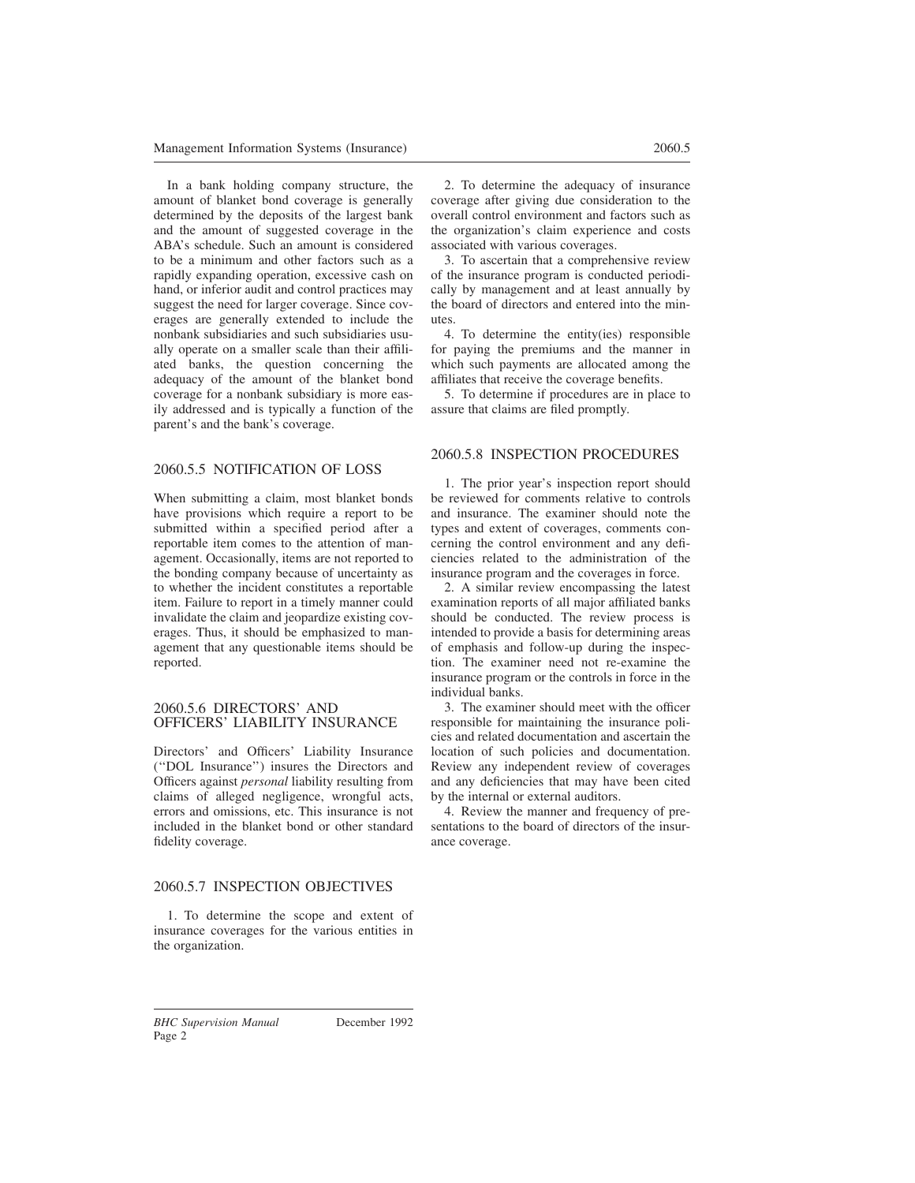In a bank holding company structure, the amount of blanket bond coverage is generally determined by the deposits of the largest bank and the amount of suggested coverage in the ABA's schedule. Such an amount is considered to be a minimum and other factors such as a rapidly expanding operation, excessive cash on hand, or inferior audit and control practices may suggest the need for larger coverage. Since coverages are generally extended to include the nonbank subsidiaries and such subsidiaries usually operate on a smaller scale than their affiliated banks, the question concerning the adequacy of the amount of the blanket bond coverage for a nonbank subsidiary is more easily addressed and is typically a function of the parent's and the bank's coverage.

## 2060.5.5 NOTIFICATION OF LOSS

When submitting a claim, most blanket bonds have provisions which require a report to be submitted within a specified period after a reportable item comes to the attention of management. Occasionally, items are not reported to the bonding company because of uncertainty as to whether the incident constitutes a reportable item. Failure to report in a timely manner could invalidate the claim and jeopardize existing coverages. Thus, it should be emphasized to management that any questionable items should be reported.

## 2060.5.6 DIRECTORS' AND OFFICERS' LIABILITY INSURANCE

Directors' and Officers' Liability Insurance (''DOL Insurance'') insures the Directors and Officers against *personal* liability resulting from claims of alleged negligence, wrongful acts, errors and omissions, etc. This insurance is not included in the blanket bond or other standard fidelity coverage.

## 2060.5.7 INSPECTION OBJECTIVES

1. To determine the scope and extent of insurance coverages for the various entities in the organization.

2. To determine the adequacy of insurance coverage after giving due consideration to the overall control environment and factors such as the organization's claim experience and costs associated with various coverages.

3. To ascertain that a comprehensive review of the insurance program is conducted periodically by management and at least annually by the board of directors and entered into the minutes.

4. To determine the entity(ies) responsible for paying the premiums and the manner in which such payments are allocated among the affiliates that receive the coverage benefits.

5. To determine if procedures are in place to assure that claims are filed promptly.

## 2060.5.8 INSPECTION PROCEDURES

1. The prior year's inspection report should be reviewed for comments relative to controls and insurance. The examiner should note the types and extent of coverages, comments concerning the control environment and any deficiencies related to the administration of the insurance program and the coverages in force.

2. A similar review encompassing the latest examination reports of all major affiliated banks should be conducted. The review process is intended to provide a basis for determining areas of emphasis and follow-up during the inspection. The examiner need not re-examine the insurance program or the controls in force in the individual banks.

3. The examiner should meet with the officer responsible for maintaining the insurance policies and related documentation and ascertain the location of such policies and documentation. Review any independent review of coverages and any deficiencies that may have been cited by the internal or external auditors.

4. Review the manner and frequency of presentations to the board of directors of the insurance coverage.